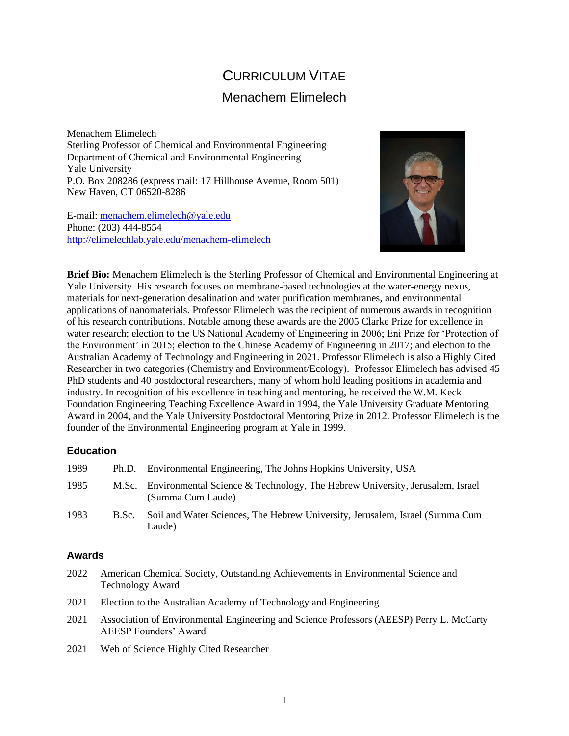# CURRICULUM VITAE

## Menachem Elimelech

Menachem Elimelech
Sterling Professor of Chemical and Environmental Engineering
Department of Chemical and Environmental Engineering
Yale University
P.O. Box 208286 (express mail: 17 Hillhouse Avenue, Room 501)
New Haven, CT 06520-8286

E-mail: menachem.elimelech@yale.edu
Phone: (203) 444-8554
http://elimelechlab.yale.edu/menachem-elimelech

**Brief Bio:** Menachem Elimelech is the Sterling Professor of Chemical and Environmental Engineering at Yale University. His research focuses on membrane-based technologies at the water-energy nexus, materials for next-generation desalination and water purification membranes, and environmental applications of nanomaterials. Professor Elimelech was the recipient of numerous awards in recognition of his research contributions. Notable among these awards are the 2005 Clarke Prize for excellence in water research; election to the US National Academy of Engineering in 2006; Eni Prize for 'Protection of the Environment' in 2015; election to the Chinese Academy of Engineering in 2017; and election to the Australian Academy of Technology and Engineering in 2021. Professor Elimelech is also a Highly Cited Researcher in two categories (Chemistry and Environment/Ecology). Professor Elimelech has advised 45 PhD students and 40 postdoctoral researchers, many of whom hold leading positions in academia and industry. In recognition of his excellence in teaching and mentoring, he received the W.M. Keck Foundation Engineering Teaching Excellence Award in 1994, the Yale University Graduate Mentoring Award in 2004, and the Yale University Postdoctoral Mentoring Prize in 2012. Professor Elimelech is the founder of the Environmental Engineering program at Yale in 1999.

### Education

| | | |
|---|---|---|
| 1989 | Ph.D. | Environmental Engineering, The Johns Hopkins University, USA |
| 1985 | M.Sc. | Environmental Science & Technology, The Hebrew University, Jerusalem, Israel (Summa Cum Laude) |
| 1983 | B.Sc. | Soil and Water Sciences, The Hebrew University, Jerusalem, Israel (Summa Cum Laude) |

### Awards

| | |
|---|---|
| 2022 | American Chemical Society, Outstanding Achievements in Environmental Science and Technology Award |
| 2021 | Election to the Australian Academy of Technology and Engineering |
| 2021 | Association of Environmental Engineering and Science Professors (AEESP) Perry L. McCarty AEESP Founders' Award |
| 2021 | Web of Science Highly Cited Researcher |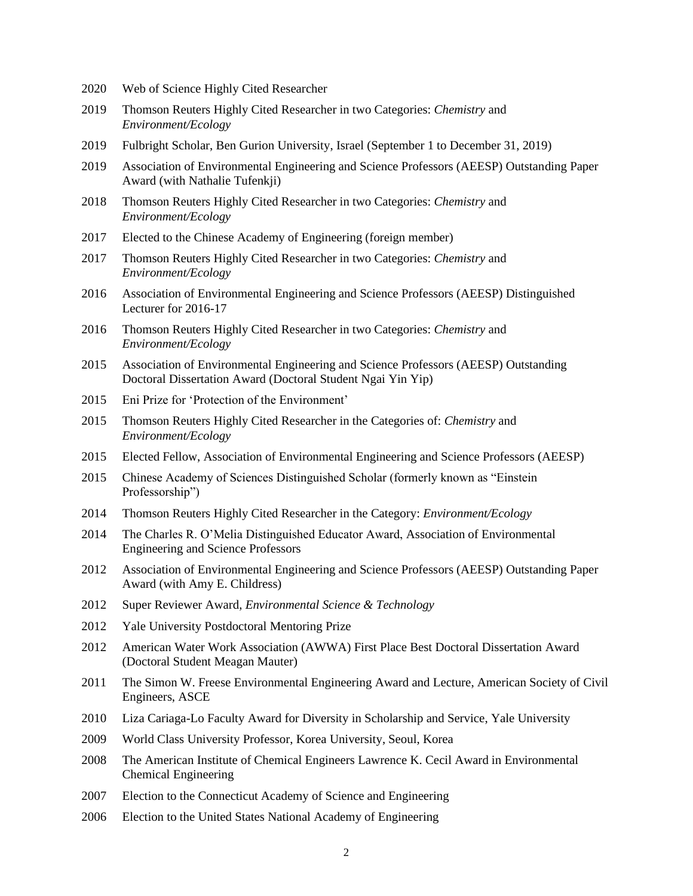2020 Web of Science Highly Cited Researcher

2019 Thomson Reuters Highly Cited Researcher in two Categories: *Chemistry* and *Environment/Ecology*

2019 Fulbright Scholar, Ben Gurion University, Israel (September 1 to December 31, 2019)

2019 Association of Environmental Engineering and Science Professors (AEESP) Outstanding Paper Award (with Nathalie Tufenkji)

2018 Thomson Reuters Highly Cited Researcher in two Categories: *Chemistry* and *Environment/Ecology*

2017 Elected to the Chinese Academy of Engineering (foreign member)

2017 Thomson Reuters Highly Cited Researcher in two Categories: *Chemistry* and *Environment/Ecology*

2016 Association of Environmental Engineering and Science Professors (AEESP) Distinguished Lecturer for 2016-17

2016 Thomson Reuters Highly Cited Researcher in two Categories: *Chemistry* and *Environment/Ecology*

2015 Association of Environmental Engineering and Science Professors (AEESP) Outstanding Doctoral Dissertation Award (Doctoral Student Ngai Yin Yip)

2015 Eni Prize for 'Protection of the Environment'

2015 Thomson Reuters Highly Cited Researcher in the Categories of: *Chemistry* and *Environment/Ecology*

2015 Elected Fellow, Association of Environmental Engineering and Science Professors (AEESP)

2015 Chinese Academy of Sciences Distinguished Scholar (formerly known as "Einstein Professorship")

2014 Thomson Reuters Highly Cited Researcher in the Category: *Environment/Ecology*

2014 The Charles R. O'Melia Distinguished Educator Award, Association of Environmental Engineering and Science Professors

2012 Association of Environmental Engineering and Science Professors (AEESP) Outstanding Paper Award (with Amy E. Childress)

2012 Super Reviewer Award, *Environmental Science & Technology*

2012 Yale University Postdoctoral Mentoring Prize

2012 American Water Work Association (AWWA) First Place Best Doctoral Dissertation Award (Doctoral Student Meagan Mauter)

2011 The Simon W. Freese Environmental Engineering Award and Lecture, American Society of Civil Engineers, ASCE

2010 Liza Cariaga-Lo Faculty Award for Diversity in Scholarship and Service, Yale University

2009 World Class University Professor, Korea University, Seoul, Korea

2008 The American Institute of Chemical Engineers Lawrence K. Cecil Award in Environmental Chemical Engineering

2007 Election to the Connecticut Academy of Science and Engineering

2006 Election to the United States National Academy of Engineering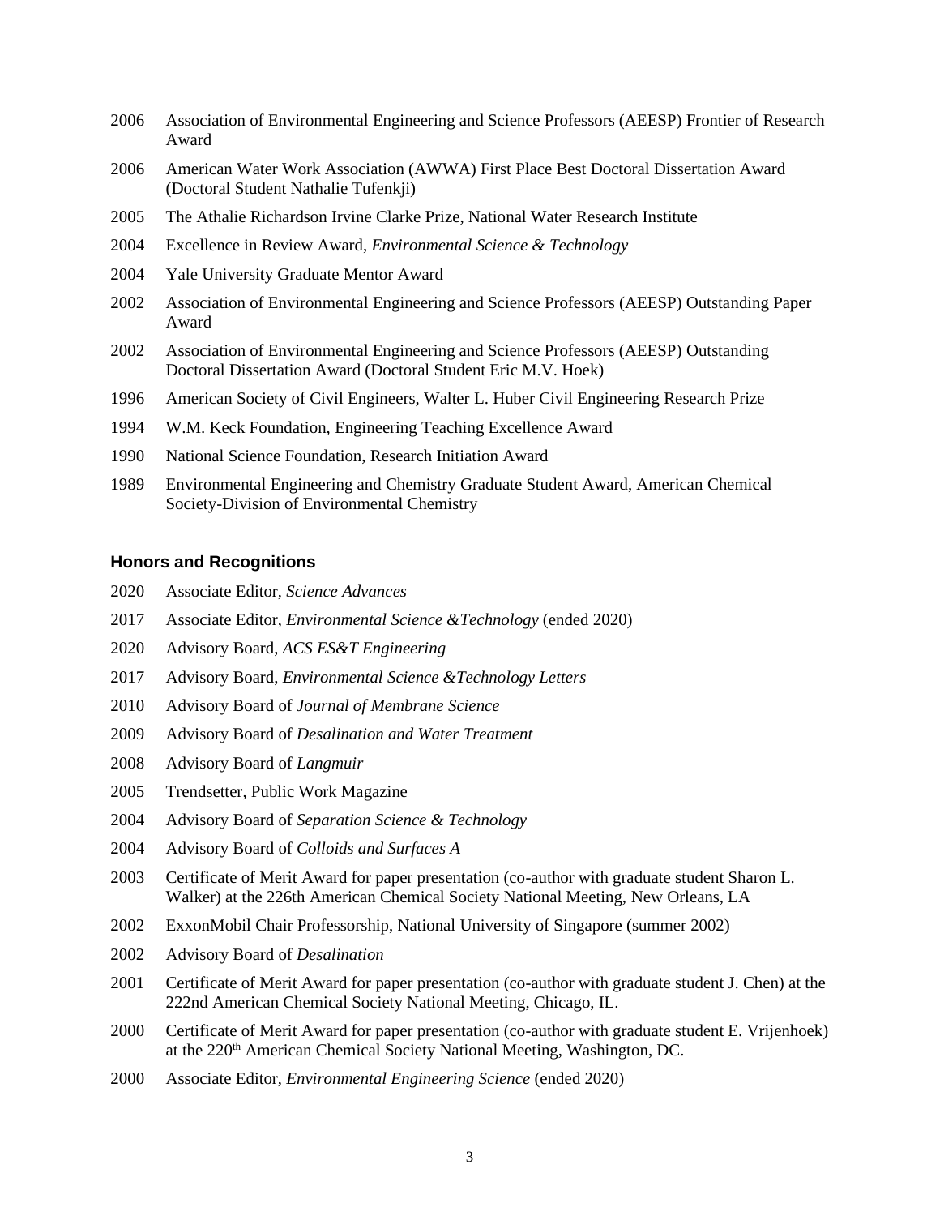2006 Association of Environmental Engineering and Science Professors (AEESP) Frontier of Research Award

2006 American Water Work Association (AWWA) First Place Best Doctoral Dissertation Award (Doctoral Student Nathalie Tufenkji)

2005 The Athalie Richardson Irvine Clarke Prize, National Water Research Institute

2004 Excellence in Review Award, *Environmental Science & Technology*

2004 Yale University Graduate Mentor Award

2002 Association of Environmental Engineering and Science Professors (AEESP) Outstanding Paper Award

2002 Association of Environmental Engineering and Science Professors (AEESP) Outstanding Doctoral Dissertation Award (Doctoral Student Eric M.V. Hoek)

1996 American Society of Civil Engineers, Walter L. Huber Civil Engineering Research Prize

1994 W.M. Keck Foundation, Engineering Teaching Excellence Award

1990 National Science Foundation, Research Initiation Award

1989 Environmental Engineering and Chemistry Graduate Student Award, American Chemical Society-Division of Environmental Chemistry

### Honors and Recognitions

2020 Associate Editor, *Science Advances*

2017 Associate Editor, *Environmental Science &Technology* (ended 2020)

2020 Advisory Board, *ACS ES&T Engineering*

2017 Advisory Board, *Environmental Science &Technology Letters*

2010 Advisory Board of *Journal of Membrane Science*

2009 Advisory Board of *Desalination and Water Treatment*

2008 Advisory Board of *Langmuir*

2005 Trendsetter, Public Work Magazine

2004 Advisory Board of *Separation Science & Technology*

2004 Advisory Board of *Colloids and Surfaces A*

2003 Certificate of Merit Award for paper presentation (co-author with graduate student Sharon L. Walker) at the 226th American Chemical Society National Meeting, New Orleans, LA

2002 ExxonMobil Chair Professorship, National University of Singapore (summer 2002)

2002 Advisory Board of *Desalination*

2001 Certificate of Merit Award for paper presentation (co-author with graduate student J. Chen) at the 222nd American Chemical Society National Meeting, Chicago, IL.

2000 Certificate of Merit Award for paper presentation (co-author with graduate student E. Vrijenhoek) at the 220th American Chemical Society National Meeting, Washington, DC.

2000 Associate Editor, *Environmental Engineering Science* (ended 2020)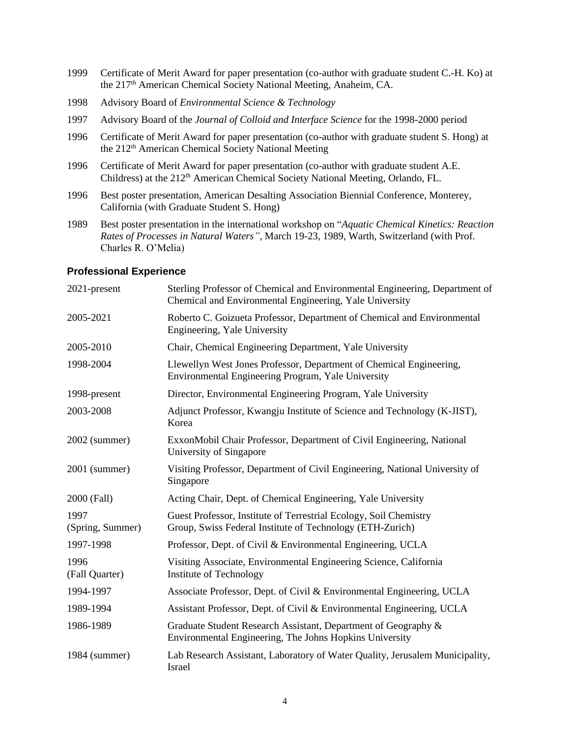1999 Certificate of Merit Award for paper presentation (co-author with graduate student C.-H. Ko) at the 217th American Chemical Society National Meeting, Anaheim, CA.

1998 Advisory Board of *Environmental Science & Technology*

1997 Advisory Board of the *Journal of Colloid and Interface Science* for the 1998-2000 period

1996 Certificate of Merit Award for paper presentation (co-author with graduate student S. Hong) at the 212th American Chemical Society National Meeting

1996 Certificate of Merit Award for paper presentation (co-author with graduate student A.E. Childress) at the 212th American Chemical Society National Meeting, Orlando, FL.

1996 Best poster presentation, American Desalting Association Biennial Conference, Monterey, California (with Graduate Student S. Hong)

1989 Best poster presentation in the international workshop on "*Aquatic Chemical Kinetics: Reaction Rates of Processes in Natural Waters"*, March 19-23, 1989, Warth, Switzerland (with Prof. Charles R. O'Melia)

### Professional Experience

| | |
|---|---|
| 2021-present | Sterling Professor of Chemical and Environmental Engineering, Department of Chemical and Environmental Engineering, Yale University |
| 2005-2021 | Roberto C. Goizueta Professor, Department of Chemical and Environmental Engineering, Yale University |
| 2005-2010 | Chair, Chemical Engineering Department, Yale University |
| 1998-2004 | Llewellyn West Jones Professor, Department of Chemical Engineering, Environmental Engineering Program, Yale University |
| 1998-present | Director, Environmental Engineering Program, Yale University |
| 2003-2008 | Adjunct Professor, Kwangju Institute of Science and Technology (K-JIST), Korea |
| 2002 (summer) | ExxonMobil Chair Professor, Department of Civil Engineering, National University of Singapore |
| 2001 (summer) | Visiting Professor, Department of Civil Engineering, National University of Singapore |
| 2000 (Fall) | Acting Chair, Dept. of Chemical Engineering, Yale University |
| 1997 (Spring, Summer) | Guest Professor, Institute of Terrestrial Ecology, Soil Chemistry Group, Swiss Federal Institute of Technology (ETH-Zurich) |
| 1997-1998 | Professor, Dept. of Civil & Environmental Engineering, UCLA |
| 1996 (Fall Quarter) | Visiting Associate, Environmental Engineering Science, California Institute of Technology |
| 1994-1997 | Associate Professor, Dept. of Civil & Environmental Engineering, UCLA |
| 1989-1994 | Assistant Professor, Dept. of Civil & Environmental Engineering, UCLA |
| 1986-1989 | Graduate Student Research Assistant, Department of Geography & Environmental Engineering, The Johns Hopkins University |
| 1984 (summer) | Lab Research Assistant, Laboratory of Water Quality, Jerusalem Municipality, Israel |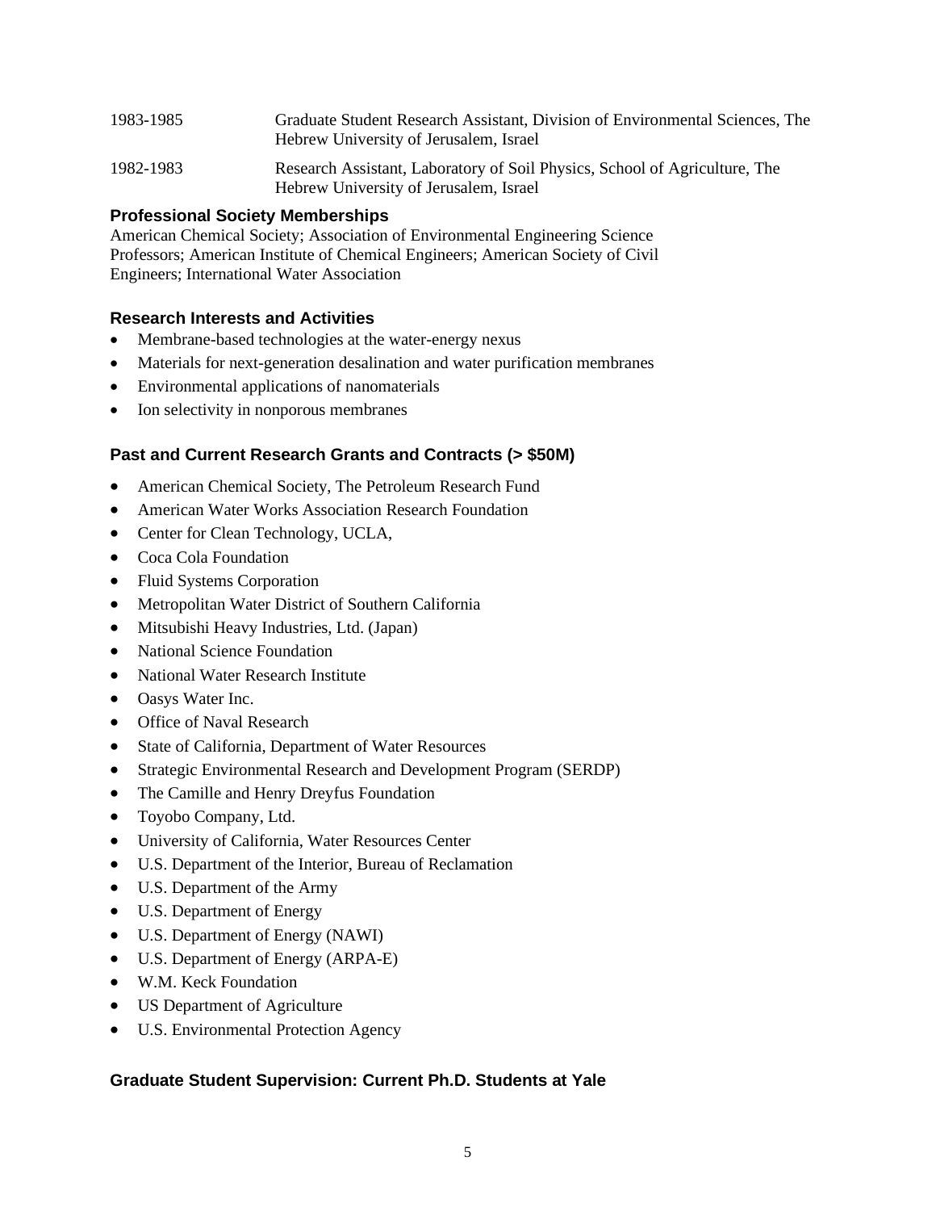| | |
|---|---|
| 1983-1985 | Graduate Student Research Assistant, Division of Environmental Sciences, The Hebrew University of Jerusalem, Israel |
| 1982-1983 | Research Assistant, Laboratory of Soil Physics, School of Agriculture, The Hebrew University of Jerusalem, Israel |

### Professional Society Memberships

American Chemical Society; Association of Environmental Engineering Science Professors; American Institute of Chemical Engineers; American Society of Civil Engineers; International Water Association

### Research Interests and Activities

- Membrane-based technologies at the water-energy nexus
- Materials for next-generation desalination and water purification membranes
- Environmental applications of nanomaterials
- Ion selectivity in nonporous membranes

### Past and Current Research Grants and Contracts (> $50M)

- American Chemical Society, The Petroleum Research Fund
- American Water Works Association Research Foundation
- Center for Clean Technology, UCLA,
- Coca Cola Foundation
- Fluid Systems Corporation
- Metropolitan Water District of Southern California
- Mitsubishi Heavy Industries, Ltd. (Japan)
- National Science Foundation
- National Water Research Institute
- Oasys Water Inc.
- Office of Naval Research
- State of California, Department of Water Resources
- Strategic Environmental Research and Development Program (SERDP)
- The Camille and Henry Dreyfus Foundation
- Toyobo Company, Ltd.
- University of California, Water Resources Center
- U.S. Department of the Interior, Bureau of Reclamation
- U.S. Department of the Army
- U.S. Department of Energy
- U.S. Department of Energy (NAWI)
- U.S. Department of Energy (ARPA-E)
- W.M. Keck Foundation
- US Department of Agriculture
- U.S. Environmental Protection Agency

### Graduate Student Supervision: Current Ph.D. Students at Yale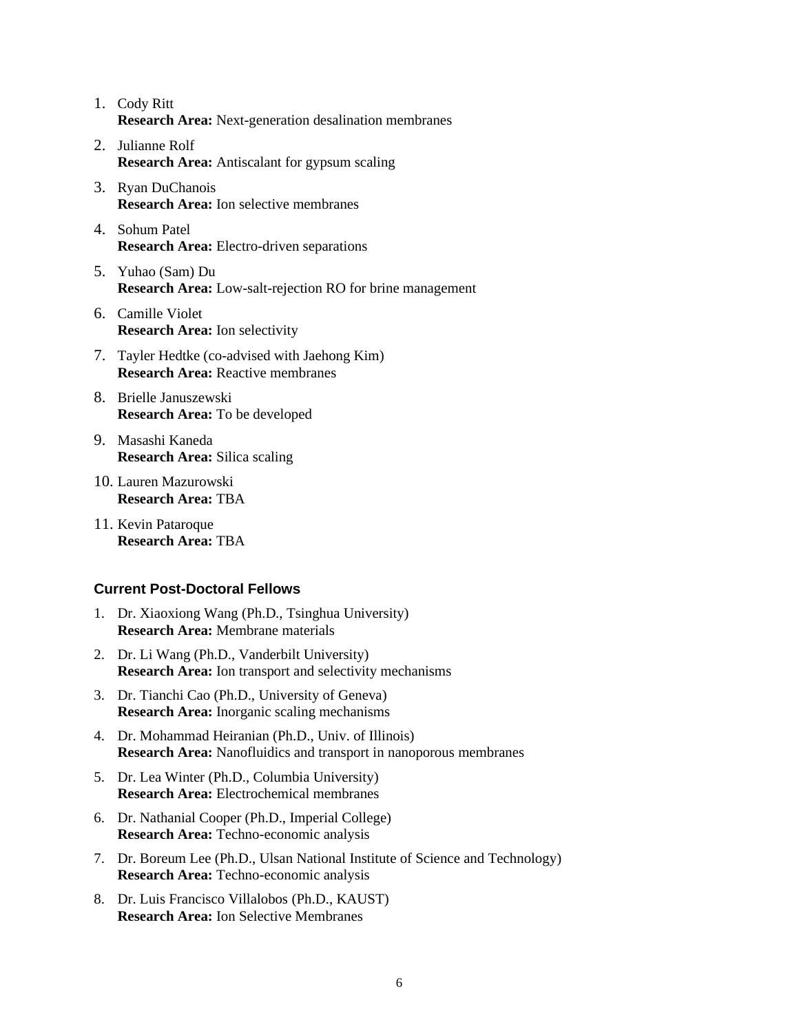1. Cody Ritt
   **Research Area:** Next-generation desalination membranes
2. Julianne Rolf
   **Research Area:** Antiscalant for gypsum scaling
3. Ryan DuChanois
   **Research Area:** Ion selective membranes
4. Sohum Patel
   **Research Area:** Electro-driven separations
5. Yuhao (Sam) Du
   **Research Area:** Low-salt-rejection RO for brine management
6. Camille Violet
   **Research Area:** Ion selectivity
7. Tayler Hedtke (co-advised with Jaehong Kim)
   **Research Area:** Reactive membranes
8. Brielle Januszewski
   **Research Area:** To be developed
9. Masashi Kaneda
   **Research Area:** Silica scaling
10. Lauren Mazurowski
    **Research Area:** TBA
11. Kevin Pataroque
    **Research Area:** TBA

### Current Post-Doctoral Fellows

1. Dr. Xiaoxiong Wang (Ph.D., Tsinghua University)
   **Research Area:** Membrane materials
2. Dr. Li Wang (Ph.D., Vanderbilt University)
   **Research Area:** Ion transport and selectivity mechanisms
3. Dr. Tianchi Cao (Ph.D., University of Geneva)
   **Research Area:** Inorganic scaling mechanisms
4. Dr. Mohammad Heiranian (Ph.D., Univ. of Illinois)
   **Research Area:** Nanofluidics and transport in nanoporous membranes
5. Dr. Lea Winter (Ph.D., Columbia University)
   **Research Area:** Electrochemical membranes
6. Dr. Nathanial Cooper (Ph.D., Imperial College)
   **Research Area:** Techno-economic analysis
7. Dr. Boreum Lee (Ph.D., Ulsan National Institute of Science and Technology)
   **Research Area:** Techno-economic analysis
8. Dr. Luis Francisco Villalobos (Ph.D., KAUST)
   **Research Area:** Ion Selective Membranes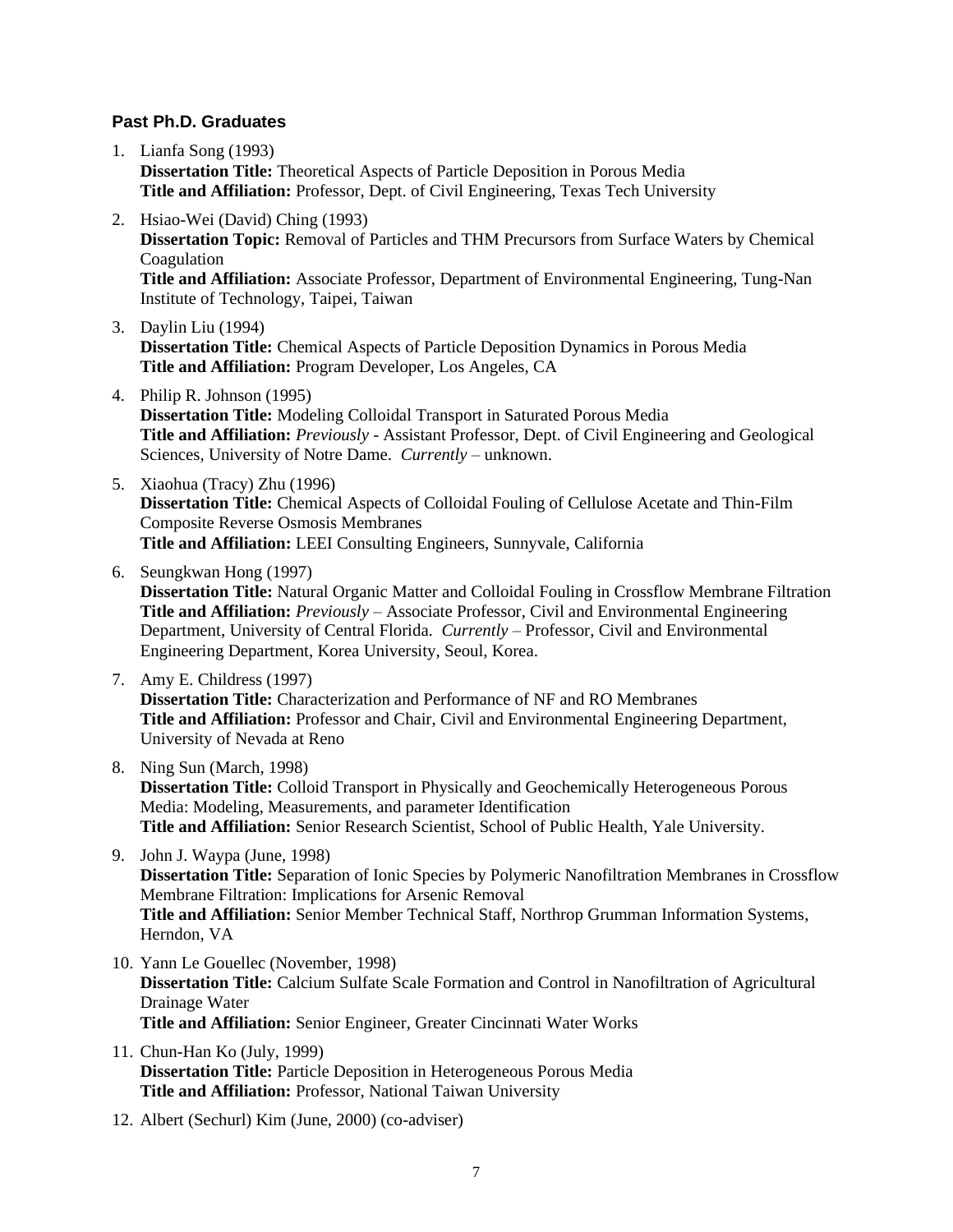### Past Ph.D. Graduates

1. Lianfa Song (1993)
   **Dissertation Title:** Theoretical Aspects of Particle Deposition in Porous Media
   **Title and Affiliation:** Professor, Dept. of Civil Engineering, Texas Tech University

2. Hsiao-Wei (David) Ching (1993)
   **Dissertation Topic:** Removal of Particles and THM Precursors from Surface Waters by Chemical Coagulation
   **Title and Affiliation:** Associate Professor, Department of Environmental Engineering, Tung-Nan Institute of Technology, Taipei, Taiwan

3. Daylin Liu (1994)
   **Dissertation Title:** Chemical Aspects of Particle Deposition Dynamics in Porous Media
   **Title and Affiliation:** Program Developer, Los Angeles, CA

4. Philip R. Johnson (1995)
   **Dissertation Title:** Modeling Colloidal Transport in Saturated Porous Media
   **Title and Affiliation:** *Previously* - Assistant Professor, Dept. of Civil Engineering and Geological Sciences, University of Notre Dame. *Currently* – unknown.

5. Xiaohua (Tracy) Zhu (1996)
   **Dissertation Title:** Chemical Aspects of Colloidal Fouling of Cellulose Acetate and Thin-Film Composite Reverse Osmosis Membranes
   **Title and Affiliation:** LEEI Consulting Engineers, Sunnyvale, California

6. Seungkwan Hong (1997)
   **Dissertation Title:** Natural Organic Matter and Colloidal Fouling in Crossflow Membrane Filtration
   **Title and Affiliation:** *Previously* – Associate Professor, Civil and Environmental Engineering Department, University of Central Florida. *Currently* – Professor, Civil and Environmental Engineering Department, Korea University, Seoul, Korea.

7. Amy E. Childress (1997)
   **Dissertation Title:** Characterization and Performance of NF and RO Membranes
   **Title and Affiliation:** Professor and Chair, Civil and Environmental Engineering Department, University of Nevada at Reno

8. Ning Sun (March, 1998)
   **Dissertation Title:** Colloid Transport in Physically and Geochemically Heterogeneous Porous Media: Modeling, Measurements, and parameter Identification
   **Title and Affiliation:** Senior Research Scientist, School of Public Health, Yale University.

9. John J. Waypa (June, 1998)
   **Dissertation Title:** Separation of Ionic Species by Polymeric Nanofiltration Membranes in Crossflow Membrane Filtration: Implications for Arsenic Removal
   **Title and Affiliation:** Senior Member Technical Staff, Northrop Grumman Information Systems, Herndon, VA

10. Yann Le Gouellec (November, 1998)
    **Dissertation Title:** Calcium Sulfate Scale Formation and Control in Nanofiltration of Agricultural Drainage Water
    **Title and Affiliation:** Senior Engineer, Greater Cincinnati Water Works

11. Chun-Han Ko (July, 1999)
    **Dissertation Title:** Particle Deposition in Heterogeneous Porous Media
    **Title and Affiliation:** Professor, National Taiwan University

12. Albert (Sechurl) Kim (June, 2000) (co-adviser)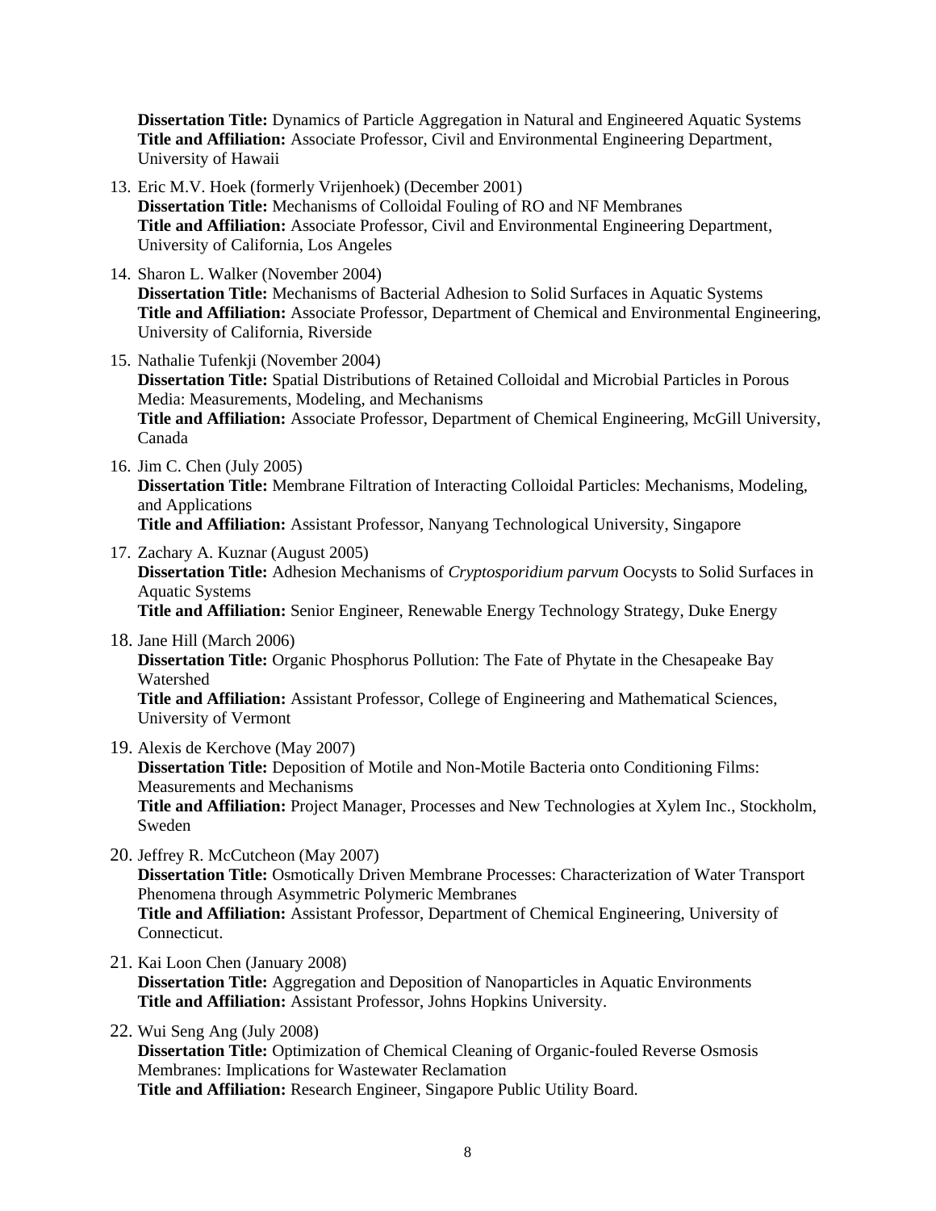**Dissertation Title:** Dynamics of Particle Aggregation in Natural and Engineered Aquatic Systems
**Title and Affiliation:** Associate Professor, Civil and Environmental Engineering Department, University of Hawaii

13. Eric M.V. Hoek (formerly Vrijenhoek) (December 2001)
**Dissertation Title:** Mechanisms of Colloidal Fouling of RO and NF Membranes
**Title and Affiliation:** Associate Professor, Civil and Environmental Engineering Department, University of California, Los Angeles

14. Sharon L. Walker (November 2004)
**Dissertation Title:** Mechanisms of Bacterial Adhesion to Solid Surfaces in Aquatic Systems
**Title and Affiliation:** Associate Professor, Department of Chemical and Environmental Engineering, University of California, Riverside

15. Nathalie Tufenkji (November 2004)
**Dissertation Title:** Spatial Distributions of Retained Colloidal and Microbial Particles in Porous Media: Measurements, Modeling, and Mechanisms
**Title and Affiliation:** Associate Professor, Department of Chemical Engineering, McGill University, Canada

16. Jim C. Chen (July 2005)
**Dissertation Title:** Membrane Filtration of Interacting Colloidal Particles: Mechanisms, Modeling, and Applications
**Title and Affiliation:** Assistant Professor, Nanyang Technological University, Singapore

17. Zachary A. Kuznar (August 2005)
**Dissertation Title:** Adhesion Mechanisms of *Cryptosporidium parvum* Oocysts to Solid Surfaces in Aquatic Systems
**Title and Affiliation:** Senior Engineer, Renewable Energy Technology Strategy, Duke Energy

18. Jane Hill (March 2006)
**Dissertation Title:** Organic Phosphorus Pollution: The Fate of Phytate in the Chesapeake Bay Watershed
**Title and Affiliation:** Assistant Professor, College of Engineering and Mathematical Sciences, University of Vermont

19. Alexis de Kerchove (May 2007)
**Dissertation Title:** Deposition of Motile and Non-Motile Bacteria onto Conditioning Films: Measurements and Mechanisms
**Title and Affiliation:** Project Manager, Processes and New Technologies at Xylem Inc., Stockholm, Sweden

20. Jeffrey R. McCutcheon (May 2007)
**Dissertation Title:** Osmotically Driven Membrane Processes: Characterization of Water Transport Phenomena through Asymmetric Polymeric Membranes
**Title and Affiliation:** Assistant Professor, Department of Chemical Engineering, University of Connecticut.

21. Kai Loon Chen (January 2008)
**Dissertation Title:** Aggregation and Deposition of Nanoparticles in Aquatic Environments
**Title and Affiliation:** Assistant Professor, Johns Hopkins University.

22. Wui Seng Ang (July 2008)
**Dissertation Title:** Optimization of Chemical Cleaning of Organic-fouled Reverse Osmosis Membranes: Implications for Wastewater Reclamation
**Title and Affiliation:** Research Engineer, Singapore Public Utility Board.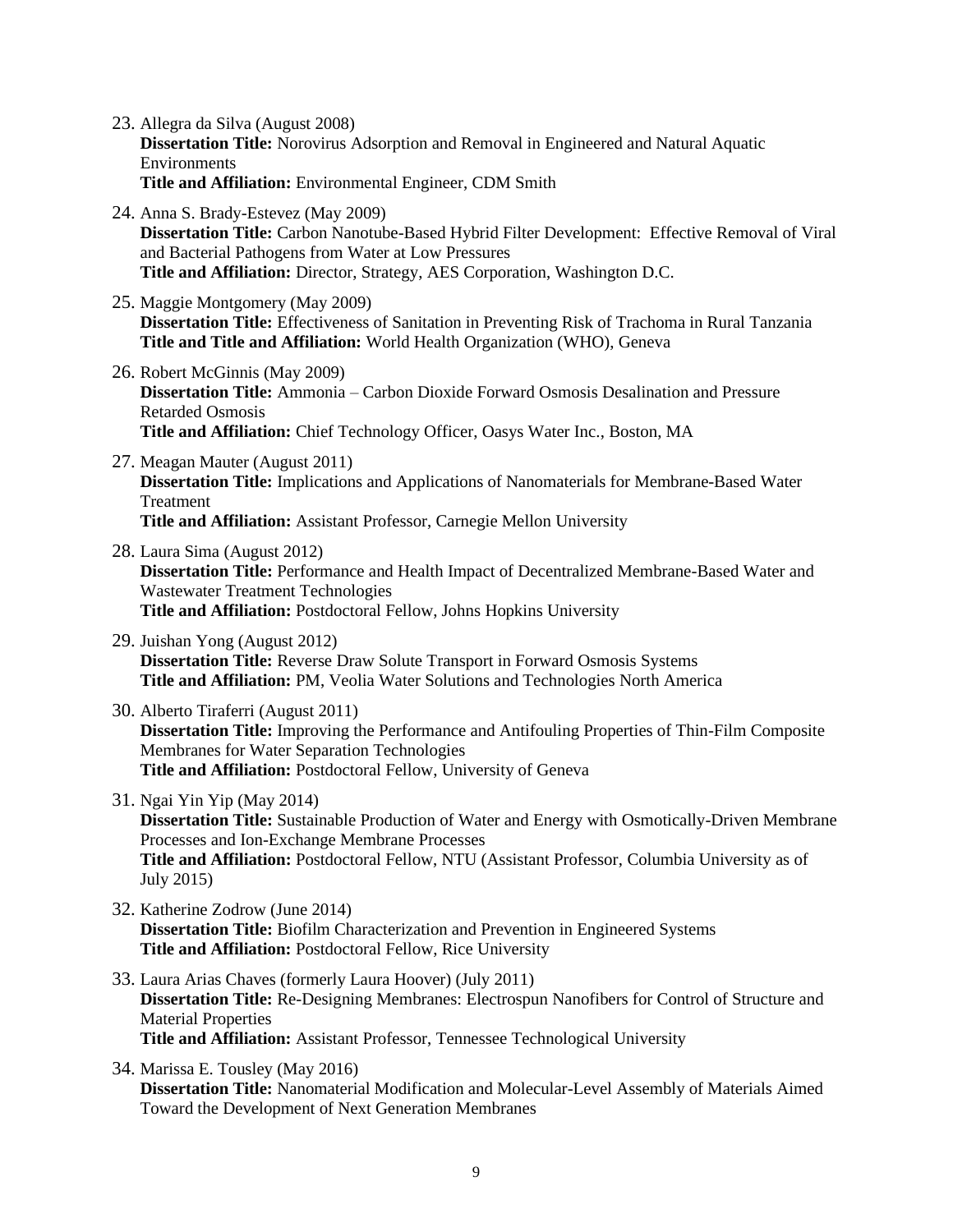23. Allegra da Silva (August 2008)
    **Dissertation Title:** Norovirus Adsorption and Removal in Engineered and Natural Aquatic Environments
    **Title and Affiliation:** Environmental Engineer, CDM Smith

24. Anna S. Brady-Estevez (May 2009)
    **Dissertation Title:** Carbon Nanotube-Based Hybrid Filter Development: Effective Removal of Viral and Bacterial Pathogens from Water at Low Pressures
    **Title and Affiliation:** Director, Strategy, AES Corporation, Washington D.C.

25. Maggie Montgomery (May 2009)
    **Dissertation Title:** Effectiveness of Sanitation in Preventing Risk of Trachoma in Rural Tanzania
    **Title and Title and Affiliation:** World Health Organization (WHO), Geneva

26. Robert McGinnis (May 2009)
    **Dissertation Title:** Ammonia – Carbon Dioxide Forward Osmosis Desalination and Pressure Retarded Osmosis
    **Title and Affiliation:** Chief Technology Officer, Oasys Water Inc., Boston, MA

27. Meagan Mauter (August 2011)
    **Dissertation Title:** Implications and Applications of Nanomaterials for Membrane-Based Water Treatment
    **Title and Affiliation:** Assistant Professor, Carnegie Mellon University

28. Laura Sima (August 2012)
    **Dissertation Title:** Performance and Health Impact of Decentralized Membrane-Based Water and Wastewater Treatment Technologies
    **Title and Affiliation:** Postdoctoral Fellow, Johns Hopkins University

29. Juishan Yong (August 2012)
    **Dissertation Title:** Reverse Draw Solute Transport in Forward Osmosis Systems
    **Title and Affiliation:** PM, Veolia Water Solutions and Technologies North America

30. Alberto Tiraferri (August 2011)
    **Dissertation Title:** Improving the Performance and Antifouling Properties of Thin-Film Composite Membranes for Water Separation Technologies
    **Title and Affiliation:** Postdoctoral Fellow, University of Geneva

31. Ngai Yin Yip (May 2014)
    **Dissertation Title:** Sustainable Production of Water and Energy with Osmotically-Driven Membrane Processes and Ion-Exchange Membrane Processes
    **Title and Affiliation:** Postdoctoral Fellow, NTU (Assistant Professor, Columbia University as of July 2015)

32. Katherine Zodrow (June 2014)
    **Dissertation Title:** Biofilm Characterization and Prevention in Engineered Systems
    **Title and Affiliation:** Postdoctoral Fellow, Rice University

33. Laura Arias Chaves (formerly Laura Hoover) (July 2011)
    **Dissertation Title:** Re-Designing Membranes: Electrospun Nanofibers for Control of Structure and Material Properties
    **Title and Affiliation:** Assistant Professor, Tennessee Technological University

34. Marissa E. Tousley (May 2016)
    **Dissertation Title:** Nanomaterial Modification and Molecular-Level Assembly of Materials Aimed Toward the Development of Next Generation Membranes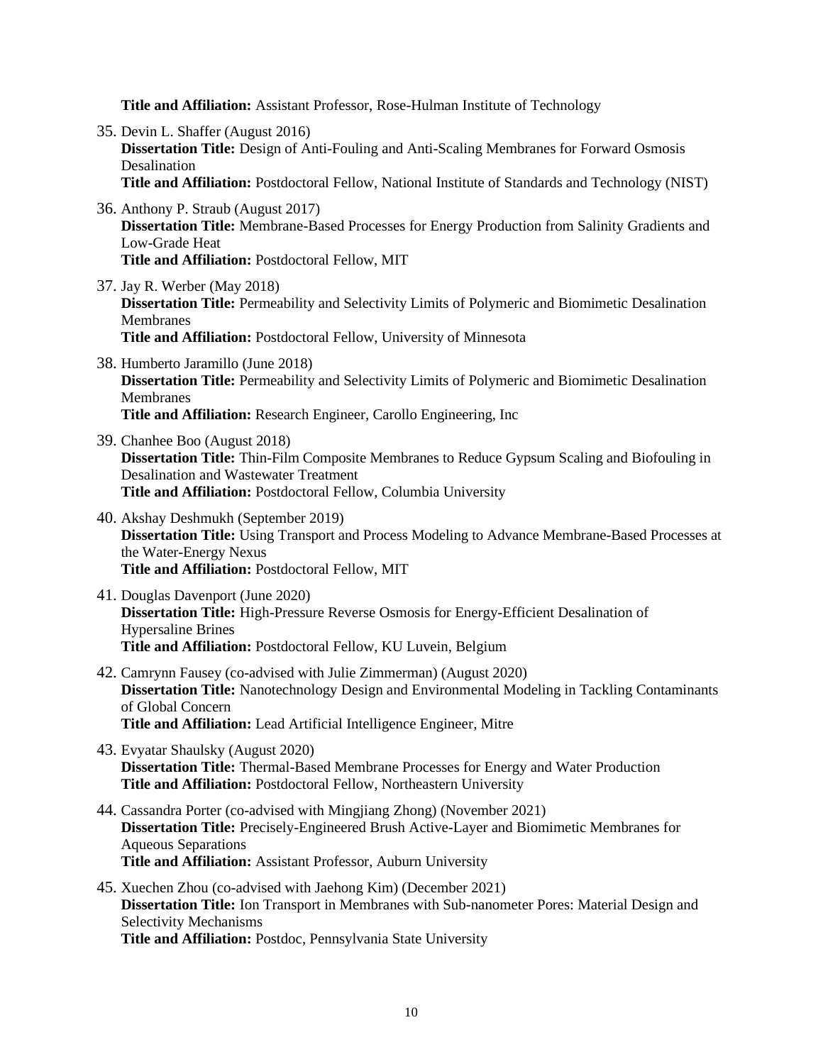**Title and Affiliation:** Assistant Professor, Rose-Hulman Institute of Technology

35. Devin L. Shaffer (August 2016)
    **Dissertation Title:** Design of Anti-Fouling and Anti-Scaling Membranes for Forward Osmosis Desalination
    **Title and Affiliation:** Postdoctoral Fellow, National Institute of Standards and Technology (NIST)

36. Anthony P. Straub (August 2017)
    **Dissertation Title:** Membrane-Based Processes for Energy Production from Salinity Gradients and Low-Grade Heat
    **Title and Affiliation:** Postdoctoral Fellow, MIT

37. Jay R. Werber (May 2018)
    **Dissertation Title:** Permeability and Selectivity Limits of Polymeric and Biomimetic Desalination Membranes
    **Title and Affiliation:** Postdoctoral Fellow, University of Minnesota

38. Humberto Jaramillo (June 2018)
    **Dissertation Title:** Permeability and Selectivity Limits of Polymeric and Biomimetic Desalination Membranes
    **Title and Affiliation:** Research Engineer, Carollo Engineering, Inc

39. Chanhee Boo (August 2018)
    **Dissertation Title:** Thin-Film Composite Membranes to Reduce Gypsum Scaling and Biofouling in Desalination and Wastewater Treatment
    **Title and Affiliation:** Postdoctoral Fellow, Columbia University

40. Akshay Deshmukh (September 2019)
    **Dissertation Title:** Using Transport and Process Modeling to Advance Membrane-Based Processes at the Water-Energy Nexus
    **Title and Affiliation:** Postdoctoral Fellow, MIT

41. Douglas Davenport (June 2020)
    **Dissertation Title:** High-Pressure Reverse Osmosis for Energy-Efficient Desalination of Hypersaline Brines
    **Title and Affiliation:** Postdoctoral Fellow, KU Luvein, Belgium

42. Camrynn Fausey (co-advised with Julie Zimmerman) (August 2020)
    **Dissertation Title:** Nanotechnology Design and Environmental Modeling in Tackling Contaminants of Global Concern
    **Title and Affiliation:** Lead Artificial Intelligence Engineer, Mitre

43. Evyatar Shaulsky (August 2020)
    **Dissertation Title:** Thermal-Based Membrane Processes for Energy and Water Production
    **Title and Affiliation:** Postdoctoral Fellow, Northeastern University

44. Cassandra Porter (co-advised with Mingjiang Zhong) (November 2021)
    **Dissertation Title:** Precisely-Engineered Brush Active-Layer and Biomimetic Membranes for Aqueous Separations
    **Title and Affiliation:** Assistant Professor, Auburn University

45. Xuechen Zhou (co-advised with Jaehong Kim) (December 2021)
    **Dissertation Title:** Ion Transport in Membranes with Sub-nanometer Pores: Material Design and Selectivity Mechanisms
    **Title and Affiliation:** Postdoc, Pennsylvania State University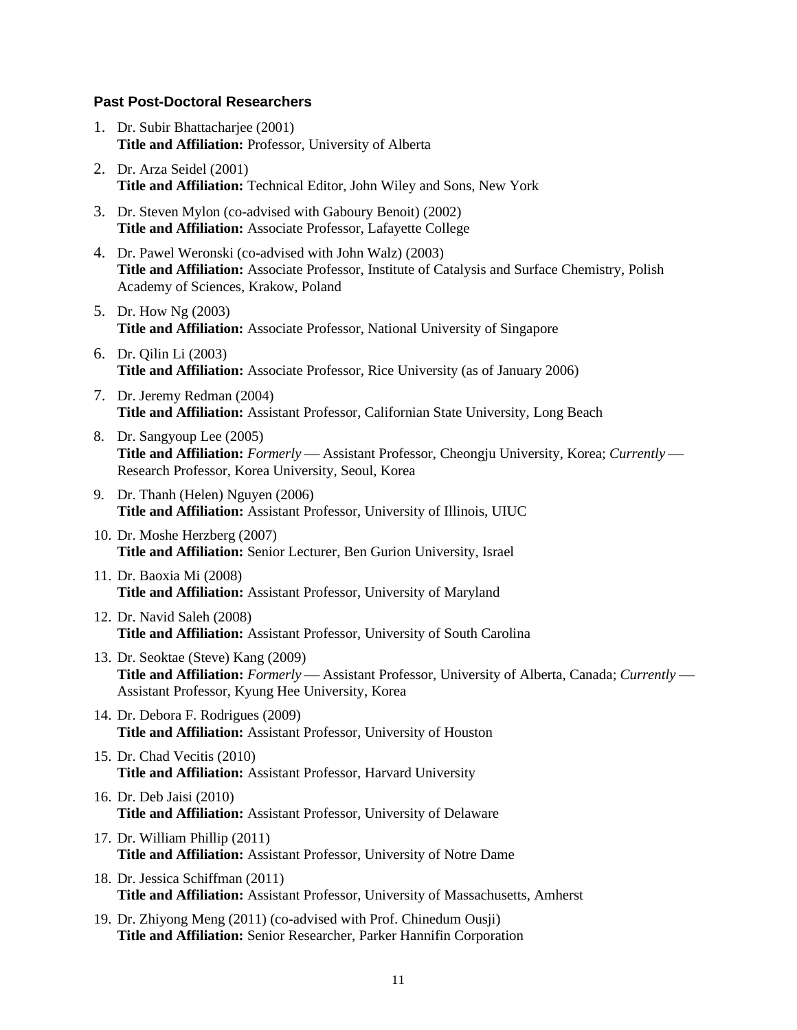### Past Post-Doctoral Researchers

1. Dr. Subir Bhattacharjee (2001)
   **Title and Affiliation:** Professor, University of Alberta
2. Dr. Arza Seidel (2001)
   **Title and Affiliation:** Technical Editor, John Wiley and Sons, New York
3. Dr. Steven Mylon (co-advised with Gaboury Benoit) (2002)
   **Title and Affiliation:** Associate Professor, Lafayette College
4. Dr. Pawel Weronski (co-advised with John Walz) (2003)
   **Title and Affiliation:** Associate Professor, Institute of Catalysis and Surface Chemistry, Polish Academy of Sciences, Krakow, Poland
5. Dr. How Ng (2003)
   **Title and Affiliation:** Associate Professor, National University of Singapore
6. Dr. Qilin Li (2003)
   **Title and Affiliation:** Associate Professor, Rice University (as of January 2006)
7. Dr. Jeremy Redman (2004)
   **Title and Affiliation:** Assistant Professor, Californian State University, Long Beach
8. Dr. Sangyoup Lee (2005)
   **Title and Affiliation:** *Formerly* — Assistant Professor, Cheongju University, Korea; *Currently* — Research Professor, Korea University, Seoul, Korea
9. Dr. Thanh (Helen) Nguyen (2006)
   **Title and Affiliation:** Assistant Professor, University of Illinois, UIUC
10. Dr. Moshe Herzberg (2007)
    **Title and Affiliation:** Senior Lecturer, Ben Gurion University, Israel
11. Dr. Baoxia Mi (2008)
    **Title and Affiliation:** Assistant Professor, University of Maryland
12. Dr. Navid Saleh (2008)
    **Title and Affiliation:** Assistant Professor, University of South Carolina
13. Dr. Seoktae (Steve) Kang (2009)
    **Title and Affiliation:** *Formerly* — Assistant Professor, University of Alberta, Canada; *Currently* — Assistant Professor, Kyung Hee University, Korea
14. Dr. Debora F. Rodrigues (2009)
    **Title and Affiliation:** Assistant Professor, University of Houston
15. Dr. Chad Vecitis (2010)
    **Title and Affiliation:** Assistant Professor, Harvard University
16. Dr. Deb Jaisi (2010)
    **Title and Affiliation:** Assistant Professor, University of Delaware
17. Dr. William Phillip (2011)
    **Title and Affiliation:** Assistant Professor, University of Notre Dame
18. Dr. Jessica Schiffman (2011)
    **Title and Affiliation:** Assistant Professor, University of Massachusetts, Amherst
19. Dr. Zhiyong Meng (2011) (co-advised with Prof. Chinedum Ousji)
    **Title and Affiliation:** Senior Researcher, Parker Hannifin Corporation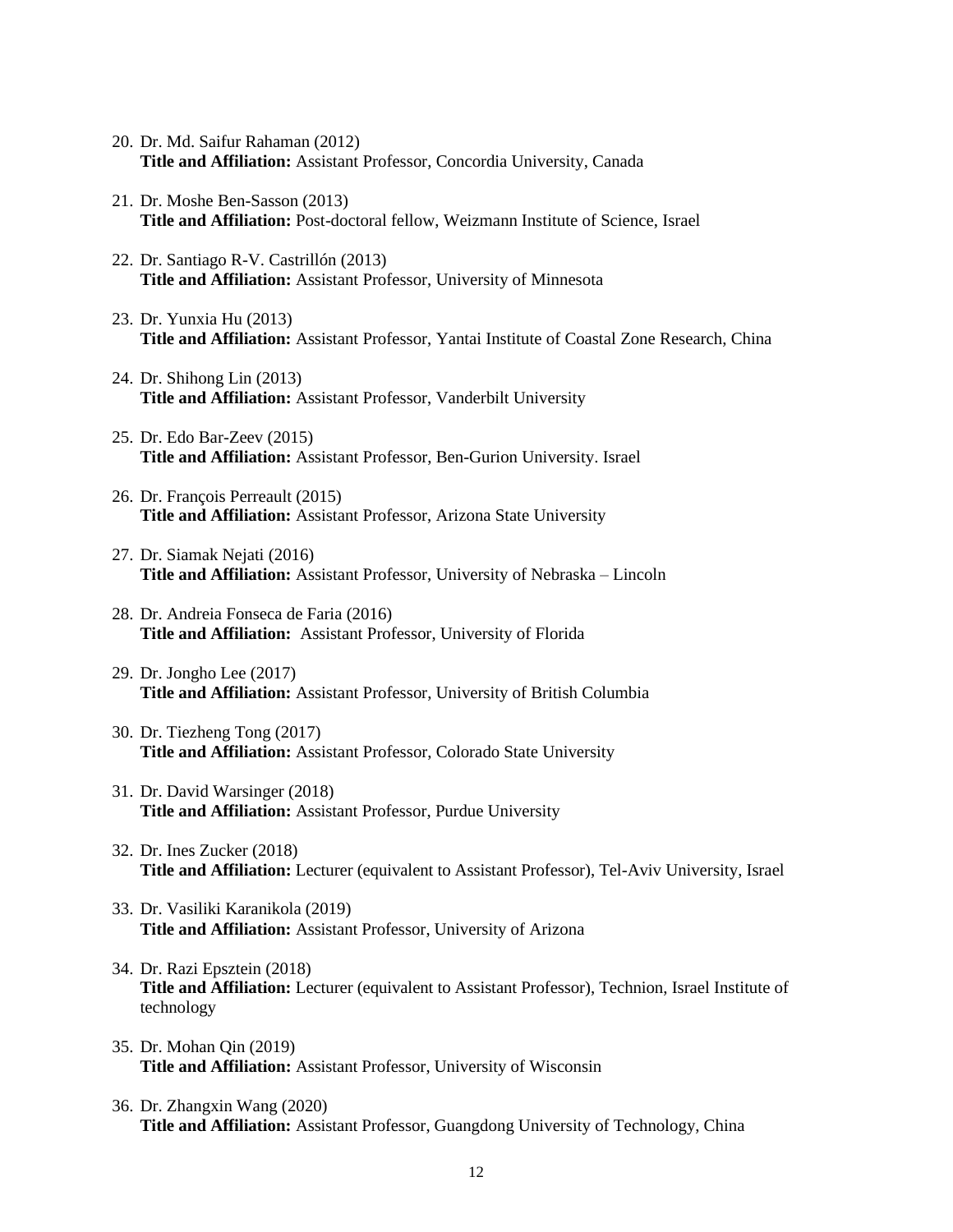20. Dr. Md. Saifur Rahaman (2012)
    **Title and Affiliation:** Assistant Professor, Concordia University, Canada

21. Dr. Moshe Ben-Sasson (2013)
    **Title and Affiliation:** Post-doctoral fellow, Weizmann Institute of Science, Israel

22. Dr. Santiago R-V. Castrillón (2013)
    **Title and Affiliation:** Assistant Professor, University of Minnesota

23. Dr. Yunxia Hu (2013)
    **Title and Affiliation:** Assistant Professor, Yantai Institute of Coastal Zone Research, China

24. Dr. Shihong Lin (2013)
    **Title and Affiliation:** Assistant Professor, Vanderbilt University

25. Dr. Edo Bar-Zeev (2015)
    **Title and Affiliation:** Assistant Professor, Ben-Gurion University. Israel

26. Dr. François Perreault (2015)
    **Title and Affiliation:** Assistant Professor, Arizona State University

27. Dr. Siamak Nejati (2016)
    **Title and Affiliation:** Assistant Professor, University of Nebraska – Lincoln

28. Dr. Andreia Fonseca de Faria (2016)
    **Title and Affiliation:** Assistant Professor, University of Florida

29. Dr. Jongho Lee (2017)
    **Title and Affiliation:** Assistant Professor, University of British Columbia

30. Dr. Tiezheng Tong (2017)
    **Title and Affiliation:** Assistant Professor, Colorado State University

31. Dr. David Warsinger (2018)
    **Title and Affiliation:** Assistant Professor, Purdue University

32. Dr. Ines Zucker (2018)
    **Title and Affiliation:** Lecturer (equivalent to Assistant Professor), Tel-Aviv University, Israel

33. Dr. Vasiliki Karanikola (2019)
    **Title and Affiliation:** Assistant Professor, University of Arizona

34. Dr. Razi Epsztein (2018)
    **Title and Affiliation:** Lecturer (equivalent to Assistant Professor), Technion, Israel Institute of technology

35. Dr. Mohan Qin (2019)
    **Title and Affiliation:** Assistant Professor, University of Wisconsin

36. Dr. Zhangxin Wang (2020)
    **Title and Affiliation:** Assistant Professor, Guangdong University of Technology, China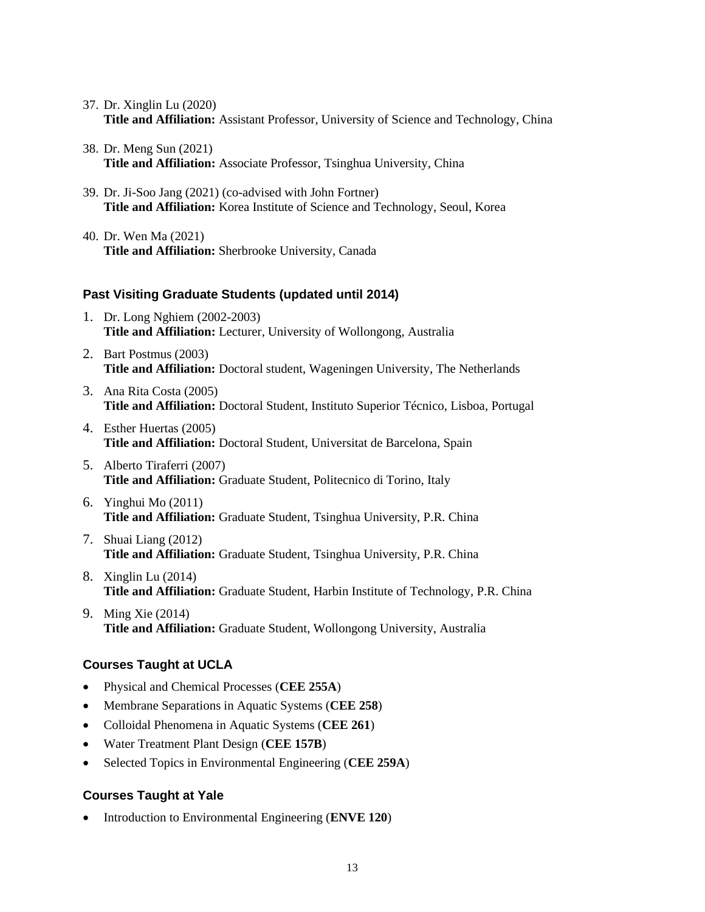37. Dr. Xinglin Lu (2020)
    **Title and Affiliation:** Assistant Professor, University of Science and Technology, China

38. Dr. Meng Sun (2021)
    **Title and Affiliation:** Associate Professor, Tsinghua University, China

39. Dr. Ji-Soo Jang (2021) (co-advised with John Fortner)
    **Title and Affiliation:** Korea Institute of Science and Technology, Seoul, Korea

40. Dr. Wen Ma (2021)
    **Title and Affiliation:** Sherbrooke University, Canada

### Past Visiting Graduate Students (updated until 2014)

1. Dr. Long Nghiem (2002-2003)
   **Title and Affiliation:** Lecturer, University of Wollongong, Australia
2. Bart Postmus (2003)
   **Title and Affiliation:** Doctoral student, Wageningen University, The Netherlands
3. Ana Rita Costa (2005)
   **Title and Affiliation:** Doctoral Student, Instituto Superior Técnico, Lisboa, Portugal
4. Esther Huertas (2005)
   **Title and Affiliation:** Doctoral Student, Universitat de Barcelona, Spain
5. Alberto Tiraferri (2007)
   **Title and Affiliation:** Graduate Student, Politecnico di Torino, Italy
6. Yinghui Mo (2011)
   **Title and Affiliation:** Graduate Student, Tsinghua University, P.R. China
7. Shuai Liang (2012)
   **Title and Affiliation:** Graduate Student, Tsinghua University, P.R. China
8. Xinglin Lu (2014)
   **Title and Affiliation:** Graduate Student, Harbin Institute of Technology, P.R. China
9. Ming Xie (2014)
   **Title and Affiliation:** Graduate Student, Wollongong University, Australia

### Courses Taught at UCLA

- Physical and Chemical Processes (**CEE 255A**)
- Membrane Separations in Aquatic Systems (**CEE 258**)
- Colloidal Phenomena in Aquatic Systems (**CEE 261**)
- Water Treatment Plant Design (**CEE 157B**)
- Selected Topics in Environmental Engineering (**CEE 259A**)

### Courses Taught at Yale

- Introduction to Environmental Engineering (**ENVE 120**)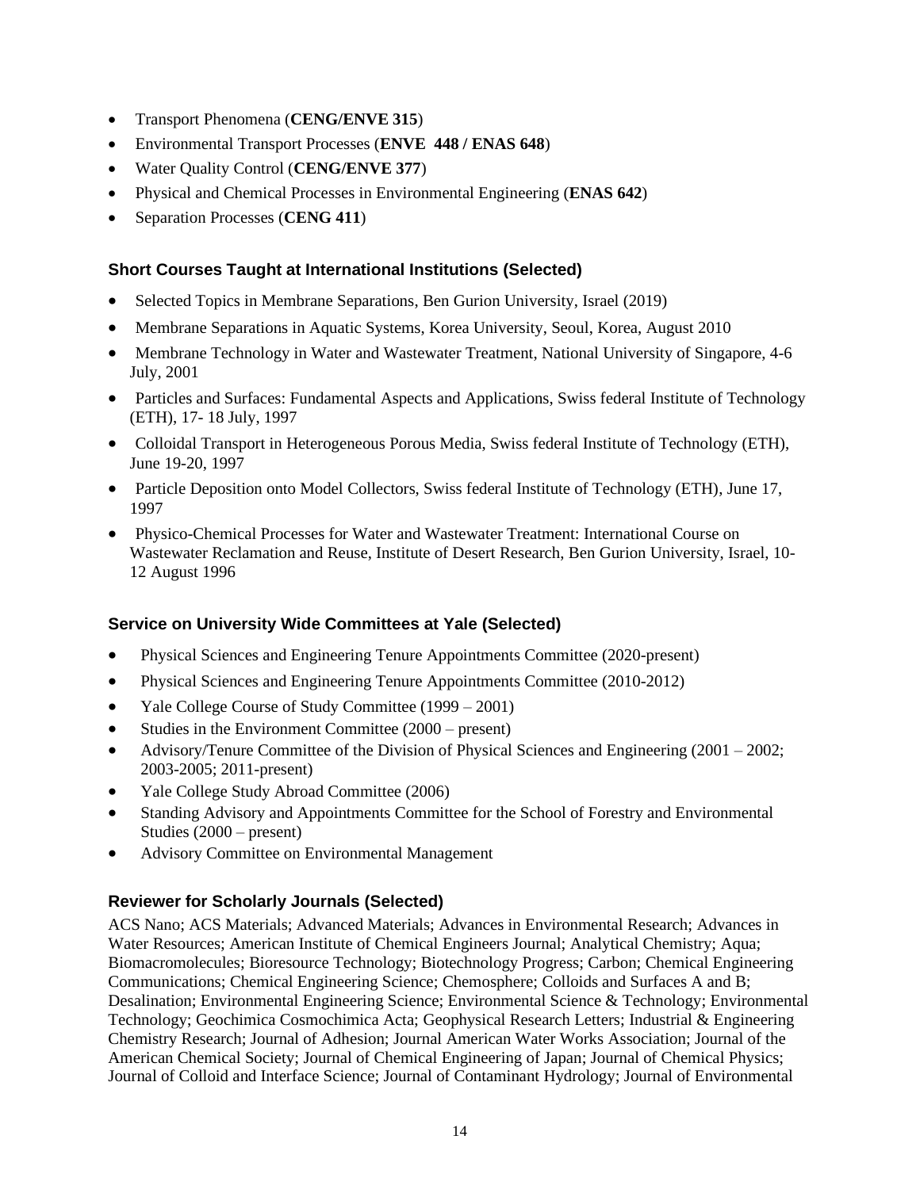- Transport Phenomena (**CENG/ENVE 315**)
- Environmental Transport Processes (**ENVE 448 / ENAS 648**)
- Water Quality Control (**CENG/ENVE 377**)
- Physical and Chemical Processes in Environmental Engineering (**ENAS 642**)
- Separation Processes (**CENG 411**)

### Short Courses Taught at International Institutions (Selected)

- Selected Topics in Membrane Separations, Ben Gurion University, Israel (2019)
- Membrane Separations in Aquatic Systems, Korea University, Seoul, Korea, August 2010
- Membrane Technology in Water and Wastewater Treatment, National University of Singapore, 4-6 July, 2001
- Particles and Surfaces: Fundamental Aspects and Applications, Swiss federal Institute of Technology (ETH), 17- 18 July, 1997
- Colloidal Transport in Heterogeneous Porous Media, Swiss federal Institute of Technology (ETH), June 19-20, 1997
- Particle Deposition onto Model Collectors, Swiss federal Institute of Technology (ETH), June 17, 1997
- Physico-Chemical Processes for Water and Wastewater Treatment: International Course on Wastewater Reclamation and Reuse, Institute of Desert Research, Ben Gurion University, Israel, 10-12 August 1996

### Service on University Wide Committees at Yale (Selected)

- Physical Sciences and Engineering Tenure Appointments Committee (2020-present)
- Physical Sciences and Engineering Tenure Appointments Committee (2010-2012)
- Yale College Course of Study Committee (1999 – 2001)
- Studies in the Environment Committee (2000 – present)
- Advisory/Tenure Committee of the Division of Physical Sciences and Engineering (2001 – 2002; 2003-2005; 2011-present)
- Yale College Study Abroad Committee (2006)
- Standing Advisory and Appointments Committee for the School of Forestry and Environmental Studies (2000 – present)
- Advisory Committee on Environmental Management

### Reviewer for Scholarly Journals (Selected)

ACS Nano; ACS Materials; Advanced Materials; Advances in Environmental Research; Advances in Water Resources; American Institute of Chemical Engineers Journal; Analytical Chemistry; Aqua; Biomacromolecules; Bioresource Technology; Biotechnology Progress; Carbon; Chemical Engineering Communications; Chemical Engineering Science; Chemosphere; Colloids and Surfaces A and B; Desalination; Environmental Engineering Science; Environmental Science & Technology; Environmental Technology; Geochimica Cosmochimica Acta; Geophysical Research Letters; Industrial & Engineering Chemistry Research; Journal of Adhesion; Journal American Water Works Association; Journal of the American Chemical Society; Journal of Chemical Engineering of Japan; Journal of Chemical Physics; Journal of Colloid and Interface Science; Journal of Contaminant Hydrology; Journal of Environmental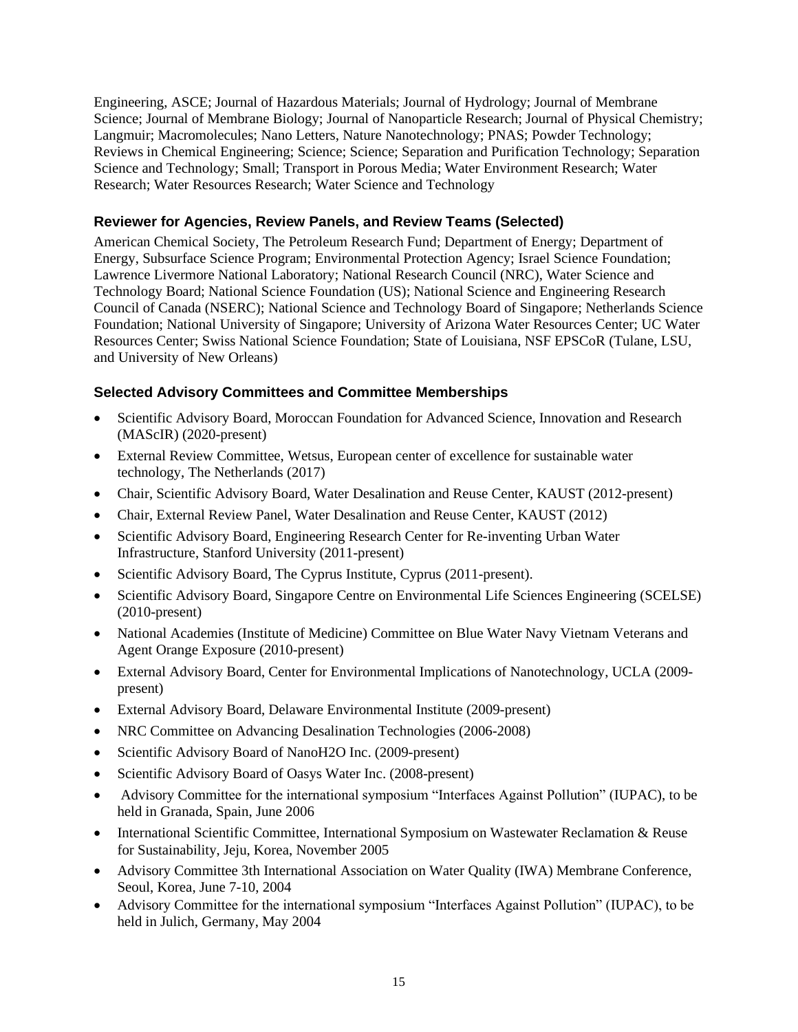Engineering, ASCE; Journal of Hazardous Materials; Journal of Hydrology; Journal of Membrane Science; Journal of Membrane Biology; Journal of Nanoparticle Research; Journal of Physical Chemistry; Langmuir; Macromolecules; Nano Letters, Nature Nanotechnology; PNAS; Powder Technology; Reviews in Chemical Engineering; Science; Science; Separation and Purification Technology; Separation Science and Technology; Small; Transport in Porous Media; Water Environment Research; Water Research; Water Resources Research; Water Science and Technology

### Reviewer for Agencies, Review Panels, and Review Teams (Selected)

American Chemical Society, The Petroleum Research Fund; Department of Energy; Department of Energy, Subsurface Science Program; Environmental Protection Agency; Israel Science Foundation; Lawrence Livermore National Laboratory; National Research Council (NRC), Water Science and Technology Board; National Science Foundation (US); National Science and Engineering Research Council of Canada (NSERC); National Science and Technology Board of Singapore; Netherlands Science Foundation; National University of Singapore; University of Arizona Water Resources Center; UC Water Resources Center; Swiss National Science Foundation; State of Louisiana, NSF EPSCoR (Tulane, LSU, and University of New Orleans)

### Selected Advisory Committees and Committee Memberships

- Scientific Advisory Board, Moroccan Foundation for Advanced Science, Innovation and Research (MAScIR) (2020-present)
- External Review Committee, Wetsus, European center of excellence for sustainable water technology, The Netherlands (2017)
- Chair, Scientific Advisory Board, Water Desalination and Reuse Center, KAUST (2012-present)
- Chair, External Review Panel, Water Desalination and Reuse Center, KAUST (2012)
- Scientific Advisory Board, Engineering Research Center for Re-inventing Urban Water Infrastructure, Stanford University (2011-present)
- Scientific Advisory Board, The Cyprus Institute, Cyprus (2011-present).
- Scientific Advisory Board, Singapore Centre on Environmental Life Sciences Engineering (SCELSE) (2010-present)
- National Academies (Institute of Medicine) Committee on Blue Water Navy Vietnam Veterans and Agent Orange Exposure (2010-present)
- External Advisory Board, Center for Environmental Implications of Nanotechnology, UCLA (2009-present)
- External Advisory Board, Delaware Environmental Institute (2009-present)
- NRC Committee on Advancing Desalination Technologies (2006-2008)
- Scientific Advisory Board of NanoH2O Inc. (2009-present)
- Scientific Advisory Board of Oasys Water Inc. (2008-present)
- Advisory Committee for the international symposium "Interfaces Against Pollution" (IUPAC), to be held in Granada, Spain, June 2006
- International Scientific Committee, International Symposium on Wastewater Reclamation & Reuse for Sustainability, Jeju, Korea, November 2005
- Advisory Committee 3th International Association on Water Quality (IWA) Membrane Conference, Seoul, Korea, June 7-10, 2004
- Advisory Committee for the international symposium "Interfaces Against Pollution" (IUPAC), to be held in Julich, Germany, May 2004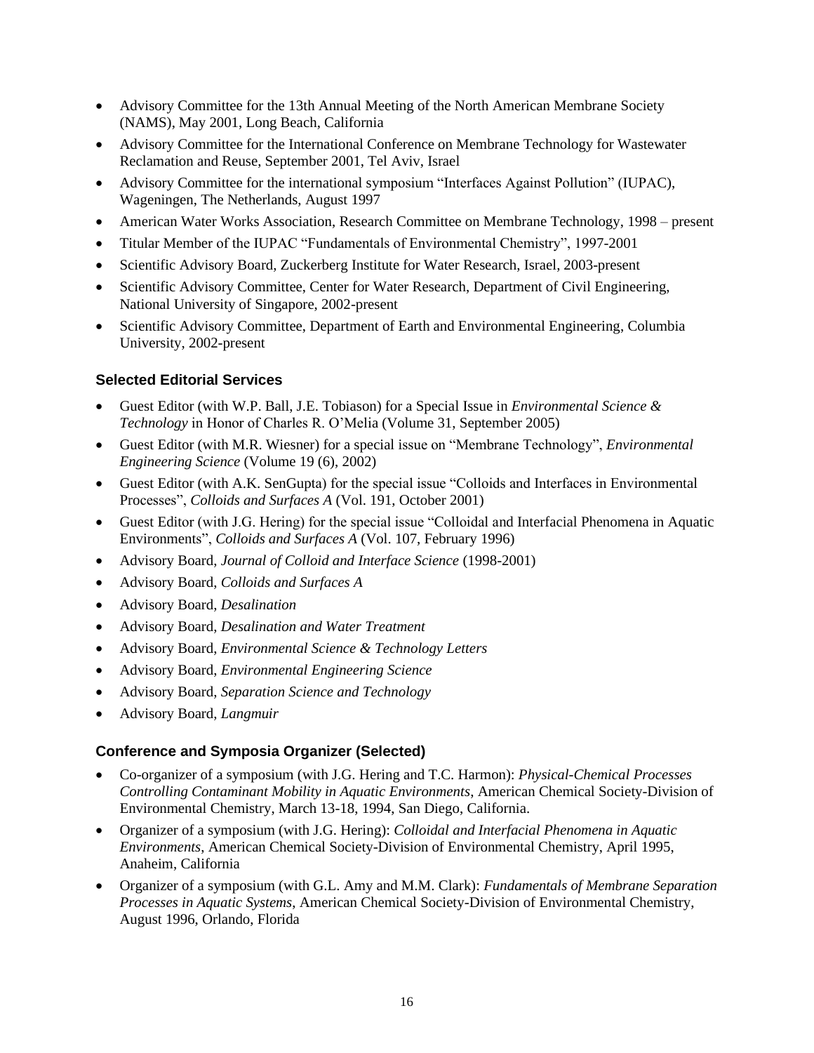- Advisory Committee for the 13th Annual Meeting of the North American Membrane Society (NAMS), May 2001, Long Beach, California
- Advisory Committee for the International Conference on Membrane Technology for Wastewater Reclamation and Reuse, September 2001, Tel Aviv, Israel
- Advisory Committee for the international symposium "Interfaces Against Pollution" (IUPAC), Wageningen, The Netherlands, August 1997
- American Water Works Association, Research Committee on Membrane Technology, 1998 – present
- Titular Member of the IUPAC "Fundamentals of Environmental Chemistry", 1997-2001
- Scientific Advisory Board, Zuckerberg Institute for Water Research, Israel, 2003-present
- Scientific Advisory Committee, Center for Water Research, Department of Civil Engineering, National University of Singapore, 2002-present
- Scientific Advisory Committee, Department of Earth and Environmental Engineering, Columbia University, 2002-present

### Selected Editorial Services

- Guest Editor (with W.P. Ball, J.E. Tobiason) for a Special Issue in *Environmental Science & Technology* in Honor of Charles R. O'Melia (Volume 31, September 2005)
- Guest Editor (with M.R. Wiesner) for a special issue on "Membrane Technology", *Environmental Engineering Science* (Volume 19 (6), 2002)
- Guest Editor (with A.K. SenGupta) for the special issue "Colloids and Interfaces in Environmental Processes", *Colloids and Surfaces A* (Vol. 191, October 2001)
- Guest Editor (with J.G. Hering) for the special issue "Colloidal and Interfacial Phenomena in Aquatic Environments", *Colloids and Surfaces A* (Vol. 107, February 1996)
- Advisory Board, *Journal of Colloid and Interface Science* (1998-2001)
- Advisory Board, *Colloids and Surfaces A*
- Advisory Board, *Desalination*
- Advisory Board, *Desalination and Water Treatment*
- Advisory Board, *Environmental Science & Technology Letters*
- Advisory Board, *Environmental Engineering Science*
- Advisory Board, *Separation Science and Technology*
- Advisory Board, *Langmuir*

### Conference and Symposia Organizer (Selected)

- Co-organizer of a symposium (with J.G. Hering and T.C. Harmon): *Physical-Chemical Processes Controlling Contaminant Mobility in Aquatic Environments*, American Chemical Society-Division of Environmental Chemistry, March 13-18, 1994, San Diego, California.
- Organizer of a symposium (with J.G. Hering): *Colloidal and Interfacial Phenomena in Aquatic Environments*, American Chemical Society-Division of Environmental Chemistry, April 1995, Anaheim, California
- Organizer of a symposium (with G.L. Amy and M.M. Clark): *Fundamentals of Membrane Separation Processes in Aquatic Systems*, American Chemical Society-Division of Environmental Chemistry, August 1996, Orlando, Florida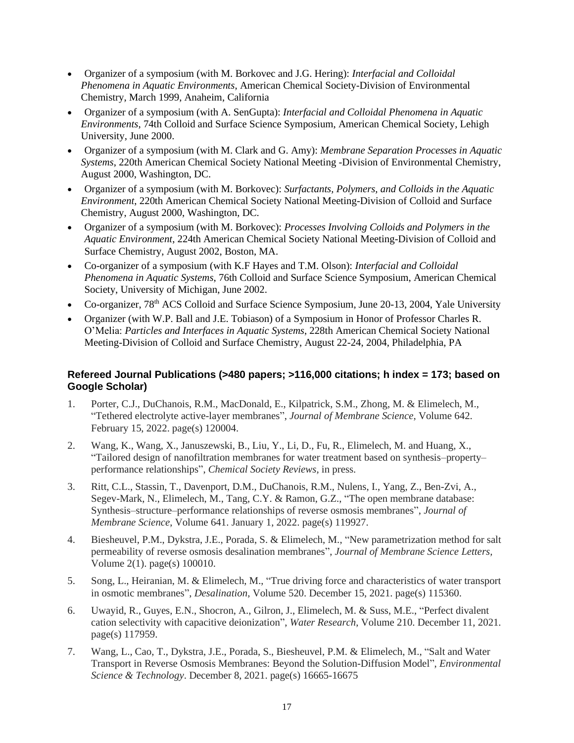- Organizer of a symposium (with M. Borkovec and J.G. Hering): *Interfacial and Colloidal Phenomena in Aquatic Environments*, American Chemical Society-Division of Environmental Chemistry, March 1999, Anaheim, California
- Organizer of a symposium (with A. SenGupta): *Interfacial and Colloidal Phenomena in Aquatic Environments*, 74th Colloid and Surface Science Symposium, American Chemical Society, Lehigh University, June 2000.
- Organizer of a symposium (with M. Clark and G. Amy): *Membrane Separation Processes in Aquatic Systems*, 220th American Chemical Society National Meeting -Division of Environmental Chemistry, August 2000, Washington, DC.
- Organizer of a symposium (with M. Borkovec): *Surfactants, Polymers, and Colloids in the Aquatic Environment*, 220th American Chemical Society National Meeting-Division of Colloid and Surface Chemistry, August 2000, Washington, DC.
- Organizer of a symposium (with M. Borkovec): *Processes Involving Colloids and Polymers in the Aquatic Environment*, 224th American Chemical Society National Meeting-Division of Colloid and Surface Chemistry, August 2002, Boston, MA.
- Co-organizer of a symposium (with K.F Hayes and T.M. Olson): *Interfacial and Colloidal Phenomena in Aquatic Systems*, 76th Colloid and Surface Science Symposium, American Chemical Society, University of Michigan, June 2002.
- Co-organizer, 78th ACS Colloid and Surface Science Symposium, June 20-13, 2004, Yale University
- Organizer (with W.P. Ball and J.E. Tobiason) of a Symposium in Honor of Professor Charles R. O'Melia: *Particles and Interfaces in Aquatic Systems*, 228th American Chemical Society National Meeting-Division of Colloid and Surface Chemistry, August 22-24, 2004, Philadelphia, PA

### Refereed Journal Publications (>480 papers; >116,000 citations; h index = 173; based on Google Scholar)

1. Porter, C.J., DuChanois, R.M., MacDonald, E., Kilpatrick, S.M., Zhong, M. & Elimelech, M., "Tethered electrolyte active-layer membranes", *Journal of Membrane Science*, Volume 642. February 15, 2022. page(s) 120004.
2. Wang, K., Wang, X., Januszewski, B., Liu, Y., Li, D., Fu, R., Elimelech, M. and Huang, X., "Tailored design of nanofiltration membranes for water treatment based on synthesis–property–performance relationships", *Chemical Society Reviews*, in press.
3. Ritt, C.L., Stassin, T., Davenport, D.M., DuChanois, R.M., Nulens, I., Yang, Z., Ben-Zvi, A., Segev-Mark, N., Elimelech, M., Tang, C.Y. & Ramon, G.Z., "The open membrane database: Synthesis–structure–performance relationships of reverse osmosis membranes", *Journal of Membrane Science*, Volume 641. January 1, 2022. page(s) 119927.
4. Biesheuvel, P.M., Dykstra, J.E., Porada, S. & Elimelech, M., "New parametrization method for salt permeability of reverse osmosis desalination membranes", *Journal of Membrane Science Letters*, Volume 2(1). page(s) 100010.
5. Song, L., Heiranian, M. & Elimelech, M., "True driving force and characteristics of water transport in osmotic membranes", *Desalination*, Volume 520. December 15, 2021. page(s) 115360.
6. Uwayid, R., Guyes, E.N., Shocron, A., Gilron, J., Elimelech, M. & Suss, M.E., "Perfect divalent cation selectivity with capacitive deionization", *Water Research*, Volume 210. December 11, 2021. page(s) 117959.
7. Wang, L., Cao, T., Dykstra, J.E., Porada, S., Biesheuvel, P.M. & Elimelech, M., "Salt and Water Transport in Reverse Osmosis Membranes: Beyond the Solution-Diffusion Model", *Environmental Science & Technology*. December 8, 2021. page(s) 16665-16675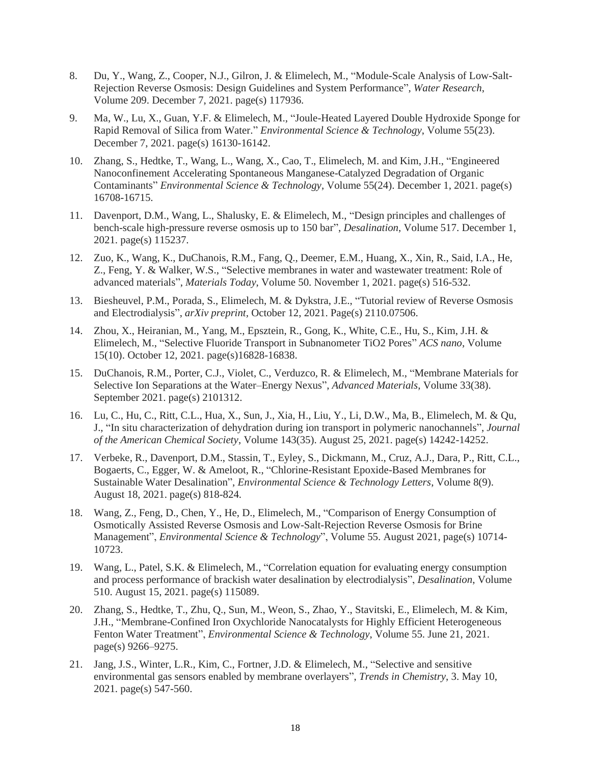8. Du, Y., Wang, Z., Cooper, N.J., Gilron, J. & Elimelech, M., "Module-Scale Analysis of Low-Salt-Rejection Reverse Osmosis: Design Guidelines and System Performance", *Water Research*, Volume 209. December 7, 2021. page(s) 117936.

9. Ma, W., Lu, X., Guan, Y.F. & Elimelech, M., "Joule-Heated Layered Double Hydroxide Sponge for Rapid Removal of Silica from Water." *Environmental Science & Technology*, Volume 55(23). December 7, 2021. page(s) 16130-16142.

10. Zhang, S., Hedtke, T., Wang, L., Wang, X., Cao, T., Elimelech, M. and Kim, J.H., "Engineered Nanoconfinement Accelerating Spontaneous Manganese-Catalyzed Degradation of Organic Contaminants" *Environmental Science & Technology*, Volume 55(24). December 1, 2021. page(s) 16708-16715.

11. Davenport, D.M., Wang, L., Shalusky, E. & Elimelech, M., "Design principles and challenges of bench-scale high-pressure reverse osmosis up to 150 bar", *Desalination*, Volume 517. December 1, 2021. page(s) 115237.

12. Zuo, K., Wang, K., DuChanois, R.M., Fang, Q., Deemer, E.M., Huang, X., Xin, R., Said, I.A., He, Z., Feng, Y. & Walker, W.S., "Selective membranes in water and wastewater treatment: Role of advanced materials", *Materials Today*, Volume 50. November 1, 2021. page(s) 516-532.

13. Biesheuvel, P.M., Porada, S., Elimelech, M. & Dykstra, J.E., "Tutorial review of Reverse Osmosis and Electrodialysis", *arXiv preprint*, October 12, 2021. Page(s) 2110.07506.

14. Zhou, X., Heiranian, M., Yang, M., Epsztein, R., Gong, K., White, C.E., Hu, S., Kim, J.H. & Elimelech, M., "Selective Fluoride Transport in Subnanometer TiO2 Pores" *ACS nano*, Volume 15(10). October 12, 2021. page(s)16828-16838.

15. DuChanois, R.M., Porter, C.J., Violet, C., Verduzco, R. & Elimelech, M., "Membrane Materials for Selective Ion Separations at the Water–Energy Nexus", *Advanced Materials*, Volume 33(38). September 2021. page(s) 2101312.

16. Lu, C., Hu, C., Ritt, C.L., Hua, X., Sun, J., Xia, H., Liu, Y., Li, D.W., Ma, B., Elimelech, M. & Qu, J., "In situ characterization of dehydration during ion transport in polymeric nanochannels", *Journal of the American Chemical Society*, Volume 143(35). August 25, 2021. page(s) 14242-14252.

17. Verbeke, R., Davenport, D.M., Stassin, T., Eyley, S., Dickmann, M., Cruz, A.J., Dara, P., Ritt, C.L., Bogaerts, C., Egger, W. & Ameloot, R., "Chlorine-Resistant Epoxide-Based Membranes for Sustainable Water Desalination", *Environmental Science & Technology Letters*, Volume 8(9). August 18, 2021. page(s) 818-824.

18. Wang, Z., Feng, D., Chen, Y., He, D., Elimelech, M., "Comparison of Energy Consumption of Osmotically Assisted Reverse Osmosis and Low-Salt-Rejection Reverse Osmosis for Brine Management", *Environmental Science & Technology*", Volume 55. August 2021, page(s) 10714-10723.

19. Wang, L., Patel, S.K. & Elimelech, M., "Correlation equation for evaluating energy consumption and process performance of brackish water desalination by electrodialysis", *Desalination*, Volume 510. August 15, 2021. page(s) 115089.

20. Zhang, S., Hedtke, T., Zhu, Q., Sun, M., Weon, S., Zhao, Y., Stavitski, E., Elimelech, M. & Kim, J.H., "Membrane-Confined Iron Oxychloride Nanocatalysts for Highly Efficient Heterogeneous Fenton Water Treatment", *Environmental Science & Technology*, Volume 55. June 21, 2021. page(s) 9266–9275.

21. Jang, J.S., Winter, L.R., Kim, C., Fortner, J.D. & Elimelech, M., "Selective and sensitive environmental gas sensors enabled by membrane overlayers", *Trends in Chemistry*, 3. May 10, 2021. page(s) 547-560.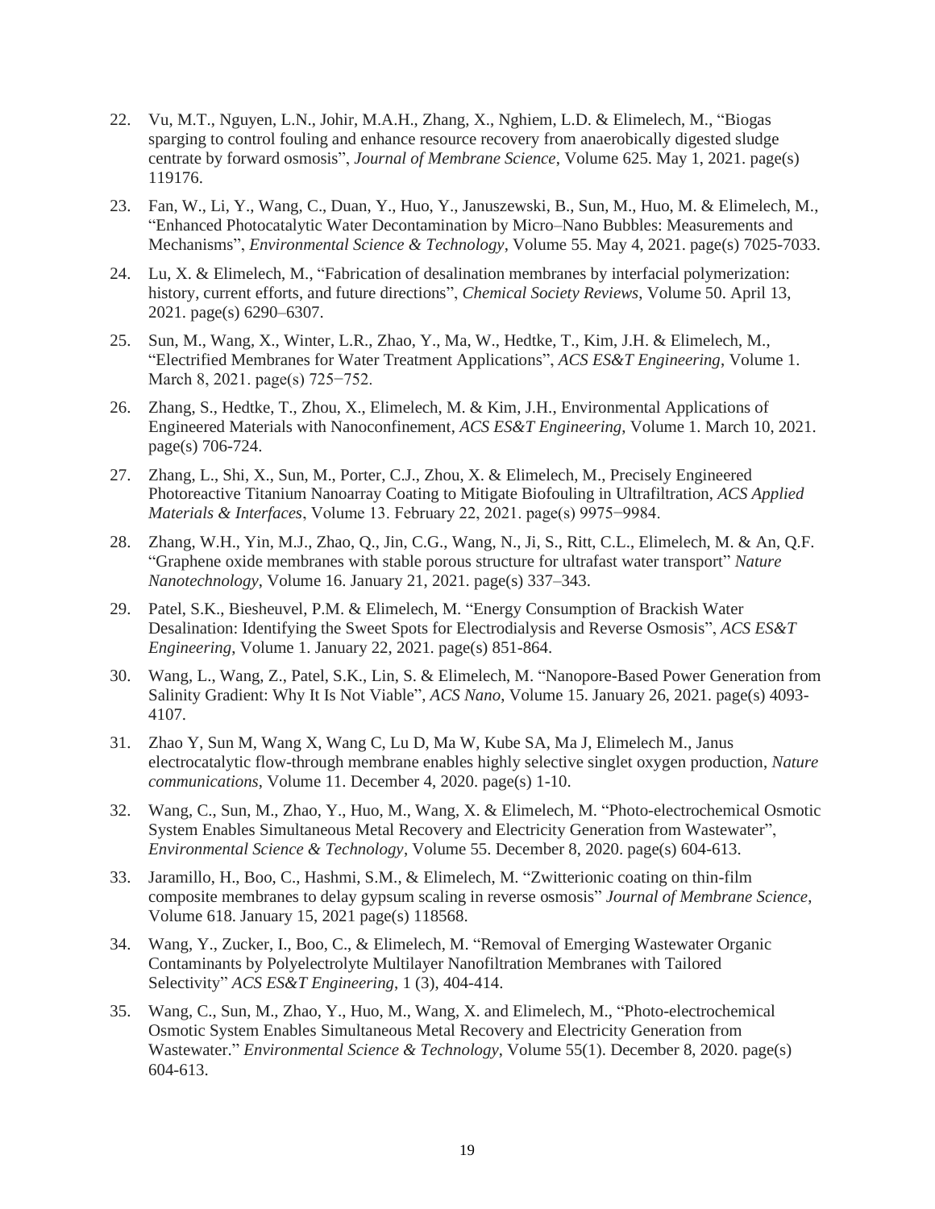22. Vu, M.T., Nguyen, L.N., Johir, M.A.H., Zhang, X., Nghiem, L.D. & Elimelech, M., "Biogas sparging to control fouling and enhance resource recovery from anaerobically digested sludge centrate by forward osmosis", *Journal of Membrane Science*, Volume 625. May 1, 2021. page(s) 119176.

23. Fan, W., Li, Y., Wang, C., Duan, Y., Huo, Y., Januszewski, B., Sun, M., Huo, M. & Elimelech, M., "Enhanced Photocatalytic Water Decontamination by Micro–Nano Bubbles: Measurements and Mechanisms", *Environmental Science & Technology*, Volume 55. May 4, 2021. page(s) 7025-7033.

24. Lu, X. & Elimelech, M., "Fabrication of desalination membranes by interfacial polymerization: history, current efforts, and future directions", *Chemical Society Reviews*, Volume 50. April 13, 2021. page(s) 6290–6307.

25. Sun, M., Wang, X., Winter, L.R., Zhao, Y., Ma, W., Hedtke, T., Kim, J.H. & Elimelech, M., "Electrified Membranes for Water Treatment Applications", *ACS ES&T Engineering*, Volume 1. March 8, 2021. page(s) 725−752.

26. Zhang, S., Hedtke, T., Zhou, X., Elimelech, M. & Kim, J.H., Environmental Applications of Engineered Materials with Nanoconfinement, *ACS ES&T Engineering*, Volume 1. March 10, 2021. page(s) 706-724.

27. Zhang, L., Shi, X., Sun, M., Porter, C.J., Zhou, X. & Elimelech, M., Precisely Engineered Photoreactive Titanium Nanoarray Coating to Mitigate Biofouling in Ultrafiltration, *ACS Applied Materials & Interfaces*, Volume 13. February 22, 2021. page(s) 9975−9984.

28. Zhang, W.H., Yin, M.J., Zhao, Q., Jin, C.G., Wang, N., Ji, S., Ritt, C.L., Elimelech, M. & An, Q.F. "Graphene oxide membranes with stable porous structure for ultrafast water transport" *Nature Nanotechnology*, Volume 16. January 21, 2021. page(s) 337–343.

29. Patel, S.K., Biesheuvel, P.M. & Elimelech, M. "Energy Consumption of Brackish Water Desalination: Identifying the Sweet Spots for Electrodialysis and Reverse Osmosis", *ACS ES&T Engineering*, Volume 1. January 22, 2021. page(s) 851-864.

30. Wang, L., Wang, Z., Patel, S.K., Lin, S. & Elimelech, M. "Nanopore-Based Power Generation from Salinity Gradient: Why It Is Not Viable", *ACS Nano*, Volume 15. January 26, 2021. page(s) 4093-4107.

31. Zhao Y Sun M, Wang X, Wang C, Lu D, Ma W, Kube SA, Ma J, Elimelech M., Janus electrocatalytic flow-through membrane enables highly selective singlet oxygen production, *Nature communications*, Volume 11. December 4, 2020. page(s) 1-10.

32. Wang, C., Sun, M., Zhao, Y., Huo, M., Wang, X. & Elimelech, M. "Photo-electrochemical Osmotic System Enables Simultaneous Metal Recovery and Electricity Generation from Wastewater", *Environmental Science & Technology*, Volume 55. December 8, 2020. page(s) 604-613.

33. Jaramillo, H., Boo, C., Hashmi, S.M., & Elimelech, M. "Zwitterionic coating on thin-film composite membranes to delay gypsum scaling in reverse osmosis" *Journal of Membrane Science*, Volume 618. January 15, 2021 page(s) 118568.

34. Wang, Y., Zucker, I., Boo, C., & Elimelech, M. "Removal of Emerging Wastewater Organic Contaminants by Polyelectrolyte Multilayer Nanofiltration Membranes with Tailored Selectivity" *ACS ES&T Engineering*, 1 (3), 404-414.

35. Wang, C., Sun, M., Zhao, Y., Huo, M., Wang, X. and Elimelech, M., "Photo-electrochemical Osmotic System Enables Simultaneous Metal Recovery and Electricity Generation from Wastewater." *Environmental Science & Technology*, Volume 55(1). December 8, 2020. page(s) 604-613.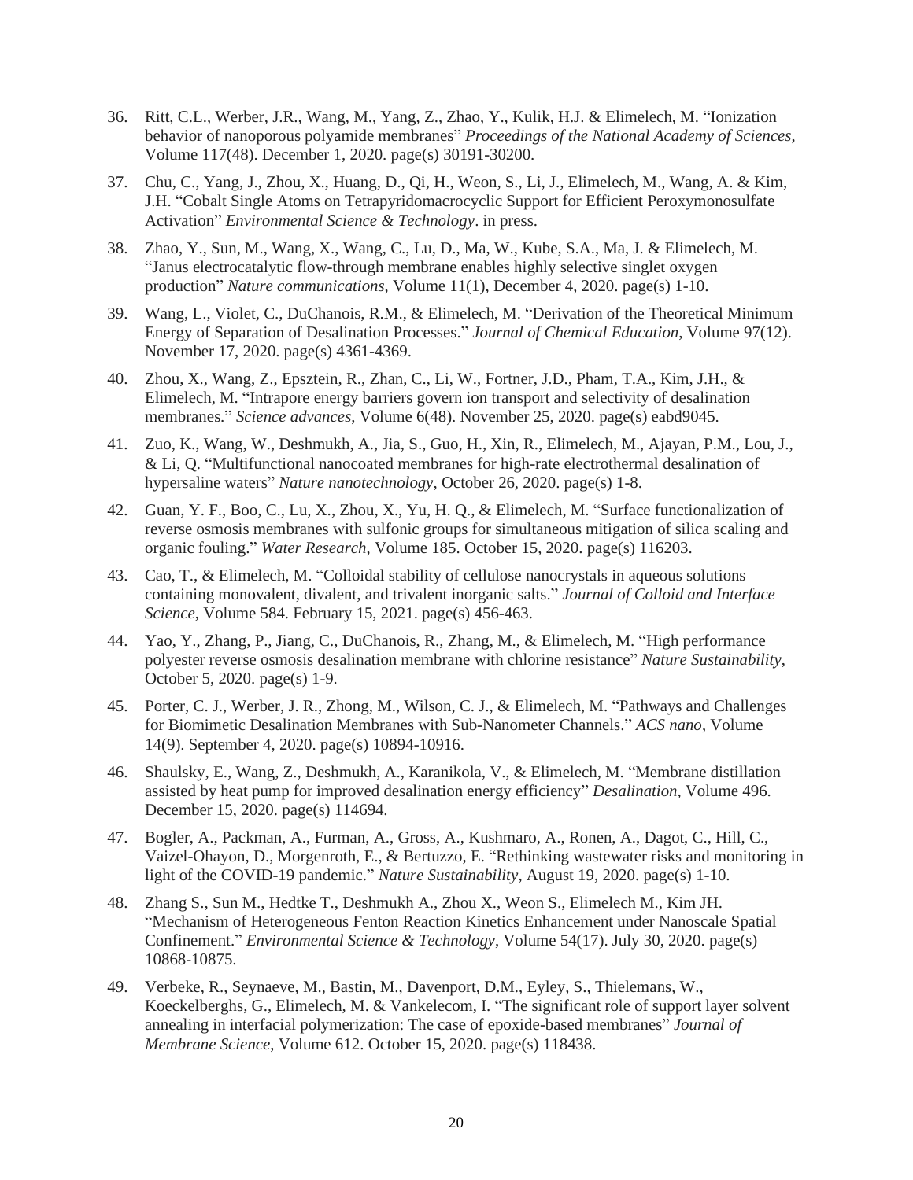36. Ritt, C.L., Werber, J.R., Wang, M., Yang, Z., Zhao, Y., Kulik, H.J. & Elimelech, M. "Ionization behavior of nanoporous polyamide membranes" *Proceedings of the National Academy of Sciences*, Volume 117(48). December 1, 2020. page(s) 30191-30200.

37. Chu, C., Yang, J., Zhou, X., Huang, D., Qi, H., Weon, S., Li, J., Elimelech, M., Wang, A. & Kim, J.H. "Cobalt Single Atoms on Tetrapyridomacrocyclic Support for Efficient Peroxymonosulfate Activation" *Environmental Science & Technology*. in press.

38. Zhao, Y., Sun, M., Wang, X., Wang, C., Lu, D., Ma, W., Kube, S.A., Ma, J. & Elimelech, M. "Janus electrocatalytic flow-through membrane enables highly selective singlet oxygen production" *Nature communications*, Volume 11(1), December 4, 2020. page(s) 1-10.

39. Wang, L., Violet, C., DuChanois, R.M., & Elimelech, M. "Derivation of the Theoretical Minimum Energy of Separation of Desalination Processes." *Journal of Chemical Education*, Volume 97(12). November 17, 2020. page(s) 4361-4369.

40. Zhou, X., Wang, Z., Epsztein, R., Zhan, C., Li, W., Fortner, J.D., Pham, T.A., Kim, J.H., & Elimelech, M. "Intrapore energy barriers govern ion transport and selectivity of desalination membranes." *Science advances*, Volume 6(48). November 25, 2020. page(s) eabd9045.

41. Zuo, K., Wang, W., Deshmukh, A., Jia, S., Guo, H., Xin, R., Elimelech, M., Ajayan, P.M., Lou, J., & Li, Q. "Multifunctional nanocoated membranes for high-rate electrothermal desalination of hypersaline waters" *Nature nanotechnology*, October 26, 2020. page(s) 1-8.

42. Guan, Y. F., Boo, C., Lu, X., Zhou, X., Yu, H. Q., & Elimelech, M. "Surface functionalization of reverse osmosis membranes with sulfonic groups for simultaneous mitigation of silica scaling and organic fouling." *Water Research*, Volume 185. October 15, 2020. page(s) 116203.

43. Cao, T., & Elimelech, M. "Colloidal stability of cellulose nanocrystals in aqueous solutions containing monovalent, divalent, and trivalent inorganic salts." *Journal of Colloid and Interface Science*, Volume 584. February 15, 2021. page(s) 456-463.

44. Yao, Y., Zhang, P., Jiang, C., DuChanois, R., Zhang, M., & Elimelech, M. "High performance polyester reverse osmosis desalination membrane with chlorine resistance" *Nature Sustainability*, October 5, 2020. page(s) 1-9.

45. Porter, C. J., Werber, J. R., Zhong, M., Wilson, C. J., & Elimelech, M. "Pathways and Challenges for Biomimetic Desalination Membranes with Sub-Nanometer Channels." *ACS nano*, Volume 14(9). September 4, 2020. page(s) 10894-10916.

46. Shaulsky, E., Wang, Z., Deshmukh, A., Karanikola, V., & Elimelech, M. "Membrane distillation assisted by heat pump for improved desalination energy efficiency" *Desalination*, Volume 496. December 15, 2020. page(s) 114694.

47. Bogler, A., Packman, A., Furman, A., Gross, A., Kushmaro, A., Ronen, A., Dagot, C., Hill, C., Vaizel-Ohayon, D., Morgenroth, E., & Bertuzzo, E. "Rethinking wastewater risks and monitoring in light of the COVID-19 pandemic." *Nature Sustainability*, August 19, 2020. page(s) 1-10.

48. Zhang S., Sun M., Hedtke T., Deshmukh A., Zhou X., Weon S., Elimelech M., Kim JH. "Mechanism of Heterogeneous Fenton Reaction Kinetics Enhancement under Nanoscale Spatial Confinement." *Environmental Science & Technology*, Volume 54(17). July 30, 2020. page(s) 10868-10875.

49. Verbeke, R., Seynaeve, M., Bastin, M., Davenport, D.M., Eyley, S., Thielemans, W., Koeckelberghs, G., Elimelech, M. & Vankelecom, I. "The significant role of support layer solvent annealing in interfacial polymerization: The case of epoxide-based membranes" *Journal of Membrane Science*, Volume 612. October 15, 2020. page(s) 118438.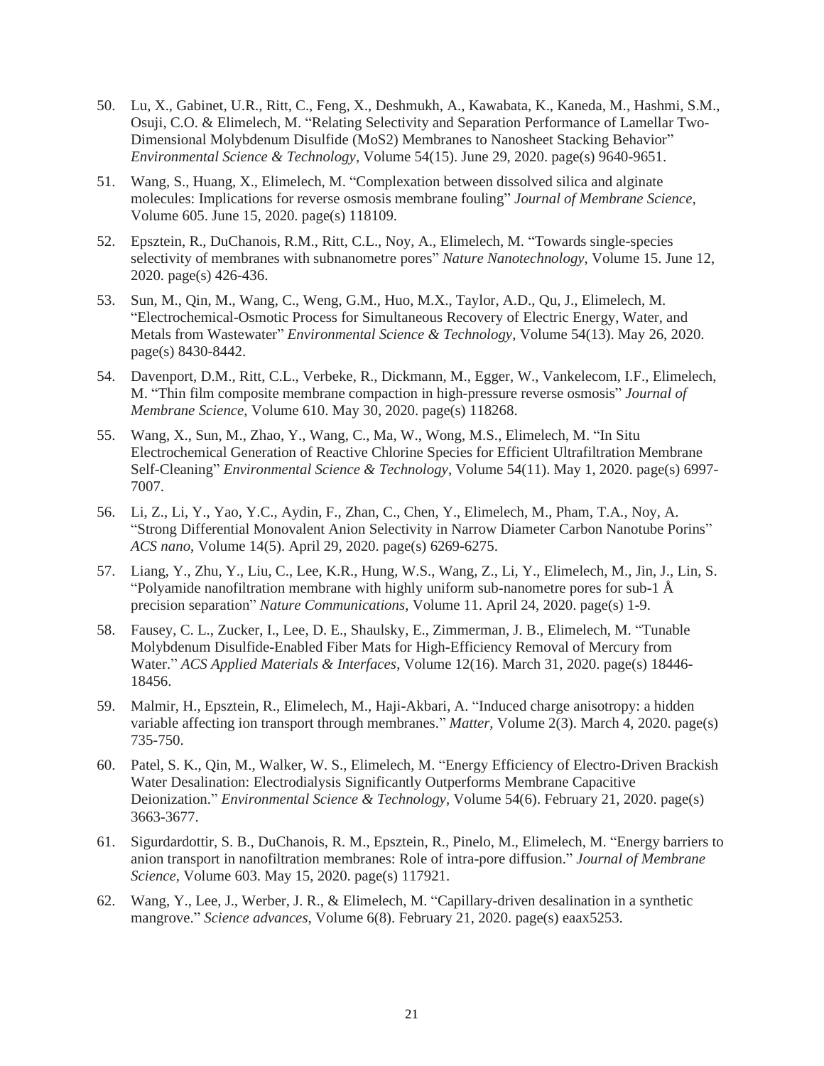50. Lu, X., Gabinet, U.R., Ritt, C., Feng, X., Deshmukh, A., Kawabata, K., Kaneda, M., Hashmi, S.M., Osuji, C.O. & Elimelech, M. "Relating Selectivity and Separation Performance of Lamellar Two-Dimensional Molybdenum Disulfide (MoS2) Membranes to Nanosheet Stacking Behavior" *Environmental Science & Technology*, Volume 54(15). June 29, 2020. page(s) 9640-9651.

51. Wang, S., Huang, X., Elimelech, M. "Complexation between dissolved silica and alginate molecules: Implications for reverse osmosis membrane fouling" *Journal of Membrane Science*, Volume 605. June 15, 2020. page(s) 118109.

52. Epsztein, R., DuChanois, R.M., Ritt, C.L., Noy, A., Elimelech, M. "Towards single-species selectivity of membranes with subnanometre pores" *Nature Nanotechnology*, Volume 15. June 12, 2020. page(s) 426-436.

53. Sun, M., Qin, M., Wang, C., Weng, G.M., Huo, M.X., Taylor, A.D., Qu, J., Elimelech, M. "Electrochemical-Osmotic Process for Simultaneous Recovery of Electric Energy, Water, and Metals from Wastewater" *Environmental Science & Technology*, Volume 54(13). May 26, 2020. page(s) 8430-8442.

54. Davenport, D.M., Ritt, C.L., Verbeke, R., Dickmann, M., Egger, W., Vankelecom, I.F., Elimelech, M. "Thin film composite membrane compaction in high-pressure reverse osmosis" *Journal of Membrane Science*, Volume 610. May 30, 2020. page(s) 118268.

55. Wang, X., Sun, M., Zhao, Y., Wang, C., Ma, W., Wong, M.S., Elimelech, M. "In Situ Electrochemical Generation of Reactive Chlorine Species for Efficient Ultrafiltration Membrane Self-Cleaning" *Environmental Science & Technology*, Volume 54(11). May 1, 2020. page(s) 6997-7007.

56. Li, Z., Li, Y., Yao, Y.C., Aydin, F., Zhan, C., Chen, Y., Elimelech, M., Pham, T.A., Noy, A. "Strong Differential Monovalent Anion Selectivity in Narrow Diameter Carbon Nanotube Porins" *ACS nano*, Volume 14(5). April 29, 2020. page(s) 6269-6275.

57. Liang, Y., Zhu, Y., Liu, C., Lee, K.R., Hung, W.S., Wang, Z., Li, Y., Elimelech, M., Jin, J., Lin, S. "Polyamide nanofiltration membrane with highly uniform sub-nanometre pores for sub-1 Å precision separation" *Nature Communications*, Volume 11. April 24, 2020. page(s) 1-9.

58. Fausey, C. L., Zucker, I., Lee, D. E., Shaulsky, E., Zimmerman, J. B., Elimelech, M. "Tunable Molybdenum Disulfide-Enabled Fiber Mats for High-Efficiency Removal of Mercury from Water." *ACS Applied Materials & Interfaces*, Volume 12(16). March 31, 2020. page(s) 18446-18456.

59. Malmir, H., Epsztein, R., Elimelech, M., Haji-Akbari, A. "Induced charge anisotropy: a hidden variable affecting ion transport through membranes." *Matter*, Volume 2(3). March 4, 2020. page(s) 735-750.

60. Patel, S. K., Qin, M., Walker, W. S., Elimelech, M. "Energy Efficiency of Electro-Driven Brackish Water Desalination: Electrodialysis Significantly Outperforms Membrane Capacitive Deionization." *Environmental Science & Technology*, Volume 54(6). February 21, 2020. page(s) 3663-3677.

61. Sigurdardottir, S. B., DuChanois, R. M., Epsztein, R., Pinelo, M., Elimelech, M. "Energy barriers to anion transport in nanofiltration membranes: Role of intra-pore diffusion." *Journal of Membrane Science*, Volume 603. May 15, 2020. page(s) 117921.

62. Wang, Y., Lee, J., Werber, J. R., & Elimelech, M. "Capillary-driven desalination in a synthetic mangrove." *Science advances*, Volume 6(8). February 21, 2020. page(s) eaax5253.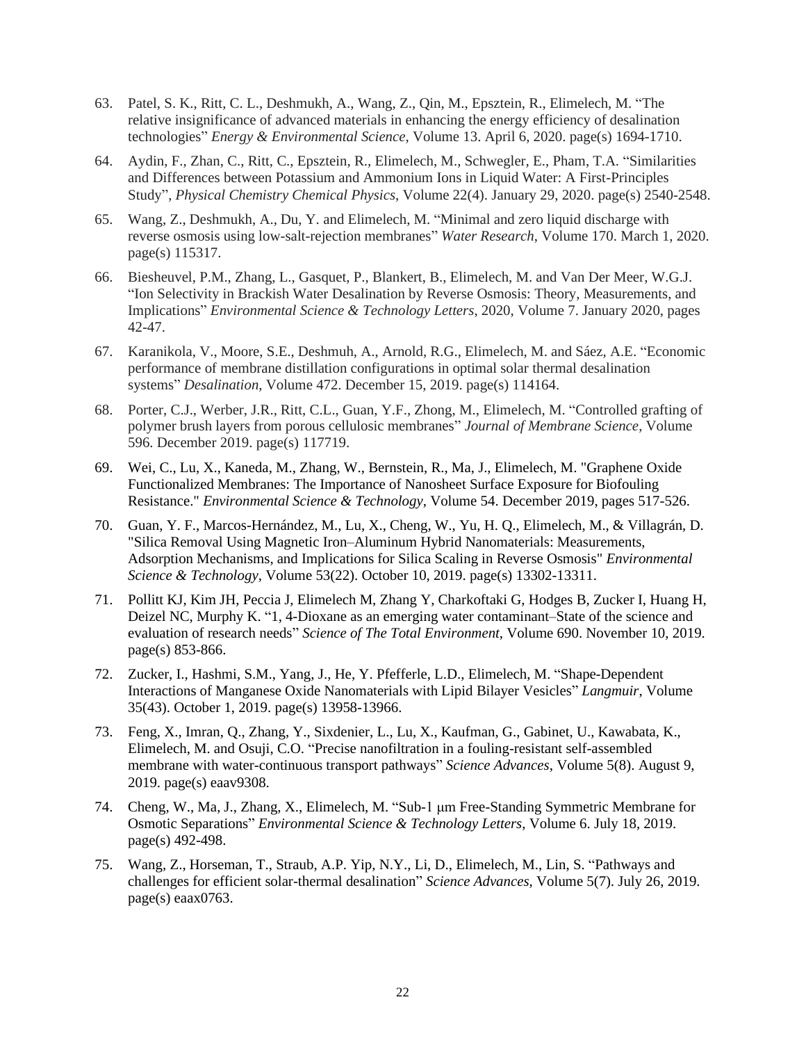63. Patel, S. K., Ritt, C. L., Deshmukh, A., Wang, Z., Qin, M., Epsztein, R., Elimelech, M. “The relative insignificance of advanced materials in enhancing the energy efficiency of desalination technologies” *Energy & Environmental Science*, Volume 13. April 6, 2020. page(s) 1694-1710.

64. Aydin, F., Zhan, C., Ritt, C., Epsztein, R., Elimelech, M., Schwegler, E., Pham, T.A. “Similarities and Differences between Potassium and Ammonium Ions in Liquid Water: A First-Principles Study”, *Physical Chemistry Chemical Physics*, Volume 22(4). January 29, 2020. page(s) 2540-2548.

65. Wang, Z., Deshmukh, A., Du, Y. and Elimelech, M. “Minimal and zero liquid discharge with reverse osmosis using low-salt-rejection membranes” *Water Research*, Volume 170. March 1, 2020. page(s) 115317.

66. Biesheuvel, P.M., Zhang, L., Gasquet, P., Blankert, B., Elimelech, M. and Van Der Meer, W.G.J. “Ion Selectivity in Brackish Water Desalination by Reverse Osmosis: Theory, Measurements, and Implications” *Environmental Science & Technology Letters*, 2020, Volume 7. January 2020, pages 42-47.

67. Karanikola, V., Moore, S.E., Deshmuh, A., Arnold, R.G., Elimelech, M. and Sáez, A.E. “Economic performance of membrane distillation configurations in optimal solar thermal desalination systems” *Desalination*, Volume 472. December 15, 2019. page(s) 114164.

68. Porter, C.J., Werber, J.R., Ritt, C.L., Guan, Y.F., Zhong, M., Elimelech, M. “Controlled grafting of polymer brush layers from porous cellulosic membranes” *Journal of Membrane Science*, Volume 596. December 2019. page(s) 117719.

69. Wei, C., Lu, X., Kaneda, M., Zhang, W., Bernstein, R., Ma, J., Elimelech, M. "Graphene Oxide Functionalized Membranes: The Importance of Nanosheet Surface Exposure for Biofouling Resistance." *Environmental Science & Technology*, Volume 54. December 2019, pages 517-526.

70. Guan, Y. F., Marcos-Hernández, M., Lu, X., Cheng, W., Yu, H. Q., Elimelech, M., & Villagrán, D. "Silica Removal Using Magnetic Iron–Aluminum Hybrid Nanomaterials: Measurements, Adsorption Mechanisms, and Implications for Silica Scaling in Reverse Osmosis" *Environmental Science & Technology*, Volume 53(22). October 10, 2019. page(s) 13302-13311.

71. Pollitt KJ, Kim JH, Peccia J, Elimelech M, Zhang Y, Charkoftaki G, Hodges B, Zucker I, Huang H, Deizel NC, Murphy K. “1, 4-Dioxane as an emerging water contaminant–State of the science and evaluation of research needs” *Science of The Total Environment*, Volume 690. November 10, 2019. page(s) 853-866.

72. Zucker, I., Hashmi, S.M., Yang, J., He, Y. Pfefferle, L.D., Elimelech, M. “Shape-Dependent Interactions of Manganese Oxide Nanomaterials with Lipid Bilayer Vesicles” *Langmuir*, Volume 35(43). October 1, 2019. page(s) 13958-13966.

73. Feng, X., Imran, Q., Zhang, Y., Sixdenier, L., Lu, X., Kaufman, G., Gabinet, U., Kawabata, K., Elimelech, M. and Osuji, C.O. “Precise nanofiltration in a fouling-resistant self-assembled membrane with water-continuous transport pathways” *Science Advances*, Volume 5(8). August 9, 2019. page(s) eaav9308.

74. Cheng, W., Ma, J., Zhang, X., Elimelech, M. “Sub-1 μm Free-Standing Symmetric Membrane for Osmotic Separations” *Environmental Science & Technology Letters*, Volume 6. July 18, 2019. page(s) 492-498.

75. Wang, Z., Horseman, T., Straub, A.P. Yip, N.Y., Li, D., Elimelech, M., Lin, S. “Pathways and challenges for efficient solar-thermal desalination” *Science Advances*, Volume 5(7). July 26, 2019. page(s) eaax0763.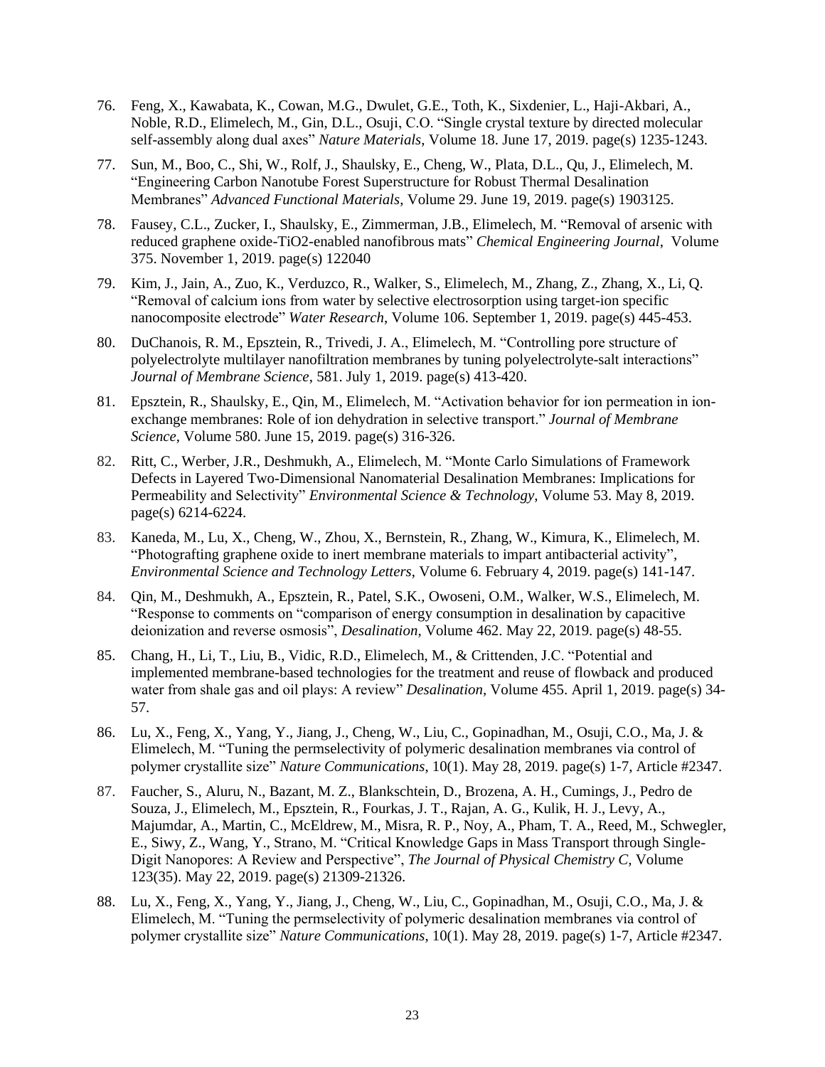76. Feng, X., Kawabata, K., Cowan, M.G., Dwulet, G.E., Toth, K., Sixdenier, L., Haji-Akbari, A., Noble, R.D., Elimelech, M., Gin, D.L., Osuji, C.O. "Single crystal texture by directed molecular self-assembly along dual axes" *Nature Materials*, Volume 18. June 17, 2019. page(s) 1235-1243.

77. Sun, M., Boo, C., Shi, W., Rolf, J., Shaulsky, E., Cheng, W., Plata, D.L., Qu, J., Elimelech, M. "Engineering Carbon Nanotube Forest Superstructure for Robust Thermal Desalination Membranes" *Advanced Functional Materials*, Volume 29. June 19, 2019. page(s) 1903125.

78. Fausey, C.L., Zucker, I., Shaulsky, E., Zimmerman, J.B., Elimelech, M. "Removal of arsenic with reduced graphene oxide-TiO2-enabled nanofibrous mats" *Chemical Engineering Journal*, Volume 375. November 1, 2019. page(s) 122040

79. Kim, J., Jain, A., Zuo, K., Verduzco, R., Walker, S., Elimelech, M., Zhang, Z., Zhang, X., Li, Q. "Removal of calcium ions from water by selective electrosorption using target-ion specific nanocomposite electrode" *Water Research*, Volume 106. September 1, 2019. page(s) 445-453.

80. DuChanois, R. M., Epsztein, R., Trivedi, J. A., Elimelech, M. "Controlling pore structure of polyelectrolyte multilayer nanofiltration membranes by tuning polyelectrolyte-salt interactions" *Journal of Membrane Science*, 581. July 1, 2019. page(s) 413-420.

81. Epsztein, R., Shaulsky, E., Qin, M., Elimelech, M. "Activation behavior for ion permeation in ion-exchange membranes: Role of ion dehydration in selective transport." *Journal of Membrane Science*, Volume 580. June 15, 2019. page(s) 316-326.

82. Ritt, C., Werber, J.R., Deshmukh, A., Elimelech, M. "Monte Carlo Simulations of Framework Defects in Layered Two-Dimensional Nanomaterial Desalination Membranes: Implications for Permeability and Selectivity" *Environmental Science & Technology*, Volume 53. May 8, 2019. page(s) 6214-6224.

83. Kaneda, M., Lu, X., Cheng, W., Zhou, X., Bernstein, R., Zhang, W., Kimura, K., Elimelech, M. "Photografting graphene oxide to inert membrane materials to impart antibacterial activity", *Environmental Science and Technology Letters*, Volume 6. February 4, 2019. page(s) 141-147.

84. Qin, M., Deshmukh, A., Epsztein, R., Patel, S.K., Owoseni, O.M., Walker, W.S., Elimelech, M. "Response to comments on "comparison of energy consumption in desalination by capacitive deionization and reverse osmosis", *Desalination*, Volume 462. May 22, 2019. page(s) 48-55.

85. Chang, H., Li, T., Liu, B., Vidic, R.D., Elimelech, M., & Crittenden, J.C. "Potential and implemented membrane-based technologies for the treatment and reuse of flowback and produced water from shale gas and oil plays: A review" *Desalination*, Volume 455. April 1, 2019. page(s) 34-57.

86. Lu, X., Feng, X., Yang, Y., Jiang, J., Cheng, W., Liu, C., Gopinadhan, M., Osuji, C.O., Ma, J. & Elimelech, M. "Tuning the permselectivity of polymeric desalination membranes via control of polymer crystallite size" *Nature Communications*, 10(1). May 28, 2019. page(s) 1-7, Article #2347.

87. Faucher, S., Aluru, N., Bazant, M. Z., Blankschtein, D., Brozena, A. H., Cumings, J., Pedro de Souza, J., Elimelech, M., Epsztein, R., Fourkas, J. T., Rajan, A. G., Kulik, H. J., Levy, A., Majumdar, A., Martin, C., McEldrew, M., Misra, R. P., Noy, A., Pham, T. A., Reed, M., Schwegler, E., Siwy, Z., Wang, Y., Strano, M. "Critical Knowledge Gaps in Mass Transport through Single-Digit Nanopores: A Review and Perspective", *The Journal of Physical Chemistry C*, Volume 123(35). May 22, 2019. page(s) 21309-21326.

88. Lu, X., Feng, X., Yang, Y., Jiang, J., Cheng, W., Liu, C., Gopinadhan, M., Osuji, C.O., Ma, J. & Elimelech, M. "Tuning the permselectivity of polymeric desalination membranes via control of polymer crystallite size" *Nature Communications*, 10(1). May 28, 2019. page(s) 1-7, Article #2347.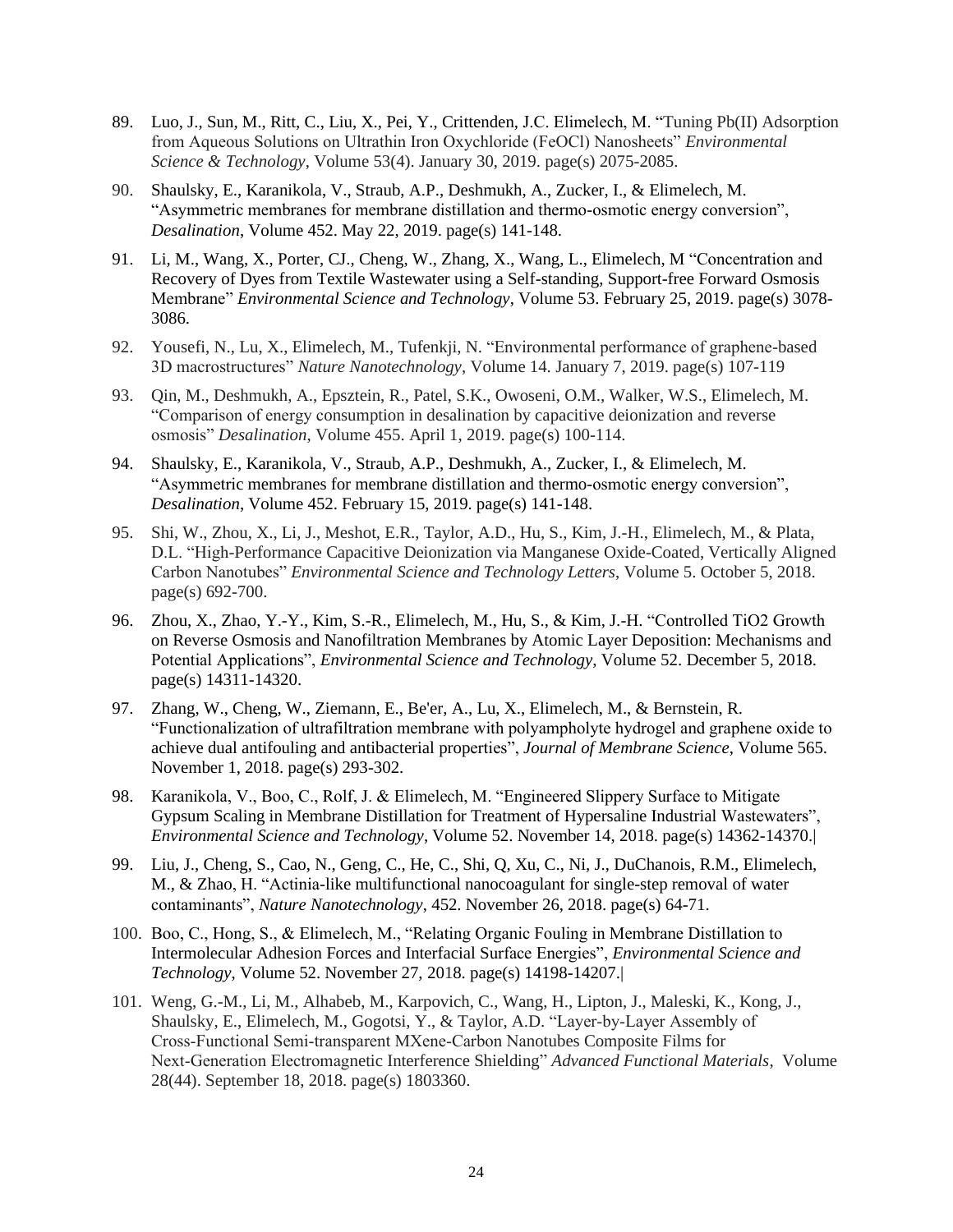89. Luo, J., Sun, M., Ritt, C., Liu, X., Pei, Y., Crittenden, J.C. Elimelech, M. "Tuning Pb(II) Adsorption from Aqueous Solutions on Ultrathin Iron Oxychloride (FeOCl) Nanosheets" *Environmental Science & Technology*, Volume 53(4). January 30, 2019. page(s) 2075-2085.

90. Shaulsky, E., Karanikola, V., Straub, A.P., Deshmukh, A., Zucker, I., & Elimelech, M. "Asymmetric membranes for membrane distillation and thermo-osmotic energy conversion", *Desalination*, Volume 452. May 22, 2019. page(s) 141-148.

91. Li, M., Wang, X., Porter, CJ., Cheng, W., Zhang, X., Wang, L., Elimelech, M "Concentration and Recovery of Dyes from Textile Wastewater using a Self-standing, Support-free Forward Osmosis Membrane" *Environmental Science and Technology*, Volume 53. February 25, 2019. page(s) 3078-3086.

92. Yousefi, N., Lu, X., Elimelech, M., Tufenkji, N. "Environmental performance of graphene-based 3D macrostructures" *Nature Nanotechnology*, Volume 14. January 7, 2019. page(s) 107-119

93. Qin, M., Deshmukh, A., Epsztein, R., Patel, S.K., Owoseni, O.M., Walker, W.S., Elimelech, M. "Comparison of energy consumption in desalination by capacitive deionization and reverse osmosis" *Desalination*, Volume 455. April 1, 2019. page(s) 100-114.

94. Shaulsky, E., Karanikola, V., Straub, A.P., Deshmukh, A., Zucker, I., & Elimelech, M. "Asymmetric membranes for membrane distillation and thermo-osmotic energy conversion", *Desalination*, Volume 452. February 15, 2019. page(s) 141-148.

95. Shi, W., Zhou, X., Li, J., Meshot, E.R., Taylor, A.D., Hu, S., Kim, J.-H., Elimelech, M., & Plata, D.L. "High-Performance Capacitive Deionization via Manganese Oxide-Coated, Vertically Aligned Carbon Nanotubes" *Environmental Science and Technology Letters*, Volume 5. October 5, 2018. page(s) 692-700.

96. Zhou, X., Zhao, Y.-Y., Kim, S.-R., Elimelech, M., Hu, S., & Kim, J.-H. "Controlled TiO2 Growth on Reverse Osmosis and Nanofiltration Membranes by Atomic Layer Deposition: Mechanisms and Potential Applications", *Environmental Science and Technology*, Volume 52. December 5, 2018. page(s) 14311-14320.

97. Zhang, W., Cheng, W., Ziemann, E., Be'er, A., Lu, X., Elimelech, M., & Bernstein, R. "Functionalization of ultrafiltration membrane with polyampholyte hydrogel and graphene oxide to achieve dual antifouling and antibacterial properties", *Journal of Membrane Science*, Volume 565. November 1, 2018. page(s) 293-302.

98. Karanikola, V., Boo, C., Rolf, J. & Elimelech, M. "Engineered Slippery Surface to Mitigate Gypsum Scaling in Membrane Distillation for Treatment of Hypersaline Industrial Wastewaters", *Environmental Science and Technology*, Volume 52. November 14, 2018. page(s) 14362-14370.|

99. Liu, J., Cheng, S., Cao, N., Geng, C., He, C., Shi, Q, Xu, C., Ni, J., DuChanois, R.M., Elimelech, M., & Zhao, H. "Actinia-like multifunctional nanocoagulant for single-step removal of water contaminants", *Nature Nanotechnology*, 452. November 26, 2018. page(s) 64-71.

100. Boo, C., Hong, S., & Elimelech, M., "Relating Organic Fouling in Membrane Distillation to Intermolecular Adhesion Forces and Interfacial Surface Energies", *Environmental Science and Technology*, Volume 52. November 27, 2018. page(s) 14198-14207.|

101. Weng, G.-M., Li, M., Alhabeb, M., Karpovich, C., Wang, H., Lipton, J., Maleski, K., Kong, J., Shaulsky, E., Elimelech, M., Gogotsi, Y., & Taylor, A.D. "Layer-by-Layer Assembly of Cross-Functional Semi-transparent MXene-Carbon Nanotubes Composite Films for Next-Generation Electromagnetic Interference Shielding" *Advanced Functional Materials*, Volume 28(44). September 18, 2018. page(s) 1803360.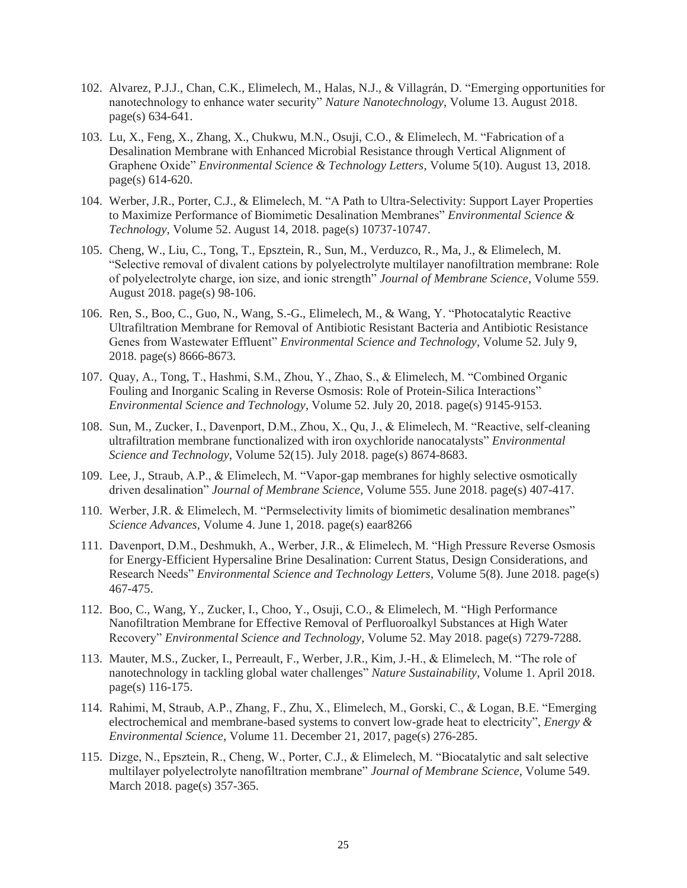102. Alvarez, P.J.J., Chan, C.K., Elimelech, M., Halas, N.J., & Villagrán, D. "Emerging opportunities for nanotechnology to enhance water security" *Nature Nanotechnology*, Volume 13. August 2018. page(s) 634-641.

103. Lu, X., Feng, X., Zhang, X., Chukwu, M.N., Osuji, C.O., & Elimelech, M. "Fabrication of a Desalination Membrane with Enhanced Microbial Resistance through Vertical Alignment of Graphene Oxide" *Environmental Science & Technology Letters*, Volume 5(10). August 13, 2018. page(s) 614-620.

104. Werber, J.R., Porter, C.J., & Elimelech, M. "A Path to Ultra-Selectivity: Support Layer Properties to Maximize Performance of Biomimetic Desalination Membranes" *Environmental Science & Technology*, Volume 52. August 14, 2018. page(s) 10737-10747.

105. Cheng, W., Liu, C., Tong, T., Epsztein, R., Sun, M., Verduzco, R., Ma, J., & Elimelech, M. "Selective removal of divalent cations by polyelectrolyte multilayer nanofiltration membrane: Role of polyelectrolyte charge, ion size, and ionic strength" *Journal of Membrane Science*, Volume 559. August 2018. page(s) 98-106.

106. Ren, S., Boo, C., Guo, N., Wang, S.-G., Elimelech, M., & Wang, Y. "Photocatalytic Reactive Ultrafiltration Membrane for Removal of Antibiotic Resistant Bacteria and Antibiotic Resistance Genes from Wastewater Effluent" *Environmental Science and Technology*, Volume 52. July 9, 2018. page(s) 8666-8673.

107. Quay, A., Tong, T., Hashmi, S.M., Zhou, Y., Zhao, S., & Elimelech, M. "Combined Organic Fouling and Inorganic Scaling in Reverse Osmosis: Role of Protein-Silica Interactions" *Environmental Science and Technology*, Volume 52. July 20, 2018. page(s) 9145-9153.

108. Sun, M., Zucker, I., Davenport, D.M., Zhou, X., Qu, J., & Elimelech, M. "Reactive, self-cleaning ultrafiltration membrane functionalized with iron oxychloride nanocatalysts" *Environmental Science and Technology*, Volume 52(15). July 2018. page(s) 8674-8683.

109. Lee, J., Straub, A.P., & Elimelech, M. "Vapor-gap membranes for highly selective osmotically driven desalination" *Journal of Membrane Science*, Volume 555. June 2018. page(s) 407-417.

110. Werber, J.R. & Elimelech, M. "Permselectivity limits of biomimetic desalination membranes" *Science Advances*, Volume 4. June 1, 2018. page(s) eaar8266

111. Davenport, D.M., Deshmukh, A., Werber, J.R., & Elimelech, M. "High Pressure Reverse Osmosis for Energy-Efficient Hypersaline Brine Desalination: Current Status, Design Considerations, and Research Needs" *Environmental Science and Technology Letters*, Volume 5(8). June 2018. page(s) 467-475.

112. Boo, C., Wang, Y., Zucker, I., Choo, Y., Osuji, C.O., & Elimelech, M. "High Performance Nanofiltration Membrane for Effective Removal of Perfluoroalkyl Substances at High Water Recovery" *Environmental Science and Technology*, Volume 52. May 2018. page(s) 7279-7288.

113. Mauter, M.S., Zucker, I., Perreault, F., Werber, J.R., Kim, J.-H., & Elimelech, M. "The role of nanotechnology in tackling global water challenges" *Nature Sustainability*, Volume 1. April 2018. page(s) 116-175.

114. Rahimi, M, Straub, A.P., Zhang, F., Zhu, X., Elimelech, M., Gorski, C., & Logan, B.E. "Emerging electrochemical and membrane-based systems to convert low-grade heat to electricity", *Energy & Environmental Science*, Volume 11. December 21, 2017, page(s) 276-285.

115. Dizge, N., Epsztein, R., Cheng, W., Porter, C.J., & Elimelech, M. "Biocatalytic and salt selective multilayer polyelectrolyte nanofiltration membrane" *Journal of Membrane Science*, Volume 549. March 2018. page(s) 357-365.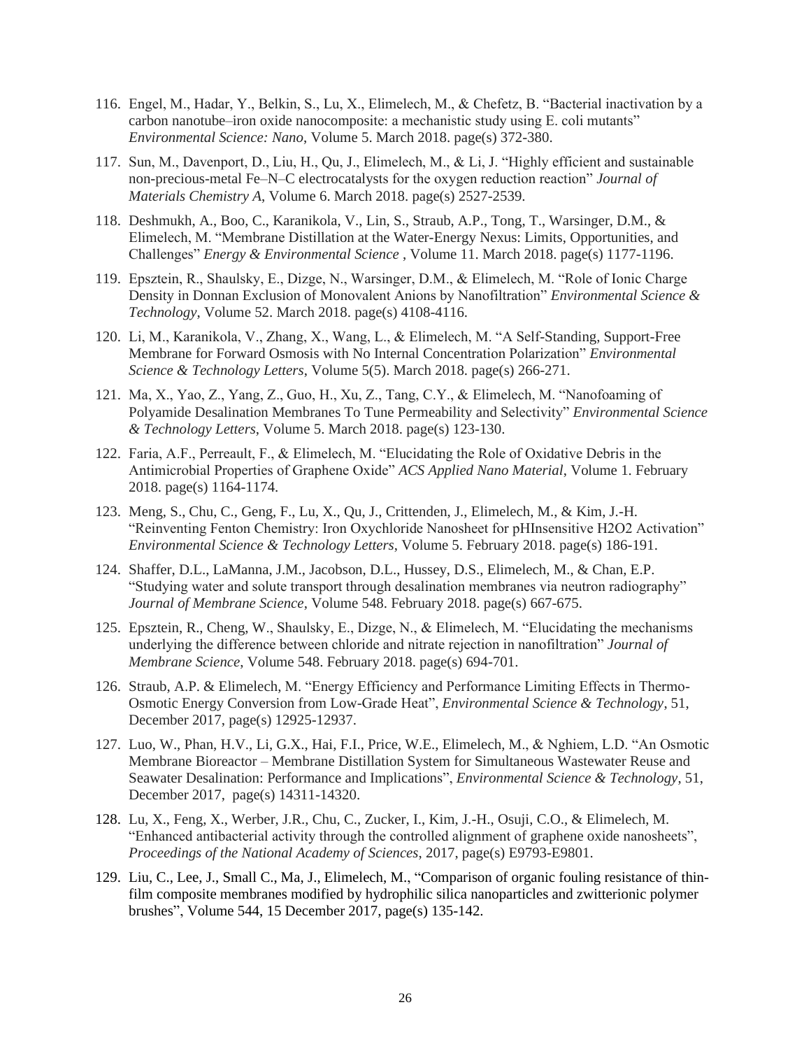116. Engel, M., Hadar, Y., Belkin, S., Lu, X., Elimelech, M., & Chefetz, B. "Bacterial inactivation by a carbon nanotube–iron oxide nanocomposite: a mechanistic study using E. coli mutants" *Environmental Science: Nano*, Volume 5. March 2018. page(s) 372-380.

117. Sun, M., Davenport, D., Liu, H., Qu, J., Elimelech, M., & Li, J. "Highly efficient and sustainable non-precious-metal Fe–N–C electrocatalysts for the oxygen reduction reaction" *Journal of Materials Chemistry A*, Volume 6. March 2018. page(s) 2527-2539.

118. Deshmukh, A., Boo, C., Karanikola, V., Lin, S., Straub, A.P., Tong, T., Warsinger, D.M., & Elimelech, M. "Membrane Distillation at the Water-Energy Nexus: Limits, Opportunities, and Challenges" *Energy & Environmental Science* , Volume 11. March 2018. page(s) 1177-1196.

119. Epsztein, R., Shaulsky, E., Dizge, N., Warsinger, D.M., & Elimelech, M. "Role of Ionic Charge Density in Donnan Exclusion of Monovalent Anions by Nanofiltration" *Environmental Science & Technology*, Volume 52. March 2018. page(s) 4108-4116.

120. Li, M., Karanikola, V., Zhang, X., Wang, L., & Elimelech, M. "A Self-Standing, Support-Free Membrane for Forward Osmosis with No Internal Concentration Polarization" *Environmental Science & Technology Letters*, Volume 5(5). March 2018. page(s) 266-271.

121. Ma, X., Yao, Z., Yang, Z., Guo, H., Xu, Z., Tang, C.Y., & Elimelech, M. "Nanofoaming of Polyamide Desalination Membranes To Tune Permeability and Selectivity" *Environmental Science & Technology Letters*, Volume 5. March 2018. page(s) 123-130.

122. Faria, A.F., Perreault, F., & Elimelech, M. "Elucidating the Role of Oxidative Debris in the Antimicrobial Properties of Graphene Oxide" *ACS Applied Nano Material*, Volume 1. February 2018. page(s) 1164-1174.

123. Meng, S., Chu, C., Geng, F., Lu, X., Qu, J., Crittenden, J., Elimelech, M., & Kim, J.-H. "Reinventing Fenton Chemistry: Iron Oxychloride Nanosheet for pHInsensitive H2O2 Activation" *Environmental Science & Technology Letters*, Volume 5. February 2018. page(s) 186-191.

124. Shaffer, D.L., LaManna, J.M., Jacobson, D.L., Hussey, D.S., Elimelech, M., & Chan, E.P. "Studying water and solute transport through desalination membranes via neutron radiography" *Journal of Membrane Science*, Volume 548. February 2018. page(s) 667-675.

125. Epsztein, R., Cheng, W., Shaulsky, E., Dizge, N., & Elimelech, M. "Elucidating the mechanisms underlying the difference between chloride and nitrate rejection in nanofiltration" *Journal of Membrane Science*, Volume 548. February 2018. page(s) 694-701.

126. Straub, A.P. & Elimelech, M. "Energy Efficiency and Performance Limiting Effects in Thermo-Osmotic Energy Conversion from Low-Grade Heat", *Environmental Science & Technology*, 51, December 2017, page(s) 12925-12937.

127. Luo, W., Phan, H.V., Li, G.X., Hai, F.I., Price, W.E., Elimelech, M., & Nghiem, L.D. "An Osmotic Membrane Bioreactor – Membrane Distillation System for Simultaneous Wastewater Reuse and Seawater Desalination: Performance and Implications", *Environmental Science & Technology*, 51, December 2017, page(s) 14311-14320.

128. Lu, X., Feng, X., Werber, J.R., Chu, C., Zucker, I., Kim, J.-H., Osuji, C.O., & Elimelech, M. "Enhanced antibacterial activity through the controlled alignment of graphene oxide nanosheets", *Proceedings of the National Academy of Sciences*, 2017, page(s) E9793-E9801.

129. Liu, C., Lee, J., Small C., Ma, J., Elimelech, M., "Comparison of organic fouling resistance of thin-film composite membranes modified by hydrophilic silica nanoparticles and zwitterionic polymer brushes", Volume 544, 15 December 2017, page(s) 135-142.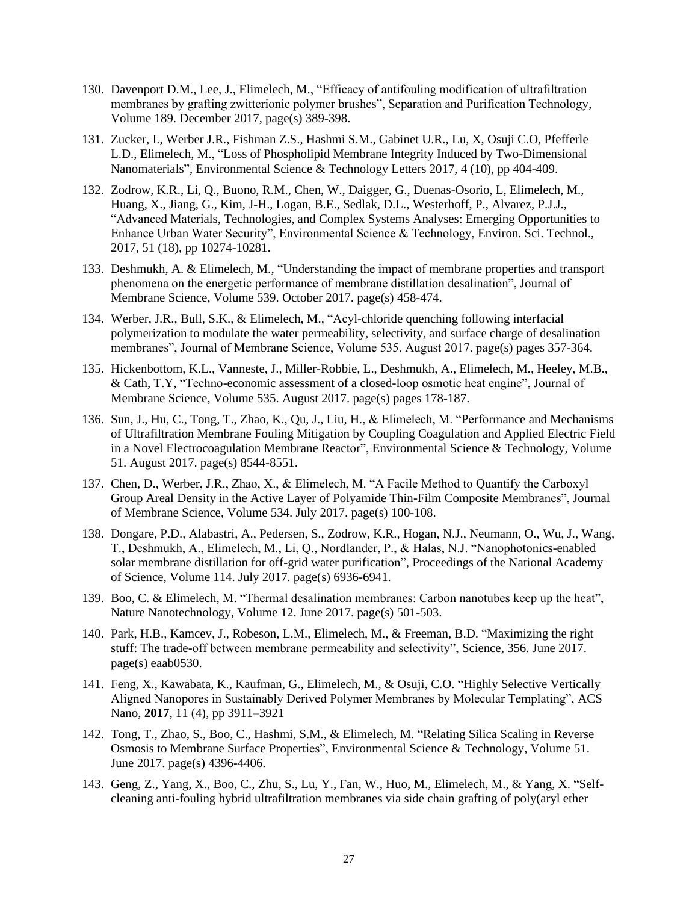130. Davenport D.M., Lee, J., Elimelech, M., "Efficacy of antifouling modification of ultrafiltration membranes by grafting zwitterionic polymer brushes", Separation and Purification Technology, Volume 189. December 2017, page(s) 389-398.

131. Zucker, I., Werber J.R., Fishman Z.S., Hashmi S.M., Gabinet U.R., Lu, X, Osuji C.O, Pfefferle L.D., Elimelech, M., "Loss of Phospholipid Membrane Integrity Induced by Two-Dimensional Nanomaterials", Environmental Science & Technology Letters 2017, 4 (10), pp 404-409.

132. Zodrow, K.R., Li, Q., Buono, R.M., Chen, W., Daigger, G., Duenas-Osorio, L, Elimelech, M., Huang, X., Jiang, G., Kim, J-H., Logan, B.E., Sedlak, D.L., Westerhoff, P., Alvarez, P.J.J., "Advanced Materials, Technologies, and Complex Systems Analyses: Emerging Opportunities to Enhance Urban Water Security", Environmental Science & Technology, Environ. Sci. Technol., 2017, 51 (18), pp 10274-10281.

133. Deshmukh, A. & Elimelech, M., "Understanding the impact of membrane properties and transport phenomena on the energetic performance of membrane distillation desalination", Journal of Membrane Science, Volume 539. October 2017. page(s) 458-474.

134. Werber, J.R., Bull, S.K., & Elimelech, M., "Acyl-chloride quenching following interfacial polymerization to modulate the water permeability, selectivity, and surface charge of desalination membranes", Journal of Membrane Science, Volume 535. August 2017. page(s) pages 357-364.

135. Hickenbottom, K.L., Vanneste, J., Miller-Robbie, L., Deshmukh, A., Elimelech, M., Heeley, M.B., & Cath, T.Y, "Techno-economic assessment of a closed-loop osmotic heat engine", Journal of Membrane Science, Volume 535. August 2017. page(s) pages 178-187.

136. Sun, J., Hu, C., Tong, T., Zhao, K., Qu, J., Liu, H., & Elimelech, M. "Performance and Mechanisms of Ultrafiltration Membrane Fouling Mitigation by Coupling Coagulation and Applied Electric Field in a Novel Electrocoagulation Membrane Reactor", Environmental Science & Technology, Volume 51. August 2017. page(s) 8544-8551.

137. Chen, D., Werber, J.R., Zhao, X., & Elimelech, M. "A Facile Method to Quantify the Carboxyl Group Areal Density in the Active Layer of Polyamide Thin-Film Composite Membranes", Journal of Membrane Science, Volume 534. July 2017. page(s) 100-108.

138. Dongare, P.D., Alabastri, A., Pedersen, S., Zodrow, K.R., Hogan, N.J., Neumann, O., Wu, J., Wang, T., Deshmukh, A., Elimelech, M., Li, Q., Nordlander, P., & Halas, N.J. "Nanophotonics-enabled solar membrane distillation for off-grid water purification", Proceedings of the National Academy of Science, Volume 114. July 2017. page(s) 6936-6941.

139. Boo, C. & Elimelech, M. "Thermal desalination membranes: Carbon nanotubes keep up the heat", Nature Nanotechnology, Volume 12. June 2017. page(s) 501-503.

140. Park, H.B., Kamcev, J., Robeson, L.M., Elimelech, M., & Freeman, B.D. "Maximizing the right stuff: The trade-off between membrane permeability and selectivity", Science, 356. June 2017. page(s) eaab0530.

141. Feng, X., Kawabata, K., Kaufman, G., Elimelech, M., & Osuji, C.O. "Highly Selective Vertically Aligned Nanopores in Sustainably Derived Polymer Membranes by Molecular Templating", ACS Nano, **2017**, 11 (4), pp 3911–3921

142. Tong, T., Zhao, S., Boo, C., Hashmi, S.M., & Elimelech, M. "Relating Silica Scaling in Reverse Osmosis to Membrane Surface Properties", Environmental Science & Technology, Volume 51. June 2017. page(s) 4396-4406.

143. Geng, Z., Yang, X., Boo, C., Zhu, S., Lu, Y., Fan, W., Huo, M., Elimelech, M., & Yang, X. "Self-cleaning anti-fouling hybrid ultrafiltration membranes via side chain grafting of poly(aryl ether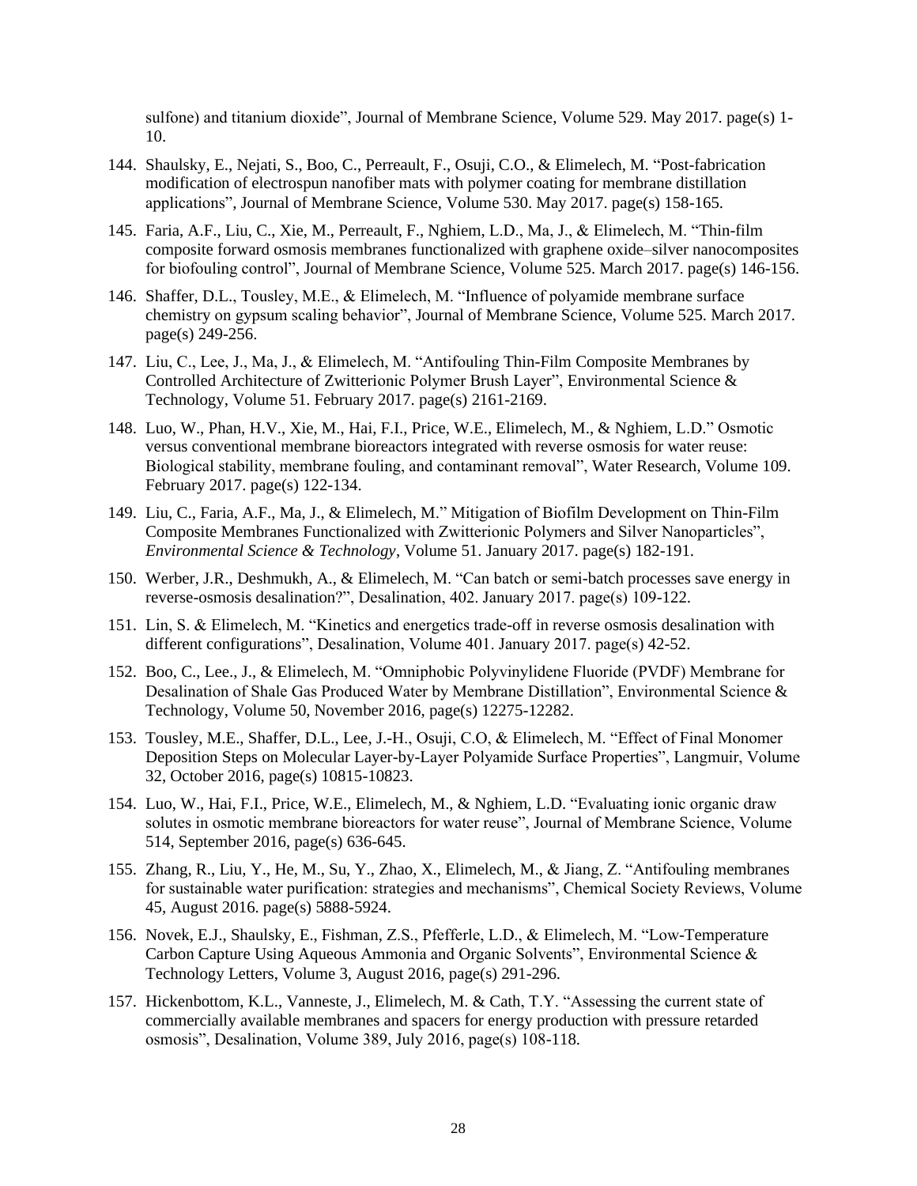sulfone) and titanium dioxide", Journal of Membrane Science, Volume 529. May 2017. page(s) 1-10.

144. Shaulsky, E., Nejati, S., Boo, C., Perreault, F., Osuji, C.O., & Elimelech, M. "Post-fabrication modification of electrospun nanofiber mats with polymer coating for membrane distillation applications", Journal of Membrane Science, Volume 530. May 2017. page(s) 158-165.

145. Faria, A.F., Liu, C., Xie, M., Perreault, F., Nghiem, L.D., Ma, J., & Elimelech, M. "Thin-film composite forward osmosis membranes functionalized with graphene oxide–silver nanocomposites for biofouling control", Journal of Membrane Science, Volume 525. March 2017. page(s) 146-156.

146. Shaffer, D.L., Tousley, M.E., & Elimelech, M. "Influence of polyamide membrane surface chemistry on gypsum scaling behavior", Journal of Membrane Science, Volume 525. March 2017. page(s) 249-256.

147. Liu, C., Lee, J., Ma, J., & Elimelech, M. "Antifouling Thin-Film Composite Membranes by Controlled Architecture of Zwitterionic Polymer Brush Layer", Environmental Science & Technology, Volume 51. February 2017. page(s) 2161-2169.

148. Luo, W., Phan, H.V., Xie, M., Hai, F.I., Price, W.E., Elimelech, M., & Nghiem, L.D." Osmotic versus conventional membrane bioreactors integrated with reverse osmosis for water reuse: Biological stability, membrane fouling, and contaminant removal", Water Research, Volume 109. February 2017. page(s) 122-134.

149. Liu, C., Faria, A.F., Ma, J., & Elimelech, M." Mitigation of Biofilm Development on Thin-Film Composite Membranes Functionalized with Zwitterionic Polymers and Silver Nanoparticles", *Environmental Science & Technology*, Volume 51. January 2017. page(s) 182-191.

150. Werber, J.R., Deshmukh, A., & Elimelech, M. "Can batch or semi-batch processes save energy in reverse-osmosis desalination?", Desalination, 402. January 2017. page(s) 109-122.

151. Lin, S. & Elimelech, M. "Kinetics and energetics trade-off in reverse osmosis desalination with different configurations", Desalination, Volume 401. January 2017. page(s) 42-52.

152. Boo, C., Lee., J., & Elimelech, M. "Omniphobic Polyvinylidene Fluoride (PVDF) Membrane for Desalination of Shale Gas Produced Water by Membrane Distillation", Environmental Science & Technology, Volume 50, November 2016, page(s) 12275-12282.

153. Tousley, M.E., Shaffer, D.L., Lee, J.-H., Osuji, C.O, & Elimelech, M. "Effect of Final Monomer Deposition Steps on Molecular Layer-by-Layer Polyamide Surface Properties", Langmuir, Volume 32, October 2016, page(s) 10815-10823.

154. Luo, W., Hai, F.I., Price, W.E., Elimelech, M., & Nghiem, L.D. "Evaluating ionic organic draw solutes in osmotic membrane bioreactors for water reuse", Journal of Membrane Science, Volume 514, September 2016, page(s) 636-645.

155. Zhang, R., Liu, Y., He, M., Su, Y., Zhao, X., Elimelech, M., & Jiang, Z. "Antifouling membranes for sustainable water purification: strategies and mechanisms", Chemical Society Reviews, Volume 45, August 2016. page(s) 5888-5924.

156. Novek, E.J., Shaulsky, E., Fishman, Z.S., Pfefferle, L.D., & Elimelech, M. "Low-Temperature Carbon Capture Using Aqueous Ammonia and Organic Solvents", Environmental Science & Technology Letters, Volume 3, August 2016, page(s) 291-296.

157. Hickenbottom, K.L., Vanneste, J., Elimelech, M. & Cath, T.Y. "Assessing the current state of commercially available membranes and spacers for energy production with pressure retarded osmosis", Desalination, Volume 389, July 2016, page(s) 108-118.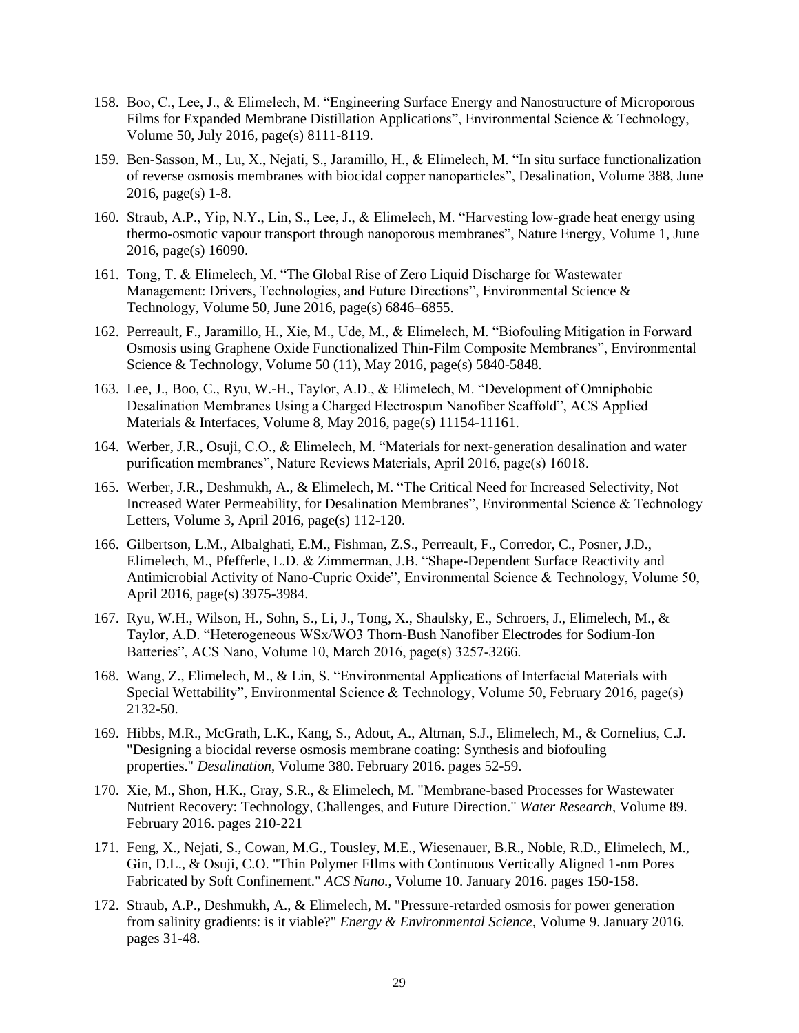158. Boo, C., Lee, J., & Elimelech, M. "Engineering Surface Energy and Nanostructure of Microporous Films for Expanded Membrane Distillation Applications", Environmental Science & Technology, Volume 50, July 2016, page(s) 8111-8119.

159. Ben-Sasson, M., Lu, X., Nejati, S., Jaramillo, H., & Elimelech, M. "In situ surface functionalization of reverse osmosis membranes with biocidal copper nanoparticles", Desalination, Volume 388, June 2016, page(s) 1-8.

160. Straub, A.P., Yip, N.Y., Lin, S., Lee, J., & Elimelech, M. "Harvesting low-grade heat energy using thermo-osmotic vapour transport through nanoporous membranes", Nature Energy, Volume 1, June 2016, page(s) 16090.

161. Tong, T. & Elimelech, M. "The Global Rise of Zero Liquid Discharge for Wastewater Management: Drivers, Technologies, and Future Directions", Environmental Science & Technology, Volume 50, June 2016, page(s) 6846–6855.

162. Perreault, F., Jaramillo, H., Xie, M., Ude, M., & Elimelech, M. "Biofouling Mitigation in Forward Osmosis using Graphene Oxide Functionalized Thin-Film Composite Membranes", Environmental Science & Technology, Volume 50 (11), May 2016, page(s) 5840-5848.

163. Lee, J., Boo, C., Ryu, W.-H., Taylor, A.D., & Elimelech, M. "Development of Omniphobic Desalination Membranes Using a Charged Electrospun Nanofiber Scaffold", ACS Applied Materials & Interfaces, Volume 8, May 2016, page(s) 11154-11161.

164. Werber, J.R., Osuji, C.O., & Elimelech, M. "Materials for next-generation desalination and water purification membranes", Nature Reviews Materials, April 2016, page(s) 16018.

165. Werber, J.R., Deshmukh, A., & Elimelech, M. "The Critical Need for Increased Selectivity, Not Increased Water Permeability, for Desalination Membranes", Environmental Science & Technology Letters, Volume 3, April 2016, page(s) 112-120.

166. Gilbertson, L.M., Albalghati, E.M., Fishman, Z.S., Perreault, F., Corredor, C., Posner, J.D., Elimelech, M., Pfefferle, L.D. & Zimmerman, J.B. "Shape-Dependent Surface Reactivity and Antimicrobial Activity of Nano-Cupric Oxide", Environmental Science & Technology, Volume 50, April 2016, page(s) 3975-3984.

167. Ryu, W.H., Wilson, H., Sohn, S., Li, J., Tong, X., Shaulsky, E., Schroers, J., Elimelech, M., & Taylor, A.D. "Heterogeneous WSx/WO3 Thorn-Bush Nanofiber Electrodes for Sodium-Ion Batteries", ACS Nano, Volume 10, March 2016, page(s) 3257-3266.

168. Wang, Z., Elimelech, M., & Lin, S. "Environmental Applications of Interfacial Materials with Special Wettability", Environmental Science & Technology, Volume 50, February 2016, page(s) 2132-50.

169. Hibbs, M.R., McGrath, L.K., Kang, S., Adout, A., Altman, S.J., Elimelech, M., & Cornelius, C.J. "Designing a biocidal reverse osmosis membrane coating: Synthesis and biofouling properties." *Desalination*, Volume 380. February 2016. pages 52-59.

170. Xie, M., Shon, H.K., Gray, S.R., & Elimelech, M. "Membrane-based Processes for Wastewater Nutrient Recovery: Technology, Challenges, and Future Direction." *Water Research*, Volume 89. February 2016. pages 210-221

171. Feng, X., Nejati, S., Cowan, M.G., Tousley, M.E., Wiesenauer, B.R., Noble, R.D., Elimelech, M., Gin, D.L., & Osuji, C.O. "Thin Polymer FIlms with Continuous Vertically Aligned 1-nm Pores Fabricated by Soft Confinement." *ACS Nano.*, Volume 10. January 2016. pages 150-158.

172. Straub, A.P., Deshmukh, A., & Elimelech, M. "Pressure-retarded osmosis for power generation from salinity gradients: is it viable?" *Energy & Environmental Science*, Volume 9. January 2016. pages 31-48.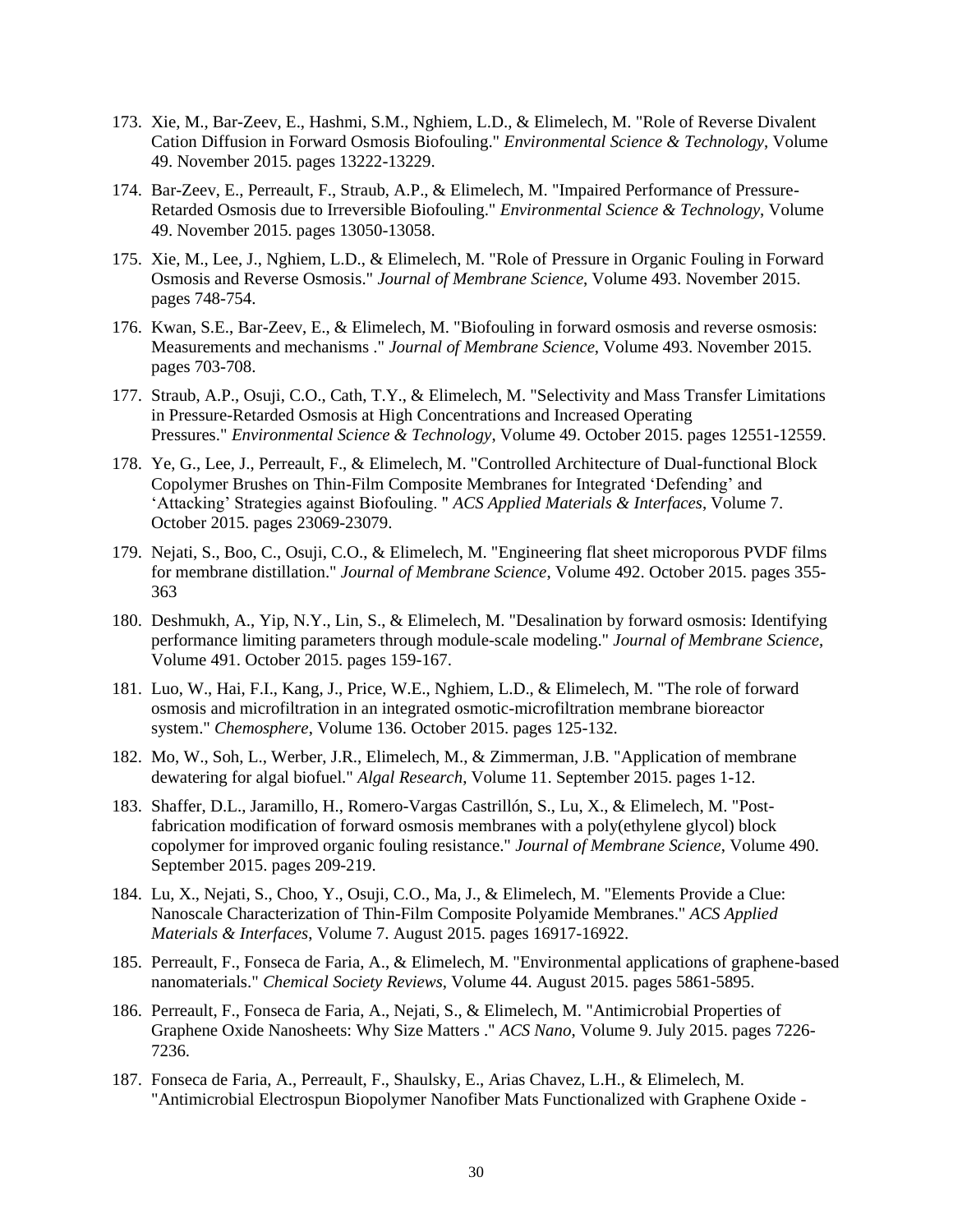173. Xie, M., Bar-Zeev, E., Hashmi, S.M., Nghiem, L.D., & Elimelech, M. "Role of Reverse Divalent Cation Diffusion in Forward Osmosis Biofouling." *Environmental Science & Technology*, Volume 49. November 2015. pages 13222-13229.

174. Bar-Zeev, E., Perreault, F., Straub, A.P., & Elimelech, M. "Impaired Performance of Pressure-Retarded Osmosis due to Irreversible Biofouling." *Environmental Science & Technology*, Volume 49. November 2015. pages 13050-13058.

175. Xie, M., Lee, J., Nghiem, L.D., & Elimelech, M. "Role of Pressure in Organic Fouling in Forward Osmosis and Reverse Osmosis." *Journal of Membrane Science*, Volume 493. November 2015. pages 748-754.

176. Kwan, S.E., Bar-Zeev, E., & Elimelech, M. "Biofouling in forward osmosis and reverse osmosis: Measurements and mechanisms ." *Journal of Membrane Science*, Volume 493. November 2015. pages 703-708.

177. Straub, A.P., Osuji, C.O., Cath, T.Y., & Elimelech, M. "Selectivity and Mass Transfer Limitations in Pressure-Retarded Osmosis at High Concentrations and Increased Operating Pressures." *Environmental Science & Technology*, Volume 49. October 2015. pages 12551-12559.

178. Ye, G., Lee, J., Perreault, F., & Elimelech, M. "Controlled Architecture of Dual-functional Block Copolymer Brushes on Thin-Film Composite Membranes for Integrated 'Defending' and 'Attacking' Strategies against Biofouling. " *ACS Applied Materials & Interfaces*, Volume 7. October 2015. pages 23069-23079.

179. Nejati, S., Boo, C., Osuji, C.O., & Elimelech, M. "Engineering flat sheet microporous PVDF films for membrane distillation." *Journal of Membrane Science*, Volume 492. October 2015. pages 355-363

180. Deshmukh, A., Yip, N.Y., Lin, S., & Elimelech, M. "Desalination by forward osmosis: Identifying performance limiting parameters through module-scale modeling." *Journal of Membrane Science*, Volume 491. October 2015. pages 159-167.

181. Luo, W., Hai, F.I., Kang, J., Price, W.E., Nghiem, L.D., & Elimelech, M. "The role of forward osmosis and microfiltration in an integrated osmotic-microfiltration membrane bioreactor system." *Chemosphere*, Volume 136. October 2015. pages 125-132.

182. Mo, W., Soh, L., Werber, J.R., Elimelech, M., & Zimmerman, J.B. "Application of membrane dewatering for algal biofuel." *Algal Research*, Volume 11. September 2015. pages 1-12.

183. Shaffer, D.L., Jaramillo, H., Romero-Vargas Castrillón, S., Lu, X., & Elimelech, M. "Post-fabrication modification of forward osmosis membranes with a poly(ethylene glycol) block copolymer for improved organic fouling resistance." *Journal of Membrane Science*, Volume 490. September 2015. pages 209-219.

184. Lu, X., Nejati, S., Choo, Y., Osuji, C.O., Ma, J., & Elimelech, M. "Elements Provide a Clue: Nanoscale Characterization of Thin-Film Composite Polyamide Membranes." *ACS Applied Materials & Interfaces*, Volume 7. August 2015. pages 16917-16922.

185. Perreault, F., Fonseca de Faria, A., & Elimelech, M. "Environmental applications of graphene-based nanomaterials." *Chemical Society Reviews*, Volume 44. August 2015. pages 5861-5895.

186. Perreault, F., Fonseca de Faria, A., Nejati, S., & Elimelech, M. "Antimicrobial Properties of Graphene Oxide Nanosheets: Why Size Matters ." *ACS Nano*, Volume 9. July 2015. pages 7226-7236.

187. Fonseca de Faria, A., Perreault, F., Shaulsky, E., Arias Chavez, L.H., & Elimelech, M. "Antimicrobial Electrospun Biopolymer Nanofiber Mats Functionalized with Graphene Oxide -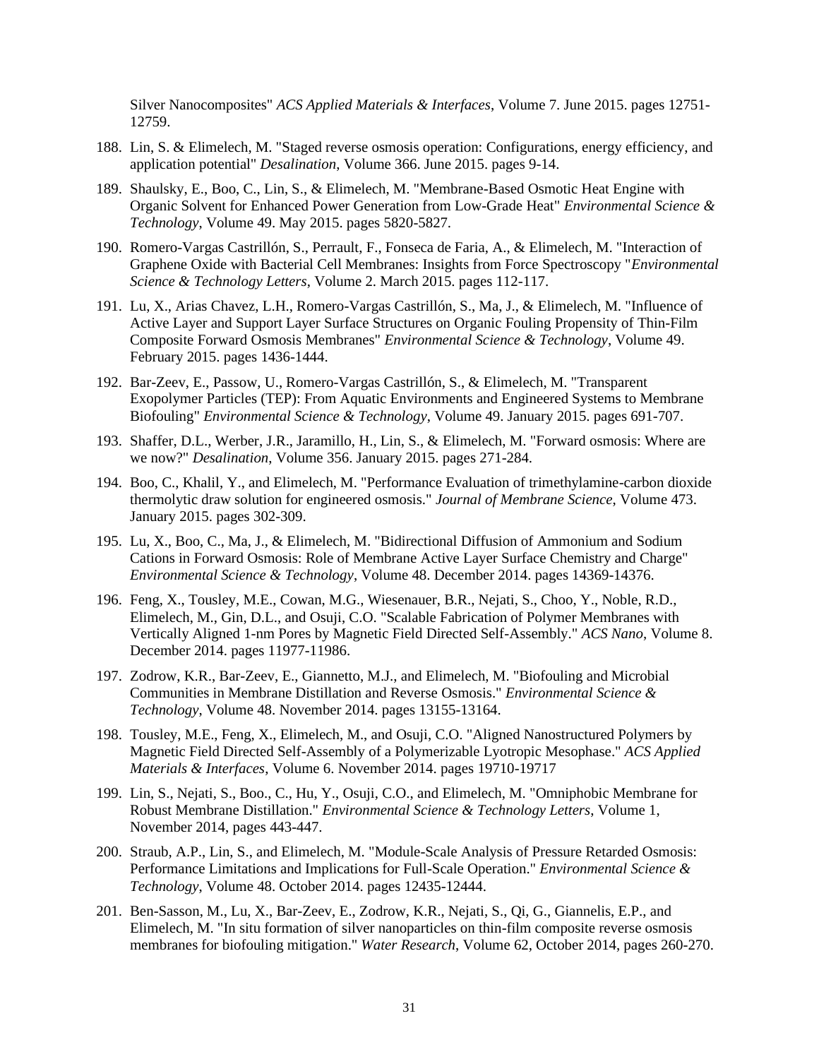Silver Nanocomposites" *ACS Applied Materials & Interfaces*, Volume 7. June 2015. pages 12751-12759.

188. Lin, S. & Elimelech, M. "Staged reverse osmosis operation: Configurations, energy efficiency, and application potential" *Desalination*, Volume 366. June 2015. pages 9-14.

189. Shaulsky, E., Boo, C., Lin, S., & Elimelech, M. "Membrane-Based Osmotic Heat Engine with Organic Solvent for Enhanced Power Generation from Low-Grade Heat" *Environmental Science & Technology*, Volume 49. May 2015. pages 5820-5827.

190. Romero-Vargas Castrillón, S., Perrault, F., Fonseca de Faria, A., & Elimelech, M. "Interaction of Graphene Oxide with Bacterial Cell Membranes: Insights from Force Spectroscopy "*Environmental Science & Technology Letters*, Volume 2. March 2015. pages 112-117.

191. Lu, X., Arias Chavez, L.H., Romero-Vargas Castrillón, S., Ma, J., & Elimelech, M. "Influence of Active Layer and Support Layer Surface Structures on Organic Fouling Propensity of Thin-Film Composite Forward Osmosis Membranes" *Environmental Science & Technology*, Volume 49. February 2015. pages 1436-1444.

192. Bar-Zeev, E., Passow, U., Romero-Vargas Castrillón, S., & Elimelech, M. "Transparent Exopolymer Particles (TEP): From Aquatic Environments and Engineered Systems to Membrane Biofouling" *Environmental Science & Technology*, Volume 49. January 2015. pages 691-707.

193. Shaffer, D.L., Werber, J.R., Jaramillo, H., Lin, S., & Elimelech, M. "Forward osmosis: Where are we now?" *Desalination*, Volume 356. January 2015. pages 271-284.

194. Boo, C., Khalil, Y., and Elimelech, M. "Performance Evaluation of trimethylamine-carbon dioxide thermolytic draw solution for engineered osmosis." *Journal of Membrane Science*, Volume 473. January 2015. pages 302-309.

195. Lu, X., Boo, C., Ma, J., & Elimelech, M. "Bidirectional Diffusion of Ammonium and Sodium Cations in Forward Osmosis: Role of Membrane Active Layer Surface Chemistry and Charge" *Environmental Science & Technology*, Volume 48. December 2014. pages 14369-14376.

196. Feng, X., Tousley, M.E., Cowan, M.G., Wiesenauer, B.R., Nejati, S., Choo, Y., Noble, R.D., Elimelech, M., Gin, D.L., and Osuji, C.O. "Scalable Fabrication of Polymer Membranes with Vertically Aligned 1-nm Pores by Magnetic Field Directed Self-Assembly." *ACS Nano*, Volume 8. December 2014. pages 11977-11986.

197. Zodrow, K.R., Bar-Zeev, E., Giannetto, M.J., and Elimelech, M. "Biofouling and Microbial Communities in Membrane Distillation and Reverse Osmosis." *Environmental Science & Technology*, Volume 48. November 2014. pages 13155-13164.

198. Tousley, M.E., Feng, X., Elimelech, M., and Osuji, C.O. "Aligned Nanostructured Polymers by Magnetic Field Directed Self-Assembly of a Polymerizable Lyotropic Mesophase." *ACS Applied Materials & Interfaces*, Volume 6. November 2014. pages 19710-19717

199. Lin, S., Nejati, S., Boo., C., Hu, Y., Osuji, C.O., and Elimelech, M. "Omniphobic Membrane for Robust Membrane Distillation." *Environmental Science & Technology Letters*, Volume 1, November 2014, pages 443-447.

200. Straub, A.P., Lin, S., and Elimelech, M. "Module-Scale Analysis of Pressure Retarded Osmosis: Performance Limitations and Implications for Full-Scale Operation." *Environmental Science & Technology*, Volume 48. October 2014. pages 12435-12444.

201. Ben-Sasson, M., Lu, X., Bar-Zeev, E., Zodrow, K.R., Nejati, S., Qi, G., Giannelis, E.P., and Elimelech, M. "In situ formation of silver nanoparticles on thin-film composite reverse osmosis membranes for biofouling mitigation." *Water Research*, Volume 62, October 2014, pages 260-270.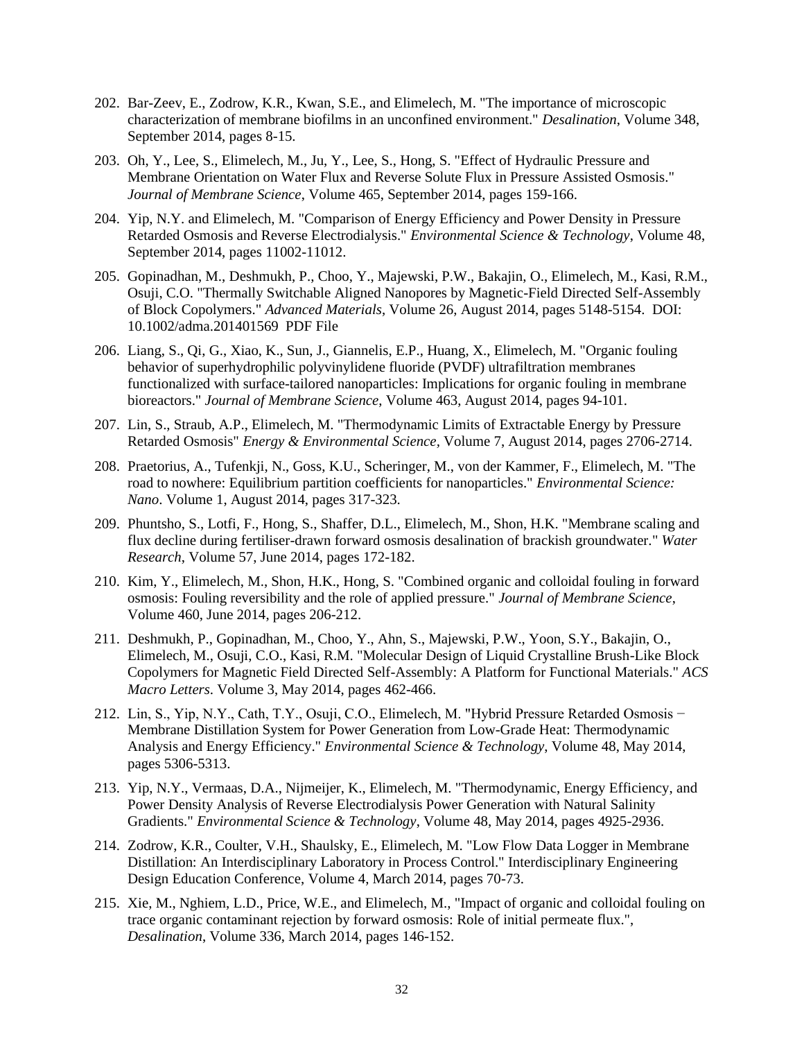202. Bar-Zeev, E., Zodrow, K.R., Kwan, S.E., and Elimelech, M. "The importance of microscopic characterization of membrane biofilms in an unconfined environment." *Desalination*, Volume 348, September 2014, pages 8-15.

203. Oh, Y., Lee, S., Elimelech, M., Ju, Y., Lee, S., Hong, S. "Effect of Hydraulic Pressure and Membrane Orientation on Water Flux and Reverse Solute Flux in Pressure Assisted Osmosis." *Journal of Membrane Science*, Volume 465, September 2014, pages 159-166.

204. Yip, N.Y. and Elimelech, M. "Comparison of Energy Efficiency and Power Density in Pressure Retarded Osmosis and Reverse Electrodialysis." *Environmental Science & Technology*, Volume 48, September 2014, pages 11002-11012.

205. Gopinadhan, M., Deshmukh, P., Choo, Y., Majewski, P.W., Bakajin, O., Elimelech, M., Kasi, R.M., Osuji, C.O. "Thermally Switchable Aligned Nanopores by Magnetic-Field Directed Self-Assembly of Block Copolymers." *Advanced Materials*, Volume 26, August 2014, pages 5148-5154. DOI: 10.1002/adma.201401569 PDF File

206. Liang, S., Qi, G., Xiao, K., Sun, J., Giannelis, E.P., Huang, X., Elimelech, M. "Organic fouling behavior of superhydrophilic polyvinylidene fluoride (PVDF) ultrafiltration membranes functionalized with surface-tailored nanoparticles: Implications for organic fouling in membrane bioreactors." *Journal of Membrane Science*, Volume 463, August 2014, pages 94-101.

207. Lin, S., Straub, A.P., Elimelech, M. "Thermodynamic Limits of Extractable Energy by Pressure Retarded Osmosis" *Energy & Environmental Science*, Volume 7, August 2014, pages 2706-2714.

208. Praetorius, A., Tufenkji, N., Goss, K.U., Scheringer, M., von der Kammer, F., Elimelech, M. "The road to nowhere: Equilibrium partition coefficients for nanoparticles." *Environmental Science: Nano*. Volume 1, August 2014, pages 317-323.

209. Phuntsho, S., Lotfi, F., Hong, S., Shaffer, D.L., Elimelech, M., Shon, H.K. "Membrane scaling and flux decline during fertiliser-drawn forward osmosis desalination of brackish groundwater." *Water Research*, Volume 57, June 2014, pages 172-182.

210. Kim, Y., Elimelech, M., Shon, H.K., Hong, S. "Combined organic and colloidal fouling in forward osmosis: Fouling reversibility and the role of applied pressure." *Journal of Membrane Science*, Volume 460, June 2014, pages 206-212.

211. Deshmukh, P., Gopinadhan, M., Choo, Y., Ahn, S., Majewski, P.W., Yoon, S.Y., Bakajin, O., Elimelech, M., Osuji, C.O., Kasi, R.M. "Molecular Design of Liquid Crystalline Brush-Like Block Copolymers for Magnetic Field Directed Self-Assembly: A Platform for Functional Materials." *ACS Macro Letters*. Volume 3, May 2014, pages 462-466.

212. Lin, S., Yip, N.Y., Cath, T.Y., Osuji, C.O., Elimelech, M. "Hybrid Pressure Retarded Osmosis − Membrane Distillation System for Power Generation from Low-Grade Heat: Thermodynamic Analysis and Energy Efficiency." *Environmental Science & Technology*, Volume 48, May 2014, pages 5306-5313.

213. Yip, N.Y., Vermaas, D.A., Nijmeijer, K., Elimelech, M. "Thermodynamic, Energy Efficiency, and Power Density Analysis of Reverse Electrodialysis Power Generation with Natural Salinity Gradients." *Environmental Science & Technology*, Volume 48, May 2014, pages 4925-2936.

214. Zodrow, K.R., Coulter, V.H., Shaulsky, E., Elimelech, M. "Low Flow Data Logger in Membrane Distillation: An Interdisciplinary Laboratory in Process Control." Interdisciplinary Engineering Design Education Conference, Volume 4, March 2014, pages 70-73.

215. Xie, M., Nghiem, L.D., Price, W.E., and Elimelech, M., "Impact of organic and colloidal fouling on trace organic contaminant rejection by forward osmosis: Role of initial permeate flux.", *Desalination*, Volume 336, March 2014, pages 146-152.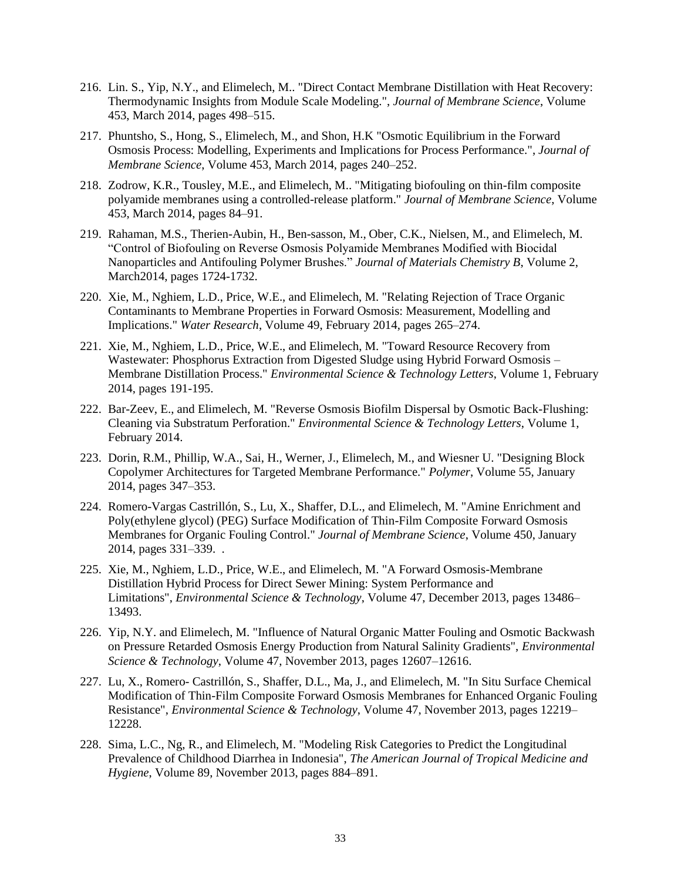216. Lin. S., Yip, N.Y., and Elimelech, M.. "Direct Contact Membrane Distillation with Heat Recovery: Thermodynamic Insights from Module Scale Modeling.", *Journal of Membrane Science*, Volume 453, March 2014, pages 498–515.

217. Phuntsho, S., Hong, S., Elimelech, M., and Shon, H.K "Osmotic Equilibrium in the Forward Osmosis Process: Modelling, Experiments and Implications for Process Performance.", *Journal of Membrane Science*, Volume 453, March 2014, pages 240–252.

218. Zodrow, K.R., Tousley, M.E., and Elimelech, M.. "Mitigating biofouling on thin-film composite polyamide membranes using a controlled-release platform." *Journal of Membrane Science*, Volume 453, March 2014, pages 84–91.

219. Rahaman, M.S., Therien-Aubin, H., Ben-sasson, M., Ober, C.K., Nielsen, M., and Elimelech, M. "Control of Biofouling on Reverse Osmosis Polyamide Membranes Modified with Biocidal Nanoparticles and Antifouling Polymer Brushes." *Journal of Materials Chemistry B*, Volume 2, March2014, pages 1724-1732.

220. Xie, M., Nghiem, L.D., Price, W.E., and Elimelech, M. "Relating Rejection of Trace Organic Contaminants to Membrane Properties in Forward Osmosis: Measurement, Modelling and Implications." *Water Research*, Volume 49, February 2014, pages 265–274.

221. Xie, M., Nghiem, L.D., Price, W.E., and Elimelech, M. "Toward Resource Recovery from Wastewater: Phosphorus Extraction from Digested Sludge using Hybrid Forward Osmosis – Membrane Distillation Process." *Environmental Science & Technology Letters*, Volume 1, February 2014, pages 191-195.

222. Bar-Zeev, E., and Elimelech, M. "Reverse Osmosis Biofilm Dispersal by Osmotic Back-Flushing: Cleaning via Substratum Perforation." *Environmental Science & Technology Letters*, Volume 1, February 2014.

223. Dorin, R.M., Phillip, W.A., Sai, H., Werner, J., Elimelech, M., and Wiesner U. "Designing Block Copolymer Architectures for Targeted Membrane Performance." *Polymer*, Volume 55, January 2014, pages 347–353.

224. Romero-Vargas Castrillón, S., Lu, X., Shaffer, D.L., and Elimelech, M. "Amine Enrichment and Poly(ethylene glycol) (PEG) Surface Modification of Thin-Film Composite Forward Osmosis Membranes for Organic Fouling Control." *Journal of Membrane Science*, Volume 450, January 2014, pages 331–339. .

225. Xie, M., Nghiem, L.D., Price, W.E., and Elimelech, M. "A Forward Osmosis-Membrane Distillation Hybrid Process for Direct Sewer Mining: System Performance and Limitations", *Environmental Science & Technology*, Volume 47, December 2013, pages 13486–13493.

226. Yip, N.Y. and Elimelech, M. "Influence of Natural Organic Matter Fouling and Osmotic Backwash on Pressure Retarded Osmosis Energy Production from Natural Salinity Gradients", *Environmental Science & Technology*, Volume 47, November 2013, pages 12607–12616.

227. Lu, X., Romero- Castrillón, S., Shaffer, D.L., Ma, J., and Elimelech, M. "In Situ Surface Chemical Modification of Thin-Film Composite Forward Osmosis Membranes for Enhanced Organic Fouling Resistance", *Environmental Science & Technology*, Volume 47, November 2013, pages 12219–12228.

228. Sima, L.C., Ng, R., and Elimelech, M. "Modeling Risk Categories to Predict the Longitudinal Prevalence of Childhood Diarrhea in Indonesia", *The American Journal of Tropical Medicine and Hygiene*, Volume 89, November 2013, pages 884–891.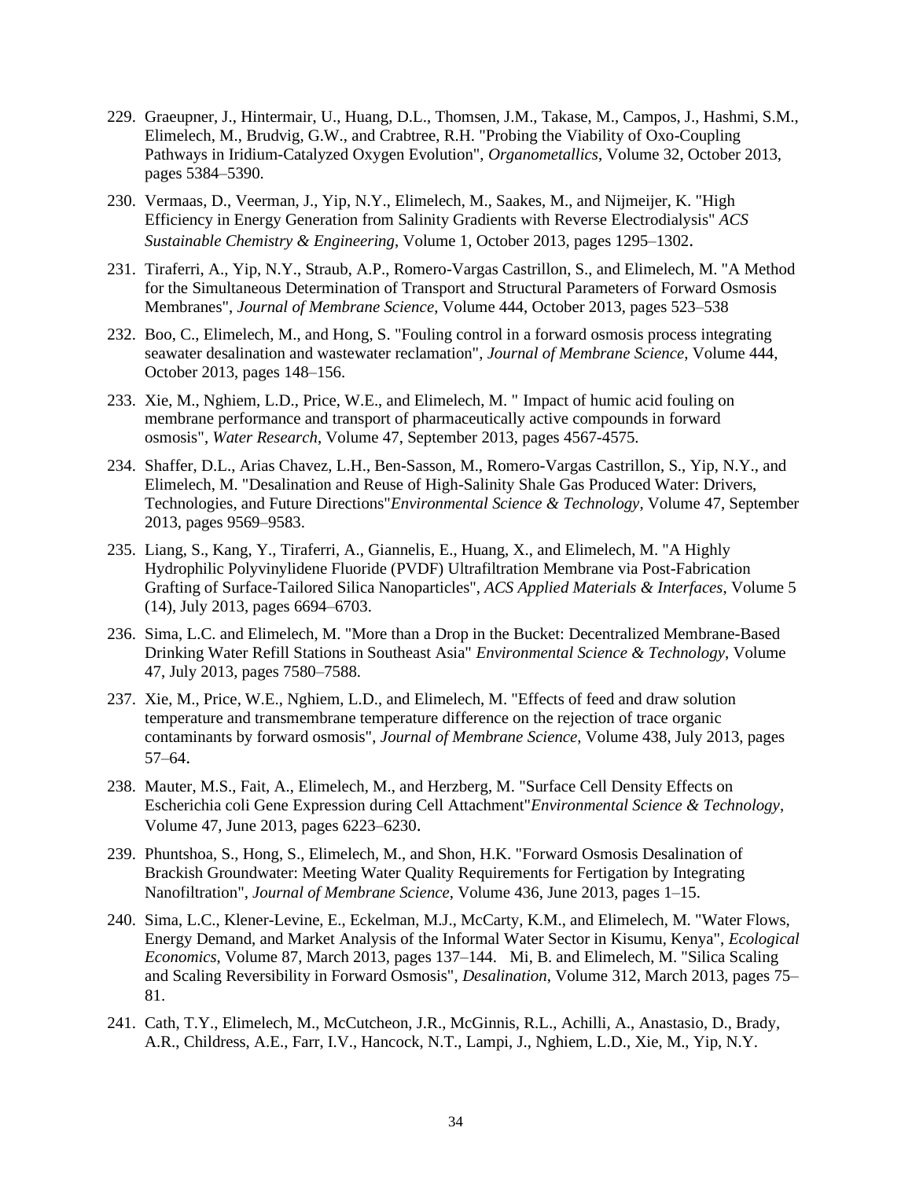229. Graeupner, J., Hintermair, U., Huang, D.L., Thomsen, J.M., Takase, M., Campos, J., Hashmi, S.M., Elimelech, M., Brudvig, G.W., and Crabtree, R.H. "Probing the Viability of Oxo-Coupling Pathways in Iridium-Catalyzed Oxygen Evolution", *Organometallics*, Volume 32, October 2013, pages 5384–5390.

230. Vermaas, D., Veerman, J., Yip, N.Y., Elimelech, M., Saakes, M., and Nijmeijer, K. "High Efficiency in Energy Generation from Salinity Gradients with Reverse Electrodialysis" *ACS Sustainable Chemistry & Engineering*, Volume 1, October 2013, pages 1295–1302.

231. Tiraferri, A., Yip, N.Y., Straub, A.P., Romero-Vargas Castrillon, S., and Elimelech, M. "A Method for the Simultaneous Determination of Transport and Structural Parameters of Forward Osmosis Membranes", *Journal of Membrane Science*, Volume 444, October 2013, pages 523–538

232. Boo, C., Elimelech, M., and Hong, S. "Fouling control in a forward osmosis process integrating seawater desalination and wastewater reclamation", *Journal of Membrane Science*, Volume 444, October 2013, pages 148–156.

233. Xie, M., Nghiem, L.D., Price, W.E., and Elimelech, M. " Impact of humic acid fouling on membrane performance and transport of pharmaceutically active compounds in forward osmosis", *Water Research*, Volume 47, September 2013, pages 4567-4575.

234. Shaffer, D.L., Arias Chavez, L.H., Ben-Sasson, M., Romero-Vargas Castrillon, S., Yip, N.Y., and Elimelech, M. "Desalination and Reuse of High-Salinity Shale Gas Produced Water: Drivers, Technologies, and Future Directions"*Environmental Science & Technology*, Volume 47, September 2013, pages 9569–9583.

235. Liang, S., Kang, Y., Tiraferri, A., Giannelis, E., Huang, X., and Elimelech, M. "A Highly Hydrophilic Polyvinylidene Fluoride (PVDF) Ultrafiltration Membrane via Post-Fabrication Grafting of Surface-Tailored Silica Nanoparticles", *ACS Applied Materials & Interfaces*, Volume 5 (14), July 2013, pages 6694–6703.

236. Sima, L.C. and Elimelech, M. "More than a Drop in the Bucket: Decentralized Membrane-Based Drinking Water Refill Stations in Southeast Asia" *Environmental Science & Technology*, Volume 47, July 2013, pages 7580–7588.

237. Xie, M., Price, W.E., Nghiem, L.D., and Elimelech, M. "Effects of feed and draw solution temperature and transmembrane temperature difference on the rejection of trace organic contaminants by forward osmosis", *Journal of Membrane Science*, Volume 438, July 2013, pages 57–64.

238. Mauter, M.S., Fait, A., Elimelech, M., and Herzberg, M. "Surface Cell Density Effects on Escherichia coli Gene Expression during Cell Attachment"*Environmental Science & Technology*, Volume 47, June 2013, pages 6223–6230.

239. Phuntshoa, S., Hong, S., Elimelech, M., and Shon, H.K. "Forward Osmosis Desalination of Brackish Groundwater: Meeting Water Quality Requirements for Fertigation by Integrating Nanofiltration", *Journal of Membrane Science*, Volume 436, June 2013, pages 1–15.

240. Sima, L.C., Klener-Levine, E., Eckelman, M.J., McCarty, K.M., and Elimelech, M. "Water Flows, Energy Demand, and Market Analysis of the Informal Water Sector in Kisumu, Kenya", *Ecological Economics*, Volume 87, March 2013, pages 137–144. Mi, B. and Elimelech, M. "Silica Scaling and Scaling Reversibility in Forward Osmosis", *Desalination*, Volume 312, March 2013, pages 75–81.

241. Cath, T.Y., Elimelech, M., McCutcheon, J.R., McGinnis, R.L., Achilli, A., Anastasio, D., Brady, A.R., Childress, A.E., Farr, I.V., Hancock, N.T., Lampi, J., Nghiem, L.D., Xie, M., Yip, N.Y.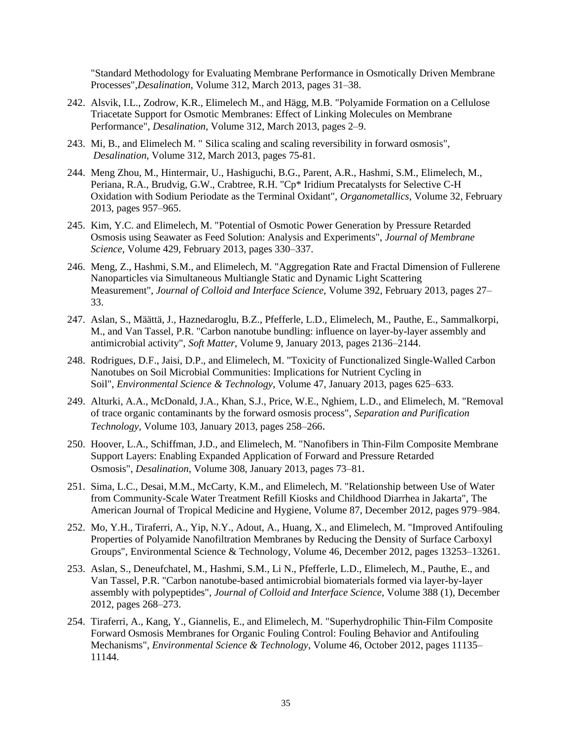"Standard Methodology for Evaluating Membrane Performance in Osmotically Driven Membrane Processes",*Desalination*, Volume 312, March 2013, pages 31–38.

242. Alsvik, I.L., Zodrow, K.R., Elimelech M., and Hägg, M.B. "Polyamide Formation on a Cellulose Triacetate Support for Osmotic Membranes: Effect of Linking Molecules on Membrane Performance", *Desalination*, Volume 312, March 2013, pages 2–9.

243. Mi, B., and Elimelech M. " Silica scaling and scaling reversibility in forward osmosis", *Desalination*, Volume 312, March 2013, pages 75-81.

244. Meng Zhou, M., Hintermair, U., Hashiguchi, B.G., Parent, A.R., Hashmi, S.M., Elimelech, M., Periana, R.A., Brudvig, G.W., Crabtree, R.H. "Cp* Iridium Precatalysts for Selective C-H Oxidation with Sodium Periodate as the Terminal Oxidant", *Organometallics*, Volume 32, February 2013, pages 957–965.

245. Kim, Y.C. and Elimelech, M. "Potential of Osmotic Power Generation by Pressure Retarded Osmosis using Seawater as Feed Solution: Analysis and Experiments", *Journal of Membrane Science*, Volume 429, February 2013, pages 330–337.

246. Meng, Z., Hashmi, S.M., and Elimelech, M. "Aggregation Rate and Fractal Dimension of Fullerene Nanoparticles via Simultaneous Multiangle Static and Dynamic Light Scattering Measurement", *Journal of Colloid and Interface Science*, Volume 392, February 2013, pages 27–33.

247. Aslan, S., Määttä, J., Haznedaroglu, B.Z., Pfefferle, L.D., Elimelech, M., Pauthe, E., Sammalkorpi, M., and Van Tassel, P.R. "Carbon nanotube bundling: influence on layer-by-layer assembly and antimicrobial activity", *Soft Matter*, Volume 9, January 2013, pages 2136–2144.

248. Rodrigues, D.F., Jaisi, D.P., and Elimelech, M. "Toxicity of Functionalized Single-Walled Carbon Nanotubes on Soil Microbial Communities: Implications for Nutrient Cycling in Soil", *Environmental Science & Technology*, Volume 47, January 2013, pages 625–633.

249. Alturki, A.A., McDonald, J.A., Khan, S.J., Price, W.E., Nghiem, L.D., and Elimelech, M. "Removal of trace organic contaminants by the forward osmosis process", *Separation and Purification Technology,* Volume 103, January 2013, pages 258–266.

250. Hoover, L.A., Schiffman, J.D., and Elimelech, M. "Nanofibers in Thin-Film Composite Membrane Support Layers: Enabling Expanded Application of Forward and Pressure Retarded Osmosis", *Desalination*, Volume 308, January 2013, pages 73–81.

251. Sima, L.C., Desai, M.M., McCarty, K.M., and Elimelech, M. "Relationship between Use of Water from Community-Scale Water Treatment Refill Kiosks and Childhood Diarrhea in Jakarta", The American Journal of Tropical Medicine and Hygiene, Volume 87, December 2012, pages 979–984.

252. Mo, Y.H., Tiraferri, A., Yip, N.Y., Adout, A., Huang, X., and Elimelech, M. "Improved Antifouling Properties of Polyamide Nanofiltration Membranes by Reducing the Density of Surface Carboxyl Groups", Environmental Science & Technology, Volume 46, December 2012, pages 13253–13261.

253. Aslan, S., Deneufchatel, M., Hashmi, S.M., Li N., Pfefferle, L.D., Elimelech, M., Pauthe, E., and Van Tassel, P.R. "Carbon nanotube-based antimicrobial biomaterials formed via layer-by-layer assembly with polypeptides", *Journal of Colloid and Interface Science*, Volume 388 (1), December 2012, pages 268–273.

254. Tiraferri, A., Kang, Y., Giannelis, E., and Elimelech, M. "Superhydrophilic Thin-Film Composite Forward Osmosis Membranes for Organic Fouling Control: Fouling Behavior and Antifouling Mechanisms", *Environmental Science & Technology*, Volume 46, October 2012, pages 11135–11144.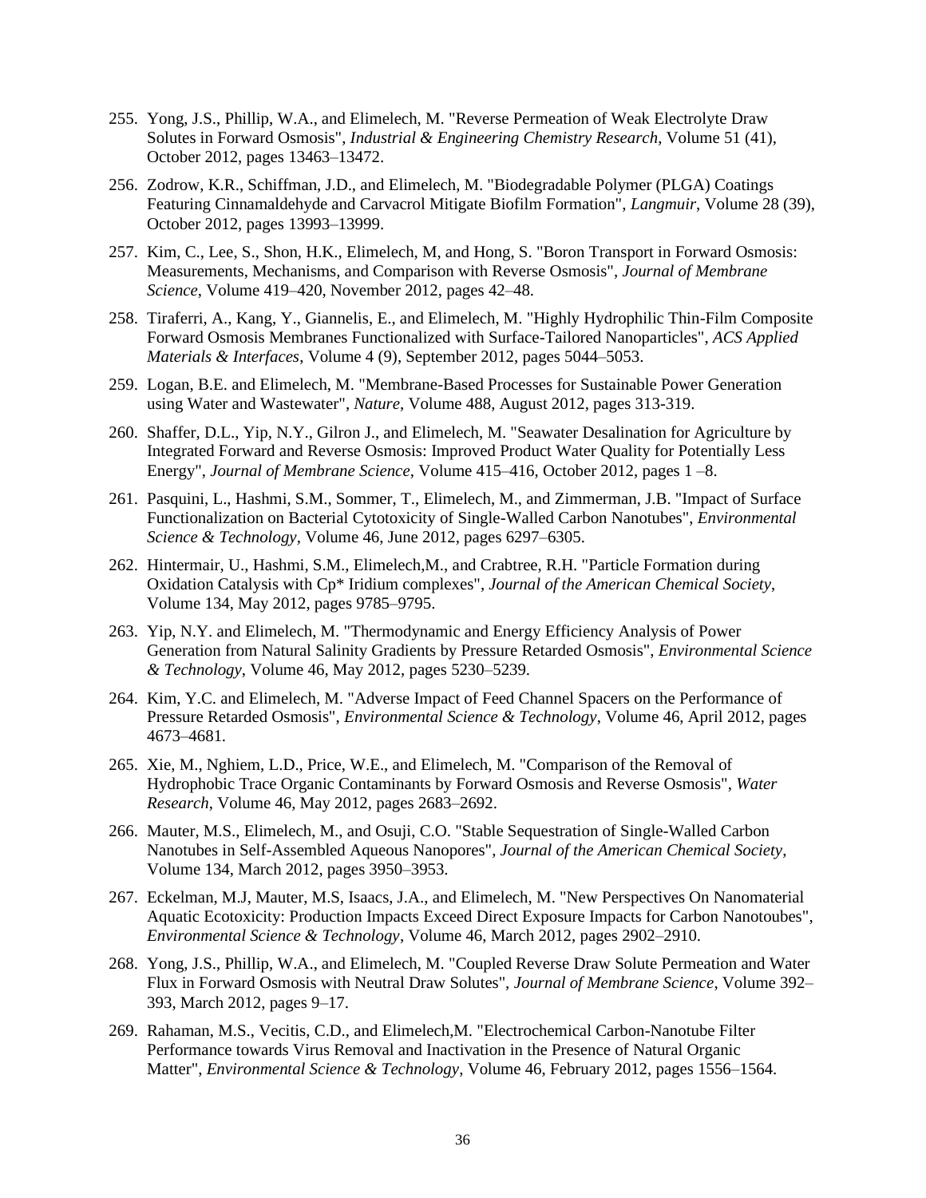255. Yong, J.S., Phillip, W.A., and Elimelech, M. "Reverse Permeation of Weak Electrolyte Draw Solutes in Forward Osmosis", *Industrial & Engineering Chemistry Research*, Volume 51 (41), October 2012, pages 13463–13472.

256. Zodrow, K.R., Schiffman, J.D., and Elimelech, M. "Biodegradable Polymer (PLGA) Coatings Featuring Cinnamaldehyde and Carvacrol Mitigate Biofilm Formation", *Langmuir*, Volume 28 (39), October 2012, pages 13993–13999.

257. Kim, C., Lee, S., Shon, H.K., Elimelech, M, and Hong, S. "Boron Transport in Forward Osmosis: Measurements, Mechanisms, and Comparison with Reverse Osmosis", *Journal of Membrane Science*, Volume 419–420, November 2012, pages 42–48.

258. Tiraferri, A., Kang, Y., Giannelis, E., and Elimelech, M. "Highly Hydrophilic Thin-Film Composite Forward Osmosis Membranes Functionalized with Surface-Tailored Nanoparticles", *ACS Applied Materials & Interfaces*, Volume 4 (9), September 2012, pages 5044–5053.

259. Logan, B.E. and Elimelech, M. "Membrane-Based Processes for Sustainable Power Generation using Water and Wastewater", *Nature*, Volume 488, August 2012, pages 313-319.

260. Shaffer, D.L., Yip, N.Y., Gilron J., and Elimelech, M. "Seawater Desalination for Agriculture by Integrated Forward and Reverse Osmosis: Improved Product Water Quality for Potentially Less Energy", *Journal of Membrane Science*, Volume 415–416, October 2012, pages 1 –8.

261. Pasquini, L., Hashmi, S.M., Sommer, T., Elimelech, M., and Zimmerman, J.B. "Impact of Surface Functionalization on Bacterial Cytotoxicity of Single-Walled Carbon Nanotubes", *Environmental Science & Technology*, Volume 46, June 2012, pages 6297–6305.

262. Hintermair, U., Hashmi, S.M., Elimelech,M., and Crabtree, R.H. "Particle Formation during Oxidation Catalysis with Cp* Iridium complexes", *Journal of the American Chemical Society*, Volume 134, May 2012, pages 9785–9795.

263. Yip, N.Y. and Elimelech, M. "Thermodynamic and Energy Efficiency Analysis of Power Generation from Natural Salinity Gradients by Pressure Retarded Osmosis", *Environmental Science & Technology*, Volume 46, May 2012, pages 5230–5239.

264. Kim, Y.C. and Elimelech, M. "Adverse Impact of Feed Channel Spacers on the Performance of Pressure Retarded Osmosis", *Environmental Science & Technology*, Volume 46, April 2012, pages 4673–4681.

265. Xie, M., Nghiem, L.D., Price, W.E., and Elimelech, M. "Comparison of the Removal of Hydrophobic Trace Organic Contaminants by Forward Osmosis and Reverse Osmosis", *Water Research*, Volume 46, May 2012, pages 2683–2692.

266. Mauter, M.S., Elimelech, M., and Osuji, C.O. "Stable Sequestration of Single-Walled Carbon Nanotubes in Self-Assembled Aqueous Nanopores", *Journal of the American Chemical Society*, Volume 134, March 2012, pages 3950–3953.

267. Eckelman, M.J, Mauter, M.S, Isaacs, J.A., and Elimelech, M. "New Perspectives On Nanomaterial Aquatic Ecotoxicity: Production Impacts Exceed Direct Exposure Impacts for Carbon Nanotoubes", *Environmental Science & Technology*, Volume 46, March 2012, pages 2902–2910.

268. Yong, J.S., Phillip, W.A., and Elimelech, M. "Coupled Reverse Draw Solute Permeation and Water Flux in Forward Osmosis with Neutral Draw Solutes", *Journal of Membrane Science*, Volume 392–393, March 2012, pages 9–17.

269. Rahaman, M.S., Vecitis, C.D., and Elimelech,M. "Electrochemical Carbon-Nanotube Filter Performance towards Virus Removal and Inactivation in the Presence of Natural Organic Matter", *Environmental Science & Technology*, Volume 46, February 2012, pages 1556–1564.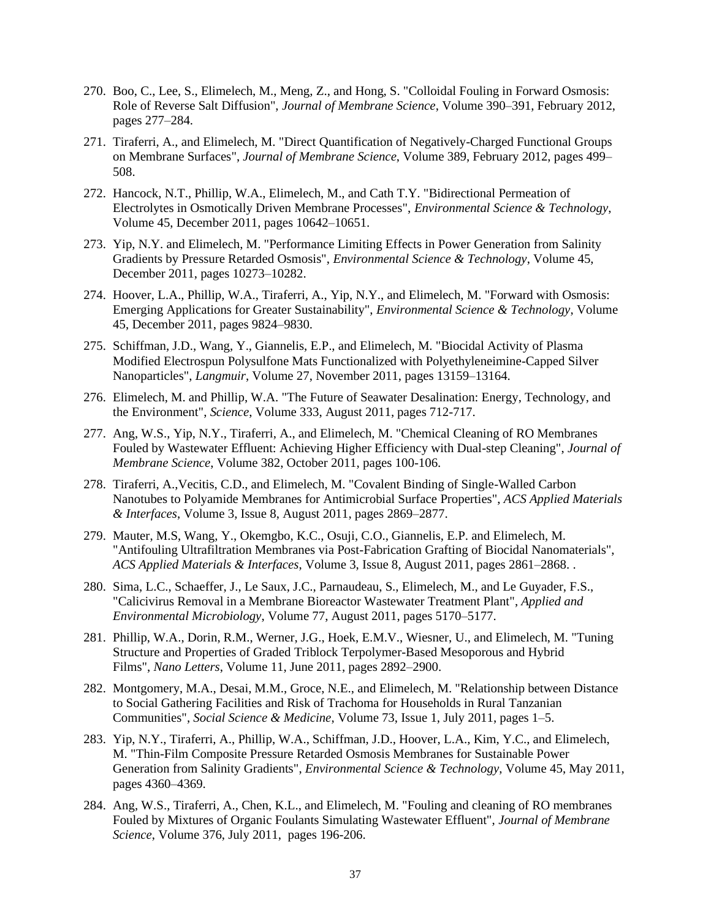270. Boo, C., Lee, S., Elimelech, M., Meng, Z., and Hong, S. "Colloidal Fouling in Forward Osmosis: Role of Reverse Salt Diffusion", *Journal of Membrane Science*, Volume 390–391, February 2012, pages 277–284.

271. Tiraferri, A., and Elimelech, M. "Direct Quantification of Negatively-Charged Functional Groups on Membrane Surfaces", *Journal of Membrane Science*, Volume 389, February 2012, pages 499–508.

272. Hancock, N.T., Phillip, W.A., Elimelech, M., and Cath T.Y. "Bidirectional Permeation of Electrolytes in Osmotically Driven Membrane Processes", *Environmental Science & Technology*, Volume 45, December 2011, pages 10642–10651.

273. Yip, N.Y. and Elimelech, M. "Performance Limiting Effects in Power Generation from Salinity Gradients by Pressure Retarded Osmosis", *Environmental Science & Technology*, Volume 45, December 2011, pages 10273–10282.

274. Hoover, L.A., Phillip, W.A., Tiraferri, A., Yip, N.Y., and Elimelech, M. "Forward with Osmosis: Emerging Applications for Greater Sustainability", *Environmental Science & Technology*, Volume 45, December 2011, pages 9824–9830.

275. Schiffman, J.D., Wang, Y., Giannelis, E.P., and Elimelech, M. "Biocidal Activity of Plasma Modified Electrospun Polysulfone Mats Functionalized with Polyethyleneimine-Capped Silver Nanoparticles", *Langmuir*, Volume 27, November 2011, pages 13159–13164.

276. Elimelech, M. and Phillip, W.A. "The Future of Seawater Desalination: Energy, Technology, and the Environment", *Science*, Volume 333, August 2011, pages 712-717.

277. Ang, W.S., Yip, N.Y., Tiraferri, A., and Elimelech, M. "Chemical Cleaning of RO Membranes Fouled by Wastewater Effluent: Achieving Higher Efficiency with Dual-step Cleaning", *Journal of Membrane Science*, Volume 382, October 2011, pages 100-106.

278. Tiraferri, A.,Vecitis, C.D., and Elimelech, M. "Covalent Binding of Single-Walled Carbon Nanotubes to Polyamide Membranes for Antimicrobial Surface Properties", *ACS Applied Materials & Interfaces*, Volume 3, Issue 8, August 2011, pages 2869–2877.

279. Mauter, M.S, Wang, Y., Okemgbo, K.C., Osuji, C.O., Giannelis, E.P. and Elimelech, M. "Antifouling Ultrafiltration Membranes via Post-Fabrication Grafting of Biocidal Nanomaterials", *ACS Applied Materials & Interfaces*, Volume 3, Issue 8, August 2011, pages 2861–2868. .

280. Sima, L.C., Schaeffer, J., Le Saux, J.C., Parnaudeau, S., Elimelech, M., and Le Guyader, F.S., "Calicivirus Removal in a Membrane Bioreactor Wastewater Treatment Plant", *Applied and Environmental Microbiology*, Volume 77, August 2011, pages 5170–5177.

281. Phillip, W.A., Dorin, R.M., Werner, J.G., Hoek, E.M.V., Wiesner, U., and Elimelech, M. "Tuning Structure and Properties of Graded Triblock Terpolymer-Based Mesoporous and Hybrid Films", *Nano Letters*, Volume 11, June 2011, pages 2892–2900.

282. Montgomery, M.A., Desai, M.M., Groce, N.E., and Elimelech, M. "Relationship between Distance to Social Gathering Facilities and Risk of Trachoma for Households in Rural Tanzanian Communities", *Social Science & Medicine*, Volume 73, Issue 1, July 2011, pages 1–5.

283. Yip, N.Y., Tiraferri, A., Phillip, W.A., Schiffman, J.D., Hoover, L.A., Kim, Y.C., and Elimelech, M. "Thin-Film Composite Pressure Retarded Osmosis Membranes for Sustainable Power Generation from Salinity Gradients", *Environmental Science & Technology*, Volume 45, May 2011, pages 4360–4369.

284. Ang, W.S., Tiraferri, A., Chen, K.L., and Elimelech, M. "Fouling and cleaning of RO membranes Fouled by Mixtures of Organic Foulants Simulating Wastewater Effluent", *Journal of Membrane Science*, Volume 376, July 2011, pages 196-206.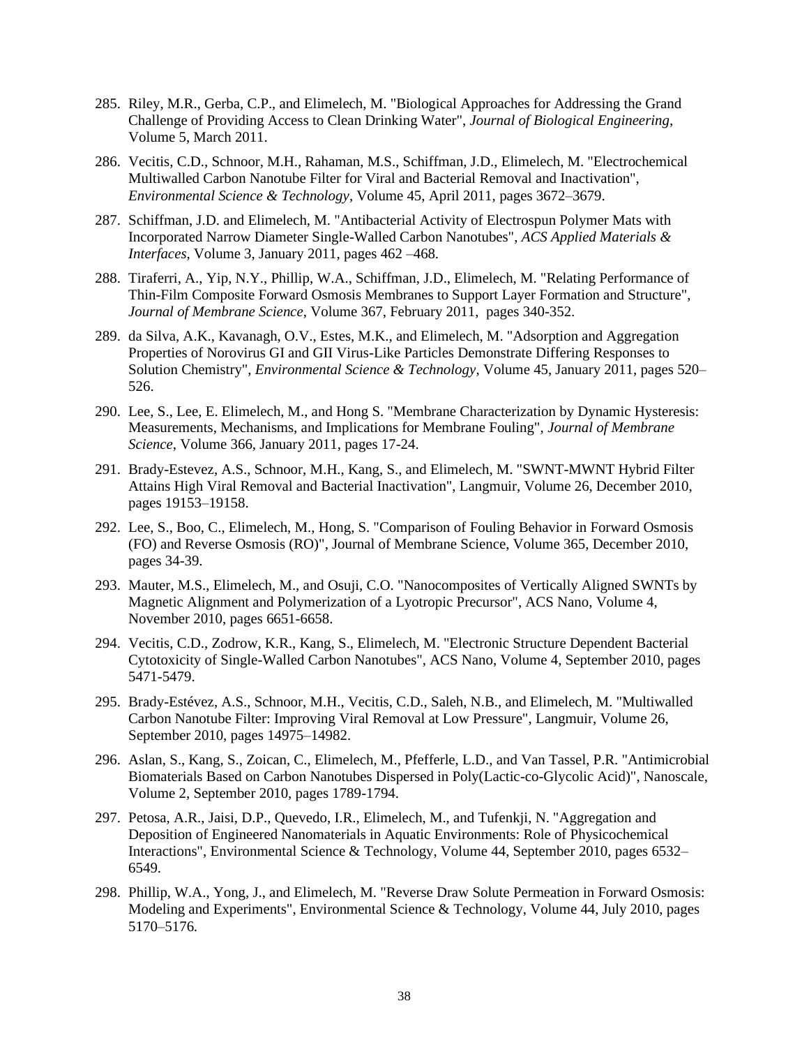285. Riley, M.R., Gerba, C.P., and Elimelech, M. "Biological Approaches for Addressing the Grand Challenge of Providing Access to Clean Drinking Water", *Journal of Biological Engineering*, Volume 5, March 2011.

286. Vecitis, C.D., Schnoor, M.H., Rahaman, M.S., Schiffman, J.D., Elimelech, M. "Electrochemical Multiwalled Carbon Nanotube Filter for Viral and Bacterial Removal and Inactivation", *Environmental Science & Technology*, Volume 45, April 2011, pages 3672–3679.

287. Schiffman, J.D. and Elimelech, M. "Antibacterial Activity of Electrospun Polymer Mats with Incorporated Narrow Diameter Single-Walled Carbon Nanotubes", *ACS Applied Materials & Interfaces*, Volume 3, January 2011, pages 462 –468.

288. Tiraferri, A., Yip, N.Y., Phillip, W.A., Schiffman, J.D., Elimelech, M. "Relating Performance of Thin-Film Composite Forward Osmosis Membranes to Support Layer Formation and Structure", *Journal of Membrane Science*, Volume 367, February 2011, pages 340-352.

289. da Silva, A.K., Kavanagh, O.V., Estes, M.K., and Elimelech, M. "Adsorption and Aggregation Properties of Norovirus GI and GII Virus-Like Particles Demonstrate Differing Responses to Solution Chemistry", *Environmental Science & Technology*, Volume 45, January 2011, pages 520–526.

290. Lee, S., Lee, E. Elimelech, M., and Hong S. "Membrane Characterization by Dynamic Hysteresis: Measurements, Mechanisms, and Implications for Membrane Fouling", *Journal of Membrane Science*, Volume 366, January 2011, pages 17-24.

291. Brady-Estevez, A.S., Schnoor, M.H., Kang, S., and Elimelech, M. "SWNT-MWNT Hybrid Filter Attains High Viral Removal and Bacterial Inactivation", Langmuir, Volume 26, December 2010, pages 19153–19158.

292. Lee, S., Boo, C., Elimelech, M., Hong, S. "Comparison of Fouling Behavior in Forward Osmosis (FO) and Reverse Osmosis (RO)", Journal of Membrane Science, Volume 365, December 2010, pages 34-39.

293. Mauter, M.S., Elimelech, M., and Osuji, C.O. "Nanocomposites of Vertically Aligned SWNTs by Magnetic Alignment and Polymerization of a Lyotropic Precursor", ACS Nano, Volume 4, November 2010, pages 6651-6658.

294. Vecitis, C.D., Zodrow, K.R., Kang, S., Elimelech, M. "Electronic Structure Dependent Bacterial Cytotoxicity of Single-Walled Carbon Nanotubes", ACS Nano, Volume 4, September 2010, pages 5471-5479.

295. Brady-Estévez, A.S., Schnoor, M.H., Vecitis, C.D., Saleh, N.B., and Elimelech, M. "Multiwalled Carbon Nanotube Filter: Improving Viral Removal at Low Pressure", Langmuir, Volume 26, September 2010, pages 14975–14982.

296. Aslan, S., Kang, S., Zoican, C., Elimelech, M., Pfefferle, L.D., and Van Tassel, P.R. "Antimicrobial Biomaterials Based on Carbon Nanotubes Dispersed in Poly(Lactic-co-Glycolic Acid)", Nanoscale, Volume 2, September 2010, pages 1789-1794.

297. Petosa, A.R., Jaisi, D.P., Quevedo, I.R., Elimelech, M., and Tufenkji, N. "Aggregation and Deposition of Engineered Nanomaterials in Aquatic Environments: Role of Physicochemical Interactions", Environmental Science & Technology, Volume 44, September 2010, pages 6532–6549.

298. Phillip, W.A., Yong, J., and Elimelech, M. "Reverse Draw Solute Permeation in Forward Osmosis: Modeling and Experiments", Environmental Science & Technology, Volume 44, July 2010, pages 5170–5176.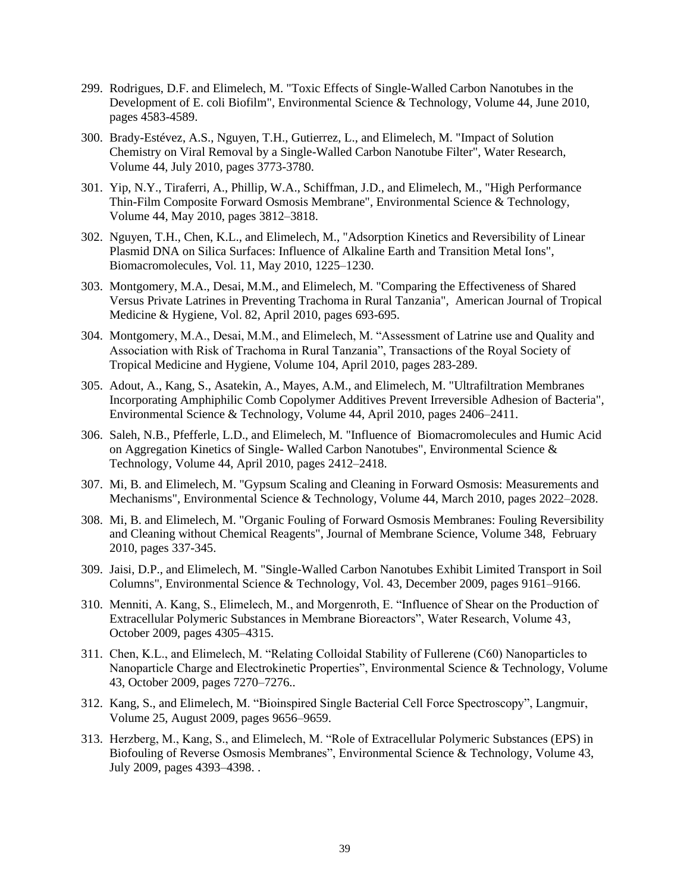299. Rodrigues, D.F. and Elimelech, M. "Toxic Effects of Single-Walled Carbon Nanotubes in the Development of E. coli Biofilm", Environmental Science & Technology, Volume 44, June 2010, pages 4583-4589.

300. Brady-Estévez, A.S., Nguyen, T.H., Gutierrez, L., and Elimelech, M. "Impact of Solution Chemistry on Viral Removal by a Single-Walled Carbon Nanotube Filter", Water Research, Volume 44, July 2010, pages 3773-3780.

301. Yip, N.Y., Tiraferri, A., Phillip, W.A., Schiffman, J.D., and Elimelech, M., "High Performance Thin-Film Composite Forward Osmosis Membrane", Environmental Science & Technology, Volume 44, May 2010, pages 3812–3818.

302. Nguyen, T.H., Chen, K.L., and Elimelech, M., "Adsorption Kinetics and Reversibility of Linear Plasmid DNA on Silica Surfaces: Influence of Alkaline Earth and Transition Metal Ions", Biomacromolecules, Vol. 11, May 2010, 1225–1230.

303. Montgomery, M.A., Desai, M.M., and Elimelech, M. "Comparing the Effectiveness of Shared Versus Private Latrines in Preventing Trachoma in Rural Tanzania", American Journal of Tropical Medicine & Hygiene, Vol. 82, April 2010, pages 693-695.

304. Montgomery, M.A., Desai, M.M., and Elimelech, M. "Assessment of Latrine use and Quality and Association with Risk of Trachoma in Rural Tanzania", Transactions of the Royal Society of Tropical Medicine and Hygiene, Volume 104, April 2010, pages 283-289.

305. Adout, A., Kang, S., Asatekin, A., Mayes, A.M., and Elimelech, M. "Ultrafiltration Membranes Incorporating Amphiphilic Comb Copolymer Additives Prevent Irreversible Adhesion of Bacteria", Environmental Science & Technology, Volume 44, April 2010, pages 2406–2411.

306. Saleh, N.B., Pfefferle, L.D., and Elimelech, M. "Influence of Biomacromolecules and Humic Acid on Aggregation Kinetics of Single- Walled Carbon Nanotubes", Environmental Science & Technology, Volume 44, April 2010, pages 2412–2418.

307. Mi, B. and Elimelech, M. "Gypsum Scaling and Cleaning in Forward Osmosis: Measurements and Mechanisms", Environmental Science & Technology, Volume 44, March 2010, pages 2022–2028.

308. Mi, B. and Elimelech, M. "Organic Fouling of Forward Osmosis Membranes: Fouling Reversibility and Cleaning without Chemical Reagents", Journal of Membrane Science, Volume 348, February 2010, pages 337-345.

309. Jaisi, D.P., and Elimelech, M. "Single-Walled Carbon Nanotubes Exhibit Limited Transport in Soil Columns", Environmental Science & Technology, Vol. 43, December 2009, pages 9161–9166.

310. Menniti, A. Kang, S., Elimelech, M., and Morgenroth, E. "Influence of Shear on the Production of Extracellular Polymeric Substances in Membrane Bioreactors", Water Research, Volume 43, October 2009, pages 4305–4315.

311. Chen, K.L., and Elimelech, M. "Relating Colloidal Stability of Fullerene (C60) Nanoparticles to Nanoparticle Charge and Electrokinetic Properties", Environmental Science & Technology, Volume 43, October 2009, pages 7270–7276..

312. Kang, S., and Elimelech, M. "Bioinspired Single Bacterial Cell Force Spectroscopy", Langmuir, Volume 25, August 2009, pages 9656–9659.

313. Herzberg, M., Kang, S., and Elimelech, M. "Role of Extracellular Polymeric Substances (EPS) in Biofouling of Reverse Osmosis Membranes", Environmental Science & Technology, Volume 43, July 2009, pages 4393–4398. .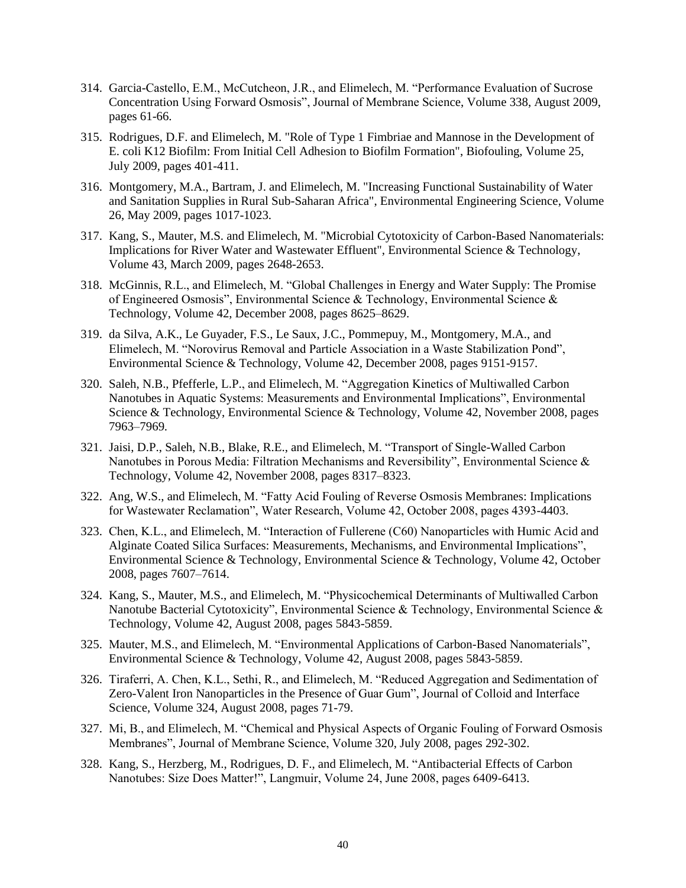314. Garcia-Castello, E.M., McCutcheon, J.R., and Elimelech, M. "Performance Evaluation of Sucrose Concentration Using Forward Osmosis", Journal of Membrane Science, Volume 338, August 2009, pages 61-66.

315. Rodrigues, D.F. and Elimelech, M. "Role of Type 1 Fimbriae and Mannose in the Development of E. coli K12 Biofilm: From Initial Cell Adhesion to Biofilm Formation", Biofouling, Volume 25, July 2009, pages 401-411.

316. Montgomery, M.A., Bartram, J. and Elimelech, M. "Increasing Functional Sustainability of Water and Sanitation Supplies in Rural Sub-Saharan Africa", Environmental Engineering Science, Volume 26, May 2009, pages 1017-1023.

317. Kang, S., Mauter, M.S. and Elimelech, M. "Microbial Cytotoxicity of Carbon-Based Nanomaterials: Implications for River Water and Wastewater Effluent", Environmental Science & Technology, Volume 43, March 2009, pages 2648-2653.

318. McGinnis, R.L., and Elimelech, M. "Global Challenges in Energy and Water Supply: The Promise of Engineered Osmosis", Environmental Science & Technology, Environmental Science & Technology, Volume 42, December 2008, pages 8625–8629.

319. da Silva, A.K., Le Guyader, F.S., Le Saux, J.C., Pommepuy, M., Montgomery, M.A., and Elimelech, M. "Norovirus Removal and Particle Association in a Waste Stabilization Pond", Environmental Science & Technology, Volume 42, December 2008, pages 9151-9157.

320. Saleh, N.B., Pfefferle, L.P., and Elimelech, M. "Aggregation Kinetics of Multiwalled Carbon Nanotubes in Aquatic Systems: Measurements and Environmental Implications", Environmental Science & Technology, Environmental Science & Technology, Volume 42, November 2008, pages 7963–7969.

321. Jaisi, D.P., Saleh, N.B., Blake, R.E., and Elimelech, M. "Transport of Single-Walled Carbon Nanotubes in Porous Media: Filtration Mechanisms and Reversibility", Environmental Science & Technology, Volume 42, November 2008, pages 8317–8323.

322. Ang, W.S., and Elimelech, M. "Fatty Acid Fouling of Reverse Osmosis Membranes: Implications for Wastewater Reclamation", Water Research, Volume 42, October 2008, pages 4393-4403.

323. Chen, K.L., and Elimelech, M. "Interaction of Fullerene (C60) Nanoparticles with Humic Acid and Alginate Coated Silica Surfaces: Measurements, Mechanisms, and Environmental Implications", Environmental Science & Technology, Environmental Science & Technology, Volume 42, October 2008, pages 7607–7614.

324. Kang, S., Mauter, M.S., and Elimelech, M. "Physicochemical Determinants of Multiwalled Carbon Nanotube Bacterial Cytotoxicity", Environmental Science & Technology, Environmental Science & Technology, Volume 42, August 2008, pages 5843-5859.

325. Mauter, M.S., and Elimelech, M. "Environmental Applications of Carbon-Based Nanomaterials", Environmental Science & Technology, Volume 42, August 2008, pages 5843-5859.

326. Tiraferri, A. Chen, K.L., Sethi, R., and Elimelech, M. "Reduced Aggregation and Sedimentation of Zero-Valent Iron Nanoparticles in the Presence of Guar Gum", Journal of Colloid and Interface Science, Volume 324, August 2008, pages 71-79.

327. Mi, B., and Elimelech, M. "Chemical and Physical Aspects of Organic Fouling of Forward Osmosis Membranes", Journal of Membrane Science, Volume 320, July 2008, pages 292-302.

328. Kang, S., Herzberg, M., Rodrigues, D. F., and Elimelech, M. "Antibacterial Effects of Carbon Nanotubes: Size Does Matter!", Langmuir, Volume 24, June 2008, pages 6409-6413.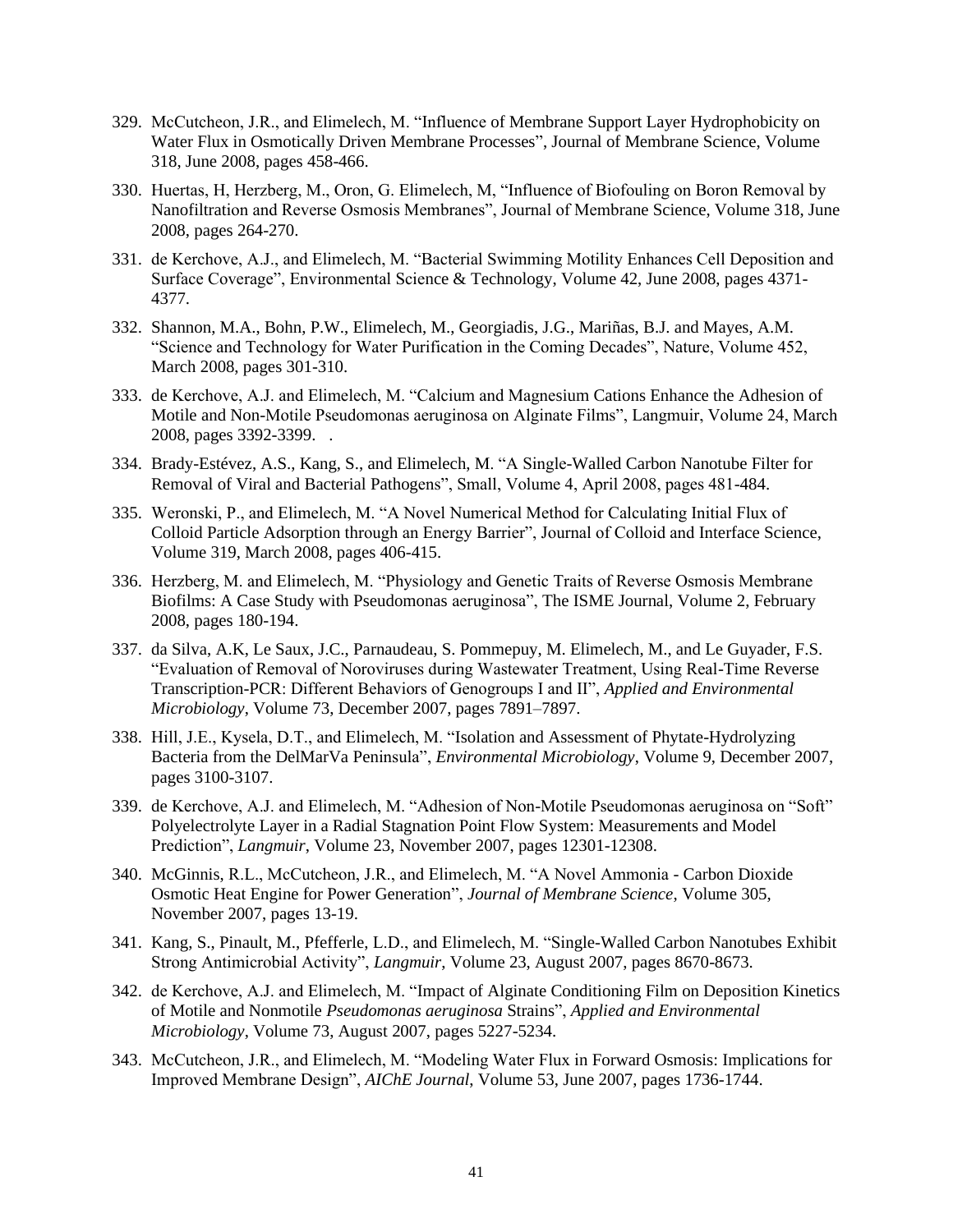329. McCutcheon, J.R., and Elimelech, M. "Influence of Membrane Support Layer Hydrophobicity on Water Flux in Osmotically Driven Membrane Processes", Journal of Membrane Science, Volume 318, June 2008, pages 458-466.

330. Huertas, H, Herzberg, M., Oron, G. Elimelech, M, "Influence of Biofouling on Boron Removal by Nanofiltration and Reverse Osmosis Membranes", Journal of Membrane Science, Volume 318, June 2008, pages 264-270.

331. de Kerchove, A.J., and Elimelech, M. "Bacterial Swimming Motility Enhances Cell Deposition and Surface Coverage", Environmental Science & Technology, Volume 42, June 2008, pages 4371-4377.

332. Shannon, M.A., Bohn, P.W., Elimelech, M., Georgiadis, J.G., Mariñas, B.J. and Mayes, A.M. "Science and Technology for Water Purification in the Coming Decades", Nature, Volume 452, March 2008, pages 301-310.

333. de Kerchove, A.J. and Elimelech, M. "Calcium and Magnesium Cations Enhance the Adhesion of Motile and Non-Motile Pseudomonas aeruginosa on Alginate Films", Langmuir, Volume 24, March 2008, pages 3392-3399.  .

334. Brady-Estévez, A.S., Kang, S., and Elimelech, M. "A Single-Walled Carbon Nanotube Filter for Removal of Viral and Bacterial Pathogens", Small, Volume 4, April 2008, pages 481-484.

335. Weronski, P., and Elimelech, M. "A Novel Numerical Method for Calculating Initial Flux of Colloid Particle Adsorption through an Energy Barrier", Journal of Colloid and Interface Science, Volume 319, March 2008, pages 406-415.

336. Herzberg, M. and Elimelech, M. "Physiology and Genetic Traits of Reverse Osmosis Membrane Biofilms: A Case Study with Pseudomonas aeruginosa", The ISME Journal, Volume 2, February 2008, pages 180-194.

337. da Silva, A.K, Le Saux, J.C., Parnaudeau, S. Pommepuy, M. Elimelech, M., and Le Guyader, F.S. "Evaluation of Removal of Noroviruses during Wastewater Treatment, Using Real-Time Reverse Transcription-PCR: Different Behaviors of Genogroups I and II", *Applied and Environmental Microbiology*, Volume 73, December 2007, pages 7891–7897.

338. Hill, J.E., Kysela, D.T., and Elimelech, M. "Isolation and Assessment of Phytate-Hydrolyzing Bacteria from the DelMarVa Peninsula", *Environmental Microbiology*, Volume 9, December 2007, pages 3100-3107.

339. de Kerchove, A.J. and Elimelech, M. "Adhesion of Non-Motile Pseudomonas aeruginosa on "Soft" Polyelectrolyte Layer in a Radial Stagnation Point Flow System: Measurements and Model Prediction", *Langmuir*, Volume 23, November 2007, pages 12301-12308.

340. McGinnis, R.L., McCutcheon, J.R., and Elimelech, M. "A Novel Ammonia - Carbon Dioxide Osmotic Heat Engine for Power Generation", *Journal of Membrane Science*, Volume 305, November 2007, pages 13-19.

341. Kang, S., Pinault, M., Pfefferle, L.D., and Elimelech, M. "Single-Walled Carbon Nanotubes Exhibit Strong Antimicrobial Activity", *Langmuir*, Volume 23, August 2007, pages 8670-8673.

342. de Kerchove, A.J. and Elimelech, M. "Impact of Alginate Conditioning Film on Deposition Kinetics of Motile and Nonmotile *Pseudomonas aeruginosa* Strains", *Applied and Environmental Microbiology*, Volume 73, August 2007, pages 5227-5234.

343. McCutcheon, J.R., and Elimelech, M. "Modeling Water Flux in Forward Osmosis: Implications for Improved Membrane Design", *AIChE Journal*, Volume 53, June 2007, pages 1736-1744.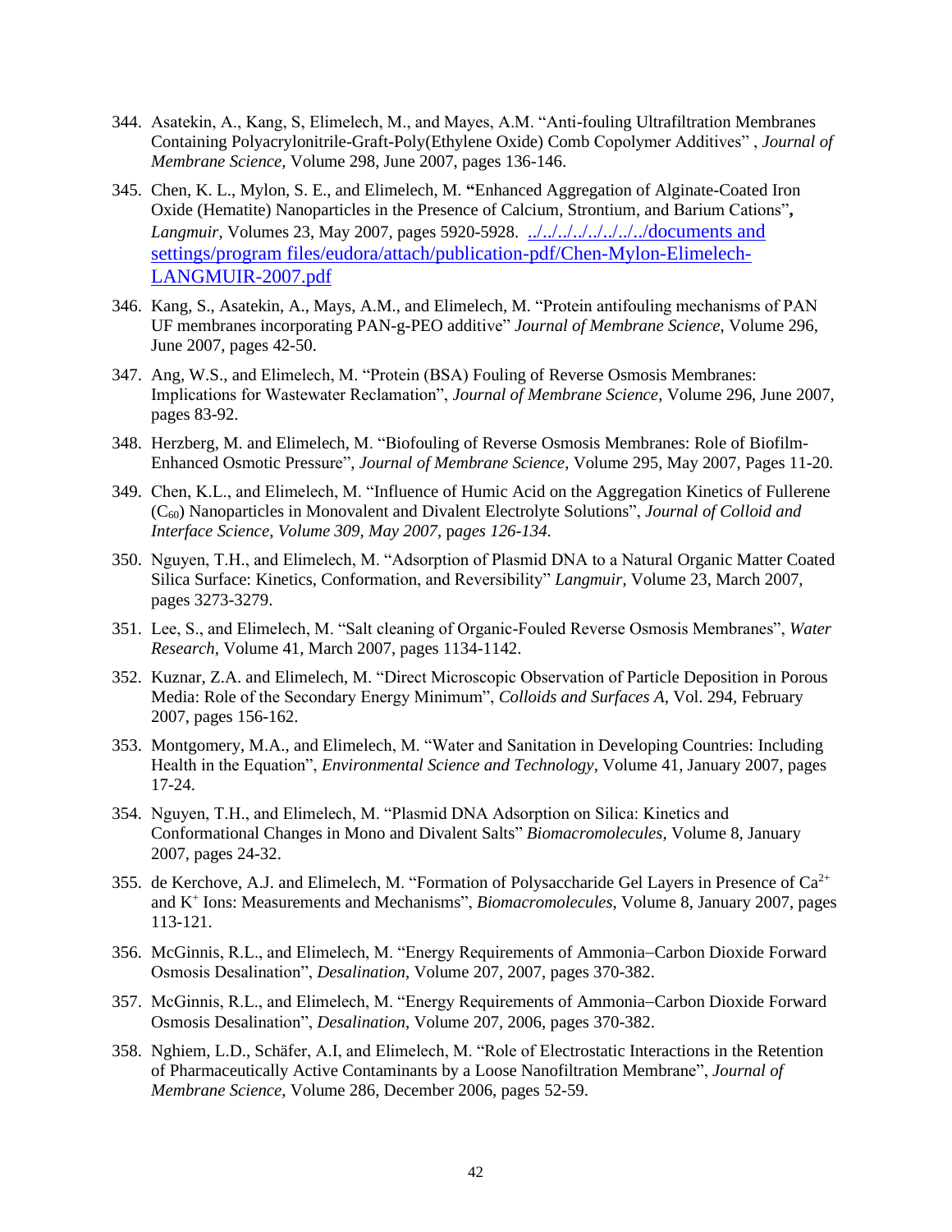344. Asatekin, A., Kang, S, Elimelech, M., and Mayes, A.M. “Anti-fouling Ultrafiltration Membranes Containing Polyacrylonitrile-Graft-Poly(Ethylene Oxide) Comb Copolymer Additives” , *Journal of Membrane Science,* Volume 298, June 2007, pages 136-146.

345. Chen, K. L., Mylon, S. E., and Elimelech, M. **“**Enhanced Aggregation of Alginate-Coated Iron Oxide (Hematite) Nanoparticles in the Presence of Calcium, Strontium, and Barium Cations”**,** *Langmuir*, Volumes 23, May 2007, pages 5920-5928. ../../../../../../../../documents and settings/program files/eudora/attach/publication-pdf/Chen-Mylon-Elimelech-LANGMUIR-2007.pdf

346. Kang, S., Asatekin, A., Mays, A.M., and Elimelech, M. “Protein antifouling mechanisms of PAN UF membranes incorporating PAN-g-PEO additive” *Journal of Membrane Science*, Volume 296, June 2007, pages 42-50.

347. Ang, W.S., and Elimelech, M. “Protein (BSA) Fouling of Reverse Osmosis Membranes: Implications for Wastewater Reclamation”, *Journal of Membrane Science*, Volume 296, June 2007, pages 83-92.

348. Herzberg, M. and Elimelech, M. “Biofouling of Reverse Osmosis Membranes: Role of Biofilm-Enhanced Osmotic Pressure”, *Journal of Membrane Science*, Volume 295, May 2007, Pages 11-20.

349. Chen, K.L., and Elimelech, M. “Influence of Humic Acid on the Aggregation Kinetics of Fullerene ($C_{60}$) Nanoparticles in Monovalent and Divalent Electrolyte Solutions”, *Journal of Colloid and Interface Science*, *Volume 309, May 2007*, p*ages 126-134*.

350. Nguyen, T.H., and Elimelech, M. “Adsorption of Plasmid DNA to a Natural Organic Matter Coated Silica Surface: Kinetics, Conformation, and Reversibility” *Langmuir*, Volume 23, March 2007, pages 3273-3279.

351. Lee, S., and Elimelech, M. “Salt cleaning of Organic-Fouled Reverse Osmosis Membranes”, *Water Research*, Volume 41, March 2007, pages 1134-1142.

352. Kuznar, Z.A. and Elimelech, M. “Direct Microscopic Observation of Particle Deposition in Porous Media: Role of the Secondary Energy Minimum”, *Colloids and Surfaces A*, Vol. 294, February 2007, pages 156-162.

353. Montgomery, M.A., and Elimelech, M. “Water and Sanitation in Developing Countries: Including Health in the Equation”, *Environmental Science and Technology*, Volume 41, January 2007, pages 17-24.

354. Nguyen, T.H., and Elimelech, M. “Plasmid DNA Adsorption on Silica: Kinetics and Conformational Changes in Mono and Divalent Salts” *Biomacromolecules*, Volume 8, January 2007, pages 24-32.

355. de Kerchove, A.J. and Elimelech, M. “Formation of Polysaccharide Gel Layers in Presence of $Ca^{2+}$ and $K^{+}$ Ions: Measurements and Mechanisms”, *Biomacromolecules*, Volume 8, January 2007, pages 113-121.

356. McGinnis, R.L., and Elimelech, M. “Energy Requirements of Ammonia–Carbon Dioxide Forward Osmosis Desalination”, *Desalination*, Volume 207, 2007, pages 370-382.

357. McGinnis, R.L., and Elimelech, M. “Energy Requirements of Ammonia–Carbon Dioxide Forward Osmosis Desalination”, *Desalination*, Volume 207, 2006, pages 370-382.

358. Nghiem, L.D., Schäfer, A.I, and Elimelech, M. “Role of Electrostatic Interactions in the Retention of Pharmaceutically Active Contaminants by a Loose Nanofiltration Membrane”, *Journal of Membrane Science,* Volume 286, December 2006, pages 52-59.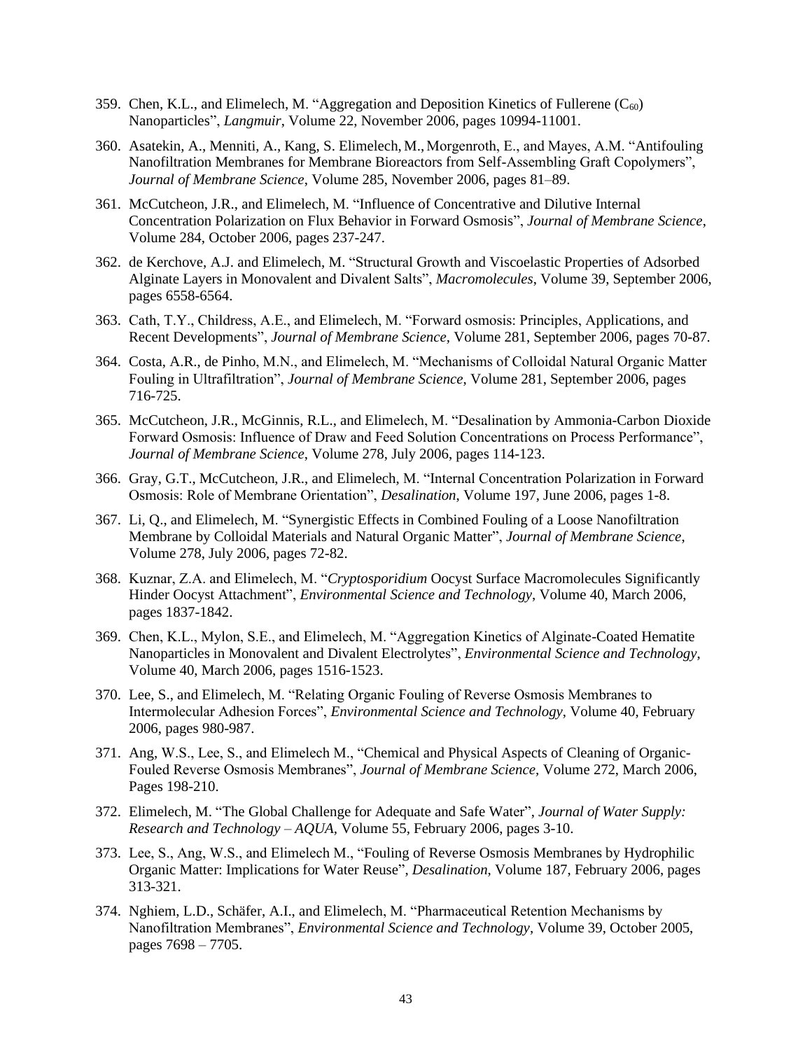359. Chen, K.L., and Elimelech, M. “Aggregation and Deposition Kinetics of Fullerene ($C_{60}$) Nanoparticles”, *Langmuir*, Volume 22, November 2006, pages 10994-11001.

360. Asatekin, A., Menniti, A., Kang, S. Elimelech, M., Morgenroth, E., and Mayes, A.M. “Antifouling Nanofiltration Membranes for Membrane Bioreactors from Self-Assembling Graft Copolymers”, *Journal of Membrane Science*, Volume 285, November 2006, pages 81–89.

361. McCutcheon, J.R., and Elimelech, M. “Influence of Concentrative and Dilutive Internal Concentration Polarization on Flux Behavior in Forward Osmosis”, *Journal of Membrane Science*, Volume 284, October 2006, pages 237-247.

362. de Kerchove, A.J. and Elimelech, M. “Structural Growth and Viscoelastic Properties of Adsorbed Alginate Layers in Monovalent and Divalent Salts”, *Macromolecules*, Volume 39, September 2006, pages 6558-6564.

363. Cath, T.Y., Childress, A.E., and Elimelech, M. “Forward osmosis: Principles, Applications, and Recent Developments”, *Journal of Membrane Science*, Volume 281, September 2006, pages 70-87.

364. Costa, A.R., de Pinho, M.N., and Elimelech, M. “Mechanisms of Colloidal Natural Organic Matter Fouling in Ultrafiltration”, *Journal of Membrane Science*, Volume 281, September 2006, pages 716-725.

365. McCutcheon, J.R., McGinnis, R.L., and Elimelech, M. “Desalination by Ammonia-Carbon Dioxide Forward Osmosis: Influence of Draw and Feed Solution Concentrations on Process Performance”, *Journal of Membrane Science*, Volume 278, July 2006, pages 114-123.

366. Gray, G.T., McCutcheon, J.R., and Elimelech, M. “Internal Concentration Polarization in Forward Osmosis: Role of Membrane Orientation”, *Desalination*, Volume 197, June 2006, pages 1-8.

367. Li, Q., and Elimelech, M. “Synergistic Effects in Combined Fouling of a Loose Nanofiltration Membrane by Colloidal Materials and Natural Organic Matter”, *Journal of Membrane Science*, Volume 278, July 2006, pages 72-82.

368. Kuznar, Z.A. and Elimelech, M. “*Cryptosporidium* Oocyst Surface Macromolecules Significantly Hinder Oocyst Attachment”, *Environmental Science and Technology*, Volume 40, March 2006, pages 1837-1842.

369. Chen, K.L., Mylon, S.E., and Elimelech, M. “Aggregation Kinetics of Alginate-Coated Hematite Nanoparticles in Monovalent and Divalent Electrolytes”, *Environmental Science and Technology*, Volume 40, March 2006, pages 1516-1523.

370. Lee, S., and Elimelech, M. “Relating Organic Fouling of Reverse Osmosis Membranes to Intermolecular Adhesion Forces”, *Environmental Science and Technology*, Volume 40, February 2006, pages 980-987.

371. Ang, W.S., Lee, S., and Elimelech M., “Chemical and Physical Aspects of Cleaning of Organic-Fouled Reverse Osmosis Membranes”, *Journal of Membrane Science*, Volume 272, March 2006, Pages 198-210.

372. Elimelech, M. “The Global Challenge for Adequate and Safe Water”, *Journal of Water Supply: Research and Technology – AQUA*, Volume 55, February 2006, pages 3-10.

373. Lee, S., Ang, W.S., and Elimelech M., “Fouling of Reverse Osmosis Membranes by Hydrophilic Organic Matter: Implications for Water Reuse”, *Desalination*, Volume 187, February 2006, pages 313-321.

374. Nghiem, L.D., Schäfer, A.I., and Elimelech, M. “Pharmaceutical Retention Mechanisms by Nanofiltration Membranes”, *Environmental Science and Technology*, Volume 39, October 2005, pages 7698 – 7705.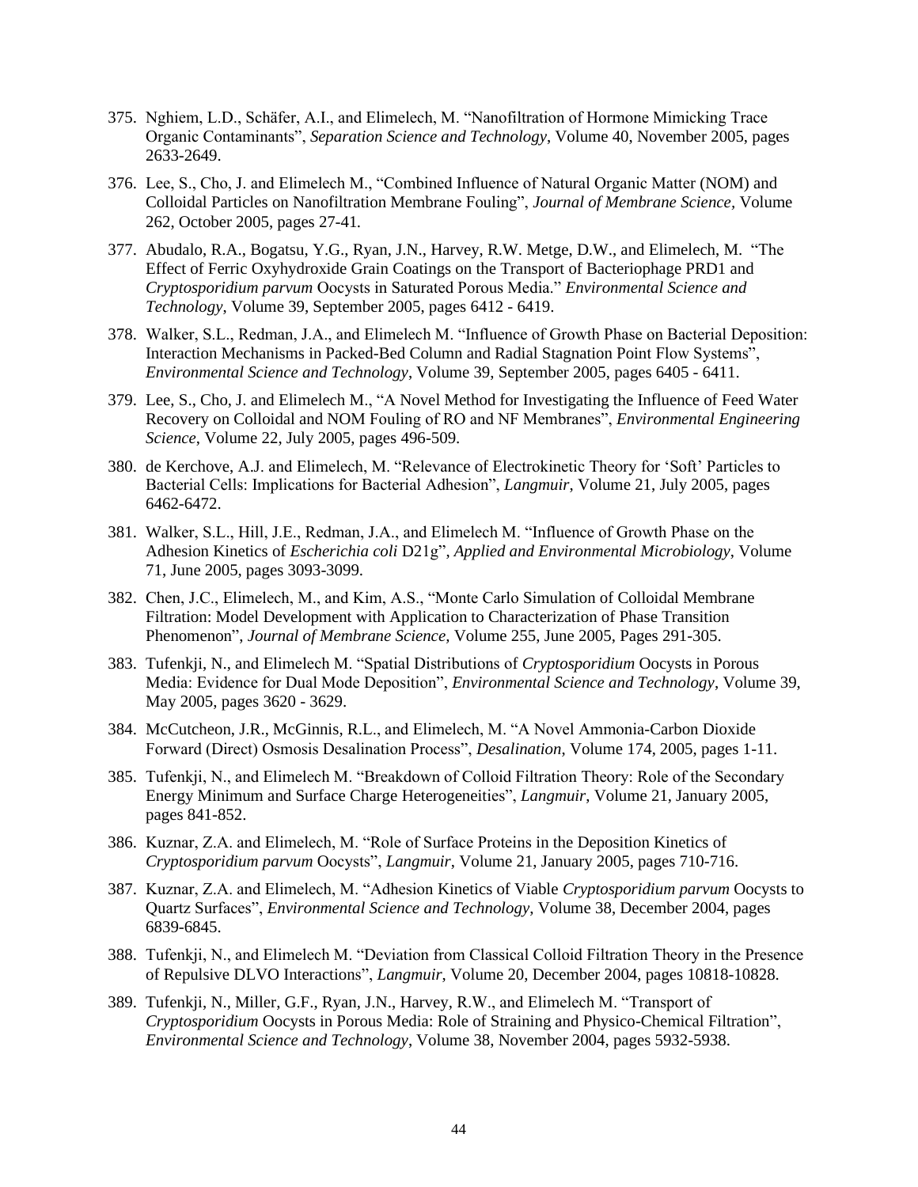375. Nghiem, L.D., Schäfer, A.I., and Elimelech, M. "Nanofiltration of Hormone Mimicking Trace Organic Contaminants", *Separation Science and Technology*, Volume 40, November 2005, pages 2633-2649.

376. Lee, S., Cho, J. and Elimelech M., "Combined Influence of Natural Organic Matter (NOM) and Colloidal Particles on Nanofiltration Membrane Fouling", *Journal of Membrane Science*, Volume 262, October 2005, pages 27-41.

377. Abudalo, R.A., Bogatsu, Y.G., Ryan, J.N., Harvey, R.W. Metge, D.W., and Elimelech, M. "The Effect of Ferric Oxyhydroxide Grain Coatings on the Transport of Bacteriophage PRD1 and *Cryptosporidium parvum* Oocysts in Saturated Porous Media." *Environmental Science and Technology*, Volume 39, September 2005, pages 6412 - 6419.

378. Walker, S.L., Redman, J.A., and Elimelech M. "Influence of Growth Phase on Bacterial Deposition: Interaction Mechanisms in Packed-Bed Column and Radial Stagnation Point Flow Systems", *Environmental Science and Technology*, Volume 39, September 2005, pages 6405 - 6411.

379. Lee, S., Cho, J. and Elimelech M., "A Novel Method for Investigating the Influence of Feed Water Recovery on Colloidal and NOM Fouling of RO and NF Membranes", *Environmental Engineering Science*, Volume 22, July 2005, pages 496-509.

380. de Kerchove, A.J. and Elimelech, M. "Relevance of Electrokinetic Theory for 'Soft' Particles to Bacterial Cells: Implications for Bacterial Adhesion", *Langmuir*, Volume 21, July 2005, pages 6462-6472.

381. Walker, S.L., Hill, J.E., Redman, J.A., and Elimelech M. "Influence of Growth Phase on the Adhesion Kinetics of *Escherichia coli* D21g", *Applied and Environmental Microbiology*, Volume 71, June 2005, pages 3093-3099.

382. Chen, J.C., Elimelech, M., and Kim, A.S., "Monte Carlo Simulation of Colloidal Membrane Filtration: Model Development with Application to Characterization of Phase Transition Phenomenon", *Journal of Membrane Science*, Volume 255, June 2005, Pages 291-305.

383. Tufenkji, N., and Elimelech M. "Spatial Distributions of *Cryptosporidium* Oocysts in Porous Media: Evidence for Dual Mode Deposition", *Environmental Science and Technology*, Volume 39, May 2005, pages 3620 - 3629.

384. McCutcheon, J.R., McGinnis, R.L., and Elimelech, M. "A Novel Ammonia-Carbon Dioxide Forward (Direct) Osmosis Desalination Process", *Desalination*, Volume 174, 2005, pages 1-11.

385. Tufenkji, N., and Elimelech M. "Breakdown of Colloid Filtration Theory: Role of the Secondary Energy Minimum and Surface Charge Heterogeneities", *Langmuir*, Volume 21, January 2005, pages 841-852.

386. Kuznar, Z.A. and Elimelech, M. "Role of Surface Proteins in the Deposition Kinetics of *Cryptosporidium parvum* Oocysts", *Langmuir*, Volume 21, January 2005, pages 710-716.

387. Kuznar, Z.A. and Elimelech, M. "Adhesion Kinetics of Viable *Cryptosporidium parvum* Oocysts to Quartz Surfaces", *Environmental Science and Technology*, Volume 38, December 2004, pages 6839-6845.

388. Tufenkji, N., and Elimelech M. "Deviation from Classical Colloid Filtration Theory in the Presence of Repulsive DLVO Interactions", *Langmuir*, Volume 20, December 2004, pages 10818-10828.

389. Tufenkji, N., Miller, G.F., Ryan, J.N., Harvey, R.W., and Elimelech M. "Transport of *Cryptosporidium* Oocysts in Porous Media: Role of Straining and Physico-Chemical Filtration", *Environmental Science and Technology*, Volume 38, November 2004, pages 5932-5938.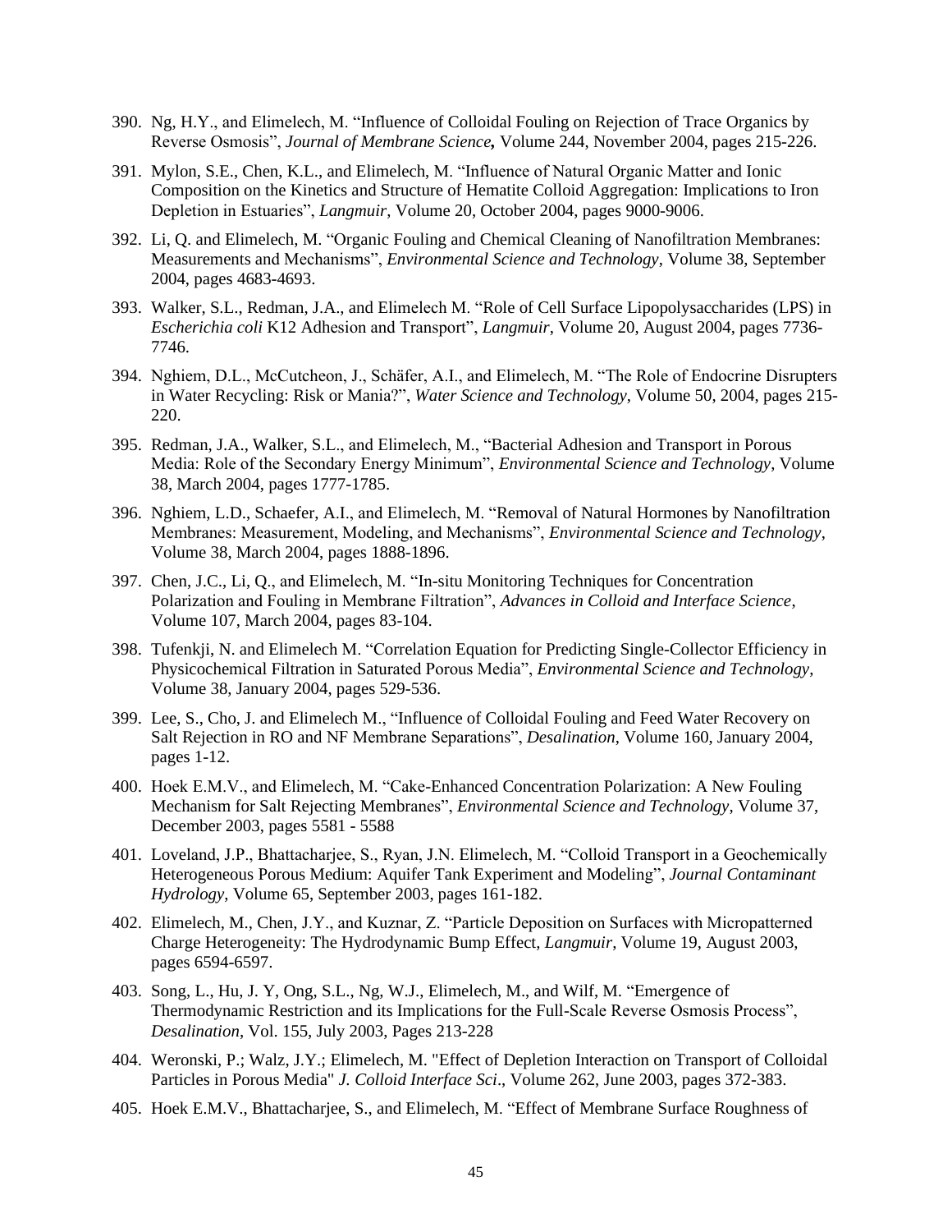390. Ng, H.Y., and Elimelech, M. “Influence of Colloidal Fouling on Rejection of Trace Organics by Reverse Osmosis”, *Journal of Membrane Science,* Volume 244, November 2004, pages 215-226.

391. Mylon, S.E., Chen, K.L., and Elimelech, M. “Influence of Natural Organic Matter and Ionic Composition on the Kinetics and Structure of Hematite Colloid Aggregation: Implications to Iron Depletion in Estuaries”, *Langmuir*, Volume 20, October 2004, pages 9000-9006.

392. Li, Q. and Elimelech, M. “Organic Fouling and Chemical Cleaning of Nanofiltration Membranes: Measurements and Mechanisms”, *Environmental Science and Technology*, Volume 38, September 2004, pages 4683-4693.

393. Walker, S.L., Redman, J.A., and Elimelech M. “Role of Cell Surface Lipopolysaccharides (LPS) in *Escherichia coli* K12 Adhesion and Transport”, *Langmuir*, Volume 20, August 2004, pages 7736-7746.

394. Nghiem, D.L., McCutcheon, J., Schäfer, A.I., and Elimelech, M. “The Role of Endocrine Disrupters in Water Recycling: Risk or Mania?”, *Water Science and Technology*, Volume 50, 2004, pages 215-220.

395. Redman, J.A., Walker, S.L., and Elimelech, M., “Bacterial Adhesion and Transport in Porous Media: Role of the Secondary Energy Minimum”, *Environmental Science and Technology*, Volume 38, March 2004, pages 1777-1785.

396. Nghiem, L.D., Schaefer, A.I., and Elimelech, M. “Removal of Natural Hormones by Nanofiltration Membranes: Measurement, Modeling, and Mechanisms”, *Environmental Science and Technology*, Volume 38, March 2004, pages 1888-1896.

397. Chen, J.C., Li, Q., and Elimelech, M. “In-situ Monitoring Techniques for Concentration Polarization and Fouling in Membrane Filtration”, *Advances in Colloid and Interface Science*, Volume 107, March 2004, pages 83-104.

398. Tufenkji, N. and Elimelech M. “Correlation Equation for Predicting Single-Collector Efficiency in Physicochemical Filtration in Saturated Porous Media”, *Environmental Science and Technology*, Volume 38, January 2004, pages 529-536.

399. Lee, S., Cho, J. and Elimelech M., “Influence of Colloidal Fouling and Feed Water Recovery on Salt Rejection in RO and NF Membrane Separations”, *Desalination*, Volume 160, January 2004, pages 1-12.

400. Hoek E.M.V., and Elimelech, M. “Cake-Enhanced Concentration Polarization: A New Fouling Mechanism for Salt Rejecting Membranes”, *Environmental Science and Technology*, Volume 37, December 2003, pages 5581 - 5588

401. Loveland, J.P., Bhattacharjee, S., Ryan, J.N. Elimelech, M. “Colloid Transport in a Geochemically Heterogeneous Porous Medium: Aquifer Tank Experiment and Modeling”, *Journal Contaminant Hydrology*, Volume 65, September 2003, pages 161-182.

402. Elimelech, M., Chen, J.Y., and Kuznar, Z. “Particle Deposition on Surfaces with Micropatterned Charge Heterogeneity: The Hydrodynamic Bump Effect, *Langmuir*, Volume 19, August 2003, pages 6594-6597.

403. Song, L., Hu, J. Y, Ong, S.L., Ng, W.J., Elimelech, M., and Wilf, M. “Emergence of Thermodynamic Restriction and its Implications for the Full-Scale Reverse Osmosis Process”, *Desalination*, Vol. 155, July 2003, Pages 213-228

404. Weronski, P.; Walz, J.Y.; Elimelech, M. "Effect of Depletion Interaction on Transport of Colloidal Particles in Porous Media" *J. Colloid Interface Sci*., Volume 262, June 2003, pages 372-383.

405. Hoek E.M.V., Bhattacharjee, S., and Elimelech, M. “Effect of Membrane Surface Roughness of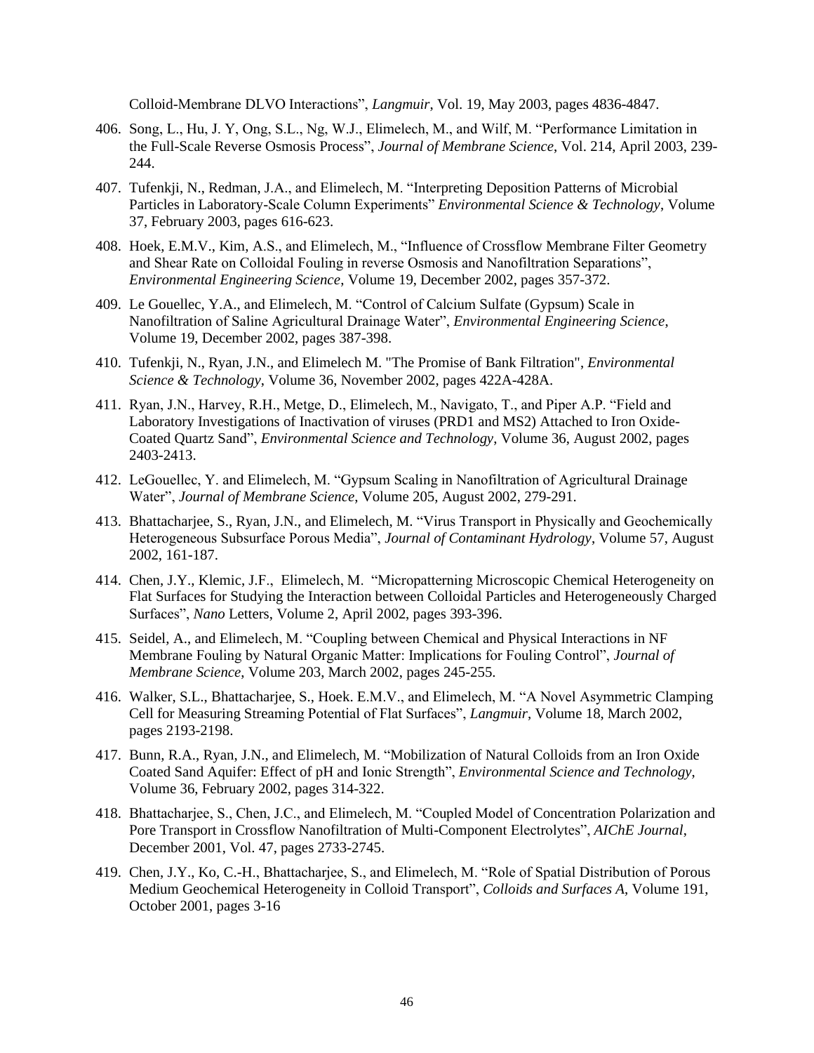Colloid-Membrane DLVO Interactions", *Langmuir*, Vol. 19, May 2003, pages 4836-4847.

406. Song, L., Hu, J. Y, Ong, S.L., Ng, W.J., Elimelech, M., and Wilf, M. "Performance Limitation in the Full-Scale Reverse Osmosis Process", *Journal of Membrane Science*, Vol. 214, April 2003, 239-244.

407. Tufenkji, N., Redman, J.A., and Elimelech, M. "Interpreting Deposition Patterns of Microbial Particles in Laboratory-Scale Column Experiments" *Environmental Science & Technology*, Volume 37, February 2003, pages 616-623.

408. Hoek, E.M.V., Kim, A.S., and Elimelech, M., "Influence of Crossflow Membrane Filter Geometry and Shear Rate on Colloidal Fouling in reverse Osmosis and Nanofiltration Separations", *Environmental Engineering Science*, Volume 19, December 2002, pages 357-372.

409. Le Gouellec, Y.A., and Elimelech, M. "Control of Calcium Sulfate (Gypsum) Scale in Nanofiltration of Saline Agricultural Drainage Water", *Environmental Engineering Science*, Volume 19, December 2002, pages 387-398.

410. Tufenkji, N., Ryan, J.N., and Elimelech M. "The Promise of Bank Filtration", *Environmental Science & Technology*, Volume 36, November 2002, pages 422A-428A.

411. Ryan, J.N., Harvey, R.H., Metge, D., Elimelech, M., Navigato, T., and Piper A.P. "Field and Laboratory Investigations of Inactivation of viruses (PRD1 and MS2) Attached to Iron Oxide-Coated Quartz Sand", *Environmental Science and Technology*, Volume 36, August 2002, pages 2403-2413.

412. LeGouellec, Y. and Elimelech, M. "Gypsum Scaling in Nanofiltration of Agricultural Drainage Water", *Journal of Membrane Science*, Volume 205, August 2002, 279-291.

413. Bhattacharjee, S., Ryan, J.N., and Elimelech, M. "Virus Transport in Physically and Geochemically Heterogeneous Subsurface Porous Media", *Journal of Contaminant Hydrology*, Volume 57, August 2002, 161-187.

414. Chen, J.Y., Klemic, J.F., Elimelech, M. "Micropatterning Microscopic Chemical Heterogeneity on Flat Surfaces for Studying the Interaction between Colloidal Particles and Heterogeneously Charged Surfaces", *Nano* Letters, Volume 2, April 2002, pages 393-396.

415. Seidel, A., and Elimelech, M. "Coupling between Chemical and Physical Interactions in NF Membrane Fouling by Natural Organic Matter: Implications for Fouling Control", *Journal of Membrane Science*, Volume 203, March 2002, pages 245-255.

416. Walker, S.L., Bhattacharjee, S., Hoek. E.M.V., and Elimelech, M. "A Novel Asymmetric Clamping Cell for Measuring Streaming Potential of Flat Surfaces", *Langmuir*, Volume 18, March 2002, pages 2193-2198.

417. Bunn, R.A., Ryan, J.N., and Elimelech, M. "Mobilization of Natural Colloids from an Iron Oxide Coated Sand Aquifer: Effect of pH and Ionic Strength", *Environmental Science and Technology*, Volume 36, February 2002, pages 314-322.

418. Bhattacharjee, S., Chen, J.C., and Elimelech, M. "Coupled Model of Concentration Polarization and Pore Transport in Crossflow Nanofiltration of Multi-Component Electrolytes", *AIChE Journal*, December 2001, Vol. 47, pages 2733-2745.

419. Chen, J.Y., Ko, C.-H., Bhattacharjee, S., and Elimelech, M. "Role of Spatial Distribution of Porous Medium Geochemical Heterogeneity in Colloid Transport", *Colloids and Surfaces A*, Volume 191, October 2001, pages 3-16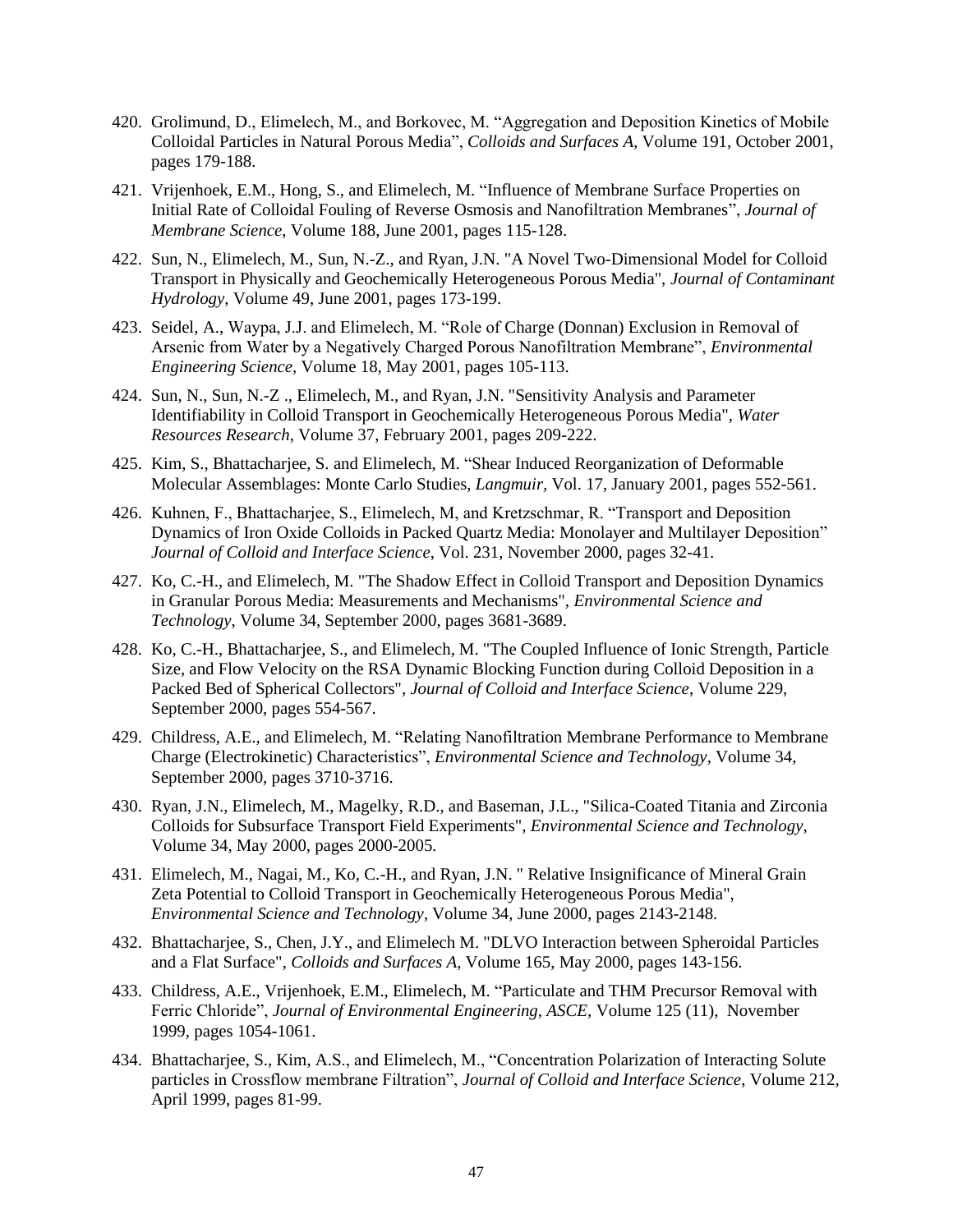420. Grolimund, D., Elimelech, M., and Borkovec, M. “Aggregation and Deposition Kinetics of Mobile Colloidal Particles in Natural Porous Media”, *Colloids and Surfaces A*, Volume 191, October 2001, pages 179-188.

421. Vrijenhoek, E.M., Hong, S., and Elimelech, M. “Influence of Membrane Surface Properties on Initial Rate of Colloidal Fouling of Reverse Osmosis and Nanofiltration Membranes”, *Journal of Membrane Science*, Volume 188, June 2001, pages 115-128.

422. Sun, N., Elimelech, M., Sun, N.-Z., and Ryan, J.N. "A Novel Two-Dimensional Model for Colloid Transport in Physically and Geochemically Heterogeneous Porous Media", *Journal of Contaminant Hydrology*, Volume 49, June 2001, pages 173-199.

423. Seidel, A., Waypa, J.J. and Elimelech, M. “Role of Charge (Donnan) Exclusion in Removal of Arsenic from Water by a Negatively Charged Porous Nanofiltration Membrane”, *Environmental Engineering Science*, Volume 18, May 2001, pages 105-113.

424. Sun, N., Sun, N.-Z ., Elimelech, M., and Ryan, J.N. "Sensitivity Analysis and Parameter Identifiability in Colloid Transport in Geochemically Heterogeneous Porous Media", *Water Resources Research*, Volume 37, February 2001, pages 209-222.

425. Kim, S., Bhattacharjee, S. and Elimelech, M. “Shear Induced Reorganization of Deformable Molecular Assemblages: Monte Carlo Studies, *Langmuir*, Vol. 17, January 2001, pages 552-561.

426. Kuhnen, F., Bhattacharjee, S., Elimelech, M, and Kretzschmar, R. “Transport and Deposition Dynamics of Iron Oxide Colloids in Packed Quartz Media: Monolayer and Multilayer Deposition” *Journal of Colloid and Interface Science*, Vol. 231, November 2000, pages 32-41.

427. Ko, C.-H., and Elimelech, M. "The Shadow Effect in Colloid Transport and Deposition Dynamics in Granular Porous Media: Measurements and Mechanisms", *Environmental Science and Technology*, Volume 34, September 2000, pages 3681-3689.

428. Ko, C.-H., Bhattacharjee, S., and Elimelech, M. "The Coupled Influence of Ionic Strength, Particle Size, and Flow Velocity on the RSA Dynamic Blocking Function during Colloid Deposition in a Packed Bed of Spherical Collectors", *Journal of Colloid and Interface Science*, Volume 229, September 2000, pages 554-567.

429. Childress, A.E., and Elimelech, M. “Relating Nanofiltration Membrane Performance to Membrane Charge (Electrokinetic) Characteristics”, *Environmental Science and Technology*, Volume 34, September 2000, pages 3710-3716.

430. Ryan, J.N., Elimelech, M., Magelky, R.D., and Baseman, J.L., "Silica-Coated Titania and Zirconia Colloids for Subsurface Transport Field Experiments", *Environmental Science and Technology*, Volume 34, May 2000, pages 2000-2005.

431. Elimelech, M., Nagai, M., Ko, C.-H., and Ryan, J.N. " Relative Insignificance of Mineral Grain Zeta Potential to Colloid Transport in Geochemically Heterogeneous Porous Media", *Environmental Science and Technology*, Volume 34, June 2000, pages 2143-2148.

432. Bhattacharjee, S., Chen, J.Y., and Elimelech M. "DLVO Interaction between Spheroidal Particles and a Flat Surface", *Colloids and Surfaces A*, Volume 165, May 2000, pages 143-156.

433. Childress, A.E., Vrijenhoek, E.M., Elimelech, M. “Particulate and THM Precursor Removal with Ferric Chloride”, *Journal of Environmental Engineering, ASCE*, Volume 125 (11), November 1999, pages 1054-1061.

434. Bhattacharjee, S., Kim, A.S., and Elimelech, M., “Concentration Polarization of Interacting Solute particles in Crossflow membrane Filtration”, *Journal of Colloid and Interface Science*, Volume 212, April 1999, pages 81-99.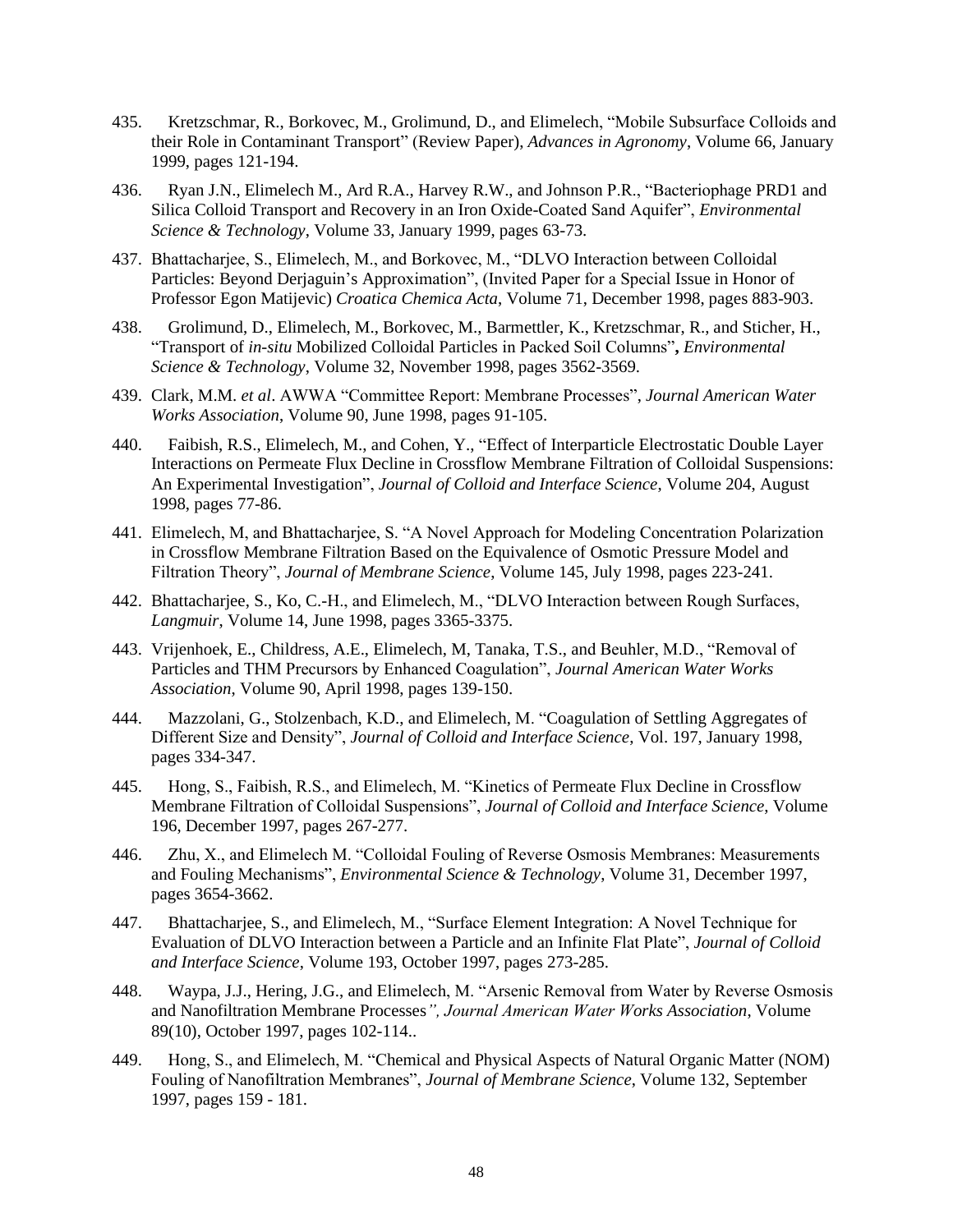435. Kretzschmar, R., Borkovec, M., Grolimund, D., and Elimelech, "Mobile Subsurface Colloids and their Role in Contaminant Transport" (Review Paper), *Advances in Agronomy*, Volume 66, January 1999, pages 121-194.

436. Ryan J.N., Elimelech M., Ard R.A., Harvey R.W., and Johnson P.R., "Bacteriophage PRD1 and Silica Colloid Transport and Recovery in an Iron Oxide-Coated Sand Aquifer", *Environmental Science & Technology*, Volume 33, January 1999, pages 63-73.

437. Bhattacharjee, S., Elimelech, M., and Borkovec, M., "DLVO Interaction between Colloidal Particles: Beyond Derjaguin's Approximation", (Invited Paper for a Special Issue in Honor of Professor Egon Matijevic) *Croatica Chemica Acta*, Volume 71, December 1998, pages 883-903.

438. Grolimund, D., Elimelech, M., Borkovec, M., Barmettler, K., Kretzschmar, R., and Sticher, H., "Transport of *in-situ* Mobilized Colloidal Particles in Packed Soil Columns"**,** *Environmental Science & Technology*, Volume 32, November 1998, pages 3562-3569.

439. Clark, M.M. *et al*. AWWA "Committee Report: Membrane Processes", *Journal American Water Works Association*, Volume 90, June 1998, pages 91-105.

440. Faibish, R.S., Elimelech, M., and Cohen, Y., "Effect of Interparticle Electrostatic Double Layer Interactions on Permeate Flux Decline in Crossflow Membrane Filtration of Colloidal Suspensions: An Experimental Investigation", *Journal of Colloid and Interface Science*, Volume 204, August 1998, pages 77-86.

441. Elimelech, M, and Bhattacharjee, S. "A Novel Approach for Modeling Concentration Polarization in Crossflow Membrane Filtration Based on the Equivalence of Osmotic Pressure Model and Filtration Theory", *Journal of Membrane Science*, Volume 145, July 1998, pages 223-241.

442. Bhattacharjee, S., Ko, C.-H., and Elimelech, M., "DLVO Interaction between Rough Surfaces, *Langmuir*, Volume 14, June 1998, pages 3365-3375.

443. Vrijenhoek, E., Childress, A.E., Elimelech, M, Tanaka, T.S., and Beuhler, M.D., "Removal of Particles and THM Precursors by Enhanced Coagulation", *Journal American Water Works Association*, Volume 90, April 1998, pages 139-150.

444. Mazzolani, G., Stolzenbach, K.D., and Elimelech, M. "Coagulation of Settling Aggregates of Different Size and Density", *Journal of Colloid and Interface Science,* Vol. 197, January 1998, pages 334-347.

445. Hong, S., Faibish, R.S., and Elimelech, M. "Kinetics of Permeate Flux Decline in Crossflow Membrane Filtration of Colloidal Suspensions", *Journal of Colloid and Interface Science*, Volume 196, December 1997, pages 267-277.

446. Zhu, X., and Elimelech M. "Colloidal Fouling of Reverse Osmosis Membranes: Measurements and Fouling Mechanisms", *Environmental Science & Technology*, Volume 31, December 1997, pages 3654-3662.

447. Bhattacharjee, S., and Elimelech, M., "Surface Element Integration: A Novel Technique for Evaluation of DLVO Interaction between a Particle and an Infinite Flat Plate", *Journal of Colloid and Interface Science*, Volume 193, October 1997, pages 273-285.

448. Waypa, J.J., Hering, J.G., and Elimelech, M. "Arsenic Removal from Water by Reverse Osmosis and Nanofiltration Membrane Processes*", Journal American Water Works Association*, Volume 89(10), October 1997, pages 102-114..

449. Hong, S., and Elimelech, M. "Chemical and Physical Aspects of Natural Organic Matter (NOM) Fouling of Nanofiltration Membranes", *Journal of Membrane Science*, Volume 132, September 1997, pages 159 - 181.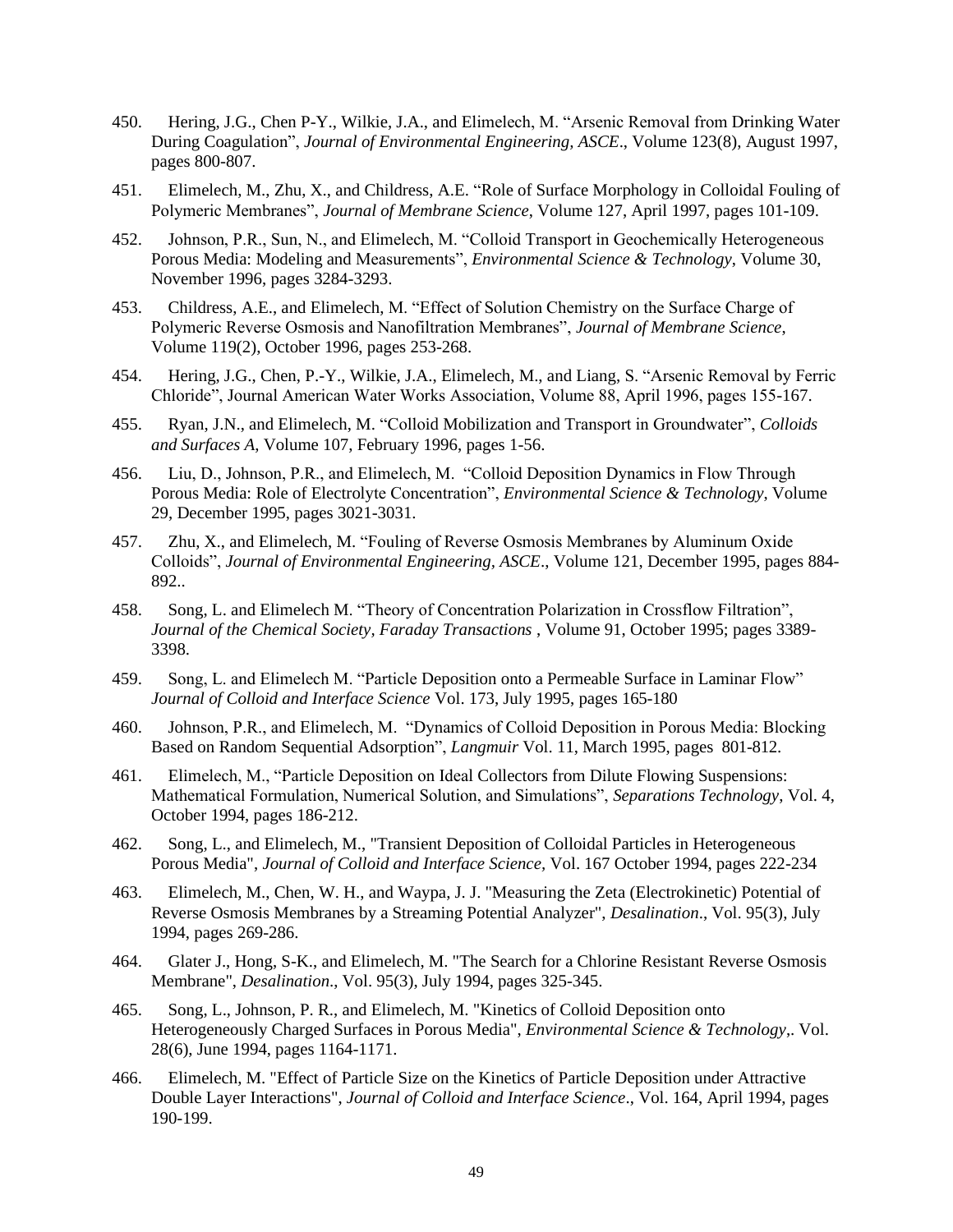450. Hering, J.G., Chen P-Y., Wilkie, J.A., and Elimelech, M. "Arsenic Removal from Drinking Water During Coagulation", *Journal of Environmental Engineering, ASCE*., Volume 123(8), August 1997, pages 800-807.

451. Elimelech, M., Zhu, X., and Childress, A.E. "Role of Surface Morphology in Colloidal Fouling of Polymeric Membranes", *Journal of Membrane Science*, Volume 127, April 1997, pages 101-109.

452. Johnson, P.R., Sun, N., and Elimelech, M. "Colloid Transport in Geochemically Heterogeneous Porous Media: Modeling and Measurements", *Environmental Science & Technology*, Volume 30, November 1996, pages 3284-3293.

453. Childress, A.E., and Elimelech, M. "Effect of Solution Chemistry on the Surface Charge of Polymeric Reverse Osmosis and Nanofiltration Membranes", *Journal of Membrane Science*, Volume 119(2), October 1996, pages 253-268.

454. Hering, J.G., Chen, P.-Y., Wilkie, J.A., Elimelech, M., and Liang, S. "Arsenic Removal by Ferric Chloride", Journal American Water Works Association, Volume 88, April 1996, pages 155-167.

455. Ryan, J.N., and Elimelech, M. "Colloid Mobilization and Transport in Groundwater", *Colloids and Surfaces A*, Volume 107, February 1996, pages 1-56.

456. Liu, D., Johnson, P.R., and Elimelech, M. "Colloid Deposition Dynamics in Flow Through Porous Media: Role of Electrolyte Concentration", *Environmental Science & Technology*, Volume 29, December 1995, pages 3021-3031.

457. Zhu, X., and Elimelech, M. "Fouling of Reverse Osmosis Membranes by Aluminum Oxide Colloids", *Journal of Environmental Engineering, ASCE*., Volume 121, December 1995, pages 884-892..

458. Song, L. and Elimelech M. "Theory of Concentration Polarization in Crossflow Filtration", *Journal of the Chemical Society, Faraday Transactions* , Volume 91, October 1995; pages 3389-3398.

459. Song, L. and Elimelech M. "Particle Deposition onto a Permeable Surface in Laminar Flow" *Journal of Colloid and Interface Science* Vol. 173, July 1995, pages 165-180

460. Johnson, P.R., and Elimelech, M. "Dynamics of Colloid Deposition in Porous Media: Blocking Based on Random Sequential Adsorption", *Langmuir* Vol. 11, March 1995, pages 801-812.

461. Elimelech, M., "Particle Deposition on Ideal Collectors from Dilute Flowing Suspensions: Mathematical Formulation, Numerical Solution, and Simulations", *Separations Technology*, Vol. 4, October 1994, pages 186-212.

462. Song, L., and Elimelech, M., "Transient Deposition of Colloidal Particles in Heterogeneous Porous Media", *Journal of Colloid and Interface Science*, Vol. 167 October 1994, pages 222-234

463. Elimelech, M., Chen, W. H., and Waypa, J. J. "Measuring the Zeta (Electrokinetic) Potential of Reverse Osmosis Membranes by a Streaming Potential Analyzer", *Desalination*., Vol. 95(3), July 1994, pages 269-286.

464. Glater J., Hong, S-K., and Elimelech, M. "The Search for a Chlorine Resistant Reverse Osmosis Membrane", *Desalination*., Vol. 95(3), July 1994, pages 325-345.

465. Song, L., Johnson, P. R., and Elimelech, M. "Kinetics of Colloid Deposition onto Heterogeneously Charged Surfaces in Porous Media", *Environmental Science & Technology*,. Vol. 28(6), June 1994, pages 1164-1171.

466. Elimelech, M. "Effect of Particle Size on the Kinetics of Particle Deposition under Attractive Double Layer Interactions", *Journal of Colloid and Interface Science*., Vol. 164, April 1994, pages 190-199.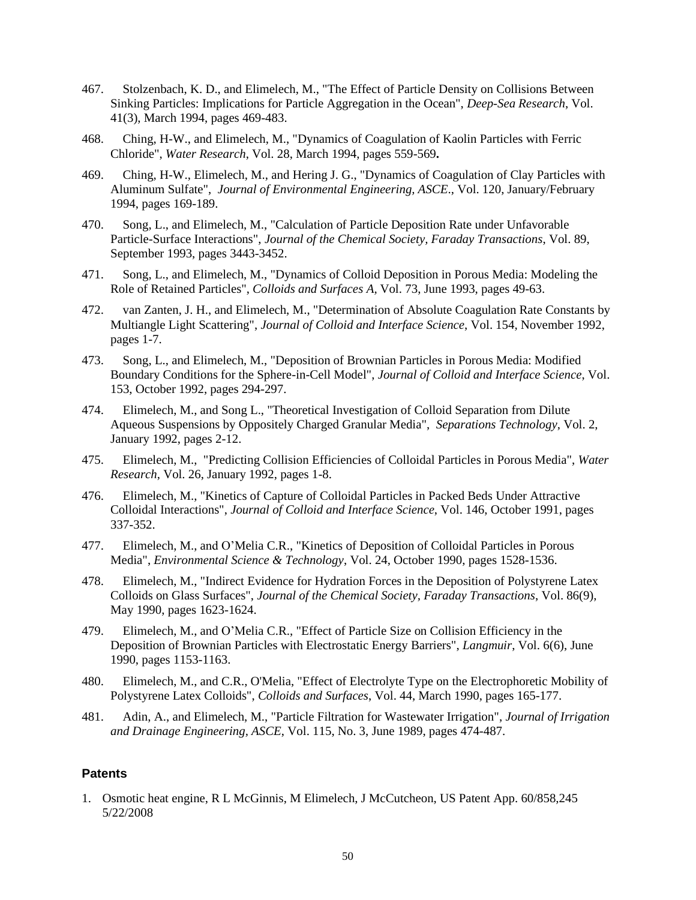467. Stolzenbach, K. D., and Elimelech, M., "The Effect of Particle Density on Collisions Between Sinking Particles: Implications for Particle Aggregation in the Ocean", *Deep-Sea Research*, Vol. 41(3), March 1994, pages 469-483.

468. Ching, H-W., and Elimelech, M., "Dynamics of Coagulation of Kaolin Particles with Ferric Chloride", *Water Research*, Vol. 28, March 1994, pages 559-569**.**

469. Ching, H-W., Elimelech, M., and Hering J. G., "Dynamics of Coagulation of Clay Particles with Aluminum Sulfate", *Journal of Environmental Engineering, ASCE*., Vol. 120, January/February 1994, pages 169-189.

470. Song, L., and Elimelech, M., "Calculation of Particle Deposition Rate under Unfavorable Particle-Surface Interactions", *Journal of the Chemical Society, Faraday Transactions*, Vol. 89, September 1993, pages 3443-3452.

471. Song, L., and Elimelech, M., "Dynamics of Colloid Deposition in Porous Media: Modeling the Role of Retained Particles", *Colloids and Surfaces A*, Vol. 73, June 1993, pages 49-63.

472. van Zanten, J. H., and Elimelech, M., "Determination of Absolute Coagulation Rate Constants by Multiangle Light Scattering", *Journal of Colloid and Interface Science*, Vol. 154, November 1992, pages 1-7.

473. Song, L., and Elimelech, M., "Deposition of Brownian Particles in Porous Media: Modified Boundary Conditions for the Sphere-in-Cell Model", *Journal of Colloid and Interface Science*, Vol. 153, October 1992, pages 294-297.

474. Elimelech, M., and Song L., "Theoretical Investigation of Colloid Separation from Dilute Aqueous Suspensions by Oppositely Charged Granular Media", *Separations Technology*, Vol. 2, January 1992, pages 2-12.

475. Elimelech, M., "Predicting Collision Efficiencies of Colloidal Particles in Porous Media", *Water Research*, Vol. 26, January 1992, pages 1-8.

476. Elimelech, M., "Kinetics of Capture of Colloidal Particles in Packed Beds Under Attractive Colloidal Interactions", *Journal of Colloid and Interface Science*, Vol. 146, October 1991, pages 337-352.

477. Elimelech, M., and O'Melia C.R., "Kinetics of Deposition of Colloidal Particles in Porous Media", *Environmental Science & Technology*, Vol. 24, October 1990, pages 1528-1536.

478. Elimelech, M., "Indirect Evidence for Hydration Forces in the Deposition of Polystyrene Latex Colloids on Glass Surfaces", *Journal of the Chemical Society, Faraday Transactions*, Vol. 86(9), May 1990, pages 1623-1624.

479. Elimelech, M., and O'Melia C.R., "Effect of Particle Size on Collision Efficiency in the Deposition of Brownian Particles with Electrostatic Energy Barriers", *Langmuir*, Vol. 6(6), June 1990, pages 1153-1163.

480. Elimelech, M., and C.R., O'Melia, "Effect of Electrolyte Type on the Electrophoretic Mobility of Polystyrene Latex Colloids", *Colloids and Surfaces*, Vol. 44, March 1990, pages 165-177.

481. Adin, A., and Elimelech, M., "Particle Filtration for Wastewater Irrigation", *Journal of Irrigation and Drainage Engineering, ASCE*, Vol. 115, No. 3, June 1989, pages 474-487.

## Patents

1. Osmotic heat engine, R L McGinnis, M Elimelech, J McCutcheon, US Patent App. 60/858,245 5/22/2008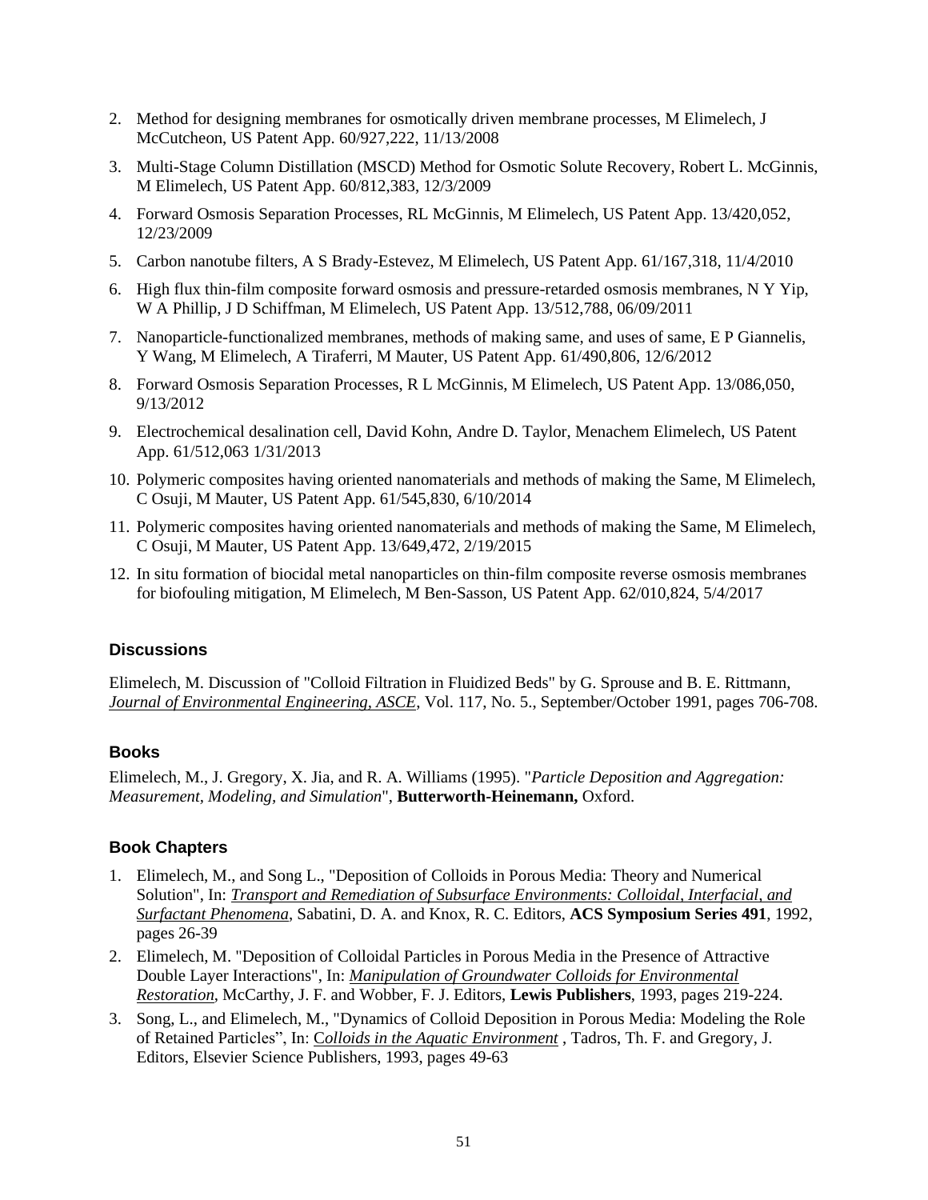2. Method for designing membranes for osmotically driven membrane processes, M Elimelech, J McCutcheon, US Patent App. 60/927,222, 11/13/2008
3. Multi-Stage Column Distillation (MSCD) Method for Osmotic Solute Recovery, Robert L. McGinnis, M Elimelech, US Patent App. 60/812,383, 12/3/2009
4. Forward Osmosis Separation Processes, RL McGinnis, M Elimelech, US Patent App. 13/420,052, 12/23/2009
5. Carbon nanotube filters, A S Brady-Estevez, M Elimelech, US Patent App. 61/167,318, 11/4/2010
6. High flux thin-film composite forward osmosis and pressure-retarded osmosis membranes, N Y Yip, W A Phillip, J D Schiffman, M Elimelech, US Patent App. 13/512,788, 06/09/2011
7. Nanoparticle-functionalized membranes, methods of making same, and uses of same, E P Giannelis, Y Wang, M Elimelech, A Tiraferri, M Mauter, US Patent App. 61/490,806, 12/6/2012
8. Forward Osmosis Separation Processes, R L McGinnis, M Elimelech, US Patent App. 13/086,050, 9/13/2012
9. Electrochemical desalination cell, David Kohn, Andre D. Taylor, Menachem Elimelech, US Patent App. 61/512,063 1/31/2013
10. Polymeric composites having oriented nanomaterials and methods of making the Same, M Elimelech, C Osuji, M Mauter, US Patent App. 61/545,830, 6/10/2014
11. Polymeric composites having oriented nanomaterials and methods of making the Same, M Elimelech, C Osuji, M Mauter, US Patent App. 13/649,472, 2/19/2015
12. In situ formation of biocidal metal nanoparticles on thin-film composite reverse osmosis membranes for biofouling mitigation, M Elimelech, M Ben-Sasson, US Patent App. 62/010,824, 5/4/2017

### Discussions

Elimelech, M. Discussion of "Colloid Filtration in Fluidized Beds" by G. Sprouse and B. E. Rittmann, *Journal of Environmental Engineering, ASCE*, Vol. 117, No. 5., September/October 1991, pages 706-708.

### Books

Elimelech, M., J. Gregory, X. Jia, and R. A. Williams (1995). "*Particle Deposition and Aggregation: Measurement, Modeling, and Simulation*", **Butterworth-Heinemann,** Oxford.

### Book Chapters

1. Elimelech, M., and Song L., "Deposition of Colloids in Porous Media: Theory and Numerical Solution", In: *Transport and Remediation of Subsurface Environments: Colloidal, Interfacial, and Surfactant Phenomena*, Sabatini, D. A. and Knox, R. C. Editors, **ACS Symposium Series 491**, 1992, pages 26-39
2. Elimelech, M. "Deposition of Colloidal Particles in Porous Media in the Presence of Attractive Double Layer Interactions", In: *Manipulation of Groundwater Colloids for Environmental Restoration*, McCarthy, J. F. and Wobber, F. J. Editors, **Lewis Publishers**, 1993, pages 219-224.
3. Song, L., and Elimelech, M., "Dynamics of Colloid Deposition in Porous Media: Modeling the Role of Retained Particles", In: *Colloids in the Aquatic Environment* , Tadros, Th. F. and Gregory, J. Editors, Elsevier Science Publishers, 1993, pages 49-63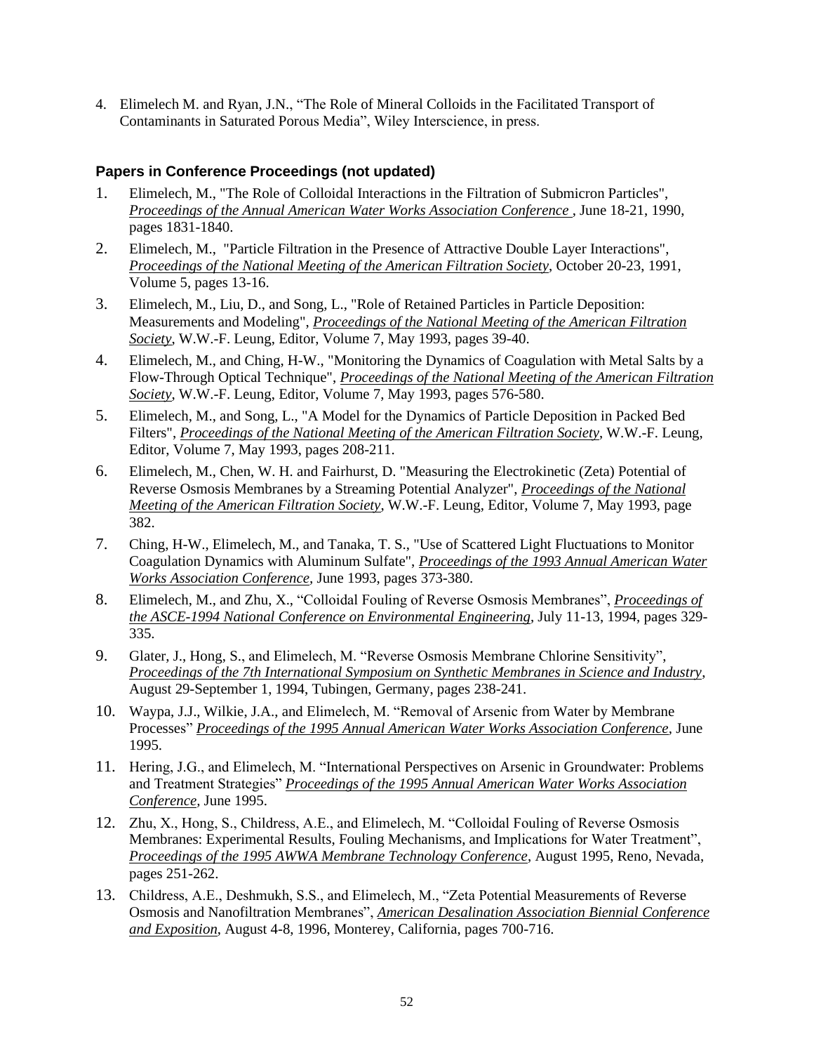4. Elimelech M. and Ryan, J.N., "The Role of Mineral Colloids in the Facilitated Transport of Contaminants in Saturated Porous Media", Wiley Interscience, in press.

## Papers in Conference Proceedings (not updated)

1. Elimelech, M., "The Role of Colloidal Interactions in the Filtration of Submicron Particles", *Proceedings of the Annual American Water Works Association Conference* , June 18-21, 1990, pages 1831-1840.
2. Elimelech, M., "Particle Filtration in the Presence of Attractive Double Layer Interactions", *Proceedings of the National Meeting of the American Filtration Society*, October 20-23, 1991, Volume 5, pages 13-16.
3. Elimelech, M., Liu, D., and Song, L., "Role of Retained Particles in Particle Deposition: Measurements and Modeling", *Proceedings of the National Meeting of the American Filtration Society*, W.W.-F. Leung, Editor, Volume 7, May 1993, pages 39-40.
4. Elimelech, M., and Ching, H-W., "Monitoring the Dynamics of Coagulation with Metal Salts by a Flow-Through Optical Technique", *Proceedings of the National Meeting of the American Filtration Society*, W.W.-F. Leung, Editor, Volume 7, May 1993, pages 576-580.
5. Elimelech, M., and Song, L., "A Model for the Dynamics of Particle Deposition in Packed Bed Filters", *Proceedings of the National Meeting of the American Filtration Society*, W.W.-F. Leung, Editor, Volume 7, May 1993, pages 208-211.
6. Elimelech, M., Chen, W. H. and Fairhurst, D. "Measuring the Electrokinetic (Zeta) Potential of Reverse Osmosis Membranes by a Streaming Potential Analyzer", *Proceedings of the National Meeting of the American Filtration Society*, W.W.-F. Leung, Editor, Volume 7, May 1993, page 382.
7. Ching, H-W., Elimelech, M., and Tanaka, T. S., "Use of Scattered Light Fluctuations to Monitor Coagulation Dynamics with Aluminum Sulfate", *Proceedings of the 1993 Annual American Water Works Association Conference*, June 1993, pages 373-380.
8. Elimelech, M., and Zhu, X., "Colloidal Fouling of Reverse Osmosis Membranes", *Proceedings of the ASCE-1994 National Conference on Environmental Engineering*, July 11-13, 1994, pages 329-335.
9. Glater, J., Hong, S., and Elimelech, M. "Reverse Osmosis Membrane Chlorine Sensitivity", *Proceedings of the 7th International Symposium on Synthetic Membranes in Science and Industry*, August 29-September 1, 1994, Tubingen, Germany, pages 238-241.
10. Waypa, J.J., Wilkie, J.A., and Elimelech, M. "Removal of Arsenic from Water by Membrane Processes" *Proceedings of the 1995 Annual American Water Works Association Conference*, June 1995.
11. Hering, J.G., and Elimelech, M. "International Perspectives on Arsenic in Groundwater: Problems and Treatment Strategies" *Proceedings of the 1995 Annual American Water Works Association Conference*, June 1995.
12. Zhu, X., Hong, S., Childress, A.E., and Elimelech, M. "Colloidal Fouling of Reverse Osmosis Membranes: Experimental Results, Fouling Mechanisms, and Implications for Water Treatment", *Proceedings of the 1995 AWWA Membrane Technology Conference*, August 1995, Reno, Nevada, pages 251-262.
13. Childress, A.E., Deshmukh, S.S., and Elimelech, M., "Zeta Potential Measurements of Reverse Osmosis and Nanofiltration Membranes", *American Desalination Association Biennial Conference and Exposition*, August 4-8, 1996, Monterey, California, pages 700-716.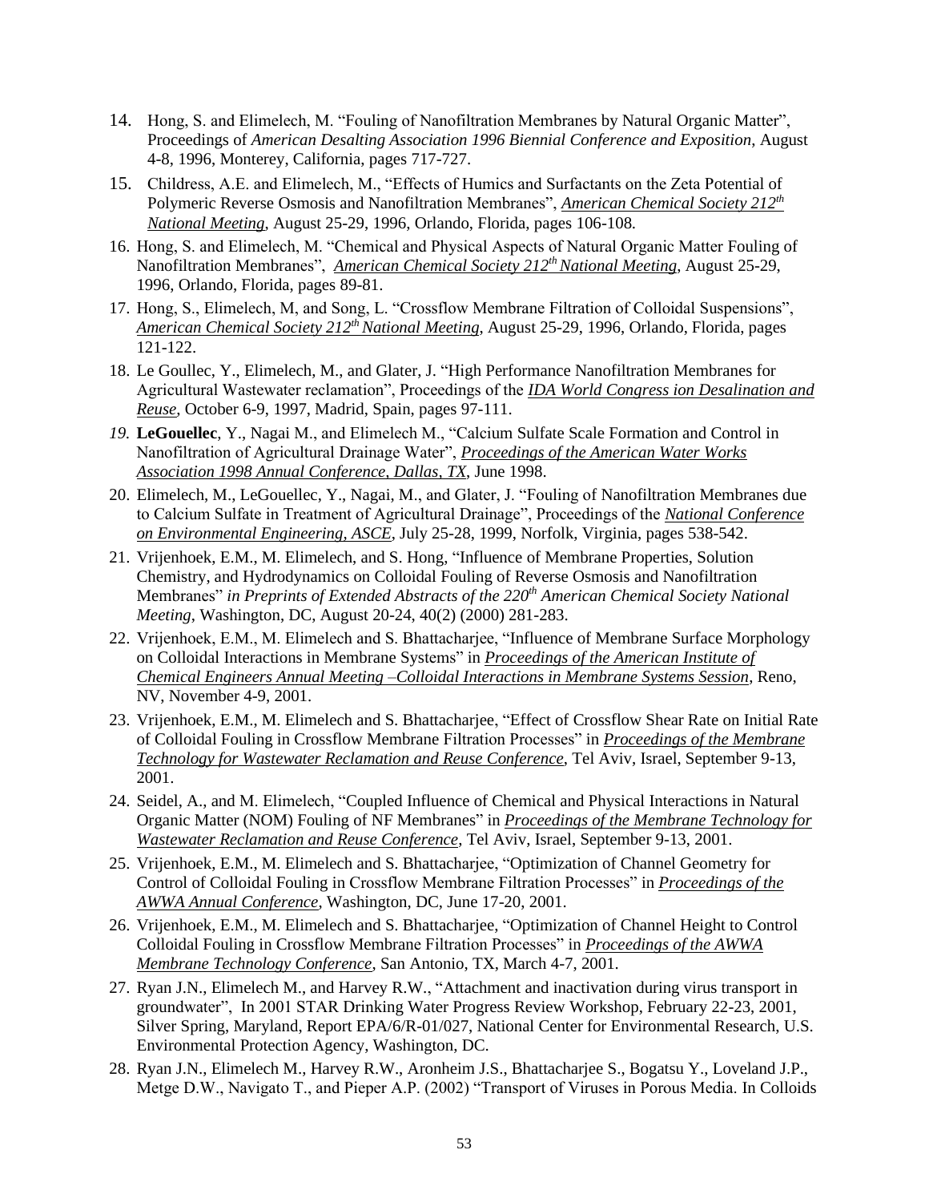14. Hong, S. and Elimelech, M. "Fouling of Nanofiltration Membranes by Natural Organic Matter", Proceedings of *American Desalting Association 1996 Biennial Conference and Exposition*, August 4-8, 1996, Monterey, California, pages 717-727.
15. Childress, A.E. and Elimelech, M., "Effects of Humics and Surfactants on the Zeta Potential of Polymeric Reverse Osmosis and Nanofiltration Membranes", *American Chemical Society 212th National Meeting*, August 25-29, 1996, Orlando, Florida, pages 106-108.
16. Hong, S. and Elimelech, M. "Chemical and Physical Aspects of Natural Organic Matter Fouling of Nanofiltration Membranes", *American Chemical Society 212th National Meeting*, August 25-29, 1996, Orlando, Florida, pages 89-81.
17. Hong, S., Elimelech, M, and Song, L. "Crossflow Membrane Filtration of Colloidal Suspensions", *American Chemical Society 212th National Meeting*, August 25-29, 1996, Orlando, Florida, pages 121-122.
18. Le Goullec, Y., Elimelech, M., and Glater, J. "High Performance Nanofiltration Membranes for Agricultural Wastewater reclamation", Proceedings of the *IDA World Congress ion Desalination and Reuse*, October 6-9, 1997, Madrid, Spain, pages 97-111.
19. **LeGouellec**, Y., Nagai M., and Elimelech M., "Calcium Sulfate Scale Formation and Control in Nanofiltration of Agricultural Drainage Water", *Proceedings of the American Water Works Association 1998 Annual Conference, Dallas, TX*, June 1998.
20. Elimelech, M., LeGouellec, Y., Nagai, M., and Glater, J. "Fouling of Nanofiltration Membranes due to Calcium Sulfate in Treatment of Agricultural Drainage", Proceedings of the *National Conference on Environmental Engineering, ASCE*, July 25-28, 1999, Norfolk, Virginia, pages 538-542.
21. Vrijenhoek, E.M., M. Elimelech, and S. Hong, "Influence of Membrane Properties, Solution Chemistry, and Hydrodynamics on Colloidal Fouling of Reverse Osmosis and Nanofiltration Membranes" *in Preprints of Extended Abstracts of the 220th American Chemical Society National Meeting*, Washington, DC, August 20-24, 40(2) (2000) 281-283.
22. Vrijenhoek, E.M., M. Elimelech and S. Bhattacharjee, "Influence of Membrane Surface Morphology on Colloidal Interactions in Membrane Systems" in *Proceedings of the American Institute of Chemical Engineers Annual Meeting –Colloidal Interactions in Membrane Systems Session*, Reno, NV, November 4-9, 2001.
23. Vrijenhoek, E.M., M. Elimelech and S. Bhattacharjee, "Effect of Crossflow Shear Rate on Initial Rate of Colloidal Fouling in Crossflow Membrane Filtration Processes" in *Proceedings of the Membrane Technology for Wastewater Reclamation and Reuse Conference*, Tel Aviv, Israel, September 9-13, 2001.
24. Seidel, A., and M. Elimelech, "Coupled Influence of Chemical and Physical Interactions in Natural Organic Matter (NOM) Fouling of NF Membranes" in *Proceedings of the Membrane Technology for Wastewater Reclamation and Reuse Conference*, Tel Aviv, Israel, September 9-13, 2001.
25. Vrijenhoek, E.M., M. Elimelech and S. Bhattacharjee, "Optimization of Channel Geometry for Control of Colloidal Fouling in Crossflow Membrane Filtration Processes" in *Proceedings of the AWWA Annual Conference*, Washington, DC, June 17-20, 2001.
26. Vrijenhoek, E.M., M. Elimelech and S. Bhattacharjee, "Optimization of Channel Height to Control Colloidal Fouling in Crossflow Membrane Filtration Processes" in *Proceedings of the AWWA Membrane Technology Conference*, San Antonio, TX, March 4-7, 2001.
27. Ryan J.N., Elimelech M., and Harvey R.W., "Attachment and inactivation during virus transport in groundwater", In 2001 STAR Drinking Water Progress Review Workshop, February 22-23, 2001, Silver Spring, Maryland, Report EPA/6/R-01/027, National Center for Environmental Research, U.S. Environmental Protection Agency, Washington, DC.
28. Ryan J.N., Elimelech M., Harvey R.W., Aronheim J.S., Bhattacharjee S., Bogatsu Y., Loveland J.P., Metge D.W., Navigato T., and Pieper A.P. (2002) "Transport of Viruses in Porous Media. In Colloids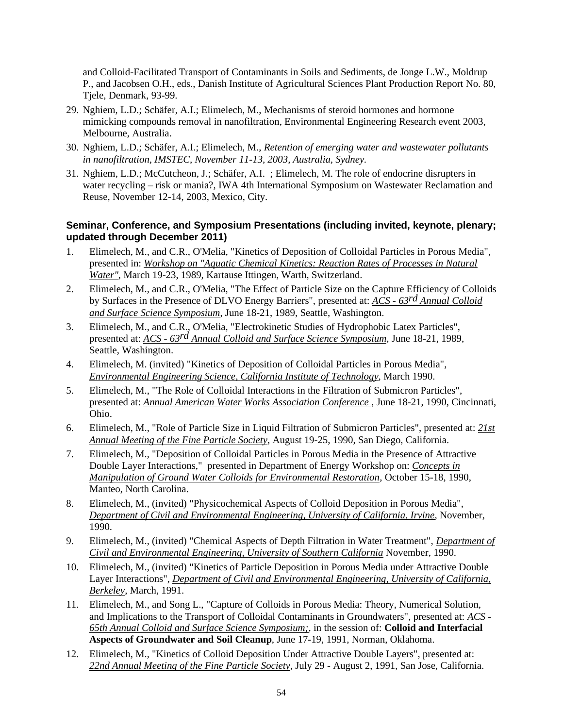and Colloid-Facilitated Transport of Contaminants in Soils and Sediments, de Jonge L.W., Moldrup P., and Jacobsen O.H., eds., Danish Institute of Agricultural Sciences Plant Production Report No. 80, Tjele, Denmark, 93-99.

29. Nghiem, L.D.; Schäfer, A.I.; Elimelech, M., Mechanisms of steroid hormones and hormone mimicking compounds removal in nanofiltration, Environmental Engineering Research event 2003, Melbourne, Australia.
30. Nghiem, L.D.; Schäfer, A.I.; Elimelech, M., *Retention of emerging water and wastewater pollutants in nanofiltration, IMSTEC, November 11-13, 2003, Australia, Sydney.*
31. Nghiem, L.D.; McCutcheon, J.; Schäfer, A.I. ; Elimelech, M. The role of endocrine disrupters in water recycling – risk or mania?, IWA 4th International Symposium on Wastewater Reclamation and Reuse, November 12-14, 2003, Mexico, City.

### Seminar, Conference, and Symposium Presentations (including invited, keynote, plenary; updated through December 2011)

1. Elimelech, M., and C.R., O'Melia, "Kinetics of Deposition of Colloidal Particles in Porous Media", presented in: *Workshop on "Aquatic Chemical Kinetics: Reaction Rates of Processes in Natural Water"*, March 19-23, 1989, Kartause Ittingen, Warth, Switzerland.
2. Elimelech, M., and C.R., O'Melia, "The Effect of Particle Size on the Capture Efficiency of Colloids by Surfaces in the Presence of DLVO Energy Barriers", presented at: *ACS - 63rd Annual Colloid and Surface Science Symposium*, June 18-21, 1989, Seattle, Washington.
3. Elimelech, M., and C.R., O'Melia, "Electrokinetic Studies of Hydrophobic Latex Particles", presented at: *ACS - 63rd Annual Colloid and Surface Science Symposium*, June 18-21, 1989, Seattle, Washington.
4. Elimelech, M. (invited) "Kinetics of Deposition of Colloidal Particles in Porous Media", *Environmental Engineering Science, California Institute of Technology*, March 1990.
5. Elimelech, M., "The Role of Colloidal Interactions in the Filtration of Submicron Particles", presented at: *Annual American Water Works Association Conference* , June 18-21, 1990, Cincinnati, Ohio.
6. Elimelech, M., "Role of Particle Size in Liquid Filtration of Submicron Particles", presented at: *21st Annual Meeting of the Fine Particle Society*, August 19-25, 1990, San Diego, California.
7. Elimelech, M., "Deposition of Colloidal Particles in Porous Media in the Presence of Attractive Double Layer Interactions," presented in Department of Energy Workshop on: *Concepts in Manipulation of Ground Water Colloids for Environmental Restoration*, October 15-18, 1990, Manteo, North Carolina.
8. Elimelech, M., (invited) "Physicochemical Aspects of Colloid Deposition in Porous Media", *Department of Civil and Environmental Engineering, University of California, Irvine*, November, 1990.
9. Elimelech, M., (invited) "Chemical Aspects of Depth Filtration in Water Treatment", *Department of Civil and Environmental Engineering, University of Southern California* November, 1990.
10. Elimelech, M., (invited) "Kinetics of Particle Deposition in Porous Media under Attractive Double Layer Interactions", *Department of Civil and Environmental Engineering, University of California, Berkeley*, March, 1991.
11. Elimelech, M., and Song L., "Capture of Colloids in Porous Media: Theory, Numerical Solution, and Implications to the Transport of Colloidal Contaminants in Groundwaters", presented at: *ACS - 65th Annual Colloid and Surface Science Symposium;*, in the session of: **Colloid and Interfacial Aspects of Groundwater and Soil Cleanup**, June 17-19, 1991, Norman, Oklahoma.
12. Elimelech, M., "Kinetics of Colloid Deposition Under Attractive Double Layers", presented at: *22nd Annual Meeting of the Fine Particle Society*, July 29 - August 2, 1991, San Jose, California.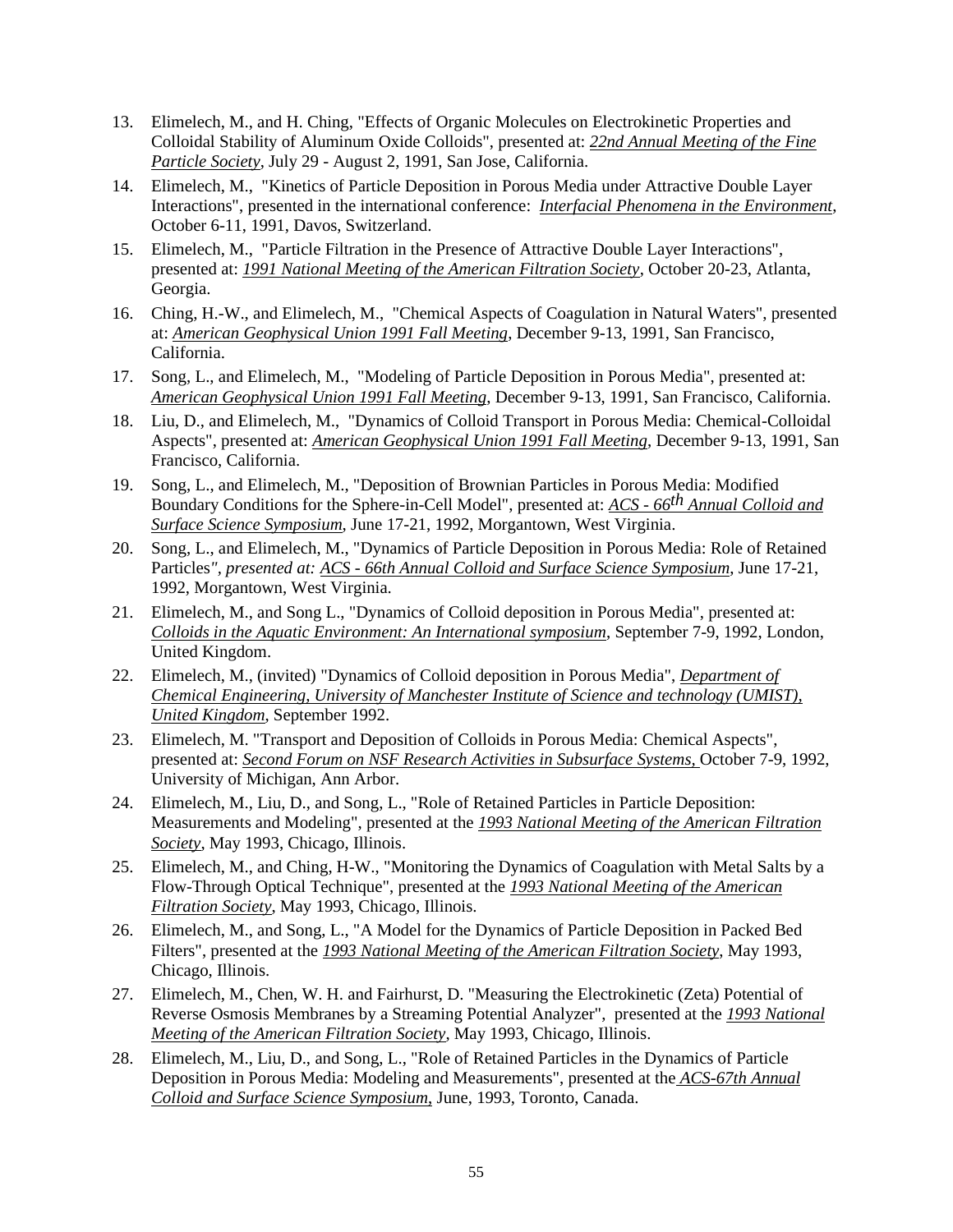13. Elimelech, M., and H. Ching, "Effects of Organic Molecules on Electrokinetic Properties and Colloidal Stability of Aluminum Oxide Colloids", presented at: *22nd Annual Meeting of the Fine Particle Society*, July 29 - August 2, 1991, San Jose, California.
14. Elimelech, M., "Kinetics of Particle Deposition in Porous Media under Attractive Double Layer Interactions", presented in the international conference: *Interfacial Phenomena in the Environment*, October 6-11, 1991, Davos, Switzerland.
15. Elimelech, M., "Particle Filtration in the Presence of Attractive Double Layer Interactions", presented at: *1991 National Meeting of the American Filtration Society*, October 20-23, Atlanta, Georgia.
16. Ching, H.-W., and Elimelech, M., "Chemical Aspects of Coagulation in Natural Waters", presented at: *American Geophysical Union 1991 Fall Meeting*, December 9-13, 1991, San Francisco, California.
17. Song, L., and Elimelech, M., "Modeling of Particle Deposition in Porous Media", presented at: *American Geophysical Union 1991 Fall Meeting*, December 9-13, 1991, San Francisco, California.
18. Liu, D., and Elimelech, M., "Dynamics of Colloid Transport in Porous Media: Chemical-Colloidal Aspects", presented at: *American Geophysical Union 1991 Fall Meeting*, December 9-13, 1991, San Francisco, California.
19. Song, L., and Elimelech, M., "Deposition of Brownian Particles in Porous Media: Modified Boundary Conditions for the Sphere-in-Cell Model", presented at: *ACS - 66th Annual Colloid and Surface Science Symposium*, June 17-21, 1992, Morgantown, West Virginia.
20. Song, L., and Elimelech, M., "Dynamics of Particle Deposition in Porous Media: Role of Retained Particles", *presented at: ACS - 66th Annual Colloid and Surface Science Symposium*, June 17-21, 1992, Morgantown, West Virginia.
21. Elimelech, M., and Song L., "Dynamics of Colloid deposition in Porous Media", presented at: *Colloids in the Aquatic Environment: An International symposium*, September 7-9, 1992, London, United Kingdom.
22. Elimelech, M., (invited) "Dynamics of Colloid deposition in Porous Media", *Department of Chemical Engineering, University of Manchester Institute of Science and technology (UMIST), United Kingdom*, September 1992.
23. Elimelech, M. "Transport and Deposition of Colloids in Porous Media: Chemical Aspects", presented at: *Second Forum on NSF Research Activities in Subsurface Systems,* October 7-9, 1992, University of Michigan, Ann Arbor.
24. Elimelech, M., Liu, D., and Song, L., "Role of Retained Particles in Particle Deposition: Measurements and Modeling", presented at the *1993 National Meeting of the American Filtration Society*, May 1993, Chicago, Illinois.
25. Elimelech, M., and Ching, H-W., "Monitoring the Dynamics of Coagulation with Metal Salts by a Flow-Through Optical Technique", presented at the *1993 National Meeting of the American Filtration Society*, May 1993, Chicago, Illinois.
26. Elimelech, M., and Song, L., "A Model for the Dynamics of Particle Deposition in Packed Bed Filters", presented at the *1993 National Meeting of the American Filtration Society*, May 1993, Chicago, Illinois.
27. Elimelech, M., Chen, W. H. and Fairhurst, D. "Measuring the Electrokinetic (Zeta) Potential of Reverse Osmosis Membranes by a Streaming Potential Analyzer", presented at the *1993 National Meeting of the American Filtration Society*, May 1993, Chicago, Illinois.
28. Elimelech, M., Liu, D., and Song, L., "Role of Retained Particles in the Dynamics of Particle Deposition in Porous Media: Modeling and Measurements", presented at the *ACS-67th Annual Colloid and Surface Science Symposium*, June, 1993, Toronto, Canada.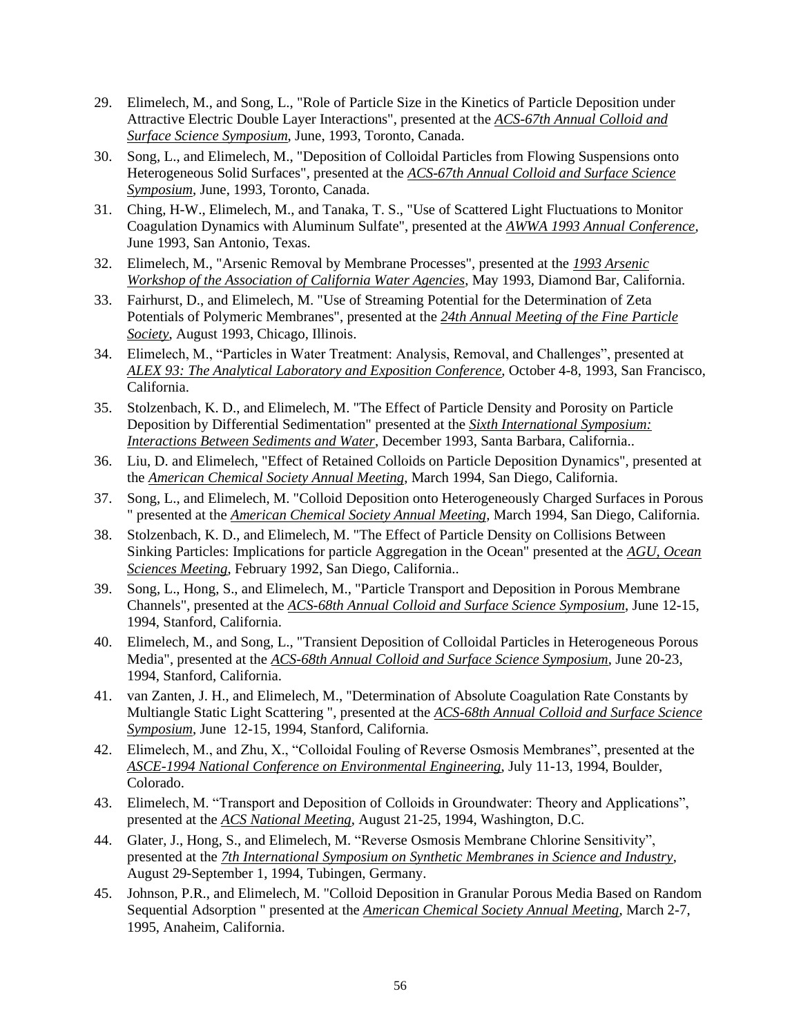29. Elimelech, M., and Song, L., "Role of Particle Size in the Kinetics of Particle Deposition under Attractive Electric Double Layer Interactions", presented at the ***ACS-67th Annual Colloid and Surface Science Symposium***, June, 1993, Toronto, Canada.
30. Song, L., and Elimelech, M., "Deposition of Colloidal Particles from Flowing Suspensions onto Heterogeneous Solid Surfaces", presented at the ***ACS-67th Annual Colloid and Surface Science Symposium***, June, 1993, Toronto, Canada.
31. Ching, H-W., Elimelech, M., and Tanaka, T. S., "Use of Scattered Light Fluctuations to Monitor Coagulation Dynamics with Aluminum Sulfate", presented at the ***AWWA 1993 Annual Conference***, June 1993, San Antonio, Texas.
32. Elimelech, M., "Arsenic Removal by Membrane Processes", presented at the ***1993 Arsenic Workshop of the Association of California Water Agencies***, May 1993, Diamond Bar, California.
33. Fairhurst, D., and Elimelech, M. "Use of Streaming Potential for the Determination of Zeta Potentials of Polymeric Membranes", presented at the ***24th Annual Meeting of the Fine Particle Society***, August 1993, Chicago, Illinois.
34. Elimelech, M., "Particles in Water Treatment: Analysis, Removal, and Challenges", presented at ***ALEX 93: The Analytical Laboratory and Exposition Conference***, October 4-8, 1993, San Francisco, California.
35. Stolzenbach, K. D., and Elimelech, M. "The Effect of Particle Density and Porosity on Particle Deposition by Differential Sedimentation" presented at the ***Sixth International Symposium: Interactions Between Sediments and Water***, December 1993, Santa Barbara, California..
36. Liu, D. and Elimelech, "Effect of Retained Colloids on Particle Deposition Dynamics", presented at the ***American Chemical Society Annual Meeting***, March 1994, San Diego, California.
37. Song, L., and Elimelech, M. "Colloid Deposition onto Heterogeneously Charged Surfaces in Porous " presented at the ***American Chemical Society Annual Meeting***, March 1994, San Diego, California.
38. Stolzenbach, K. D., and Elimelech, M. "The Effect of Particle Density on Collisions Between Sinking Particles: Implications for particle Aggregation in the Ocean" presented at the ***AGU, Ocean Sciences Meeting***, February 1992, San Diego, California..
39. Song, L., Hong, S., and Elimelech, M., "Particle Transport and Deposition in Porous Membrane Channels", presented at the ***ACS-68th Annual Colloid and Surface Science Symposium***, June 12-15, 1994, Stanford, California.
40. Elimelech, M., and Song, L., "Transient Deposition of Colloidal Particles in Heterogeneous Porous Media", presented at the ***ACS-68th Annual Colloid and Surface Science Symposium***, June 20-23, 1994, Stanford, California.
41. van Zanten, J. H., and Elimelech, M., "Determination of Absolute Coagulation Rate Constants by Multiangle Static Light Scattering ", presented at the ***ACS-68th Annual Colloid and Surface Science Symposium***, June 12-15, 1994, Stanford, California.
42. Elimelech, M., and Zhu, X., "Colloidal Fouling of Reverse Osmosis Membranes", presented at the ***ASCE-1994 National Conference on Environmental Engineering***, July 11-13, 1994, Boulder, Colorado.
43. Elimelech, M. "Transport and Deposition of Colloids in Groundwater: Theory and Applications", presented at the ***ACS National Meeting***, August 21-25, 1994, Washington, D.C.
44. Glater, J., Hong, S., and Elimelech, M. "Reverse Osmosis Membrane Chlorine Sensitivity", presented at the ***7th International Symposium on Synthetic Membranes in Science and Industry***, August 29-September 1, 1994, Tubingen, Germany.
45. Johnson, P.R., and Elimelech, M. "Colloid Deposition in Granular Porous Media Based on Random Sequential Adsorption " presented at the ***American Chemical Society Annual Meeting***, March 2-7, 1995, Anaheim, California.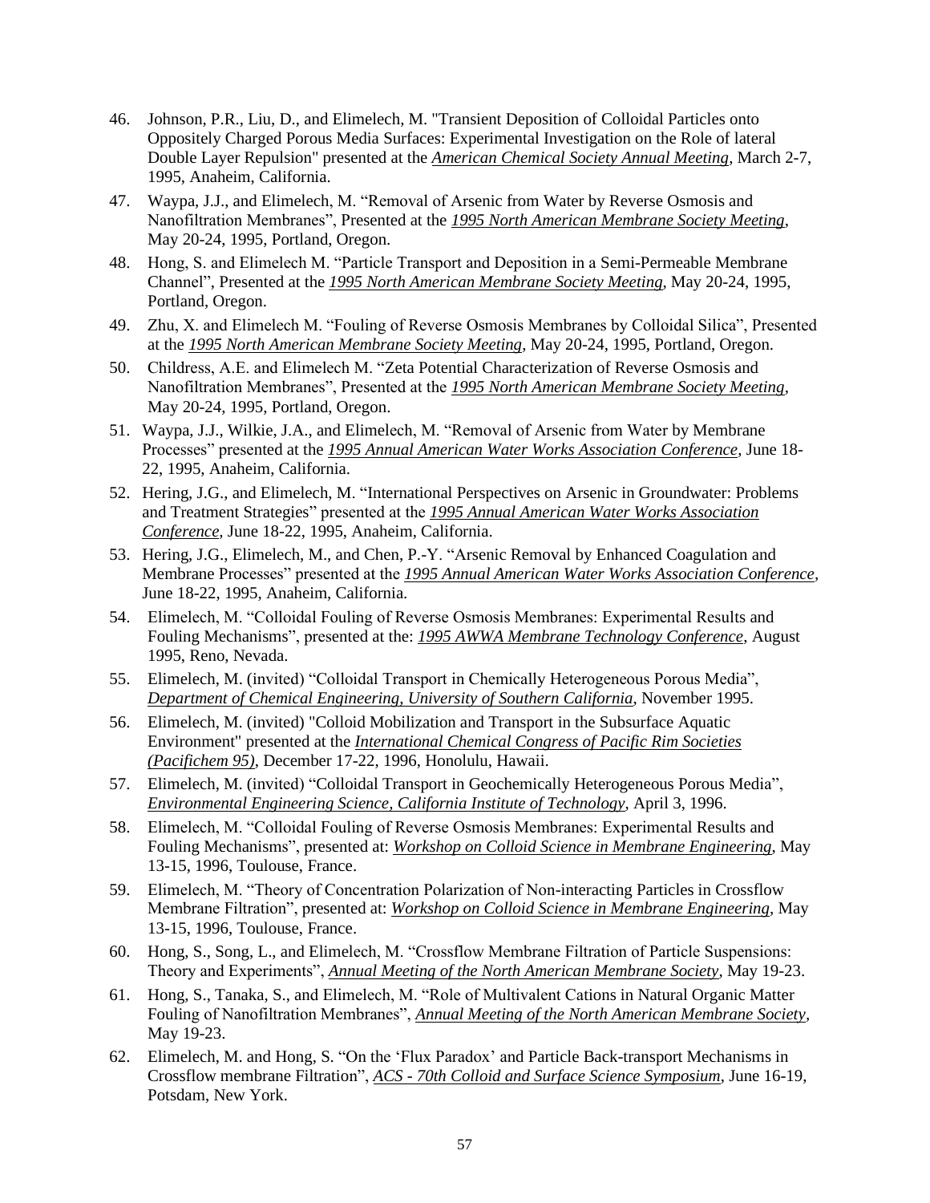46. Johnson, P.R., Liu, D., and Elimelech, M. "Transient Deposition of Colloidal Particles onto Oppositely Charged Porous Media Surfaces: Experimental Investigation on the Role of lateral Double Layer Repulsion" presented at the *American Chemical Society Annual Meeting*, March 2-7, 1995, Anaheim, California.

47. Waypa, J.J., and Elimelech, M. "Removal of Arsenic from Water by Reverse Osmosis and Nanofiltration Membranes", Presented at the *1995 North American Membrane Society Meeting*, May 20-24, 1995, Portland, Oregon.

48. Hong, S. and Elimelech M. "Particle Transport and Deposition in a Semi-Permeable Membrane Channel", Presented at the *1995 North American Membrane Society Meeting*, May 20-24, 1995, Portland, Oregon.

49. Zhu, X. and Elimelech M. "Fouling of Reverse Osmosis Membranes by Colloidal Silica", Presented at the *1995 North American Membrane Society Meeting*, May 20-24, 1995, Portland, Oregon.

50. Childress, A.E. and Elimelech M. "Zeta Potential Characterization of Reverse Osmosis and Nanofiltration Membranes", Presented at the *1995 North American Membrane Society Meeting*, May 20-24, 1995, Portland, Oregon.

51. Waypa, J.J., Wilkie, J.A., and Elimelech, M. "Removal of Arsenic from Water by Membrane Processes" presented at the *1995 Annual American Water Works Association Conference*, June 18-22, 1995, Anaheim, California.

52. Hering, J.G., and Elimelech, M. "International Perspectives on Arsenic in Groundwater: Problems and Treatment Strategies" presented at the *1995 Annual American Water Works Association Conference*, June 18-22, 1995, Anaheim, California.

53. Hering, J.G., Elimelech, M., and Chen, P.-Y. "Arsenic Removal by Enhanced Coagulation and Membrane Processes" presented at the *1995 Annual American Water Works Association Conference*, June 18-22, 1995, Anaheim, California.

54. Elimelech, M. "Colloidal Fouling of Reverse Osmosis Membranes: Experimental Results and Fouling Mechanisms", presented at the: *1995 AWWA Membrane Technology Conference*, August 1995, Reno, Nevada.

55. Elimelech, M. (invited) "Colloidal Transport in Chemically Heterogeneous Porous Media", *Department of Chemical Engineering, University of Southern California*, November 1995.

56. Elimelech, M. (invited) "Colloid Mobilization and Transport in the Subsurface Aquatic Environment" presented at the *International Chemical Congress of Pacific Rim Societies (Pacifichem 95)*, December 17-22, 1996, Honolulu, Hawaii.

57. Elimelech, M. (invited) "Colloidal Transport in Geochemically Heterogeneous Porous Media", *Environmental Engineering Science, California Institute of Technology*, April 3, 1996.

58. Elimelech, M. "Colloidal Fouling of Reverse Osmosis Membranes: Experimental Results and Fouling Mechanisms", presented at: *Workshop on Colloid Science in Membrane Engineering*, May 13-15, 1996, Toulouse, France.

59. Elimelech, M. "Theory of Concentration Polarization of Non-interacting Particles in Crossflow Membrane Filtration", presented at: *Workshop on Colloid Science in Membrane Engineering*, May 13-15, 1996, Toulouse, France.

60. Hong, S., Song, L., and Elimelech, M. "Crossflow Membrane Filtration of Particle Suspensions: Theory and Experiments", *Annual Meeting of the North American Membrane Society*, May 19-23.

61. Hong, S., Tanaka, S., and Elimelech, M. "Role of Multivalent Cations in Natural Organic Matter Fouling of Nanofiltration Membranes", *Annual Meeting of the North American Membrane Society*, May 19-23.

62. Elimelech, M. and Hong, S. "On the 'Flux Paradox' and Particle Back-transport Mechanisms in Crossflow membrane Filtration", *ACS - 70th Colloid and Surface Science Symposium*, June 16-19, Potsdam, New York.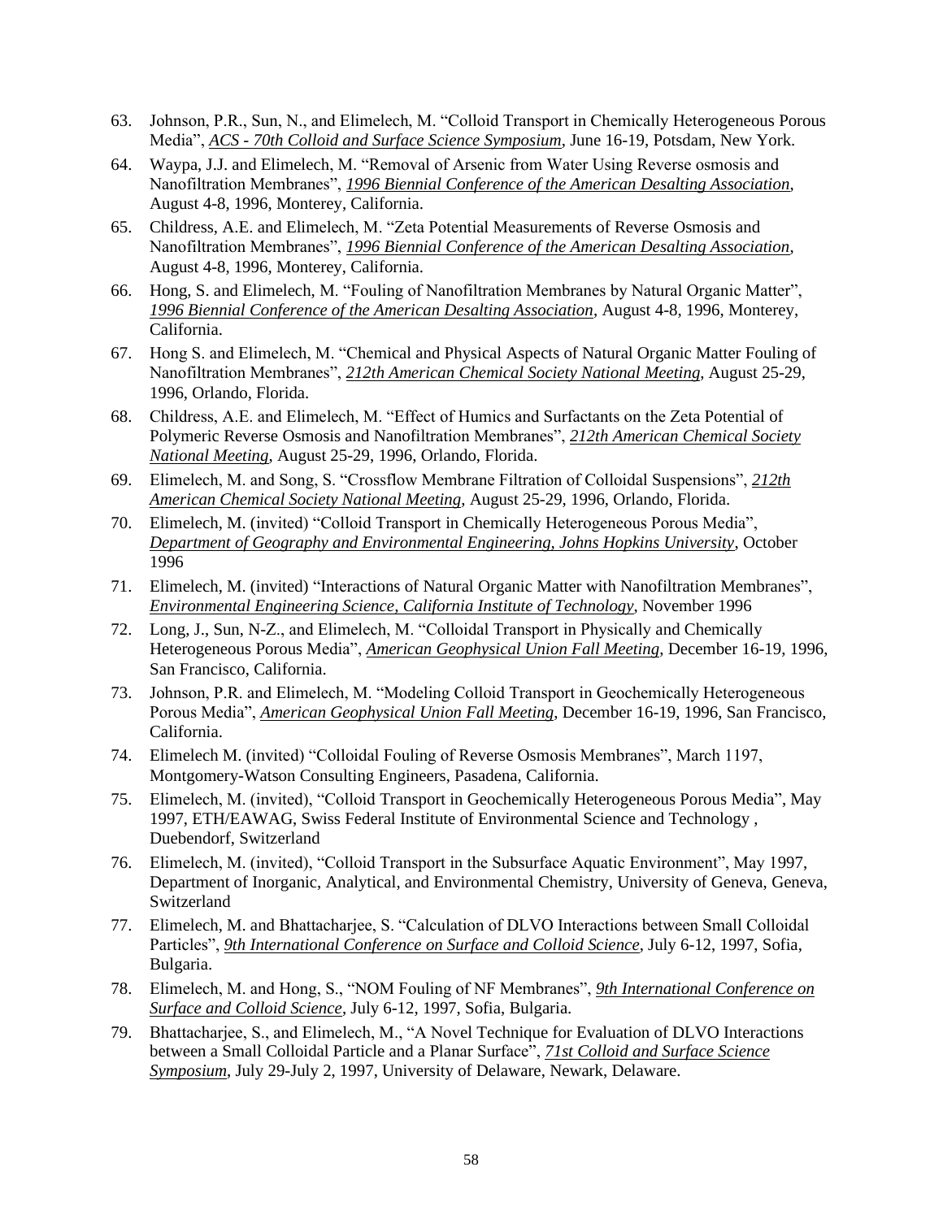63. Johnson, P.R., Sun, N., and Elimelech, M. "Colloid Transport in Chemically Heterogeneous Porous Media", *ACS - 70th Colloid and Surface Science Symposium*, June 16-19, Potsdam, New York.

64. Waypa, J.J. and Elimelech, M. "Removal of Arsenic from Water Using Reverse osmosis and Nanofiltration Membranes", *1996 Biennial Conference of the American Desalting Association*, August 4-8, 1996, Monterey, California.

65. Childress, A.E. and Elimelech, M. "Zeta Potential Measurements of Reverse Osmosis and Nanofiltration Membranes", *1996 Biennial Conference of the American Desalting Association*, August 4-8, 1996, Monterey, California.

66. Hong, S. and Elimelech, M. "Fouling of Nanofiltration Membranes by Natural Organic Matter", *1996 Biennial Conference of the American Desalting Association*, August 4-8, 1996, Monterey, California.

67. Hong S. and Elimelech, M. "Chemical and Physical Aspects of Natural Organic Matter Fouling of Nanofiltration Membranes", *212th American Chemical Society National Meeting*, August 25-29, 1996, Orlando, Florida.

68. Childress, A.E. and Elimelech, M. "Effect of Humics and Surfactants on the Zeta Potential of Polymeric Reverse Osmosis and Nanofiltration Membranes", *212th American Chemical Society National Meeting*, August 25-29, 1996, Orlando, Florida.

69. Elimelech, M. and Song, S. "Crossflow Membrane Filtration of Colloidal Suspensions", *212th American Chemical Society National Meeting*, August 25-29, 1996, Orlando, Florida.

70. Elimelech, M. (invited) "Colloid Transport in Chemically Heterogeneous Porous Media", *Department of Geography and Environmental Engineering, Johns Hopkins University*, October 1996

71. Elimelech, M. (invited) "Interactions of Natural Organic Matter with Nanofiltration Membranes", *Environmental Engineering Science, California Institute of Technology*, November 1996

72. Long, J., Sun, N-Z., and Elimelech, M. "Colloidal Transport in Physically and Chemically Heterogeneous Porous Media", *American Geophysical Union Fall Meeting*, December 16-19, 1996, San Francisco, California.

73. Johnson, P.R. and Elimelech, M. "Modeling Colloid Transport in Geochemically Heterogeneous Porous Media", *American Geophysical Union Fall Meeting*, December 16-19, 1996, San Francisco, California.

74. Elimelech M. (invited) "Colloidal Fouling of Reverse Osmosis Membranes", March 1197, Montgomery-Watson Consulting Engineers, Pasadena, California.

75. Elimelech, M. (invited), "Colloid Transport in Geochemically Heterogeneous Porous Media", May 1997, ETH/EAWAG, Swiss Federal Institute of Environmental Science and Technology , Duebendorf, Switzerland

76. Elimelech, M. (invited), "Colloid Transport in the Subsurface Aquatic Environment", May 1997, Department of Inorganic, Analytical, and Environmental Chemistry, University of Geneva, Geneva, Switzerland

77. Elimelech, M. and Bhattacharjee, S. "Calculation of DLVO Interactions between Small Colloidal Particles", *9th International Conference on Surface and Colloid Science*, July 6-12, 1997, Sofia, Bulgaria.

78. Elimelech, M. and Hong, S., "NOM Fouling of NF Membranes", *9th International Conference on Surface and Colloid Science*, July 6-12, 1997, Sofia, Bulgaria.

79. Bhattacharjee, S., and Elimelech, M., "A Novel Technique for Evaluation of DLVO Interactions between a Small Colloidal Particle and a Planar Surface", *71st Colloid and Surface Science Symposium*, July 29-July 2, 1997, University of Delaware, Newark, Delaware.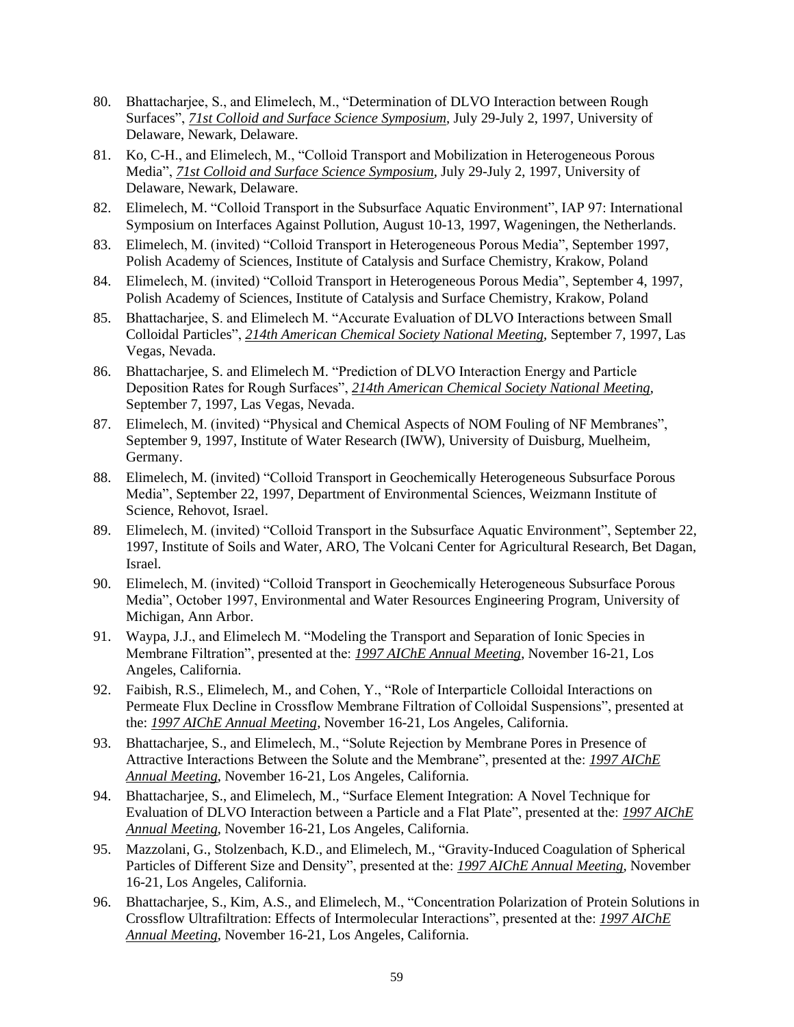80. Bhattacharjee, S., and Elimelech, M., “Determination of DLVO Interaction between Rough Surfaces”, *71st Colloid and Surface Science Symposium*, July 29-July 2, 1997, University of Delaware, Newark, Delaware.
81. Ko, C-H., and Elimelech, M., “Colloid Transport and Mobilization in Heterogeneous Porous Media”, *71st Colloid and Surface Science Symposium*, July 29-July 2, 1997, University of Delaware, Newark, Delaware.
82. Elimelech, M. “Colloid Transport in the Subsurface Aquatic Environment”, IAP 97: International Symposium on Interfaces Against Pollution, August 10-13, 1997, Wageningen, the Netherlands.
83. Elimelech, M. (invited) “Colloid Transport in Heterogeneous Porous Media”, September 1997, Polish Academy of Sciences, Institute of Catalysis and Surface Chemistry, Krakow, Poland
84. Elimelech, M. (invited) “Colloid Transport in Heterogeneous Porous Media”, September 4, 1997, Polish Academy of Sciences, Institute of Catalysis and Surface Chemistry, Krakow, Poland
85. Bhattacharjee, S. and Elimelech M. “Accurate Evaluation of DLVO Interactions between Small Colloidal Particles”, *214th American Chemical Society National Meeting*, September 7, 1997, Las Vegas, Nevada.
86. Bhattacharjee, S. and Elimelech M. “Prediction of DLVO Interaction Energy and Particle Deposition Rates for Rough Surfaces”, *214th American Chemical Society National Meeting*, September 7, 1997, Las Vegas, Nevada.
87. Elimelech, M. (invited) “Physical and Chemical Aspects of NOM Fouling of NF Membranes”, September 9, 1997, Institute of Water Research (IWW), University of Duisburg, Muelheim, Germany.
88. Elimelech, M. (invited) “Colloid Transport in Geochemically Heterogeneous Subsurface Porous Media”, September 22, 1997, Department of Environmental Sciences, Weizmann Institute of Science, Rehovot, Israel.
89. Elimelech, M. (invited) “Colloid Transport in the Subsurface Aquatic Environment”, September 22, 1997, Institute of Soils and Water, ARO, The Volcani Center for Agricultural Research, Bet Dagan, Israel.
90. Elimelech, M. (invited) “Colloid Transport in Geochemically Heterogeneous Subsurface Porous Media”, October 1997, Environmental and Water Resources Engineering Program, University of Michigan, Ann Arbor.
91. Waypa, J.J., and Elimelech M. “Modeling the Transport and Separation of Ionic Species in Membrane Filtration”, presented at the: *1997 AIChE Annual Meeting*, November 16-21, Los Angeles, California.
92. Faibish, R.S., Elimelech, M., and Cohen, Y., “Role of Interparticle Colloidal Interactions on Permeate Flux Decline in Crossflow Membrane Filtration of Colloidal Suspensions”, presented at the: *1997 AIChE Annual Meeting*, November 16-21, Los Angeles, California.
93. Bhattacharjee, S., and Elimelech, M., “Solute Rejection by Membrane Pores in Presence of Attractive Interactions Between the Solute and the Membrane”, presented at the: *1997 AIChE Annual Meeting*, November 16-21, Los Angeles, California.
94. Bhattacharjee, S., and Elimelech, M., “Surface Element Integration: A Novel Technique for Evaluation of DLVO Interaction between a Particle and a Flat Plate”, presented at the: *1997 AIChE Annual Meeting*, November 16-21, Los Angeles, California.
95. Mazzolani, G., Stolzenbach, K.D., and Elimelech, M., “Gravity-Induced Coagulation of Spherical Particles of Different Size and Density”, presented at the: *1997 AIChE Annual Meeting*, November 16-21, Los Angeles, California.
96. Bhattacharjee, S., Kim, A.S., and Elimelech, M., “Concentration Polarization of Protein Solutions in Crossflow Ultrafiltration: Effects of Intermolecular Interactions”, presented at the: *1997 AIChE Annual Meeting*, November 16-21, Los Angeles, California.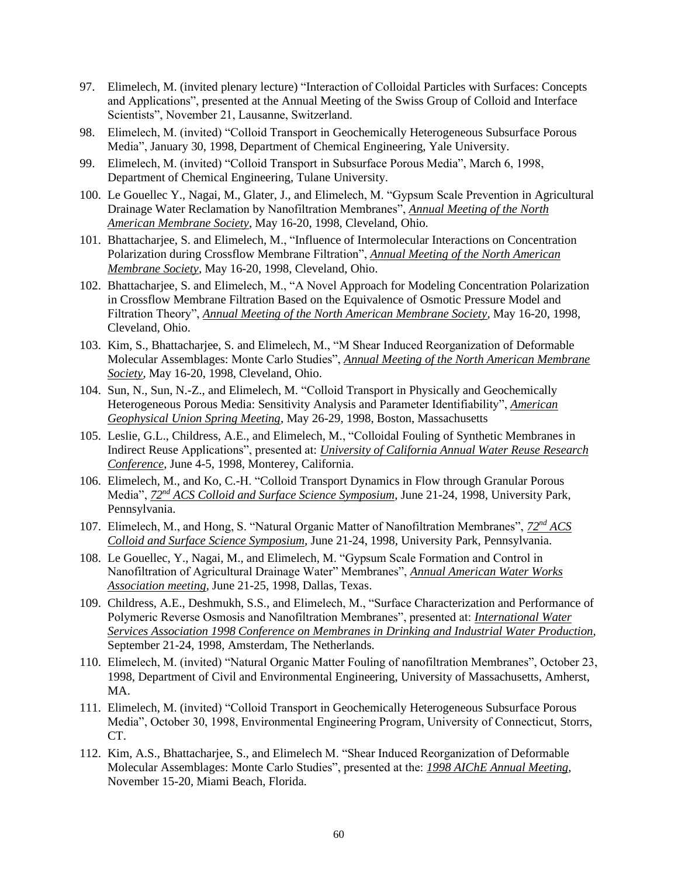97. Elimelech, M. (invited plenary lecture) "Interaction of Colloidal Particles with Surfaces: Concepts and Applications", presented at the Annual Meeting of the Swiss Group of Colloid and Interface Scientists", November 21, Lausanne, Switzerland.
98. Elimelech, M. (invited) "Colloid Transport in Geochemically Heterogeneous Subsurface Porous Media", January 30, 1998, Department of Chemical Engineering, Yale University.
99. Elimelech, M. (invited) "Colloid Transport in Subsurface Porous Media", March 6, 1998, Department of Chemical Engineering, Tulane University.
100. Le Gouellec Y., Nagai, M., Glater, J., and Elimelech, M. "Gypsum Scale Prevention in Agricultural Drainage Water Reclamation by Nanofiltration Membranes", *Annual Meeting of the North American Membrane Society*, May 16-20, 1998, Cleveland, Ohio.
101. Bhattacharjee, S. and Elimelech, M., "Influence of Intermolecular Interactions on Concentration Polarization during Crossflow Membrane Filtration", *Annual Meeting of the North American Membrane Society*, May 16-20, 1998, Cleveland, Ohio.
102. Bhattacharjee, S. and Elimelech, M., "A Novel Approach for Modeling Concentration Polarization in Crossflow Membrane Filtration Based on the Equivalence of Osmotic Pressure Model and Filtration Theory", *Annual Meeting of the North American Membrane Society*, May 16-20, 1998, Cleveland, Ohio.
103. Kim, S., Bhattacharjee, S. and Elimelech, M., "M Shear Induced Reorganization of Deformable Molecular Assemblages: Monte Carlo Studies", *Annual Meeting of the North American Membrane Society*, May 16-20, 1998, Cleveland, Ohio.
104. Sun, N., Sun, N.-Z., and Elimelech, M. "Colloid Transport in Physically and Geochemically Heterogeneous Porous Media: Sensitivity Analysis and Parameter Identifiability", *American Geophysical Union Spring Meeting*, May 26-29, 1998, Boston, Massachusetts
105. Leslie, G.L., Childress, A.E., and Elimelech, M., "Colloidal Fouling of Synthetic Membranes in Indirect Reuse Applications", presented at: *University of California Annual Water Reuse Research Conference*, June 4-5, 1998, Monterey, California.
106. Elimelech, M., and Ko, C.-H. "Colloid Transport Dynamics in Flow through Granular Porous Media", *72nd ACS Colloid and Surface Science Symposium*, June 21-24, 1998, University Park, Pennsylvania.
107. Elimelech, M., and Hong, S. "Natural Organic Matter of Nanofiltration Membranes", *72nd ACS Colloid and Surface Science Symposium*, June 21-24, 1998, University Park, Pennsylvania.
108. Le Gouellec, Y., Nagai, M., and Elimelech, M. "Gypsum Scale Formation and Control in Nanofiltration of Agricultural Drainage Water" Membranes", *Annual American Water Works Association meeting*, June 21-25, 1998, Dallas, Texas.
109. Childress, A.E., Deshmukh, S.S., and Elimelech, M., "Surface Characterization and Performance of Polymeric Reverse Osmosis and Nanofiltration Membranes", presented at: *International Water Services Association 1998 Conference on Membranes in Drinking and Industrial Water Production*, September 21-24, 1998, Amsterdam, The Netherlands.
110. Elimelech, M. (invited) "Natural Organic Matter Fouling of nanofiltration Membranes", October 23, 1998, Department of Civil and Environmental Engineering, University of Massachusetts, Amherst, MA.
111. Elimelech, M. (invited) "Colloid Transport in Geochemically Heterogeneous Subsurface Porous Media", October 30, 1998, Environmental Engineering Program, University of Connecticut, Storrs, CT.
112. Kim, A.S., Bhattacharjee, S., and Elimelech M. "Shear Induced Reorganization of Deformable Molecular Assemblages: Monte Carlo Studies", presented at the: *1998 AIChE Annual Meeting*, November 15-20, Miami Beach, Florida.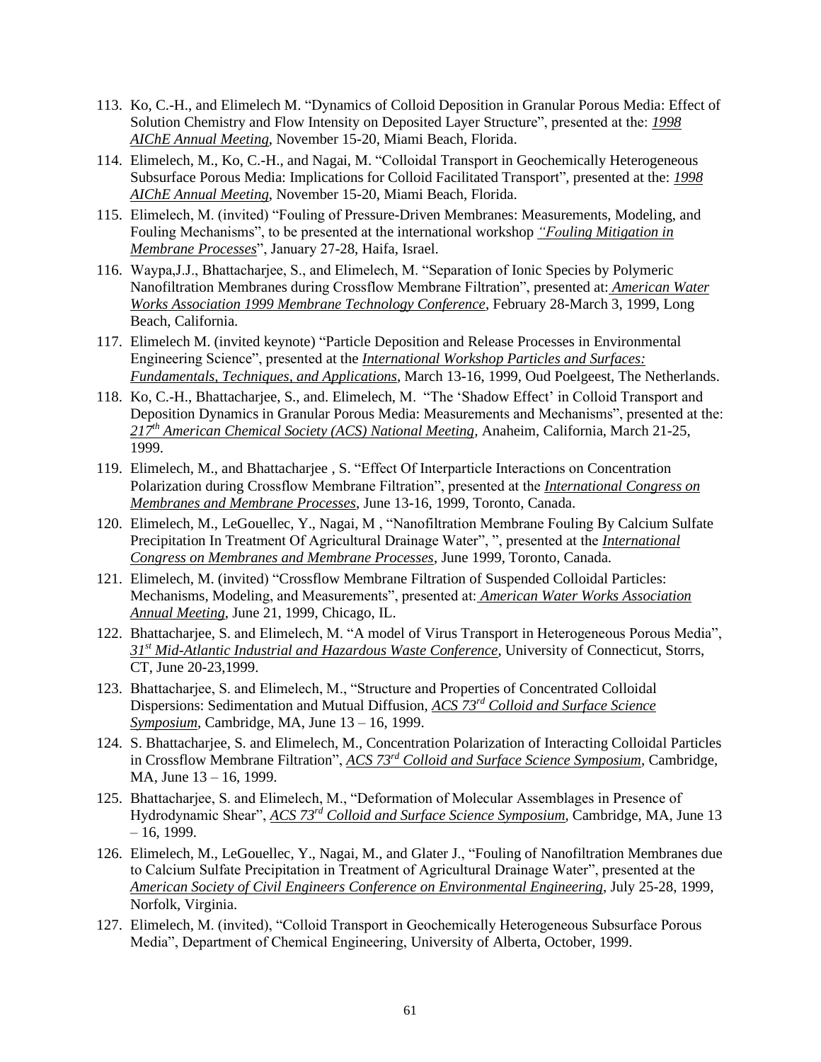113. Ko, C.-H., and Elimelech M. "Dynamics of Colloid Deposition in Granular Porous Media: Effect of Solution Chemistry and Flow Intensity on Deposited Layer Structure", presented at the: *1998 AIChE Annual Meeting*, November 15-20, Miami Beach, Florida.
114. Elimelech, M., Ko, C.-H., and Nagai, M. "Colloidal Transport in Geochemically Heterogeneous Subsurface Porous Media: Implications for Colloid Facilitated Transport", presented at the: *1998 AIChE Annual Meeting*, November 15-20, Miami Beach, Florida.
115. Elimelech, M. (invited) "Fouling of Pressure-Driven Membranes: Measurements, Modeling, and Fouling Mechanisms", to be presented at the international workshop *"Fouling Mitigation in Membrane Processes*", January 27-28, Haifa, Israel.
116. Waypa,J.J., Bhattacharjee, S., and Elimelech, M. "Separation of Ionic Species by Polymeric Nanofiltration Membranes during Crossflow Membrane Filtration", presented at: *American Water Works Association 1999 Membrane Technology Conference*, February 28-March 3, 1999, Long Beach, California.
117. Elimelech M. (invited keynote) "Particle Deposition and Release Processes in Environmental Engineering Science", presented at the *International Workshop Particles and Surfaces: Fundamentals, Techniques, and Applications*, March 13-16, 1999, Oud Poelgeest, The Netherlands.
118. Ko, C.-H., Bhattacharjee, S., and. Elimelech, M. "The 'Shadow Effect' in Colloid Transport and Deposition Dynamics in Granular Porous Media: Measurements and Mechanisms", presented at the: *217th American Chemical Society (ACS) National Meeting*, Anaheim, California, March 21-25, 1999.
119. Elimelech, M., and Bhattacharjee , S. "Effect Of Interparticle Interactions on Concentration Polarization during Crossflow Membrane Filtration", presented at the *International Congress on Membranes and Membrane Processes*, June 13-16, 1999, Toronto, Canada.
120. Elimelech, M., LeGouellec, Y., Nagai, M , "Nanofiltration Membrane Fouling By Calcium Sulfate Precipitation In Treatment Of Agricultural Drainage Water", ", presented at the *International Congress on Membranes and Membrane Processes*, June 1999, Toronto, Canada.
121. Elimelech, M. (invited) "Crossflow Membrane Filtration of Suspended Colloidal Particles: Mechanisms, Modeling, and Measurements", presented at: *American Water Works Association Annual Meeting*, June 21, 1999, Chicago, IL.
122. Bhattacharjee, S. and Elimelech, M. "A model of Virus Transport in Heterogeneous Porous Media", *31st Mid-Atlantic Industrial and Hazardous Waste Conference*, University of Connecticut, Storrs, CT, June 20-23,1999.
123. Bhattacharjee, S. and Elimelech, M., "Structure and Properties of Concentrated Colloidal Dispersions: Sedimentation and Mutual Diffusion, *ACS 73rd Colloid and Surface Science Symposium*, Cambridge, MA, June 13 – 16, 1999.
124. S. Bhattacharjee, S. and Elimelech, M., Concentration Polarization of Interacting Colloidal Particles in Crossflow Membrane Filtration", *ACS 73rd Colloid and Surface Science Symposium*, Cambridge, MA, June 13 – 16, 1999.
125. Bhattacharjee, S. and Elimelech, M., "Deformation of Molecular Assemblages in Presence of Hydrodynamic Shear", *ACS 73rd Colloid and Surface Science Symposium*, Cambridge, MA, June 13 – 16, 1999.
126. Elimelech, M., LeGouellec, Y., Nagai, M., and Glater J., "Fouling of Nanofiltration Membranes due to Calcium Sulfate Precipitation in Treatment of Agricultural Drainage Water", presented at the *American Society of Civil Engineers Conference on Environmental Engineering*, July 25-28, 1999, Norfolk, Virginia.
127. Elimelech, M. (invited), "Colloid Transport in Geochemically Heterogeneous Subsurface Porous Media", Department of Chemical Engineering, University of Alberta, October, 1999.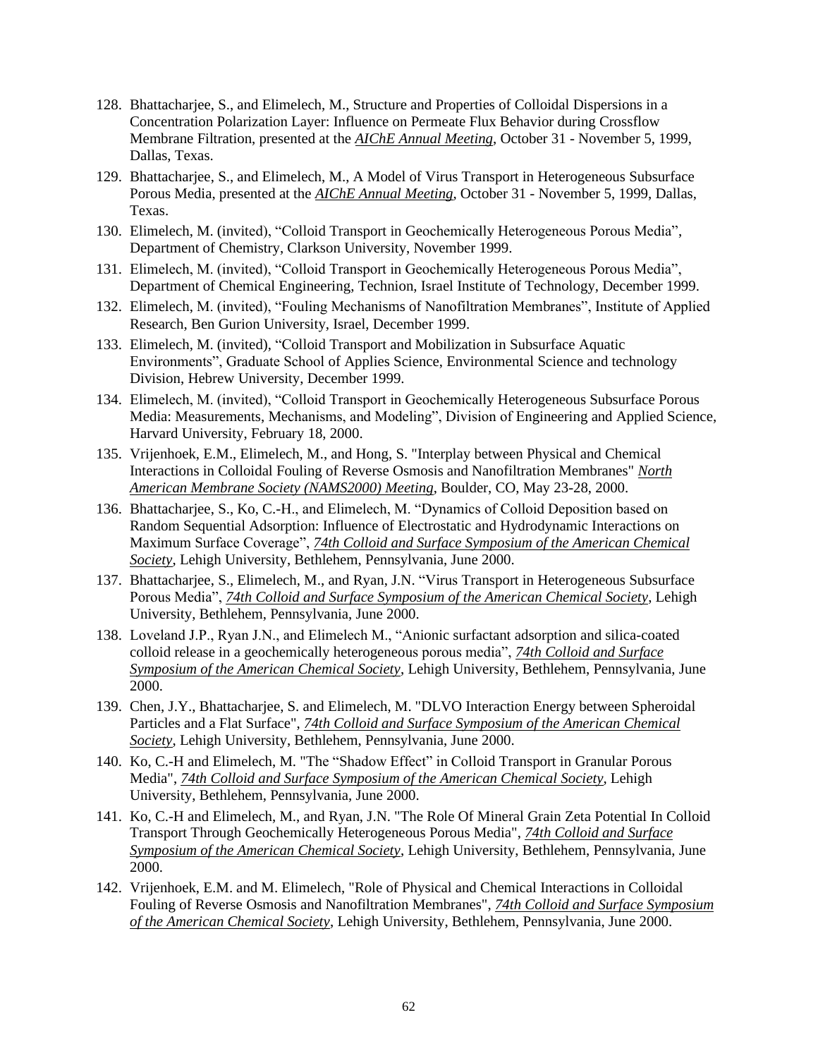128. Bhattacharjee, S., and Elimelech, M., Structure and Properties of Colloidal Dispersions in a Concentration Polarization Layer: Influence on Permeate Flux Behavior during Crossflow Membrane Filtration, presented at the <u>*AIChE Annual Meeting*</u>, October 31 - November 5, 1999, Dallas, Texas.
129. Bhattacharjee, S., and Elimelech, M., A Model of Virus Transport in Heterogeneous Subsurface Porous Media, presented at the <u>*AIChE Annual Meeting*</u>, October 31 - November 5, 1999, Dallas, Texas.
130. Elimelech, M. (invited), "Colloid Transport in Geochemically Heterogeneous Porous Media", Department of Chemistry, Clarkson University, November 1999.
131. Elimelech, M. (invited), "Colloid Transport in Geochemically Heterogeneous Porous Media", Department of Chemical Engineering, Technion, Israel Institute of Technology, December 1999.
132. Elimelech, M. (invited), "Fouling Mechanisms of Nanofiltration Membranes", Institute of Applied Research, Ben Gurion University, Israel, December 1999.
133. Elimelech, M. (invited), "Colloid Transport and Mobilization in Subsurface Aquatic Environments", Graduate School of Applies Science, Environmental Science and technology Division, Hebrew University, December 1999.
134. Elimelech, M. (invited), "Colloid Transport in Geochemically Heterogeneous Subsurface Porous Media: Measurements, Mechanisms, and Modeling", Division of Engineering and Applied Science, Harvard University, February 18, 2000.
135. Vrijenhoek, E.M., Elimelech, M., and Hong, S. "Interplay between Physical and Chemical Interactions in Colloidal Fouling of Reverse Osmosis and Nanofiltration Membranes" <u>*North American Membrane Society (NAMS2000) Meeting*</u>, Boulder, CO, May 23-28, 2000.
136. Bhattacharjee, S., Ko, C.-H., and Elimelech, M. "Dynamics of Colloid Deposition based on Random Sequential Adsorption: Influence of Electrostatic and Hydrodynamic Interactions on Maximum Surface Coverage", <u>*74th Colloid and Surface Symposium of the American Chemical Society*</u>, Lehigh University, Bethlehem, Pennsylvania, June 2000.
137. Bhattacharjee, S., Elimelech, M., and Ryan, J.N. "Virus Transport in Heterogeneous Subsurface Porous Media", <u>*74th Colloid and Surface Symposium of the American Chemical Society*</u>, Lehigh University, Bethlehem, Pennsylvania, June 2000.
138. Loveland J.P., Ryan J.N., and Elimelech M., "Anionic surfactant adsorption and silica-coated colloid release in a geochemically heterogeneous porous media", <u>*74th Colloid and Surface Symposium of the American Chemical Society*</u>, Lehigh University, Bethlehem, Pennsylvania, June 2000.
139. Chen, J.Y., Bhattacharjee, S. and Elimelech, M. "DLVO Interaction Energy between Spheroidal Particles and a Flat Surface", <u>*74th Colloid and Surface Symposium of the American Chemical Society*</u>, Lehigh University, Bethlehem, Pennsylvania, June 2000.
140. Ko, C.-H and Elimelech, M. "The "Shadow Effect" in Colloid Transport in Granular Porous Media", <u>*74th Colloid and Surface Symposium of the American Chemical Society*</u>, Lehigh University, Bethlehem, Pennsylvania, June 2000.
141. Ko, C.-H and Elimelech, M., and Ryan, J.N. "The Role Of Mineral Grain Zeta Potential In Colloid Transport Through Geochemically Heterogeneous Porous Media", <u>*74th Colloid and Surface Symposium of the American Chemical Society*</u>, Lehigh University, Bethlehem, Pennsylvania, June 2000.
142. Vrijenhoek, E.M. and M. Elimelech, "Role of Physical and Chemical Interactions in Colloidal Fouling of Reverse Osmosis and Nanofiltration Membranes", <u>*74th Colloid and Surface Symposium of the American Chemical Society*</u>, Lehigh University, Bethlehem, Pennsylvania, June 2000.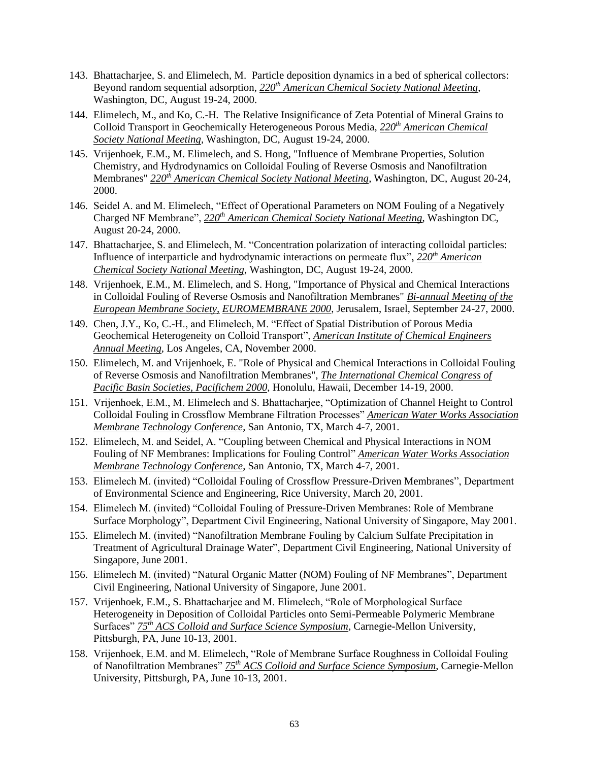143. Bhattacharjee, S. and Elimelech, M. Particle deposition dynamics in a bed of spherical collectors: Beyond random sequential adsorption, *220th American Chemical Society National Meeting*, Washington, DC, August 19-24, 2000.
144. Elimelech, M., and Ko, C.-H. The Relative Insignificance of Zeta Potential of Mineral Grains to Colloid Transport in Geochemically Heterogeneous Porous Media, *220th American Chemical Society National Meeting*, Washington, DC, August 19-24, 2000.
145. Vrijenhoek, E.M., M. Elimelech, and S. Hong, "Influence of Membrane Properties, Solution Chemistry, and Hydrodynamics on Colloidal Fouling of Reverse Osmosis and Nanofiltration Membranes" *220th American Chemical Society National Meeting*, Washington, DC, August 20-24, 2000.
146. Seidel A. and M. Elimelech, "Effect of Operational Parameters on NOM Fouling of a Negatively Charged NF Membrane", *220th American Chemical Society National Meeting*, Washington DC, August 20-24, 2000.
147. Bhattacharjee, S. and Elimelech, M. "Concentration polarization of interacting colloidal particles: Influence of interparticle and hydrodynamic interactions on permeate flux", *220th American Chemical Society National Meeting*, Washington, DC, August 19-24, 2000.
148. Vrijenhoek, E.M., M. Elimelech, and S. Hong, "Importance of Physical and Chemical Interactions in Colloidal Fouling of Reverse Osmosis and Nanofiltration Membranes" *Bi-annual Meeting of the European Membrane Society, EUROMEMBRANE 2000*, Jerusalem, Israel, September 24-27, 2000.
149. Chen, J.Y., Ko, C.-H., and Elimelech, M. "Effect of Spatial Distribution of Porous Media Geochemical Heterogeneity on Colloid Transport", *American Institute of Chemical Engineers Annual Meeting*, Los Angeles, CA, November 2000.
150. Elimelech, M. and Vrijenhoek, E. "Role of Physical and Chemical Interactions in Colloidal Fouling of Reverse Osmosis and Nanofiltration Membranes", *The International Chemical Congress of Pacific Basin Societies, Pacifichem 2000*, Honolulu, Hawaii, December 14-19, 2000.
151. Vrijenhoek, E.M., M. Elimelech and S. Bhattacharjee, "Optimization of Channel Height to Control Colloidal Fouling in Crossflow Membrane Filtration Processes" *American Water Works Association Membrane Technology Conference*, San Antonio, TX, March 4-7, 2001.
152. Elimelech, M. and Seidel, A. "Coupling between Chemical and Physical Interactions in NOM Fouling of NF Membranes: Implications for Fouling Control" *American Water Works Association Membrane Technology Conference*, San Antonio, TX, March 4-7, 2001.
153. Elimelech M. (invited) "Colloidal Fouling of Crossflow Pressure-Driven Membranes", Department of Environmental Science and Engineering, Rice University, March 20, 2001.
154. Elimelech M. (invited) "Colloidal Fouling of Pressure-Driven Membranes: Role of Membrane Surface Morphology", Department Civil Engineering, National University of Singapore, May 2001.
155. Elimelech M. (invited) "Nanofiltration Membrane Fouling by Calcium Sulfate Precipitation in Treatment of Agricultural Drainage Water", Department Civil Engineering, National University of Singapore, June 2001.
156. Elimelech M. (invited) "Natural Organic Matter (NOM) Fouling of NF Membranes", Department Civil Engineering, National University of Singapore, June 2001.
157. Vrijenhoek, E.M., S. Bhattacharjee and M. Elimelech, "Role of Morphological Surface Heterogeneity in Deposition of Colloidal Particles onto Semi-Permeable Polymeric Membrane Surfaces" *75th ACS Colloid and Surface Science Symposium*, Carnegie-Mellon University, Pittsburgh, PA, June 10-13, 2001.
158. Vrijenhoek, E.M. and M. Elimelech, "Role of Membrane Surface Roughness in Colloidal Fouling of Nanofiltration Membranes" *75th ACS Colloid and Surface Science Symposium*, Carnegie-Mellon University, Pittsburgh, PA, June 10-13, 2001.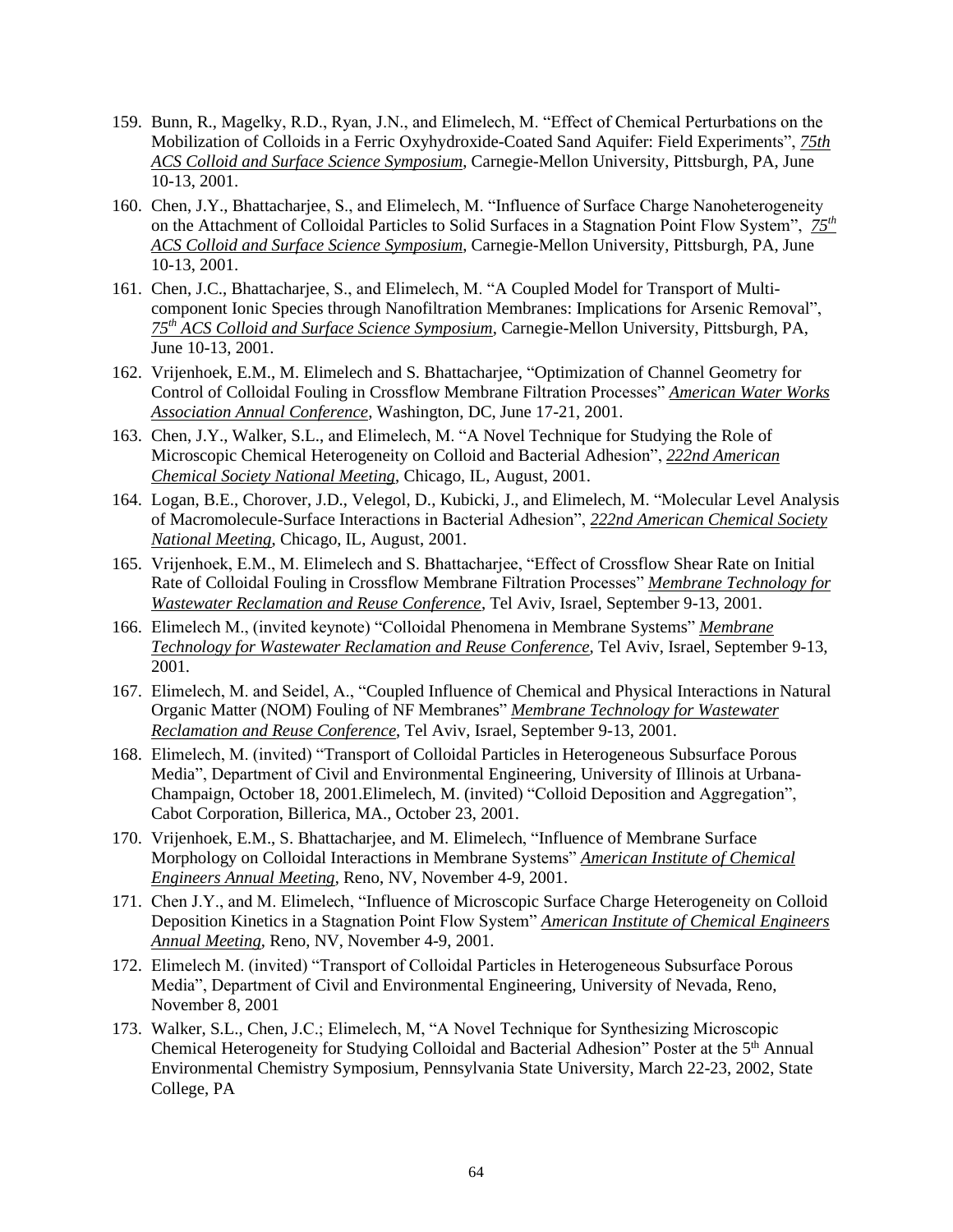159. Bunn, R., Magelky, R.D., Ryan, J.N., and Elimelech, M. "Effect of Chemical Perturbations on the Mobilization of Colloids in a Ferric Oxyhydroxide-Coated Sand Aquifer: Field Experiments", *75th ACS Colloid and Surface Science Symposium*, Carnegie-Mellon University, Pittsburgh, PA, June 10-13, 2001.

160. Chen, J.Y., Bhattacharjee, S., and Elimelech, M. "Influence of Surface Charge Nanoheterogeneity on the Attachment of Colloidal Particles to Solid Surfaces in a Stagnation Point Flow System", *75th ACS Colloid and Surface Science Symposium*, Carnegie-Mellon University, Pittsburgh, PA, June 10-13, 2001.

161. Chen, J.C., Bhattacharjee, S., and Elimelech, M. "A Coupled Model for Transport of Multi-component Ionic Species through Nanofiltration Membranes: Implications for Arsenic Removal", *75th ACS Colloid and Surface Science Symposium*, Carnegie-Mellon University, Pittsburgh, PA, June 10-13, 2001.

162. Vrijenhoek, E.M., M. Elimelech and S. Bhattacharjee, "Optimization of Channel Geometry for Control of Colloidal Fouling in Crossflow Membrane Filtration Processes" *American Water Works Association Annual Conference*, Washington, DC, June 17-21, 2001.

163. Chen, J.Y., Walker, S.L., and Elimelech, M. "A Novel Technique for Studying the Role of Microscopic Chemical Heterogeneity on Colloid and Bacterial Adhesion", *222nd American Chemical Society National Meeting*, Chicago, IL, August, 2001.

164. Logan, B.E., Chorover, J.D., Velegol, D., Kubicki, J., and Elimelech, M. "Molecular Level Analysis of Macromolecule-Surface Interactions in Bacterial Adhesion", *222nd American Chemical Society National Meeting*, Chicago, IL, August, 2001.

165. Vrijenhoek, E.M., M. Elimelech and S. Bhattacharjee, "Effect of Crossflow Shear Rate on Initial Rate of Colloidal Fouling in Crossflow Membrane Filtration Processes" *Membrane Technology for Wastewater Reclamation and Reuse Conference*, Tel Aviv, Israel, September 9-13, 2001.

166. Elimelech M., (invited keynote) "Colloidal Phenomena in Membrane Systems" *Membrane Technology for Wastewater Reclamation and Reuse Conference*, Tel Aviv, Israel, September 9-13, 2001.

167. Elimelech, M. and Seidel, A., "Coupled Influence of Chemical and Physical Interactions in Natural Organic Matter (NOM) Fouling of NF Membranes" *Membrane Technology for Wastewater Reclamation and Reuse Conference*, Tel Aviv, Israel, September 9-13, 2001.

168. Elimelech, M. (invited) "Transport of Colloidal Particles in Heterogeneous Subsurface Porous Media", Department of Civil and Environmental Engineering, University of Illinois at Urbana-Champaign, October 18, 2001.Elimelech, M. (invited) "Colloid Deposition and Aggregation", Cabot Corporation, Billerica, MA., October 23, 2001.

170. Vrijenhoek, E.M., S. Bhattacharjee, and M. Elimelech, "Influence of Membrane Surface Morphology on Colloidal Interactions in Membrane Systems" *American Institute of Chemical Engineers Annual Meeting*, Reno, NV, November 4-9, 2001.

171. Chen J.Y., and M. Elimelech, "Influence of Microscopic Surface Charge Heterogeneity on Colloid Deposition Kinetics in a Stagnation Point Flow System" *American Institute of Chemical Engineers Annual Meeting*, Reno, NV, November 4-9, 2001.

172. Elimelech M. (invited) "Transport of Colloidal Particles in Heterogeneous Subsurface Porous Media", Department of Civil and Environmental Engineering, University of Nevada, Reno, November 8, 2001

173. Walker, S.L., Chen, J.C.; Elimelech, M, "A Novel Technique for Synthesizing Microscopic Chemical Heterogeneity for Studying Colloidal and Bacterial Adhesion" Poster at the 5th Annual Environmental Chemistry Symposium, Pennsylvania State University, March 22-23, 2002, State College, PA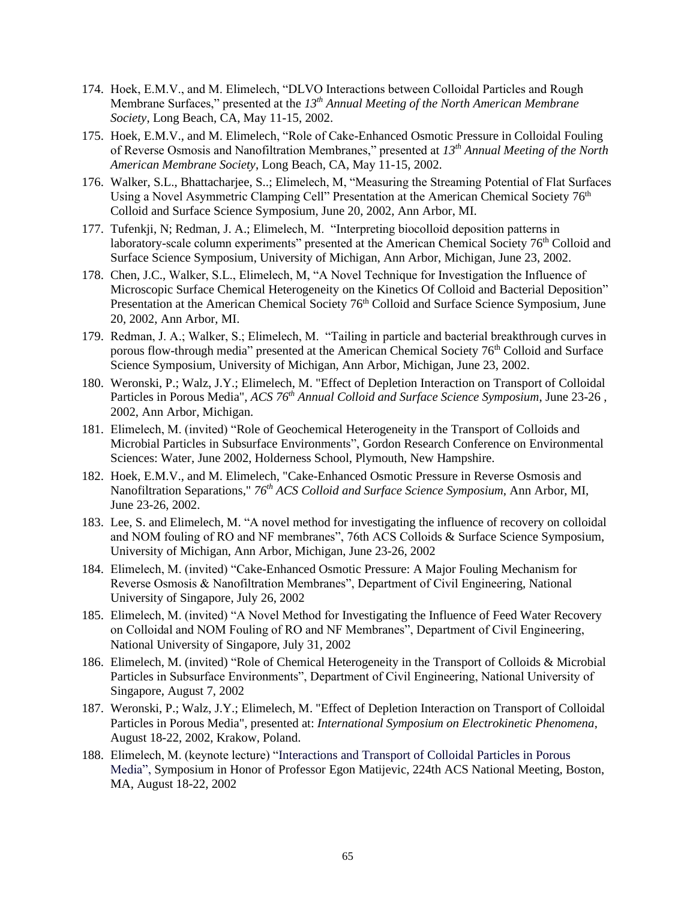174. Hoek, E.M.V., and M. Elimelech, “DLVO Interactions between Colloidal Particles and Rough Membrane Surfaces,” presented at the *13th Annual Meeting of the North American Membrane Society*, Long Beach, CA, May 11-15, 2002.
175. Hoek, E.M.V., and M. Elimelech, “Role of Cake-Enhanced Osmotic Pressure in Colloidal Fouling of Reverse Osmosis and Nanofiltration Membranes,” presented at *13th Annual Meeting of the North American Membrane Society*, Long Beach, CA, May 11-15, 2002.
176. Walker, S.L., Bhattacharjee, S..; Elimelech, M, “Measuring the Streaming Potential of Flat Surfaces Using a Novel Asymmetric Clamping Cell” Presentation at the American Chemical Society 76th Colloid and Surface Science Symposium, June 20, 2002, Ann Arbor, MI.
177. Tufenkji, N; Redman, J. A.; Elimelech, M. “Interpreting biocolloid deposition patterns in laboratory-scale column experiments” presented at the American Chemical Society 76th Colloid and Surface Science Symposium, University of Michigan, Ann Arbor, Michigan, June 23, 2002.
178. Chen, J.C., Walker, S.L., Elimelech, M, “A Novel Technique for Investigation the Influence of Microscopic Surface Chemical Heterogeneity on the Kinetics Of Colloid and Bacterial Deposition” Presentation at the American Chemical Society 76th Colloid and Surface Science Symposium, June 20, 2002, Ann Arbor, MI.
179. Redman, J. A.; Walker, S.; Elimelech, M. “Tailing in particle and bacterial breakthrough curves in porous flow-through media” presented at the American Chemical Society 76th Colloid and Surface Science Symposium, University of Michigan, Ann Arbor, Michigan, June 23, 2002.
180. Weronski, P.; Walz, J.Y.; Elimelech, M. "Effect of Depletion Interaction on Transport of Colloidal Particles in Porous Media", *ACS 76th Annual Colloid and Surface Science Symposium*, June 23-26 , 2002, Ann Arbor, Michigan.
181. Elimelech, M. (invited) “Role of Geochemical Heterogeneity in the Transport of Colloids and Microbial Particles in Subsurface Environments”, Gordon Research Conference on Environmental Sciences: Water, June 2002, Holderness School, Plymouth, New Hampshire.
182. Hoek, E.M.V., and M. Elimelech, "Cake-Enhanced Osmotic Pressure in Reverse Osmosis and Nanofiltration Separations," *76th ACS Colloid and Surface Science Symposium*, Ann Arbor, MI, June 23-26, 2002.
183. Lee, S. and Elimelech, M. “A novel method for investigating the influence of recovery on colloidal and NOM fouling of RO and NF membranes”, 76th ACS Colloids & Surface Science Symposium, University of Michigan, Ann Arbor, Michigan, June 23-26, 2002
184. Elimelech, M. (invited) “Cake-Enhanced Osmotic Pressure: A Major Fouling Mechanism for Reverse Osmosis & Nanofiltration Membranes”, Department of Civil Engineering, National University of Singapore, July 26, 2002
185. Elimelech, M. (invited) “A Novel Method for Investigating the Influence of Feed Water Recovery on Colloidal and NOM Fouling of RO and NF Membranes”, Department of Civil Engineering, National University of Singapore, July 31, 2002
186. Elimelech, M. (invited) “Role of Chemical Heterogeneity in the Transport of Colloids & Microbial Particles in Subsurface Environments”, Department of Civil Engineering, National University of Singapore, August 7, 2002
187. Weronski, P.; Walz, J.Y.; Elimelech, M. "Effect of Depletion Interaction on Transport of Colloidal Particles in Porous Media", presented at: *International Symposium on Electrokinetic Phenomena*, August 18-22, 2002, Krakow, Poland.
188. Elimelech, M. (keynote lecture) “Interactions and Transport of Colloidal Particles in Porous Media”, Symposium in Honor of Professor Egon Matijevic, 224th ACS National Meeting, Boston, MA, August 18-22, 2002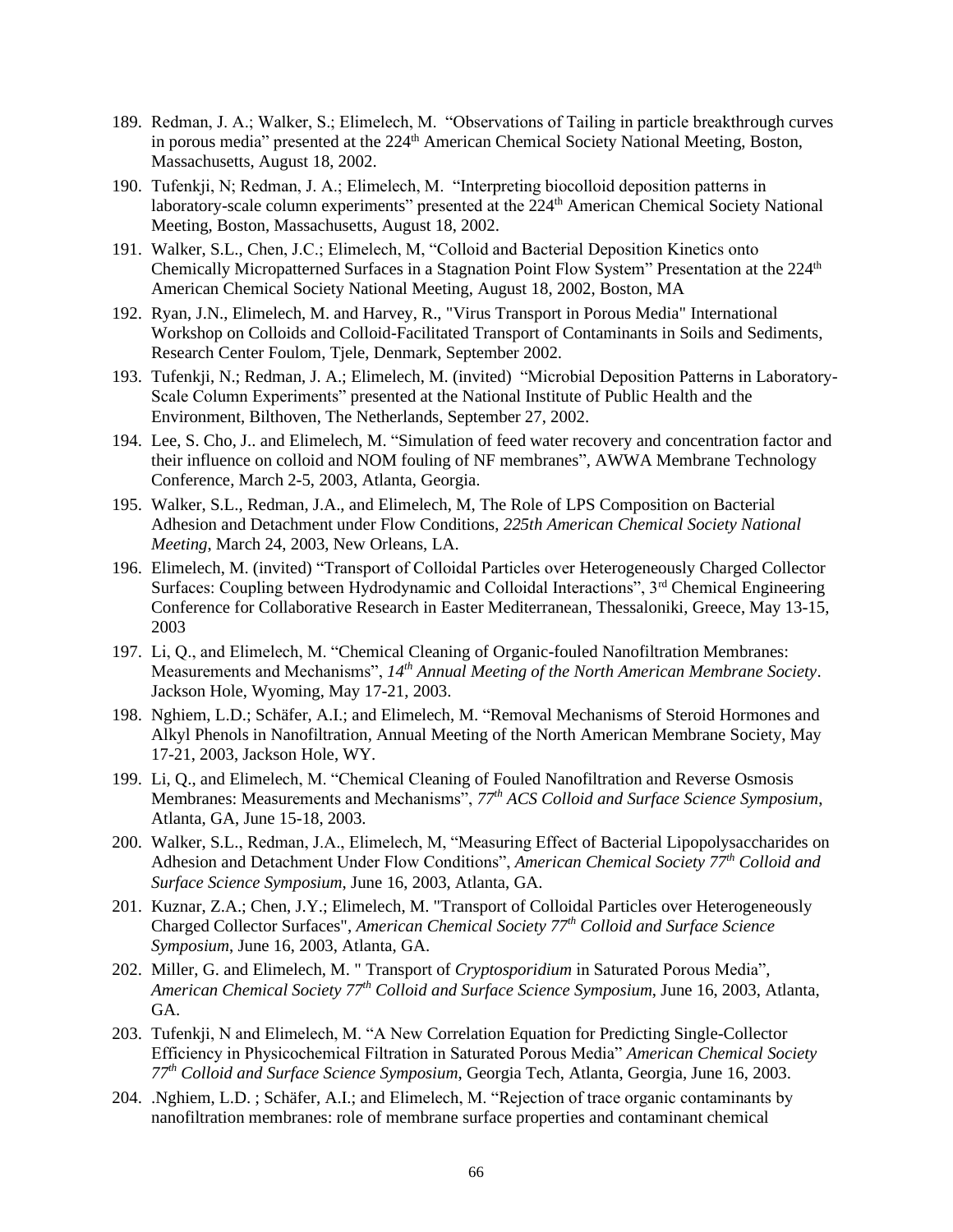189. Redman, J. A.; Walker, S.; Elimelech, M. "Observations of Tailing in particle breakthrough curves in porous media" presented at the 224[th] American Chemical Society National Meeting, Boston, Massachusetts, August 18, 2002.
190. Tufenkji, N; Redman, J. A.; Elimelech, M. "Interpreting biocolloid deposition patterns in laboratory-scale column experiments" presented at the 224[th] American Chemical Society National Meeting, Boston, Massachusetts, August 18, 2002.
191. Walker, S.L., Chen, J.C.; Elimelech, M, "Colloid and Bacterial Deposition Kinetics onto Chemically Micropatterned Surfaces in a Stagnation Point Flow System" Presentation at the 224[th] American Chemical Society National Meeting, August 18, 2002, Boston, MA
192. Ryan, J.N., Elimelech, M. and Harvey, R., "Virus Transport in Porous Media" International Workshop on Colloids and Colloid-Facilitated Transport of Contaminants in Soils and Sediments, Research Center Foulom, Tjele, Denmark, September 2002.
193. Tufenkji, N.; Redman, J. A.; Elimelech, M. (invited) "Microbial Deposition Patterns in Laboratory-Scale Column Experiments" presented at the National Institute of Public Health and the Environment, Bilthoven, The Netherlands, September 27, 2002.
194. Lee, S. Cho, J.. and Elimelech, M. "Simulation of feed water recovery and concentration factor and their influence on colloid and NOM fouling of NF membranes", AWWA Membrane Technology Conference, March 2-5, 2003, Atlanta, Georgia.
195. Walker, S.L., Redman, J.A., and Elimelech, M, The Role of LPS Composition on Bacterial Adhesion and Detachment under Flow Conditions, *225th American Chemical Society National Meeting*, March 24, 2003, New Orleans, LA.
196. Elimelech, M. (invited) "Transport of Colloidal Particles over Heterogeneously Charged Collector Surfaces: Coupling between Hydrodynamic and Colloidal Interactions", 3[rd] Chemical Engineering Conference for Collaborative Research in Easter Mediterranean, Thessaloniki, Greece, May 13-15, 2003
197. Li, Q., and Elimelech, M. "Chemical Cleaning of Organic-fouled Nanofiltration Membranes: Measurements and Mechanisms", *14[th] Annual Meeting of the North American Membrane Society*. Jackson Hole, Wyoming, May 17-21, 2003.
198. Nghiem, L.D.; Schäfer, A.I.; and Elimelech, M. "Removal Mechanisms of Steroid Hormones and Alkyl Phenols in Nanofiltration, Annual Meeting of the North American Membrane Society, May 17-21, 2003, Jackson Hole, WY.
199. Li, Q., and Elimelech, M. "Chemical Cleaning of Fouled Nanofiltration and Reverse Osmosis Membranes: Measurements and Mechanisms", *77[th] ACS Colloid and Surface Science Symposium*, Atlanta, GA, June 15-18, 2003.
200. Walker, S.L., Redman, J.A., Elimelech, M, "Measuring Effect of Bacterial Lipopolysaccharides on Adhesion and Detachment Under Flow Conditions", *American Chemical Society 77[th] Colloid and Surface Science Symposium*, June 16, 2003, Atlanta, GA.
201. Kuznar, Z.A.; Chen, J.Y.; Elimelech, M. "Transport of Colloidal Particles over Heterogeneously Charged Collector Surfaces", *American Chemical Society 77[th] Colloid and Surface Science Symposium*, June 16, 2003, Atlanta, GA.
202. Miller, G. and Elimelech, M. " Transport of *Cryptosporidium* in Saturated Porous Media", *American Chemical Society 77[th] Colloid and Surface Science Symposium*, June 16, 2003, Atlanta, GA.
203. Tufenkji, N and Elimelech, M. "A New Correlation Equation for Predicting Single-Collector Efficiency in Physicochemical Filtration in Saturated Porous Media" *American Chemical Society 77[th] Colloid and Surface Science Symposium*, Georgia Tech, Atlanta, Georgia, June 16, 2003.
204. .Nghiem, L.D. ; Schäfer, A.I.; and Elimelech, M. "Rejection of trace organic contaminants by nanofiltration membranes: role of membrane surface properties and contaminant chemical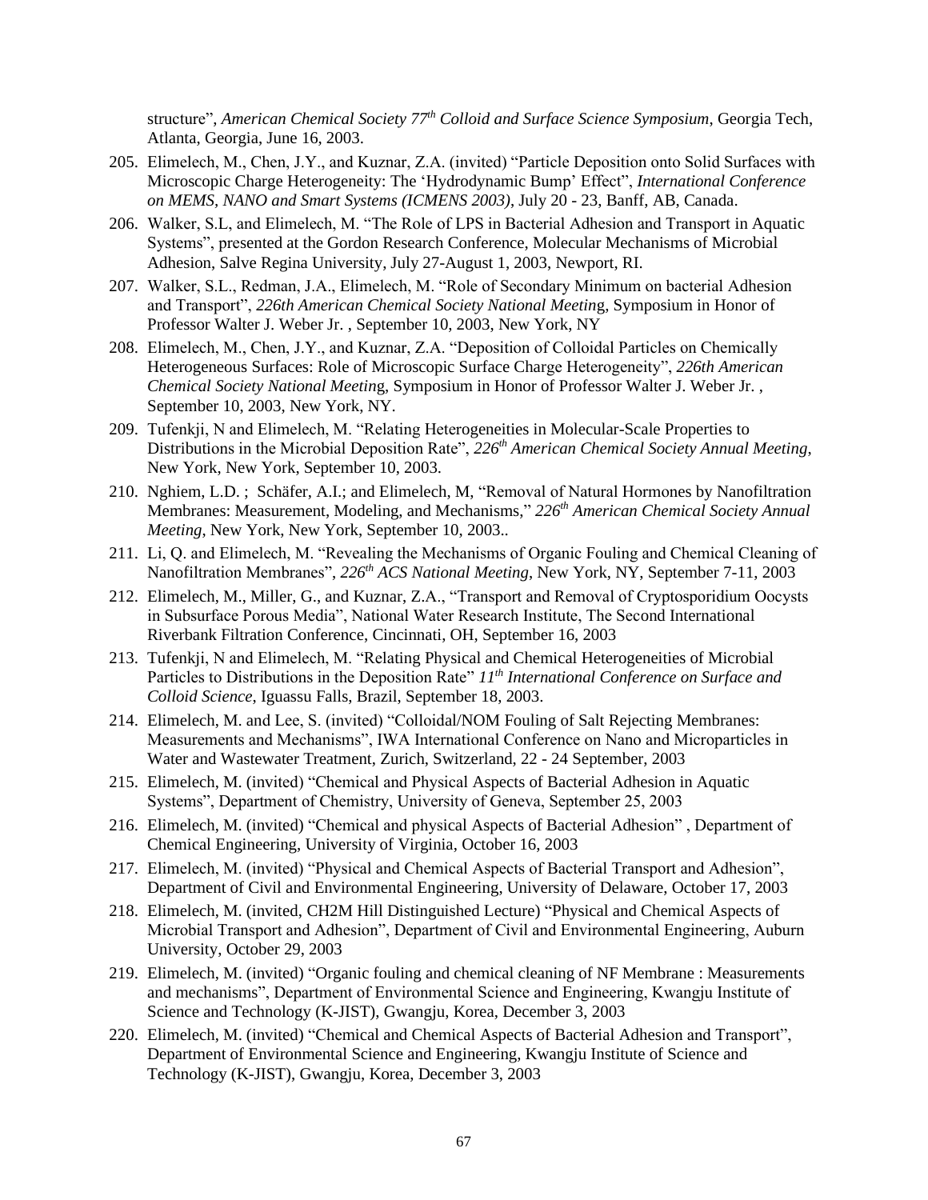structure", *American Chemical Society 77th Colloid and Surface Science Symposium*, Georgia Tech, Atlanta, Georgia, June 16, 2003.

205. Elimelech, M., Chen, J.Y., and Kuznar, Z.A. (invited) "Particle Deposition onto Solid Surfaces with Microscopic Charge Heterogeneity: The 'Hydrodynamic Bump' Effect", *International Conference on MEMS, NANO and Smart Systems (ICMENS 2003)*, July 20 - 23, Banff, AB, Canada.
206. Walker, S.L, and Elimelech, M. "The Role of LPS in Bacterial Adhesion and Transport in Aquatic Systems", presented at the Gordon Research Conference, Molecular Mechanisms of Microbial Adhesion, Salve Regina University, July 27-August 1, 2003, Newport, RI.
207. Walker, S.L., Redman, J.A., Elimelech, M. "Role of Secondary Minimum on bacterial Adhesion and Transport", *226th American Chemical Society National Meetin*g, Symposium in Honor of Professor Walter J. Weber Jr. , September 10, 2003, New York, NY
208. Elimelech, M., Chen, J.Y., and Kuznar, Z.A. "Deposition of Colloidal Particles on Chemically Heterogeneous Surfaces: Role of Microscopic Surface Charge Heterogeneity", *226th American Chemical Society National Meetin*g, Symposium in Honor of Professor Walter J. Weber Jr. , September 10, 2003, New York, NY.
209. Tufenkji, N and Elimelech, M. "Relating Heterogeneities in Molecular-Scale Properties to Distributions in the Microbial Deposition Rate", *226th American Chemical Society Annual Meeting*, New York, New York, September 10, 2003.
210. Nghiem, L.D. ; Schäfer, A.I.; and Elimelech, M, "Removal of Natural Hormones by Nanofiltration Membranes: Measurement, Modeling, and Mechanisms," *226th American Chemical Society Annual Meeting*, New York, New York, September 10, 2003..
211. Li, Q. and Elimelech, M. "Revealing the Mechanisms of Organic Fouling and Chemical Cleaning of Nanofiltration Membranes", *226th ACS National Meeting*, New York, NY, September 7-11, 2003
212. Elimelech, M., Miller, G., and Kuznar, Z.A., "Transport and Removal of Cryptosporidium Oocysts in Subsurface Porous Media", National Water Research Institute, The Second International Riverbank Filtration Conference, Cincinnati, OH, September 16, 2003
213. Tufenkji, N and Elimelech, M. "Relating Physical and Chemical Heterogeneities of Microbial Particles to Distributions in the Deposition Rate" *11th International Conference on Surface and Colloid Science*, Iguassu Falls, Brazil, September 18, 2003.
214. Elimelech, M. and Lee, S. (invited) "Colloidal/NOM Fouling of Salt Rejecting Membranes: Measurements and Mechanisms", IWA International Conference on Nano and Microparticles in Water and Wastewater Treatment, Zurich, Switzerland, 22 - 24 September, 2003
215. Elimelech, M. (invited) "Chemical and Physical Aspects of Bacterial Adhesion in Aquatic Systems", Department of Chemistry, University of Geneva, September 25, 2003
216. Elimelech, M. (invited) "Chemical and physical Aspects of Bacterial Adhesion" , Department of Chemical Engineering, University of Virginia, October 16, 2003
217. Elimelech, M. (invited) "Physical and Chemical Aspects of Bacterial Transport and Adhesion", Department of Civil and Environmental Engineering, University of Delaware, October 17, 2003
218. Elimelech, M. (invited, CH2M Hill Distinguished Lecture) "Physical and Chemical Aspects of Microbial Transport and Adhesion", Department of Civil and Environmental Engineering, Auburn University, October 29, 2003
219. Elimelech, M. (invited) "Organic fouling and chemical cleaning of NF Membrane : Measurements and mechanisms", Department of Environmental Science and Engineering, Kwangju Institute of Science and Technology (K-JIST), Gwangju, Korea, December 3, 2003
220. Elimelech, M. (invited) "Chemical and Chemical Aspects of Bacterial Adhesion and Transport", Department of Environmental Science and Engineering, Kwangju Institute of Science and Technology (K-JIST), Gwangju, Korea, December 3, 2003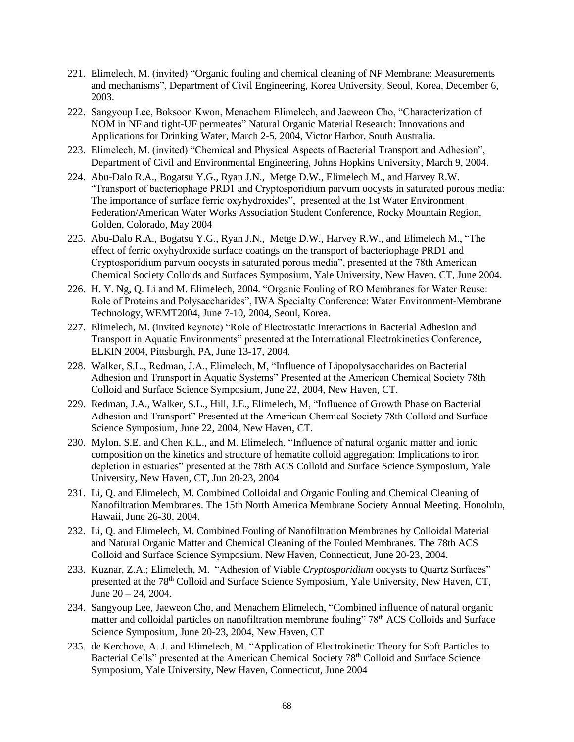221. Elimelech, M. (invited) “Organic fouling and chemical cleaning of NF Membrane: Measurements and mechanisms”, Department of Civil Engineering, Korea University, Seoul, Korea, December 6, 2003.
222. Sangyoup Lee, Boksoon Kwon, Menachem Elimelech, and Jaeweon Cho, “Characterization of NOM in NF and tight-UF permeates” Natural Organic Material Research: Innovations and Applications for Drinking Water, March 2-5, 2004, Victor Harbor, South Australia.
223. Elimelech, M. (invited) “Chemical and Physical Aspects of Bacterial Transport and Adhesion”, Department of Civil and Environmental Engineering, Johns Hopkins University, March 9, 2004.
224. Abu-Dalo R.A., Bogatsu Y.G., Ryan J.N., Metge D.W., Elimelech M., and Harvey R.W. “Transport of bacteriophage PRD1 and Cryptosporidium parvum oocysts in saturated porous media: The importance of surface ferric oxyhydroxides”, presented at the 1st Water Environment Federation/American Water Works Association Student Conference, Rocky Mountain Region, Golden, Colorado, May 2004
225. Abu-Dalo R.A., Bogatsu Y.G., Ryan J.N., Metge D.W., Harvey R.W., and Elimelech M., “The effect of ferric oxyhydroxide surface coatings on the transport of bacteriophage PRD1 and Cryptosporidium parvum oocysts in saturated porous media”, presented at the 78th American Chemical Society Colloids and Surfaces Symposium, Yale University, New Haven, CT, June 2004.
226. H. Y. Ng, Q. Li and M. Elimelech, 2004. “Organic Fouling of RO Membranes for Water Reuse: Role of Proteins and Polysaccharides”, IWA Specialty Conference: Water Environment-Membrane Technology, WEMT2004, June 7-10, 2004, Seoul, Korea.
227. Elimelech, M. (invited keynote) “Role of Electrostatic Interactions in Bacterial Adhesion and Transport in Aquatic Environments” presented at the International Electrokinetics Conference, ELKIN 2004, Pittsburgh, PA, June 13-17, 2004.
228. Walker, S.L., Redman, J.A., Elimelech, M, “Influence of Lipopolysaccharides on Bacterial Adhesion and Transport in Aquatic Systems” Presented at the American Chemical Society 78th Colloid and Surface Science Symposium, June 22, 2004, New Haven, CT.
229. Redman, J.A., Walker, S.L., Hill, J.E., Elimelech, M, “Influence of Growth Phase on Bacterial Adhesion and Transport” Presented at the American Chemical Society 78th Colloid and Surface Science Symposium, June 22, 2004, New Haven, CT.
230. Mylon, S.E. and Chen K.L., and M. Elimelech, “Influence of natural organic matter and ionic composition on the kinetics and structure of hematite colloid aggregation: Implications to iron depletion in estuaries” presented at the 78th ACS Colloid and Surface Science Symposium, Yale University, New Haven, CT, Jun 20-23, 2004
231. Li, Q. and Elimelech, M. Combined Colloidal and Organic Fouling and Chemical Cleaning of Nanofiltration Membranes. The 15th North America Membrane Society Annual Meeting. Honolulu, Hawaii, June 26-30, 2004.
232. Li, Q. and Elimelech, M. Combined Fouling of Nanofiltration Membranes by Colloidal Material and Natural Organic Matter and Chemical Cleaning of the Fouled Membranes. The 78th ACS Colloid and Surface Science Symposium. New Haven, Connecticut, June 20-23, 2004.
233. Kuznar, Z.A.; Elimelech, M. “Adhesion of Viable *Cryptosporidium* oocysts to Quartz Surfaces” presented at the 78th Colloid and Surface Science Symposium, Yale University, New Haven, CT, June 20 – 24, 2004.
234. Sangyoup Lee, Jaeweon Cho, and Menachem Elimelech, “Combined influence of natural organic matter and colloidal particles on nanofiltration membrane fouling” 78th ACS Colloids and Surface Science Symposium, June 20-23, 2004, New Haven, CT
235. de Kerchove, A. J. and Elimelech, M. “Application of Electrokinetic Theory for Soft Particles to Bacterial Cells” presented at the American Chemical Society 78th Colloid and Surface Science Symposium, Yale University, New Haven, Connecticut, June 2004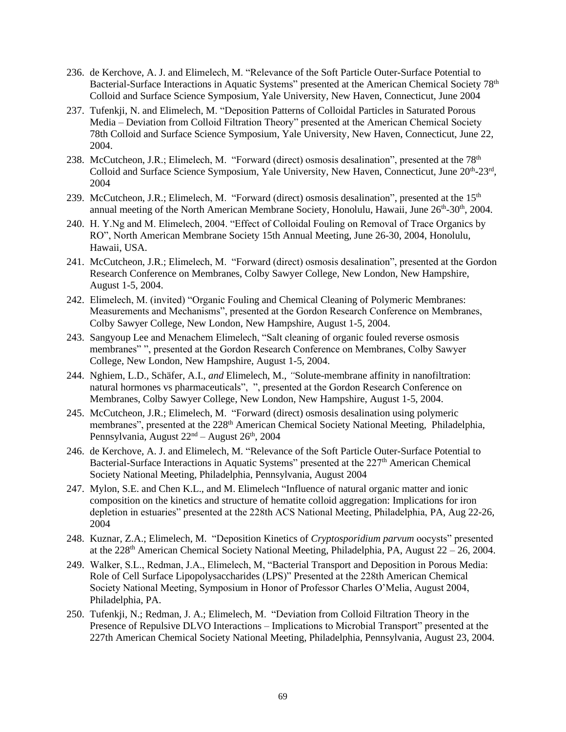236. de Kerchove, A. J. and Elimelech, M. “Relevance of the Soft Particle Outer-Surface Potential to Bacterial-Surface Interactions in Aquatic Systems” presented at the American Chemical Society 78th Colloid and Surface Science Symposium, Yale University, New Haven, Connecticut, June 2004

237. Tufenkji, N. and Elimelech, M. “Deposition Patterns of Colloidal Particles in Saturated Porous Media – Deviation from Colloid Filtration Theory” presented at the American Chemical Society 78th Colloid and Surface Science Symposium, Yale University, New Haven, Connecticut, June 22, 2004.

238. McCutcheon, J.R.; Elimelech, M. “Forward (direct) osmosis desalination”, presented at the 78th Colloid and Surface Science Symposium, Yale University, New Haven, Connecticut, June 20th-23rd, 2004

239. McCutcheon, J.R.; Elimelech, M. “Forward (direct) osmosis desalination”, presented at the 15th annual meeting of the North American Membrane Society, Honolulu, Hawaii, June 26th-30th, 2004.

240. H. Y.Ng and M. Elimelech, 2004. “Effect of Colloidal Fouling on Removal of Trace Organics by RO”, North American Membrane Society 15th Annual Meeting, June 26-30, 2004, Honolulu, Hawaii, USA.

241. McCutcheon, J.R.; Elimelech, M. “Forward (direct) osmosis desalination”, presented at the Gordon Research Conference on Membranes, Colby Sawyer College, New London, New Hampshire, August 1-5, 2004.

242. Elimelech, M. (invited) “Organic Fouling and Chemical Cleaning of Polymeric Membranes: Measurements and Mechanisms”, presented at the Gordon Research Conference on Membranes, Colby Sawyer College, New London, New Hampshire, August 1-5, 2004.

243. Sangyoup Lee and Menachem Elimelech, “Salt cleaning of organic fouled reverse osmosis membranes” ”, presented at the Gordon Research Conference on Membranes, Colby Sawyer College, New London, New Hampshire, August 1-5, 2004.

244. Nghiem, L.D., Schäfer, A.I., *and* Elimelech, M., *“*Solute-membrane affinity in nanofiltration: natural hormones vs pharmaceuticals”, ”, presented at the Gordon Research Conference on Membranes, Colby Sawyer College, New London, New Hampshire, August 1-5, 2004.

245. McCutcheon, J.R.; Elimelech, M. “Forward (direct) osmosis desalination using polymeric membranes”, presented at the 228th American Chemical Society National Meeting, Philadelphia, Pennsylvania, August 22nd – August 26th, 2004

246. de Kerchove, A. J. and Elimelech, M. “Relevance of the Soft Particle Outer-Surface Potential to Bacterial-Surface Interactions in Aquatic Systems” presented at the 227th American Chemical Society National Meeting, Philadelphia, Pennsylvania, August 2004

247. Mylon, S.E. and Chen K.L., and M. Elimelech “Influence of natural organic matter and ionic composition on the kinetics and structure of hematite colloid aggregation: Implications for iron depletion in estuaries” presented at the 228th ACS National Meeting, Philadelphia, PA, Aug 22-26, 2004

248. Kuznar, Z.A.; Elimelech, M. “Deposition Kinetics of *Cryptosporidium parvum* oocysts” presented at the 228th American Chemical Society National Meeting, Philadelphia, PA, August 22 – 26, 2004.

249. Walker, S.L., Redman, J.A., Elimelech, M, “Bacterial Transport and Deposition in Porous Media: Role of Cell Surface Lipopolysaccharides (LPS)” Presented at the 228th American Chemical Society National Meeting, Symposium in Honor of Professor Charles O’Melia, August 2004, Philadelphia, PA.

250. Tufenkji, N.; Redman, J. A.; Elimelech, M. “Deviation from Colloid Filtration Theory in the Presence of Repulsive DLVO Interactions – Implications to Microbial Transport” presented at the 227th American Chemical Society National Meeting, Philadelphia, Pennsylvania, August 23, 2004.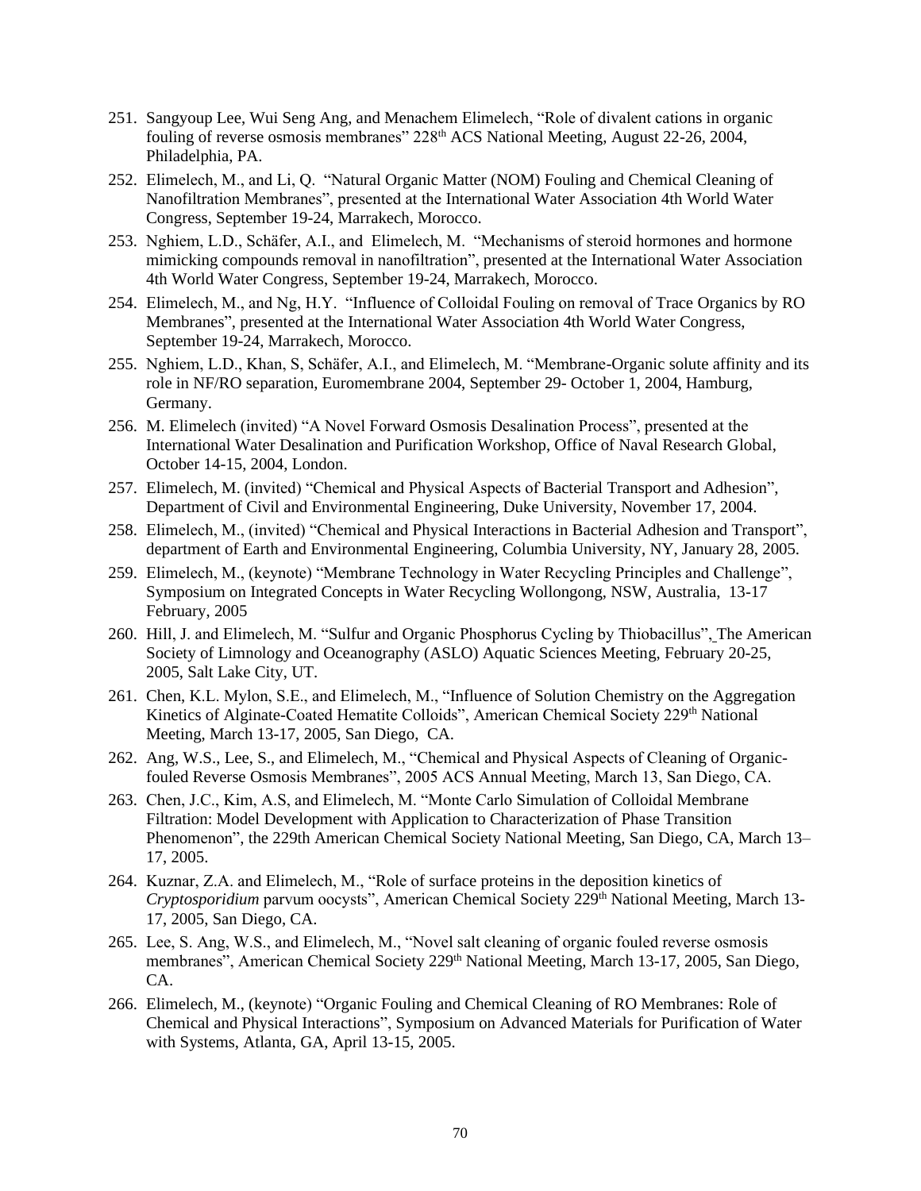251. Sangyoup Lee, Wui Seng Ang, and Menachem Elimelech, "Role of divalent cations in organic fouling of reverse osmosis membranes" 228th ACS National Meeting, August 22-26, 2004, Philadelphia, PA.

252. Elimelech, M., and Li, Q. "Natural Organic Matter (NOM) Fouling and Chemical Cleaning of Nanofiltration Membranes", presented at the International Water Association 4th World Water Congress, September 19-24, Marrakech, Morocco.

253. Nghiem, L.D., Schäfer, A.I., and Elimelech, M. "Mechanisms of steroid hormones and hormone mimicking compounds removal in nanofiltration", presented at the International Water Association 4th World Water Congress, September 19-24, Marrakech, Morocco.

254. Elimelech, M., and Ng, H.Y. "Influence of Colloidal Fouling on removal of Trace Organics by RO Membranes", presented at the International Water Association 4th World Water Congress, September 19-24, Marrakech, Morocco.

255. Nghiem, L.D., Khan, S, Schäfer, A.I., and Elimelech, M. "Membrane-Organic solute affinity and its role in NF/RO separation, Euromembrane 2004, September 29- October 1, 2004, Hamburg, Germany.

256. M. Elimelech (invited) "A Novel Forward Osmosis Desalination Process", presented at the International Water Desalination and Purification Workshop, Office of Naval Research Global, October 14-15, 2004, London.

257. Elimelech, M. (invited) "Chemical and Physical Aspects of Bacterial Transport and Adhesion", Department of Civil and Environmental Engineering, Duke University, November 17, 2004.

258. Elimelech, M., (invited) "Chemical and Physical Interactions in Bacterial Adhesion and Transport", department of Earth and Environmental Engineering, Columbia University, NY, January 28, 2005.

259. Elimelech, M., (keynote) "Membrane Technology in Water Recycling Principles and Challenge", Symposium on Integrated Concepts in Water Recycling Wollongong, NSW, Australia, 13-17 February, 2005

260. Hill, J. and Elimelech, M. "Sulfur and Organic Phosphorus Cycling by Thiobacillus", The American Society of Limnology and Oceanography (ASLO) Aquatic Sciences Meeting, February 20-25, 2005, Salt Lake City, UT.

261. Chen, K.L. Mylon, S.E., and Elimelech, M., "Influence of Solution Chemistry on the Aggregation Kinetics of Alginate-Coated Hematite Colloids", American Chemical Society 229th National Meeting, March 13-17, 2005, San Diego, CA.

262. Ang, W.S., Lee, S., and Elimelech, M., "Chemical and Physical Aspects of Cleaning of Organic-fouled Reverse Osmosis Membranes", 2005 ACS Annual Meeting, March 13, San Diego, CA.

263. Chen, J.C., Kim, A.S, and Elimelech, M. "Monte Carlo Simulation of Colloidal Membrane Filtration: Model Development with Application to Characterization of Phase Transition Phenomenon", the 229th American Chemical Society National Meeting, San Diego, CA, March 13–17, 2005.

264. Kuznar, Z.A. and Elimelech, M., "Role of surface proteins in the deposition kinetics of *Cryptosporidium* parvum oocysts", American Chemical Society 229th National Meeting, March 13-17, 2005, San Diego, CA.

265. Lee, S. Ang, W.S., and Elimelech, M., "Novel salt cleaning of organic fouled reverse osmosis membranes", American Chemical Society 229th National Meeting, March 13-17, 2005, San Diego, CA.

266. Elimelech, M., (keynote) "Organic Fouling and Chemical Cleaning of RO Membranes: Role of Chemical and Physical Interactions", Symposium on Advanced Materials for Purification of Water with Systems, Atlanta, GA, April 13-15, 2005.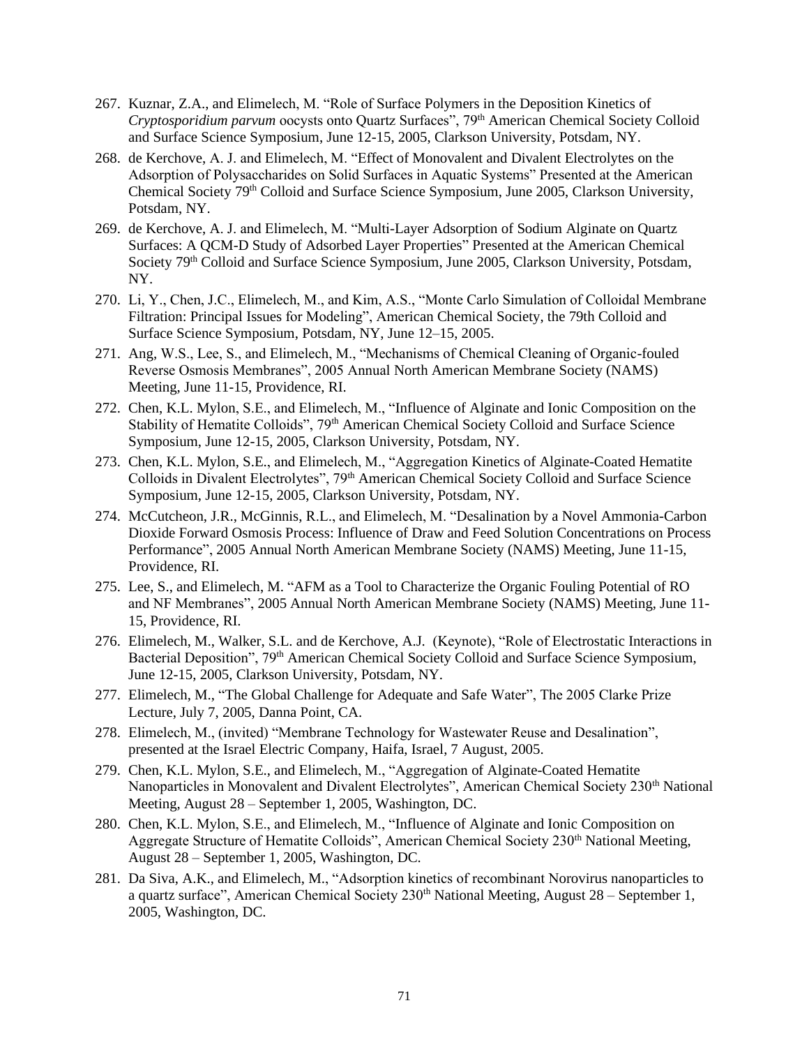267. Kuznar, Z.A., and Elimelech, M. "Role of Surface Polymers in the Deposition Kinetics of *Cryptosporidium parvum* oocysts onto Quartz Surfaces", 79th American Chemical Society Colloid and Surface Science Symposium, June 12-15, 2005, Clarkson University, Potsdam, NY.
268. de Kerchove, A. J. and Elimelech, M. "Effect of Monovalent and Divalent Electrolytes on the Adsorption of Polysaccharides on Solid Surfaces in Aquatic Systems" Presented at the American Chemical Society 79th Colloid and Surface Science Symposium, June 2005, Clarkson University, Potsdam, NY.
269. de Kerchove, A. J. and Elimelech, M. "Multi-Layer Adsorption of Sodium Alginate on Quartz Surfaces: A QCM-D Study of Adsorbed Layer Properties" Presented at the American Chemical Society 79th Colloid and Surface Science Symposium, June 2005, Clarkson University, Potsdam, NY.
270. Li, Y., Chen, J.C., Elimelech, M., and Kim, A.S., "Monte Carlo Simulation of Colloidal Membrane Filtration: Principal Issues for Modeling", American Chemical Society, the 79th Colloid and Surface Science Symposium, Potsdam, NY, June 12–15, 2005.
271. Ang, W.S., Lee, S., and Elimelech, M., "Mechanisms of Chemical Cleaning of Organic-fouled Reverse Osmosis Membranes", 2005 Annual North American Membrane Society (NAMS) Meeting, June 11-15, Providence, RI.
272. Chen, K.L. Mylon, S.E., and Elimelech, M., "Influence of Alginate and Ionic Composition on the Stability of Hematite Colloids", 79th American Chemical Society Colloid and Surface Science Symposium, June 12-15, 2005, Clarkson University, Potsdam, NY.
273. Chen, K.L. Mylon, S.E., and Elimelech, M., "Aggregation Kinetics of Alginate-Coated Hematite Colloids in Divalent Electrolytes", 79th American Chemical Society Colloid and Surface Science Symposium, June 12-15, 2005, Clarkson University, Potsdam, NY.
274. McCutcheon, J.R., McGinnis, R.L., and Elimelech, M. "Desalination by a Novel Ammonia-Carbon Dioxide Forward Osmosis Process: Influence of Draw and Feed Solution Concentrations on Process Performance", 2005 Annual North American Membrane Society (NAMS) Meeting, June 11-15, Providence, RI.
275. Lee, S., and Elimelech, M. "AFM as a Tool to Characterize the Organic Fouling Potential of RO and NF Membranes", 2005 Annual North American Membrane Society (NAMS) Meeting, June 11-15, Providence, RI.
276. Elimelech, M., Walker, S.L. and de Kerchove, A.J. (Keynote), "Role of Electrostatic Interactions in Bacterial Deposition", 79th American Chemical Society Colloid and Surface Science Symposium, June 12-15, 2005, Clarkson University, Potsdam, NY.
277. Elimelech, M., "The Global Challenge for Adequate and Safe Water", The 2005 Clarke Prize Lecture, July 7, 2005, Danna Point, CA.
278. Elimelech, M., (invited) "Membrane Technology for Wastewater Reuse and Desalination", presented at the Israel Electric Company, Haifa, Israel, 7 August, 2005.
279. Chen, K.L. Mylon, S.E., and Elimelech, M., "Aggregation of Alginate-Coated Hematite Nanoparticles in Monovalent and Divalent Electrolytes", American Chemical Society 230th National Meeting, August 28 – September 1, 2005, Washington, DC.
280. Chen, K.L. Mylon, S.E., and Elimelech, M., "Influence of Alginate and Ionic Composition on Aggregate Structure of Hematite Colloids", American Chemical Society 230th National Meeting, August 28 – September 1, 2005, Washington, DC.
281. Da Siva, A.K., and Elimelech, M., "Adsorption kinetics of recombinant Norovirus nanoparticles to a quartz surface", American Chemical Society 230th National Meeting, August 28 – September 1, 2005, Washington, DC.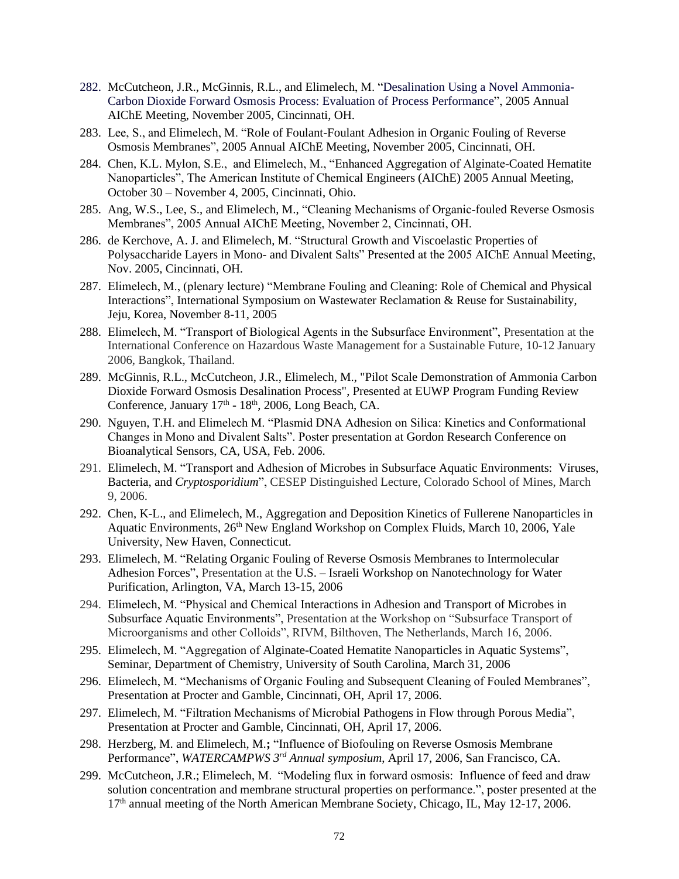282. McCutcheon, J.R., McGinnis, R.L., and Elimelech, M. "Desalination Using a Novel Ammonia-Carbon Dioxide Forward Osmosis Process: Evaluation of Process Performance", 2005 Annual AIChE Meeting, November 2005, Cincinnati, OH.
283. Lee, S., and Elimelech, M. "Role of Foulant-Foulant Adhesion in Organic Fouling of Reverse Osmosis Membranes", 2005 Annual AIChE Meeting, November 2005, Cincinnati, OH.
284. Chen, K.L. Mylon, S.E., and Elimelech, M., "Enhanced Aggregation of Alginate-Coated Hematite Nanoparticles", The American Institute of Chemical Engineers (AIChE) 2005 Annual Meeting, October 30 – November 4, 2005, Cincinnati, Ohio.
285. Ang, W.S., Lee, S., and Elimelech, M., "Cleaning Mechanisms of Organic-fouled Reverse Osmosis Membranes", 2005 Annual AIChE Meeting, November 2, Cincinnati, OH.
286. de Kerchove, A. J. and Elimelech, M. "Structural Growth and Viscoelastic Properties of Polysaccharide Layers in Mono- and Divalent Salts" Presented at the 2005 AIChE Annual Meeting, Nov. 2005, Cincinnati, OH.
287. Elimelech, M., (plenary lecture) "Membrane Fouling and Cleaning: Role of Chemical and Physical Interactions", International Symposium on Wastewater Reclamation & Reuse for Sustainability, Jeju, Korea, November 8-11, 2005
288. Elimelech, M. "Transport of Biological Agents in the Subsurface Environment", Presentation at the International Conference on Hazardous Waste Management for a Sustainable Future, 10-12 January 2006, Bangkok, Thailand.
289. McGinnis, R.L., McCutcheon, J.R., Elimelech, M., "Pilot Scale Demonstration of Ammonia Carbon Dioxide Forward Osmosis Desalination Process", Presented at EUWP Program Funding Review Conference, January 17th - 18th, 2006, Long Beach, CA.
290. Nguyen, T.H. and Elimelech M. "Plasmid DNA Adhesion on Silica: Kinetics and Conformational Changes in Mono and Divalent Salts". Poster presentation at Gordon Research Conference on Bioanalytical Sensors, CA, USA, Feb. 2006.
291. Elimelech, M. "Transport and Adhesion of Microbes in Subsurface Aquatic Environments: Viruses, Bacteria, and *Cryptosporidium*", CESEP Distinguished Lecture, Colorado School of Mines, March 9, 2006.
292. Chen, K-L., and Elimelech, M., Aggregation and Deposition Kinetics of Fullerene Nanoparticles in Aquatic Environments, 26th New England Workshop on Complex Fluids, March 10, 2006, Yale University, New Haven, Connecticut.
293. Elimelech, M. "Relating Organic Fouling of Reverse Osmosis Membranes to Intermolecular Adhesion Forces", Presentation at the U.S. – Israeli Workshop on Nanotechnology for Water Purification, Arlington, VA, March 13-15, 2006
294. Elimelech, M. "Physical and Chemical Interactions in Adhesion and Transport of Microbes in Subsurface Aquatic Environments", Presentation at the Workshop on "Subsurface Transport of Microorganisms and other Colloids", RIVM, Bilthoven, The Netherlands, March 16, 2006.
295. Elimelech, M. "Aggregation of Alginate-Coated Hematite Nanoparticles in Aquatic Systems", Seminar, Department of Chemistry, University of South Carolina, March 31, 2006
296. Elimelech, M. "Mechanisms of Organic Fouling and Subsequent Cleaning of Fouled Membranes", Presentation at Procter and Gamble, Cincinnati, OH, April 17, 2006.
297. Elimelech, M. "Filtration Mechanisms of Microbial Pathogens in Flow through Porous Media", Presentation at Procter and Gamble, Cincinnati, OH, April 17, 2006.
298. Herzberg, M. and Elimelech, M.**;** "Influence of Biofouling on Reverse Osmosis Membrane Performance", *WATERCAMPWS 3rd Annual symposium*, April 17, 2006, San Francisco, CA.
299. McCutcheon, J.R.; Elimelech, M. "Modeling flux in forward osmosis: Influence of feed and draw solution concentration and membrane structural properties on performance.", poster presented at the 17th annual meeting of the North American Membrane Society, Chicago, IL, May 12-17, 2006.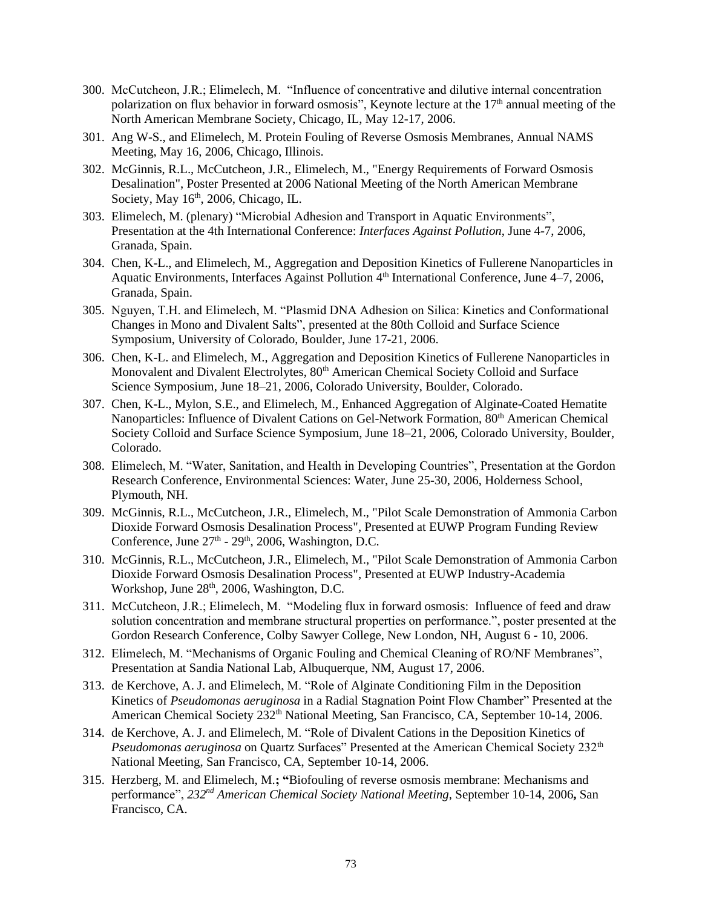300. McCutcheon, J.R.; Elimelech, M. "Influence of concentrative and dilutive internal concentration polarization on flux behavior in forward osmosis", Keynote lecture at the 17th annual meeting of the North American Membrane Society, Chicago, IL, May 12-17, 2006.
301. Ang W-S., and Elimelech, M. Protein Fouling of Reverse Osmosis Membranes, Annual NAMS Meeting, May 16, 2006, Chicago, Illinois.
302. McGinnis, R.L., McCutcheon, J.R., Elimelech, M., "Energy Requirements of Forward Osmosis Desalination", Poster Presented at 2006 National Meeting of the North American Membrane Society, May 16th, 2006, Chicago, IL.
303. Elimelech, M. (plenary) "Microbial Adhesion and Transport in Aquatic Environments", Presentation at the 4th International Conference: *Interfaces Against Pollution*, June 4-7, 2006, Granada, Spain.
304. Chen, K-L., and Elimelech, M., Aggregation and Deposition Kinetics of Fullerene Nanoparticles in Aquatic Environments, Interfaces Against Pollution 4th International Conference, June 4–7, 2006, Granada, Spain.
305. Nguyen, T.H. and Elimelech, M. "Plasmid DNA Adhesion on Silica: Kinetics and Conformational Changes in Mono and Divalent Salts", presented at the 80th Colloid and Surface Science Symposium, University of Colorado, Boulder, June 17-21, 2006.
306. Chen, K-L. and Elimelech, M., Aggregation and Deposition Kinetics of Fullerene Nanoparticles in Monovalent and Divalent Electrolytes, 80th American Chemical Society Colloid and Surface Science Symposium, June 18–21, 2006, Colorado University, Boulder, Colorado.
307. Chen, K-L., Mylon, S.E., and Elimelech, M., Enhanced Aggregation of Alginate-Coated Hematite Nanoparticles: Influence of Divalent Cations on Gel-Network Formation, 80th American Chemical Society Colloid and Surface Science Symposium, June 18–21, 2006, Colorado University, Boulder, Colorado.
308. Elimelech, M. "Water, Sanitation, and Health in Developing Countries", Presentation at the Gordon Research Conference, Environmental Sciences: Water, June 25-30, 2006, Holderness School, Plymouth, NH.
309. McGinnis, R.L., McCutcheon, J.R., Elimelech, M., "Pilot Scale Demonstration of Ammonia Carbon Dioxide Forward Osmosis Desalination Process", Presented at EUWP Program Funding Review Conference, June 27th - 29th, 2006, Washington, D.C.
310. McGinnis, R.L., McCutcheon, J.R., Elimelech, M., "Pilot Scale Demonstration of Ammonia Carbon Dioxide Forward Osmosis Desalination Process", Presented at EUWP Industry-Academia Workshop, June 28th, 2006, Washington, D.C.
311. McCutcheon, J.R.; Elimelech, M. "Modeling flux in forward osmosis: Influence of feed and draw solution concentration and membrane structural properties on performance.", poster presented at the Gordon Research Conference, Colby Sawyer College, New London, NH, August 6 - 10, 2006.
312. Elimelech, M. "Mechanisms of Organic Fouling and Chemical Cleaning of RO/NF Membranes", Presentation at Sandia National Lab, Albuquerque, NM, August 17, 2006.
313. de Kerchove, A. J. and Elimelech, M. "Role of Alginate Conditioning Film in the Deposition Kinetics of *Pseudomonas aeruginosa* in a Radial Stagnation Point Flow Chamber" Presented at the American Chemical Society 232th National Meeting, San Francisco, CA, September 10-14, 2006.
314. de Kerchove, A. J. and Elimelech, M. "Role of Divalent Cations in the Deposition Kinetics of *Pseudomonas aeruginosa* on Quartz Surfaces" Presented at the American Chemical Society 232th National Meeting, San Francisco, CA, September 10-14, 2006.
315. Herzberg, M. and Elimelech, M.**; "**Biofouling of reverse osmosis membrane: Mechanisms and performance", *232nd American Chemical Society National Meeting*, September 10-14, 2006**,** San Francisco, CA.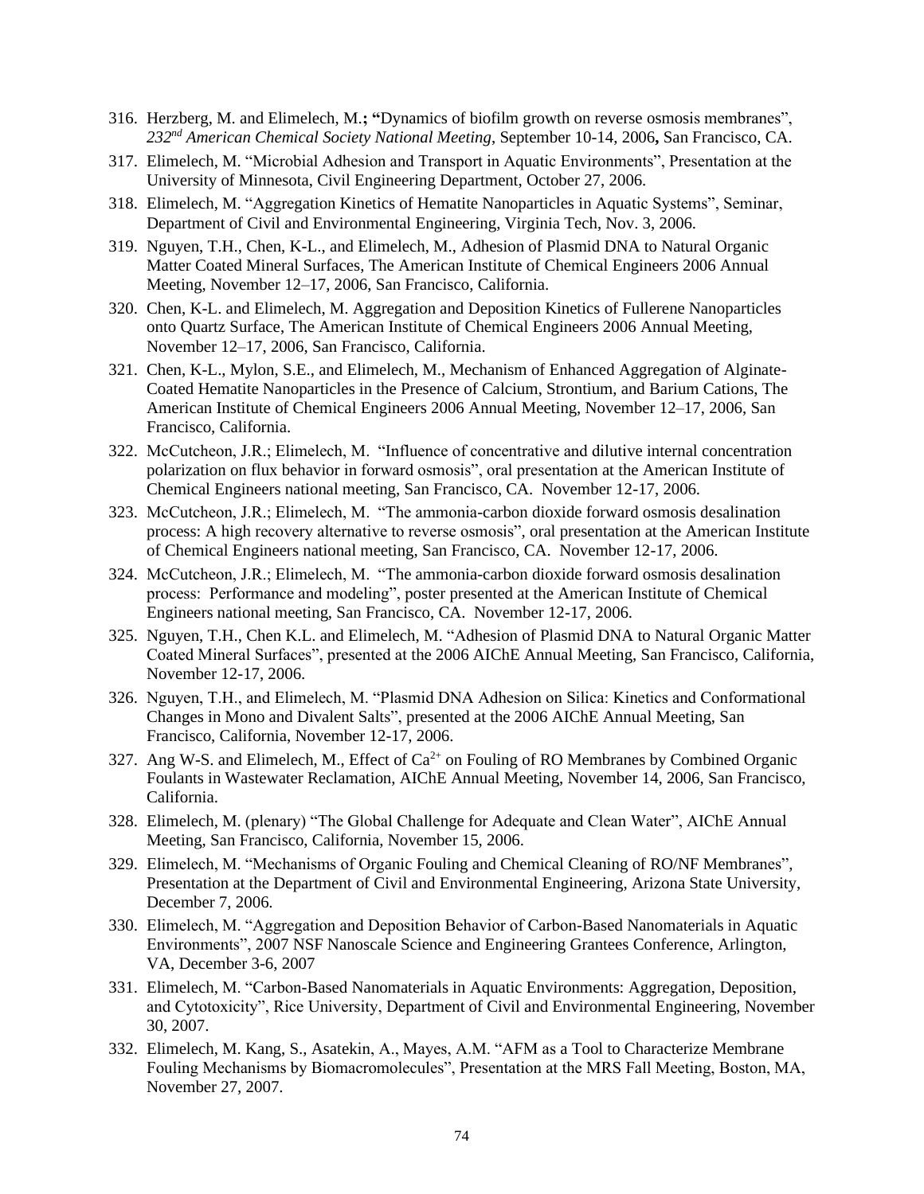316. Herzberg, M. and Elimelech, M.**;** **"**Dynamics of biofilm growth on reverse osmosis membranes", *232[nd] American Chemical Society National Meeting*, September 10-14, 2006**,** San Francisco, CA.
317. Elimelech, M. "Microbial Adhesion and Transport in Aquatic Environments", Presentation at the University of Minnesota, Civil Engineering Department, October 27, 2006.
318. Elimelech, M. "Aggregation Kinetics of Hematite Nanoparticles in Aquatic Systems", Seminar, Department of Civil and Environmental Engineering, Virginia Tech, Nov. 3, 2006.
319. Nguyen, T.H., Chen, K-L., and Elimelech, M., Adhesion of Plasmid DNA to Natural Organic Matter Coated Mineral Surfaces, The American Institute of Chemical Engineers 2006 Annual Meeting, November 12–17, 2006, San Francisco, California.
320. Chen, K-L. and Elimelech, M. Aggregation and Deposition Kinetics of Fullerene Nanoparticles onto Quartz Surface, The American Institute of Chemical Engineers 2006 Annual Meeting, November 12–17, 2006, San Francisco, California.
321. Chen, K-L., Mylon, S.E., and Elimelech, M., Mechanism of Enhanced Aggregation of Alginate-Coated Hematite Nanoparticles in the Presence of Calcium, Strontium, and Barium Cations, The American Institute of Chemical Engineers 2006 Annual Meeting, November 12–17, 2006, San Francisco, California.
322. McCutcheon, J.R.; Elimelech, M. "Influence of concentrative and dilutive internal concentration polarization on flux behavior in forward osmosis", oral presentation at the American Institute of Chemical Engineers national meeting, San Francisco, CA. November 12-17, 2006.
323. McCutcheon, J.R.; Elimelech, M. "The ammonia-carbon dioxide forward osmosis desalination process: A high recovery alternative to reverse osmosis", oral presentation at the American Institute of Chemical Engineers national meeting, San Francisco, CA. November 12-17, 2006.
324. McCutcheon, J.R.; Elimelech, M. "The ammonia-carbon dioxide forward osmosis desalination process: Performance and modeling", poster presented at the American Institute of Chemical Engineers national meeting, San Francisco, CA. November 12-17, 2006.
325. Nguyen, T.H., Chen K.L. and Elimelech, M. "Adhesion of Plasmid DNA to Natural Organic Matter Coated Mineral Surfaces", presented at the 2006 AIChE Annual Meeting, San Francisco, California, November 12-17, 2006.
326. Nguyen, T.H., and Elimelech, M. "Plasmid DNA Adhesion on Silica: Kinetics and Conformational Changes in Mono and Divalent Salts", presented at the 2006 AIChE Annual Meeting, San Francisco, California, November 12-17, 2006.
327. Ang W-S. and Elimelech, M., Effect of $Ca^{2+}$ on Fouling of RO Membranes by Combined Organic Foulants in Wastewater Reclamation, AIChE Annual Meeting, November 14, 2006, San Francisco, California.
328. Elimelech, M. (plenary) "The Global Challenge for Adequate and Clean Water", AIChE Annual Meeting, San Francisco, California, November 15, 2006.
329. Elimelech, M. "Mechanisms of Organic Fouling and Chemical Cleaning of RO/NF Membranes", Presentation at the Department of Civil and Environmental Engineering, Arizona State University, December 7, 2006.
330. Elimelech, M. "Aggregation and Deposition Behavior of Carbon-Based Nanomaterials in Aquatic Environments", 2007 NSF Nanoscale Science and Engineering Grantees Conference, Arlington, VA, December 3-6, 2007
331. Elimelech, M. "Carbon-Based Nanomaterials in Aquatic Environments: Aggregation, Deposition, and Cytotoxicity", Rice University, Department of Civil and Environmental Engineering, November 30, 2007.
332. Elimelech, M. Kang, S., Asatekin, A., Mayes, A.M. "AFM as a Tool to Characterize Membrane Fouling Mechanisms by Biomacromolecules", Presentation at the MRS Fall Meeting, Boston, MA, November 27, 2007.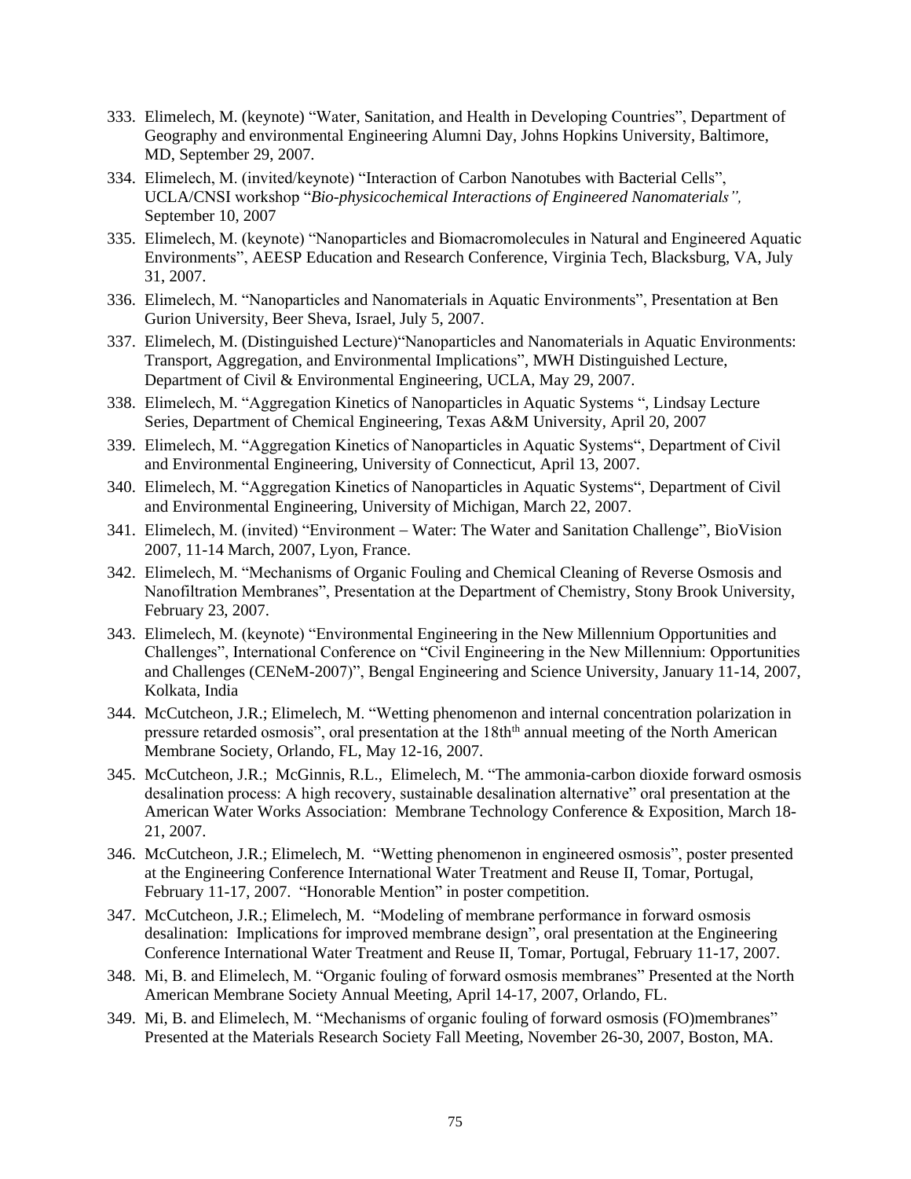333. Elimelech, M. (keynote) "Water, Sanitation, and Health in Developing Countries", Department of Geography and environmental Engineering Alumni Day, Johns Hopkins University, Baltimore, MD, September 29, 2007.
334. Elimelech, M. (invited/keynote) "Interaction of Carbon Nanotubes with Bacterial Cells", UCLA/CNSI workshop "*Bio-physicochemical Interactions of Engineered Nanomaterials",* September 10, 2007
335. Elimelech, M. (keynote) "Nanoparticles and Biomacromolecules in Natural and Engineered Aquatic Environments", AEESP Education and Research Conference, Virginia Tech, Blacksburg, VA, July 31, 2007.
336. Elimelech, M. "Nanoparticles and Nanomaterials in Aquatic Environments", Presentation at Ben Gurion University, Beer Sheva, Israel, July 5, 2007.
337. Elimelech, M. (Distinguished Lecture)"Nanoparticles and Nanomaterials in Aquatic Environments: Transport, Aggregation, and Environmental Implications", MWH Distinguished Lecture, Department of Civil & Environmental Engineering, UCLA, May 29, 2007.
338. Elimelech, M. "Aggregation Kinetics of Nanoparticles in Aquatic Systems ", Lindsay Lecture Series, Department of Chemical Engineering, Texas A&M University, April 20, 2007
339. Elimelech, M. "Aggregation Kinetics of Nanoparticles in Aquatic Systems", Department of Civil and Environmental Engineering, University of Connecticut, April 13, 2007.
340. Elimelech, M. "Aggregation Kinetics of Nanoparticles in Aquatic Systems", Department of Civil and Environmental Engineering, University of Michigan, March 22, 2007.
341. Elimelech, M. (invited) "Environment – Water: The Water and Sanitation Challenge", BioVision 2007, 11-14 March, 2007, Lyon, France.
342. Elimelech, M. "Mechanisms of Organic Fouling and Chemical Cleaning of Reverse Osmosis and Nanofiltration Membranes", Presentation at the Department of Chemistry, Stony Brook University, February 23, 2007.
343. Elimelech, M. (keynote) "Environmental Engineering in the New Millennium Opportunities and Challenges", International Conference on "Civil Engineering in the New Millennium: Opportunities and Challenges (CENeM-2007)", Bengal Engineering and Science University, January 11-14, 2007, Kolkata, India
344. McCutcheon, J.R.; Elimelech, M. "Wetting phenomenon and internal concentration polarization in pressure retarded osmosis", oral presentation at the 18th[th] annual meeting of the North American Membrane Society, Orlando, FL, May 12-16, 2007.
345. McCutcheon, J.R.; McGinnis, R.L., Elimelech, M. "The ammonia-carbon dioxide forward osmosis desalination process: A high recovery, sustainable desalination alternative" oral presentation at the American Water Works Association: Membrane Technology Conference & Exposition, March 18-21, 2007.
346. McCutcheon, J.R.; Elimelech, M. "Wetting phenomenon in engineered osmosis", poster presented at the Engineering Conference International Water Treatment and Reuse II, Tomar, Portugal, February 11-17, 2007. "Honorable Mention" in poster competition.
347. McCutcheon, J.R.; Elimelech, M. "Modeling of membrane performance in forward osmosis desalination: Implications for improved membrane design", oral presentation at the Engineering Conference International Water Treatment and Reuse II, Tomar, Portugal, February 11-17, 2007.
348. Mi, B. and Elimelech, M. "Organic fouling of forward osmosis membranes" Presented at the North American Membrane Society Annual Meeting, April 14-17, 2007, Orlando, FL.
349. Mi, B. and Elimelech, M. "Mechanisms of organic fouling of forward osmosis (FO)membranes" Presented at the Materials Research Society Fall Meeting, November 26-30, 2007, Boston, MA.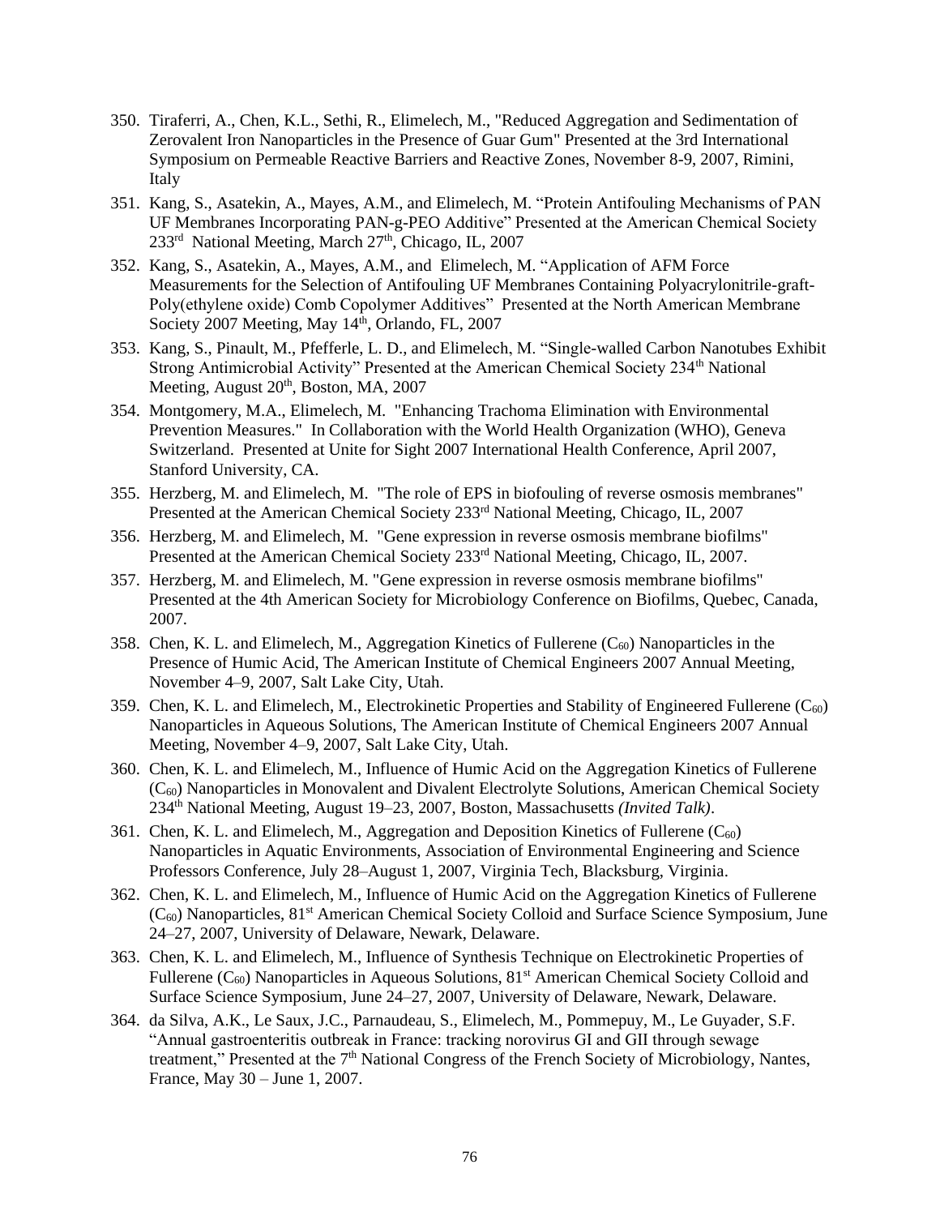350. Tiraferri, A., Chen, K.L., Sethi, R., Elimelech, M., "Reduced Aggregation and Sedimentation of Zerovalent Iron Nanoparticles in the Presence of Guar Gum" Presented at the 3rd International Symposium on Permeable Reactive Barriers and Reactive Zones, November 8-9, 2007, Rimini, Italy

351. Kang, S., Asatekin, A., Mayes, A.M., and Elimelech, M. "Protein Antifouling Mechanisms of PAN UF Membranes Incorporating PAN-g-PEO Additive" Presented at the American Chemical Society 233rd National Meeting, March 27th, Chicago, IL, 2007

352. Kang, S., Asatekin, A., Mayes, A.M., and Elimelech, M. "Application of AFM Force Measurements for the Selection of Antifouling UF Membranes Containing Polyacrylonitrile-graft-Poly(ethylene oxide) Comb Copolymer Additives" Presented at the North American Membrane Society 2007 Meeting, May 14th, Orlando, FL, 2007

353. Kang, S., Pinault, M., Pfefferle, L. D., and Elimelech, M. "Single-walled Carbon Nanotubes Exhibit Strong Antimicrobial Activity" Presented at the American Chemical Society 234th National Meeting, August 20th, Boston, MA, 2007

354. Montgomery, M.A., Elimelech, M. "Enhancing Trachoma Elimination with Environmental Prevention Measures." In Collaboration with the World Health Organization (WHO), Geneva Switzerland. Presented at Unite for Sight 2007 International Health Conference, April 2007, Stanford University, CA.

355. Herzberg, M. and Elimelech, M. "The role of EPS in biofouling of reverse osmosis membranes" Presented at the American Chemical Society 233rd National Meeting, Chicago, IL, 2007

356. Herzberg, M. and Elimelech, M. "Gene expression in reverse osmosis membrane biofilms" Presented at the American Chemical Society 233rd National Meeting, Chicago, IL, 2007.

357. Herzberg, M. and Elimelech, M. "Gene expression in reverse osmosis membrane biofilms" Presented at the 4th American Society for Microbiology Conference on Biofilms, Quebec, Canada, 2007.

358. Chen, K. L. and Elimelech, M., Aggregation Kinetics of Fullerene ($C_{60}$) Nanoparticles in the Presence of Humic Acid, The American Institute of Chemical Engineers 2007 Annual Meeting, November 4–9, 2007, Salt Lake City, Utah.

359. Chen, K. L. and Elimelech, M., Electrokinetic Properties and Stability of Engineered Fullerene ($C_{60}$) Nanoparticles in Aqueous Solutions, The American Institute of Chemical Engineers 2007 Annual Meeting, November 4–9, 2007, Salt Lake City, Utah.

360. Chen, K. L. and Elimelech, M., Influence of Humic Acid on the Aggregation Kinetics of Fullerene ($C_{60}$) Nanoparticles in Monovalent and Divalent Electrolyte Solutions, American Chemical Society 234th National Meeting, August 19–23, 2007, Boston, Massachusetts *(Invited Talk)*.

361. Chen, K. L. and Elimelech, M., Aggregation and Deposition Kinetics of Fullerene ($C_{60}$) Nanoparticles in Aquatic Environments, Association of Environmental Engineering and Science Professors Conference, July 28–August 1, 2007, Virginia Tech, Blacksburg, Virginia.

362. Chen, K. L. and Elimelech, M., Influence of Humic Acid on the Aggregation Kinetics of Fullerene ($C_{60}$) Nanoparticles, 81st American Chemical Society Colloid and Surface Science Symposium, June 24–27, 2007, University of Delaware, Newark, Delaware.

363. Chen, K. L. and Elimelech, M., Influence of Synthesis Technique on Electrokinetic Properties of Fullerene ($C_{60}$) Nanoparticles in Aqueous Solutions, 81st American Chemical Society Colloid and Surface Science Symposium, June 24–27, 2007, University of Delaware, Newark, Delaware.

364. da Silva, A.K., Le Saux, J.C., Parnaudeau, S., Elimelech, M., Pommepuy, M., Le Guyader, S.F. "Annual gastroenteritis outbreak in France: tracking norovirus GI and GII through sewage treatment," Presented at the 7th National Congress of the French Society of Microbiology, Nantes, France, May 30 – June 1, 2007.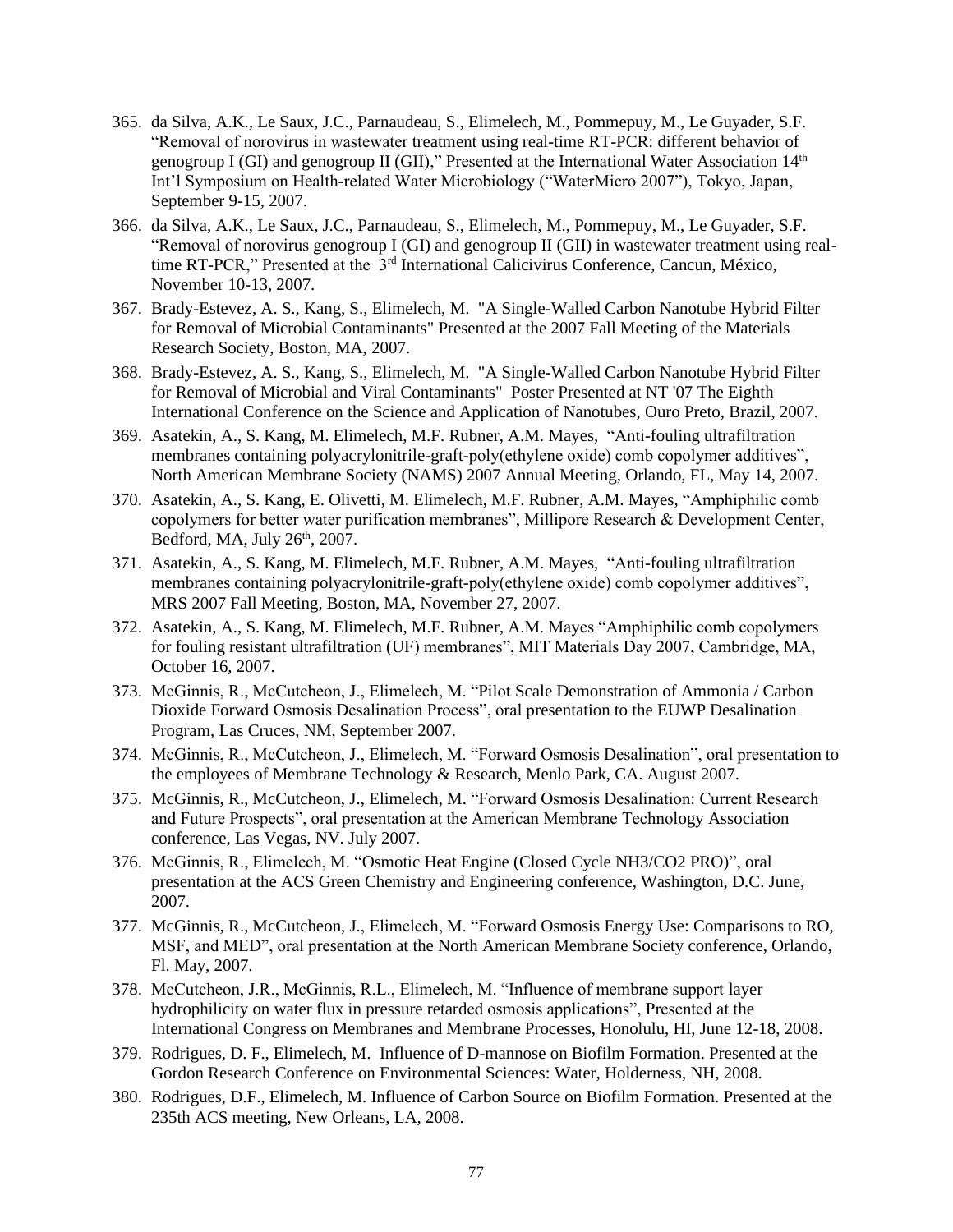365. da Silva, A.K., Le Saux, J.C., Parnaudeau, S., Elimelech, M., Pommepuy, M., Le Guyader, S.F. "Removal of norovirus in wastewater treatment using real-time RT-PCR: different behavior of genogroup I (GI) and genogroup II (GII)," Presented at the International Water Association 14th Int'l Symposium on Health-related Water Microbiology ("WaterMicro 2007"), Tokyo, Japan, September 9-15, 2007.
366. da Silva, A.K., Le Saux, J.C., Parnaudeau, S., Elimelech, M., Pommepuy, M., Le Guyader, S.F. "Removal of norovirus genogroup I (GI) and genogroup II (GII) in wastewater treatment using real-time RT-PCR," Presented at the 3rd International Calicivirus Conference, Cancun, México, November 10-13, 2007.
367. Brady-Estevez, A. S., Kang, S., Elimelech, M. "A Single-Walled Carbon Nanotube Hybrid Filter for Removal of Microbial Contaminants" Presented at the 2007 Fall Meeting of the Materials Research Society, Boston, MA, 2007.
368. Brady-Estevez, A. S., Kang, S., Elimelech, M. "A Single-Walled Carbon Nanotube Hybrid Filter for Removal of Microbial and Viral Contaminants" Poster Presented at NT '07 The Eighth International Conference on the Science and Application of Nanotubes, Ouro Preto, Brazil, 2007.
369. Asatekin, A., S. Kang, M. Elimelech, M.F. Rubner, A.M. Mayes, "Anti-fouling ultrafiltration membranes containing polyacrylonitrile-graft-poly(ethylene oxide) comb copolymer additives", North American Membrane Society (NAMS) 2007 Annual Meeting, Orlando, FL, May 14, 2007.
370. Asatekin, A., S. Kang, E. Olivetti, M. Elimelech, M.F. Rubner, A.M. Mayes, "Amphiphilic comb copolymers for better water purification membranes", Millipore Research & Development Center, Bedford, MA, July 26th, 2007.
371. Asatekin, A., S. Kang, M. Elimelech, M.F. Rubner, A.M. Mayes, "Anti-fouling ultrafiltration membranes containing polyacrylonitrile-graft-poly(ethylene oxide) comb copolymer additives", MRS 2007 Fall Meeting, Boston, MA, November 27, 2007.
372. Asatekin, A., S. Kang, M. Elimelech, M.F. Rubner, A.M. Mayes "Amphiphilic comb copolymers for fouling resistant ultrafiltration (UF) membranes", MIT Materials Day 2007, Cambridge, MA, October 16, 2007.
373. McGinnis, R., McCutcheon, J., Elimelech, M. "Pilot Scale Demonstration of Ammonia / Carbon Dioxide Forward Osmosis Desalination Process", oral presentation to the EUWP Desalination Program, Las Cruces, NM, September 2007.
374. McGinnis, R., McCutcheon, J., Elimelech, M. "Forward Osmosis Desalination", oral presentation to the employees of Membrane Technology & Research, Menlo Park, CA. August 2007.
375. McGinnis, R., McCutcheon, J., Elimelech, M. "Forward Osmosis Desalination: Current Research and Future Prospects", oral presentation at the American Membrane Technology Association conference, Las Vegas, NV. July 2007.
376. McGinnis, R., Elimelech, M. "Osmotic Heat Engine (Closed Cycle NH3/CO2 PRO)", oral presentation at the ACS Green Chemistry and Engineering conference, Washington, D.C. June, 2007.
377. McGinnis, R., McCutcheon, J., Elimelech, M. "Forward Osmosis Energy Use: Comparisons to RO, MSF, and MED", oral presentation at the North American Membrane Society conference, Orlando, Fl. May, 2007.
378. McCutcheon, J.R., McGinnis, R.L., Elimelech, M. "Influence of membrane support layer hydrophilicity on water flux in pressure retarded osmosis applications", Presented at the International Congress on Membranes and Membrane Processes, Honolulu, HI, June 12-18, 2008.
379. Rodrigues, D. F., Elimelech, M. Influence of D-mannose on Biofilm Formation. Presented at the Gordon Research Conference on Environmental Sciences: Water, Holderness, NH, 2008.
380. Rodrigues, D.F., Elimelech, M. Influence of Carbon Source on Biofilm Formation. Presented at the 235th ACS meeting, New Orleans, LA, 2008.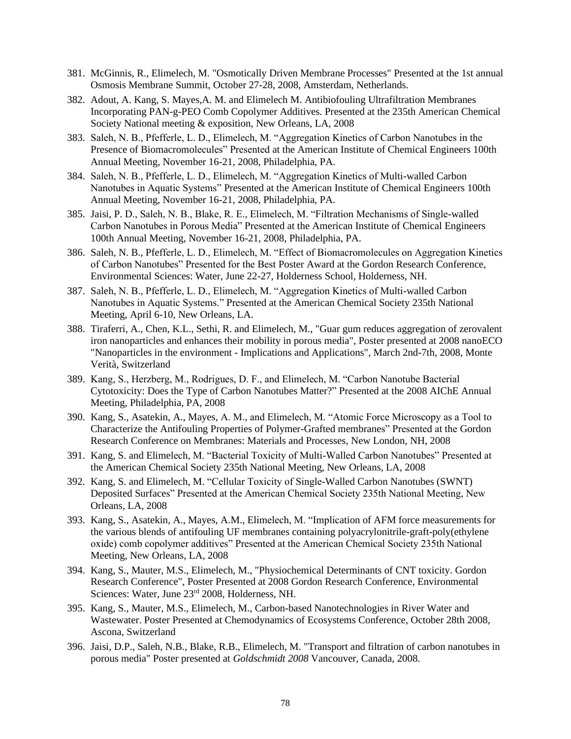381. McGinnis, R., Elimelech, M. "Osmotically Driven Membrane Processes" Presented at the 1st annual Osmosis Membrane Summit, October 27-28, 2008, Amsterdam, Netherlands.
382. Adout, A. Kang, S. Mayes,A. M. and Elimelech M. Antibiofouling Ultrafiltration Membranes Incorporating PAN-g-PEO Comb Copolymer Additives. Presented at the 235th American Chemical Society National meeting & exposition, New Orleans, LA, 2008
383. Saleh, N. B., Pfefferle, L. D., Elimelech, M. "Aggregation Kinetics of Carbon Nanotubes in the Presence of Biomacromolecules" Presented at the American Institute of Chemical Engineers 100th Annual Meeting, November 16-21, 2008, Philadelphia, PA.
384. Saleh, N. B., Pfefferle, L. D., Elimelech, M. "Aggregation Kinetics of Multi-walled Carbon Nanotubes in Aquatic Systems" Presented at the American Institute of Chemical Engineers 100th Annual Meeting, November 16-21, 2008, Philadelphia, PA.
385. Jaisi, P. D., Saleh, N. B., Blake, R. E., Elimelech, M. "Filtration Mechanisms of Single-walled Carbon Nanotubes in Porous Media" Presented at the American Institute of Chemical Engineers 100th Annual Meeting, November 16-21, 2008, Philadelphia, PA.
386. Saleh, N. B., Pfefferle, L. D., Elimelech, M. "Effect of Biomacromolecules on Aggregation Kinetics of Carbon Nanotubes" Presented for the Best Poster Award at the Gordon Research Conference, Environmental Sciences: Water, June 22-27, Holderness School, Holderness, NH.
387. Saleh, N. B., Pfefferle, L. D., Elimelech, M. "Aggregation Kinetics of Multi-walled Carbon Nanotubes in Aquatic Systems." Presented at the American Chemical Society 235th National Meeting, April 6-10, New Orleans, LA.
388. Tiraferri, A., Chen, K.L., Sethi, R. and Elimelech, M., "Guar gum reduces aggregation of zerovalent iron nanoparticles and enhances their mobility in porous media", Poster presented at 2008 nanoECO "Nanoparticles in the environment - Implications and Applications", March 2nd-7th, 2008, Monte Verità, Switzerland
389. Kang, S., Herzberg, M., Rodrigues, D. F., and Elimelech, M. "Carbon Nanotube Bacterial Cytotoxicity: Does the Type of Carbon Nanotubes Matter?" Presented at the 2008 AIChE Annual Meeting, Philadelphia, PA, 2008
390. Kang, S., Asatekin, A., Mayes, A. M., and Elimelech, M. "Atomic Force Microscopy as a Tool to Characterize the Antifouling Properties of Polymer-Grafted membranes" Presented at the Gordon Research Conference on Membranes: Materials and Processes, New London, NH, 2008
391. Kang, S. and Elimelech, M. "Bacterial Toxicity of Multi-Walled Carbon Nanotubes" Presented at the American Chemical Society 235th National Meeting, New Orleans, LA, 2008
392. Kang, S. and Elimelech, M. "Cellular Toxicity of Single-Walled Carbon Nanotubes (SWNT) Deposited Surfaces" Presented at the American Chemical Society 235th National Meeting, New Orleans, LA, 2008
393. Kang, S., Asatekin, A., Mayes, A.M., Elimelech, M. "Implication of AFM force measurements for the various blends of antifouling UF membranes containing polyacrylonitrile-graft-poly(ethylene oxide) comb copolymer additives" Presented at the American Chemical Society 235th National Meeting, New Orleans, LA, 2008
394. Kang, S., Mauter, M.S., Elimelech, M., "Physiochemical Determinants of CNT toxicity. Gordon Research Conference", Poster Presented at 2008 Gordon Research Conference, Environmental Sciences: Water, June 23rd 2008, Holderness, NH.
395. Kang, S., Mauter, M.S., Elimelech, M., Carbon-based Nanotechnologies in River Water and Wastewater. Poster Presented at Chemodynamics of Ecosystems Conference, October 28th 2008, Ascona, Switzerland
396. Jaisi, D.P., Saleh, N.B., Blake, R.B., Elimelech, M. "Transport and filtration of carbon nanotubes in porous media" Poster presented at *Goldschmidt 2008* Vancouver, Canada, 2008.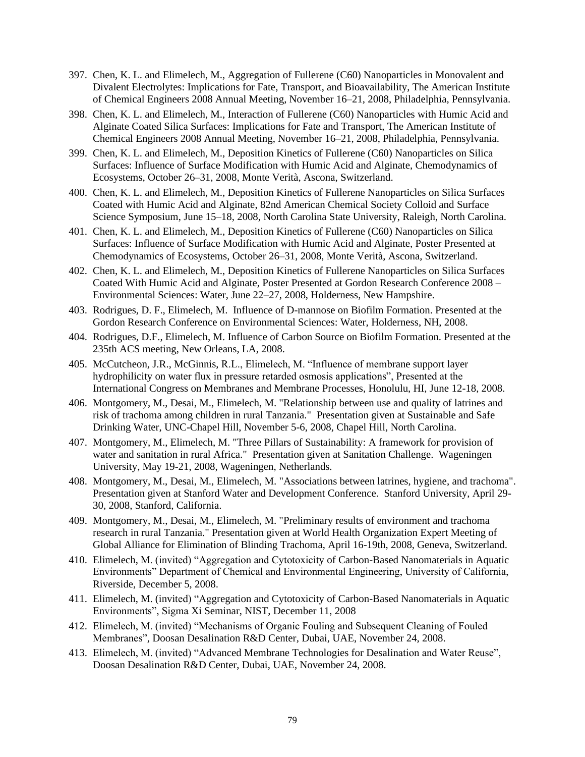397. Chen, K. L. and Elimelech, M., Aggregation of Fullerene (C60) Nanoparticles in Monovalent and Divalent Electrolytes: Implications for Fate, Transport, and Bioavailability, The American Institute of Chemical Engineers 2008 Annual Meeting, November 16–21, 2008, Philadelphia, Pennsylvania.
398. Chen, K. L. and Elimelech, M., Interaction of Fullerene (C60) Nanoparticles with Humic Acid and Alginate Coated Silica Surfaces: Implications for Fate and Transport, The American Institute of Chemical Engineers 2008 Annual Meeting, November 16–21, 2008, Philadelphia, Pennsylvania.
399. Chen, K. L. and Elimelech, M., Deposition Kinetics of Fullerene (C60) Nanoparticles on Silica Surfaces: Influence of Surface Modification with Humic Acid and Alginate, Chemodynamics of Ecosystems, October 26–31, 2008, Monte Verità, Ascona, Switzerland.
400. Chen, K. L. and Elimelech, M., Deposition Kinetics of Fullerene Nanoparticles on Silica Surfaces Coated with Humic Acid and Alginate, 82nd American Chemical Society Colloid and Surface Science Symposium, June 15–18, 2008, North Carolina State University, Raleigh, North Carolina.
401. Chen, K. L. and Elimelech, M., Deposition Kinetics of Fullerene (C60) Nanoparticles on Silica Surfaces: Influence of Surface Modification with Humic Acid and Alginate, Poster Presented at Chemodynamics of Ecosystems, October 26–31, 2008, Monte Verità, Ascona, Switzerland.
402. Chen, K. L. and Elimelech, M., Deposition Kinetics of Fullerene Nanoparticles on Silica Surfaces Coated With Humic Acid and Alginate, Poster Presented at Gordon Research Conference 2008 – Environmental Sciences: Water, June 22–27, 2008, Holderness, New Hampshire.
403. Rodrigues, D. F., Elimelech, M. Influence of D-mannose on Biofilm Formation. Presented at the Gordon Research Conference on Environmental Sciences: Water, Holderness, NH, 2008.
404. Rodrigues, D.F., Elimelech, M. Influence of Carbon Source on Biofilm Formation. Presented at the 235th ACS meeting, New Orleans, LA, 2008.
405. McCutcheon, J.R., McGinnis, R.L., Elimelech, M. "Influence of membrane support layer hydrophilicity on water flux in pressure retarded osmosis applications", Presented at the International Congress on Membranes and Membrane Processes, Honolulu, HI, June 12-18, 2008.
406. Montgomery, M., Desai, M., Elimelech, M. "Relationship between use and quality of latrines and risk of trachoma among children in rural Tanzania." Presentation given at Sustainable and Safe Drinking Water, UNC-Chapel Hill, November 5-6, 2008, Chapel Hill, North Carolina.
407. Montgomery, M., Elimelech, M. "Three Pillars of Sustainability: A framework for provision of water and sanitation in rural Africa." Presentation given at Sanitation Challenge. Wageningen University, May 19-21, 2008, Wageningen, Netherlands.
408. Montgomery, M., Desai, M., Elimelech, M. "Associations between latrines, hygiene, and trachoma". Presentation given at Stanford Water and Development Conference. Stanford University, April 29-30, 2008, Stanford, California.
409. Montgomery, M., Desai, M., Elimelech, M. "Preliminary results of environment and trachoma research in rural Tanzania." Presentation given at World Health Organization Expert Meeting of Global Alliance for Elimination of Blinding Trachoma, April 16-19th, 2008, Geneva, Switzerland.
410. Elimelech, M. (invited) "Aggregation and Cytotoxicity of Carbon-Based Nanomaterials in Aquatic Environments" Department of Chemical and Environmental Engineering, University of California, Riverside, December 5, 2008.
411. Elimelech, M. (invited) "Aggregation and Cytotoxicity of Carbon-Based Nanomaterials in Aquatic Environments", Sigma Xi Seminar, NIST, December 11, 2008
412. Elimelech, M. (invited) "Mechanisms of Organic Fouling and Subsequent Cleaning of Fouled Membranes", Doosan Desalination R&D Center, Dubai, UAE, November 24, 2008.
413. Elimelech, M. (invited) "Advanced Membrane Technologies for Desalination and Water Reuse", Doosan Desalination R&D Center, Dubai, UAE, November 24, 2008.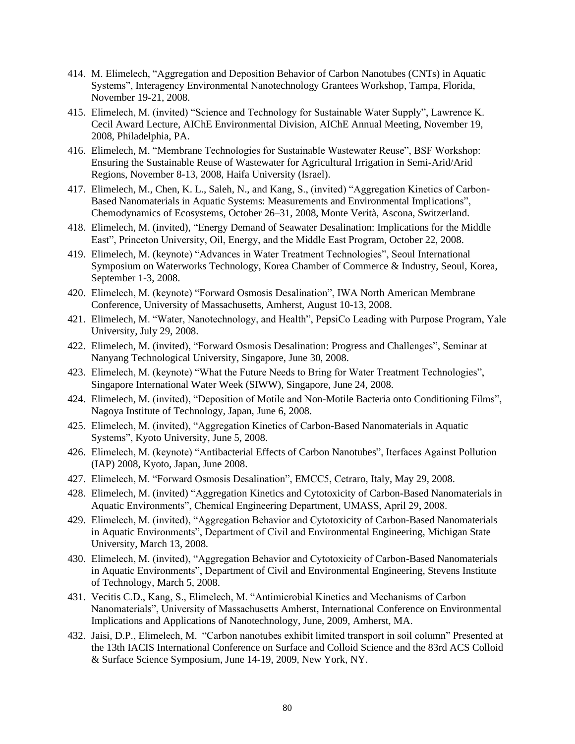414. M. Elimelech, "Aggregation and Deposition Behavior of Carbon Nanotubes (CNTs) in Aquatic Systems", Interagency Environmental Nanotechnology Grantees Workshop, Tampa, Florida, November 19-21, 2008.
415. Elimelech, M. (invited) "Science and Technology for Sustainable Water Supply", Lawrence K. Cecil Award Lecture, AIChE Environmental Division, AIChE Annual Meeting, November 19, 2008, Philadelphia, PA.
416. Elimelech, M. "Membrane Technologies for Sustainable Wastewater Reuse", BSF Workshop: Ensuring the Sustainable Reuse of Wastewater for Agricultural Irrigation in Semi-Arid/Arid Regions, November 8-13, 2008, Haifa University (Israel).
417. Elimelech, M., Chen, K. L., Saleh, N., and Kang, S., (invited) "Aggregation Kinetics of Carbon-Based Nanomaterials in Aquatic Systems: Measurements and Environmental Implications", Chemodynamics of Ecosystems, October 26–31, 2008, Monte Verità, Ascona, Switzerland.
418. Elimelech, M. (invited), "Energy Demand of Seawater Desalination: Implications for the Middle East", Princeton University, Oil, Energy, and the Middle East Program, October 22, 2008.
419. Elimelech, M. (keynote) "Advances in Water Treatment Technologies", Seoul International Symposium on Waterworks Technology, Korea Chamber of Commerce & Industry, Seoul, Korea, September 1-3, 2008.
420. Elimelech, M. (keynote) "Forward Osmosis Desalination", IWA North American Membrane Conference, University of Massachusetts, Amherst, August 10-13, 2008.
421. Elimelech, M. "Water, Nanotechnology, and Health", PepsiCo Leading with Purpose Program, Yale University, July 29, 2008.
422. Elimelech, M. (invited), "Forward Osmosis Desalination: Progress and Challenges", Seminar at Nanyang Technological University, Singapore, June 30, 2008.
423. Elimelech, M. (keynote) "What the Future Needs to Bring for Water Treatment Technologies", Singapore International Water Week (SIWW), Singapore, June 24, 2008.
424. Elimelech, M. (invited), "Deposition of Motile and Non-Motile Bacteria onto Conditioning Films", Nagoya Institute of Technology, Japan, June 6, 2008.
425. Elimelech, M. (invited), "Aggregation Kinetics of Carbon-Based Nanomaterials in Aquatic Systems", Kyoto University, June 5, 2008.
426. Elimelech, M. (keynote) "Antibacterial Effects of Carbon Nanotubes", Iterfaces Against Pollution (IAP) 2008, Kyoto, Japan, June 2008.
427. Elimelech, M. "Forward Osmosis Desalination", EMCC5, Cetraro, Italy, May 29, 2008.
428. Elimelech, M. (invited) "Aggregation Kinetics and Cytotoxicity of Carbon-Based Nanomaterials in Aquatic Environments", Chemical Engineering Department, UMASS, April 29, 2008.
429. Elimelech, M. (invited), "Aggregation Behavior and Cytotoxicity of Carbon-Based Nanomaterials in Aquatic Environments", Department of Civil and Environmental Engineering, Michigan State University, March 13, 2008.
430. Elimelech, M. (invited), "Aggregation Behavior and Cytotoxicity of Carbon-Based Nanomaterials in Aquatic Environments", Department of Civil and Environmental Engineering, Stevens Institute of Technology, March 5, 2008.
431. Vecitis C.D., Kang, S., Elimelech, M. "Antimicrobial Kinetics and Mechanisms of Carbon Nanomaterials", University of Massachusetts Amherst, International Conference on Environmental Implications and Applications of Nanotechnology, June, 2009, Amherst, MA.
432. Jaisi, D.P., Elimelech, M. "Carbon nanotubes exhibit limited transport in soil column" Presented at the 13th IACIS International Conference on Surface and Colloid Science and the 83rd ACS Colloid & Surface Science Symposium, June 14-19, 2009, New York, NY.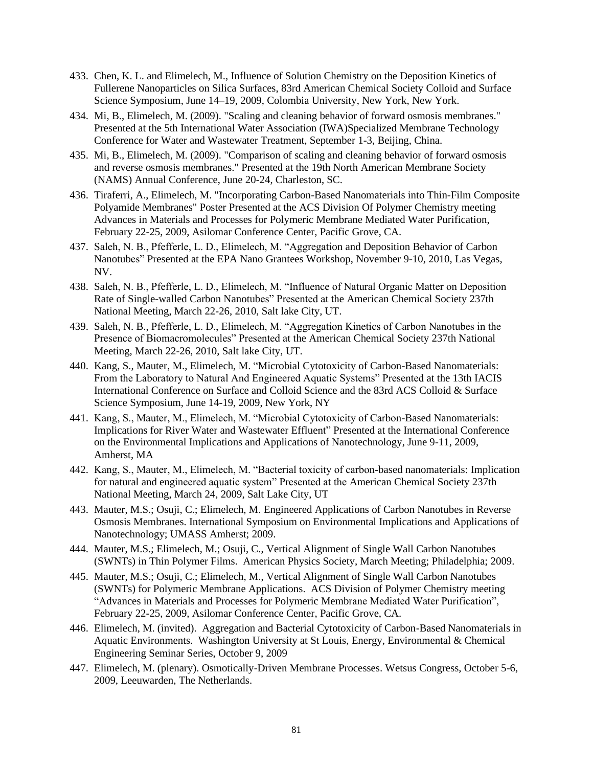433. Chen, K. L. and Elimelech, M., Influence of Solution Chemistry on the Deposition Kinetics of Fullerene Nanoparticles on Silica Surfaces, 83rd American Chemical Society Colloid and Surface Science Symposium, June 14–19, 2009, Colombia University, New York, New York.
434. Mi, B., Elimelech, M. (2009). "Scaling and cleaning behavior of forward osmosis membranes." Presented at the 5th International Water Association (IWA)Specialized Membrane Technology Conference for Water and Wastewater Treatment, September 1-3, Beijing, China.
435. Mi, B., Elimelech, M. (2009). "Comparison of scaling and cleaning behavior of forward osmosis and reverse osmosis membranes." Presented at the 19th North American Membrane Society (NAMS) Annual Conference, June 20-24, Charleston, SC.
436. Tiraferri, A., Elimelech, M. "Incorporating Carbon-Based Nanomaterials into Thin-Film Composite Polyamide Membranes" Poster Presented at the ACS Division Of Polymer Chemistry meeting Advances in Materials and Processes for Polymeric Membrane Mediated Water Purification, February 22-25, 2009, Asilomar Conference Center, Pacific Grove, CA.
437. Saleh, N. B., Pfefferle, L. D., Elimelech, M. "Aggregation and Deposition Behavior of Carbon Nanotubes" Presented at the EPA Nano Grantees Workshop, November 9-10, 2010, Las Vegas, NV.
438. Saleh, N. B., Pfefferle, L. D., Elimelech, M. "Influence of Natural Organic Matter on Deposition Rate of Single-walled Carbon Nanotubes" Presented at the American Chemical Society 237th National Meeting, March 22-26, 2010, Salt lake City, UT.
439. Saleh, N. B., Pfefferle, L. D., Elimelech, M. "Aggregation Kinetics of Carbon Nanotubes in the Presence of Biomacromolecules" Presented at the American Chemical Society 237th National Meeting, March 22-26, 2010, Salt lake City, UT.
440. Kang, S., Mauter, M., Elimelech, M. "Microbial Cytotoxicity of Carbon-Based Nanomaterials: From the Laboratory to Natural And Engineered Aquatic Systems" Presented at the 13th IACIS International Conference on Surface and Colloid Science and the 83rd ACS Colloid & Surface Science Symposium, June 14-19, 2009, New York, NY
441. Kang, S., Mauter, M., Elimelech, M. "Microbial Cytotoxicity of Carbon-Based Nanomaterials: Implications for River Water and Wastewater Effluent" Presented at the International Conference on the Environmental Implications and Applications of Nanotechnology, June 9-11, 2009, Amherst, MA
442. Kang, S., Mauter, M., Elimelech, M. "Bacterial toxicity of carbon-based nanomaterials: Implication for natural and engineered aquatic system" Presented at the American Chemical Society 237th National Meeting, March 24, 2009, Salt Lake City, UT
443. Mauter, M.S.; Osuji, C.; Elimelech, M. Engineered Applications of Carbon Nanotubes in Reverse Osmosis Membranes. International Symposium on Environmental Implications and Applications of Nanotechnology; UMASS Amherst; 2009.
444. Mauter, M.S.; Elimelech, M.; Osuji, C., Vertical Alignment of Single Wall Carbon Nanotubes (SWNTs) in Thin Polymer Films. American Physics Society, March Meeting; Philadelphia; 2009.
445. Mauter, M.S.; Osuji, C.; Elimelech, M., Vertical Alignment of Single Wall Carbon Nanotubes (SWNTs) for Polymeric Membrane Applications. ACS Division of Polymer Chemistry meeting "Advances in Materials and Processes for Polymeric Membrane Mediated Water Purification", February 22-25, 2009, Asilomar Conference Center, Pacific Grove, CA.
446. Elimelech, M. (invited). Aggregation and Bacterial Cytotoxicity of Carbon-Based Nanomaterials in Aquatic Environments. Washington University at St Louis, Energy, Environmental & Chemical Engineering Seminar Series, October 9, 2009
447. Elimelech, M. (plenary). Osmotically-Driven Membrane Processes. Wetsus Congress, October 5-6, 2009, Leeuwarden, The Netherlands.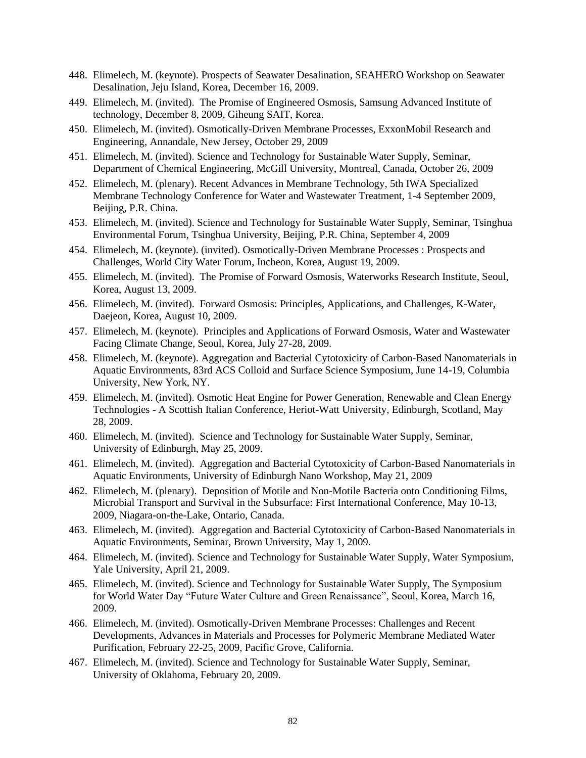448. Elimelech, M. (keynote). Prospects of Seawater Desalination, SEAHERO Workshop on Seawater Desalination, Jeju Island, Korea, December 16, 2009.
449. Elimelech, M. (invited). The Promise of Engineered Osmosis, Samsung Advanced Institute of technology, December 8, 2009, Giheung SAIT, Korea.
450. Elimelech, M. (invited). Osmotically-Driven Membrane Processes, ExxonMobil Research and Engineering, Annandale, New Jersey, October 29, 2009
451. Elimelech, M. (invited). Science and Technology for Sustainable Water Supply, Seminar, Department of Chemical Engineering, McGill University, Montreal, Canada, October 26, 2009
452. Elimelech, M. (plenary). Recent Advances in Membrane Technology, 5th IWA Specialized Membrane Technology Conference for Water and Wastewater Treatment, 1-4 September 2009, Beijing, P.R. China.
453. Elimelech, M. (invited). Science and Technology for Sustainable Water Supply, Seminar, Tsinghua Environmental Forum, Tsinghua University, Beijing, P.R. China, September 4, 2009
454. Elimelech, M. (keynote). (invited). Osmotically-Driven Membrane Processes : Prospects and Challenges, World City Water Forum, Incheon, Korea, August 19, 2009.
455. Elimelech, M. (invited). The Promise of Forward Osmosis, Waterworks Research Institute, Seoul, Korea, August 13, 2009.
456. Elimelech, M. (invited). Forward Osmosis: Principles, Applications, and Challenges, K-Water, Daejeon, Korea, August 10, 2009.
457. Elimelech, M. (keynote). Principles and Applications of Forward Osmosis, Water and Wastewater Facing Climate Change, Seoul, Korea, July 27-28, 2009.
458. Elimelech, M. (keynote). Aggregation and Bacterial Cytotoxicity of Carbon-Based Nanomaterials in Aquatic Environments, 83rd ACS Colloid and Surface Science Symposium, June 14-19, Columbia University, New York, NY.
459. Elimelech, M. (invited). Osmotic Heat Engine for Power Generation, Renewable and Clean Energy Technologies - A Scottish Italian Conference, Heriot-Watt University, Edinburgh, Scotland, May 28, 2009.
460. Elimelech, M. (invited). Science and Technology for Sustainable Water Supply, Seminar, University of Edinburgh, May 25, 2009.
461. Elimelech, M. (invited). Aggregation and Bacterial Cytotoxicity of Carbon-Based Nanomaterials in Aquatic Environments, University of Edinburgh Nano Workshop, May 21, 2009
462. Elimelech, M. (plenary). Deposition of Motile and Non-Motile Bacteria onto Conditioning Films, Microbial Transport and Survival in the Subsurface: First International Conference, May 10-13, 2009, Niagara-on-the-Lake, Ontario, Canada.
463. Elimelech, M. (invited). Aggregation and Bacterial Cytotoxicity of Carbon-Based Nanomaterials in Aquatic Environments, Seminar, Brown University, May 1, 2009.
464. Elimelech, M. (invited). Science and Technology for Sustainable Water Supply, Water Symposium, Yale University, April 21, 2009.
465. Elimelech, M. (invited). Science and Technology for Sustainable Water Supply, The Symposium for World Water Day "Future Water Culture and Green Renaissance", Seoul, Korea, March 16, 2009.
466. Elimelech, M. (invited). Osmotically-Driven Membrane Processes: Challenges and Recent Developments, Advances in Materials and Processes for Polymeric Membrane Mediated Water Purification, February 22-25, 2009, Pacific Grove, California.
467. Elimelech, M. (invited). Science and Technology for Sustainable Water Supply, Seminar, University of Oklahoma, February 20, 2009.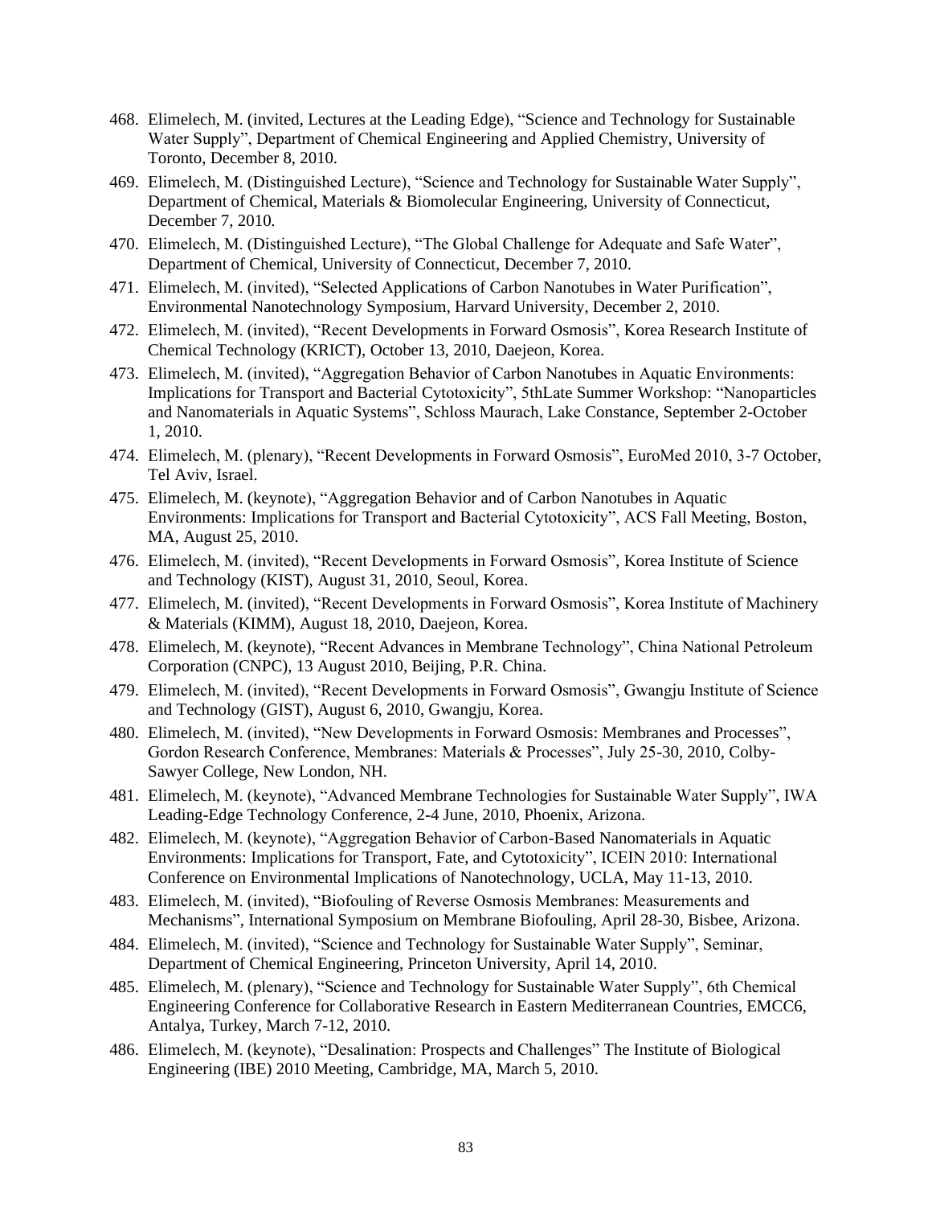468. Elimelech, M. (invited, Lectures at the Leading Edge), "Science and Technology for Sustainable Water Supply", Department of Chemical Engineering and Applied Chemistry, University of Toronto, December 8, 2010.
469. Elimelech, M. (Distinguished Lecture), "Science and Technology for Sustainable Water Supply", Department of Chemical, Materials & Biomolecular Engineering, University of Connecticut, December 7, 2010.
470. Elimelech, M. (Distinguished Lecture), "The Global Challenge for Adequate and Safe Water", Department of Chemical, University of Connecticut, December 7, 2010.
471. Elimelech, M. (invited), "Selected Applications of Carbon Nanotubes in Water Purification", Environmental Nanotechnology Symposium, Harvard University, December 2, 2010.
472. Elimelech, M. (invited), "Recent Developments in Forward Osmosis", Korea Research Institute of Chemical Technology (KRICT), October 13, 2010, Daejeon, Korea.
473. Elimelech, M. (invited), "Aggregation Behavior of Carbon Nanotubes in Aquatic Environments: Implications for Transport and Bacterial Cytotoxicity", 5thLate Summer Workshop: "Nanoparticles and Nanomaterials in Aquatic Systems", Schloss Maurach, Lake Constance, September 2-October 1, 2010.
474. Elimelech, M. (plenary), "Recent Developments in Forward Osmosis", EuroMed 2010, 3-7 October, Tel Aviv, Israel.
475. Elimelech, M. (keynote), "Aggregation Behavior and of Carbon Nanotubes in Aquatic Environments: Implications for Transport and Bacterial Cytotoxicity", ACS Fall Meeting, Boston, MA, August 25, 2010.
476. Elimelech, M. (invited), "Recent Developments in Forward Osmosis", Korea Institute of Science and Technology (KIST), August 31, 2010, Seoul, Korea.
477. Elimelech, M. (invited), "Recent Developments in Forward Osmosis", Korea Institute of Machinery & Materials (KIMM), August 18, 2010, Daejeon, Korea.
478. Elimelech, M. (keynote), "Recent Advances in Membrane Technology", China National Petroleum Corporation (CNPC), 13 August 2010, Beijing, P.R. China.
479. Elimelech, M. (invited), "Recent Developments in Forward Osmosis", Gwangju Institute of Science and Technology (GIST), August 6, 2010, Gwangju, Korea.
480. Elimelech, M. (invited), "New Developments in Forward Osmosis: Membranes and Processes", Gordon Research Conference, Membranes: Materials & Processes", July 25-30, 2010, Colby-Sawyer College, New London, NH.
481. Elimelech, M. (keynote), "Advanced Membrane Technologies for Sustainable Water Supply", IWA Leading-Edge Technology Conference, 2-4 June, 2010, Phoenix, Arizona.
482. Elimelech, M. (keynote), "Aggregation Behavior of Carbon-Based Nanomaterials in Aquatic Environments: Implications for Transport, Fate, and Cytotoxicity", ICEIN 2010: International Conference on Environmental Implications of Nanotechnology, UCLA, May 11-13, 2010.
483. Elimelech, M. (invited), "Biofouling of Reverse Osmosis Membranes: Measurements and Mechanisms", International Symposium on Membrane Biofouling, April 28-30, Bisbee, Arizona.
484. Elimelech, M. (invited), "Science and Technology for Sustainable Water Supply", Seminar, Department of Chemical Engineering, Princeton University, April 14, 2010.
485. Elimelech, M. (plenary), "Science and Technology for Sustainable Water Supply", 6th Chemical Engineering Conference for Collaborative Research in Eastern Mediterranean Countries, EMCC6, Antalya, Turkey, March 7-12, 2010.
486. Elimelech, M. (keynote), "Desalination: Prospects and Challenges" The Institute of Biological Engineering (IBE) 2010 Meeting, Cambridge, MA, March 5, 2010.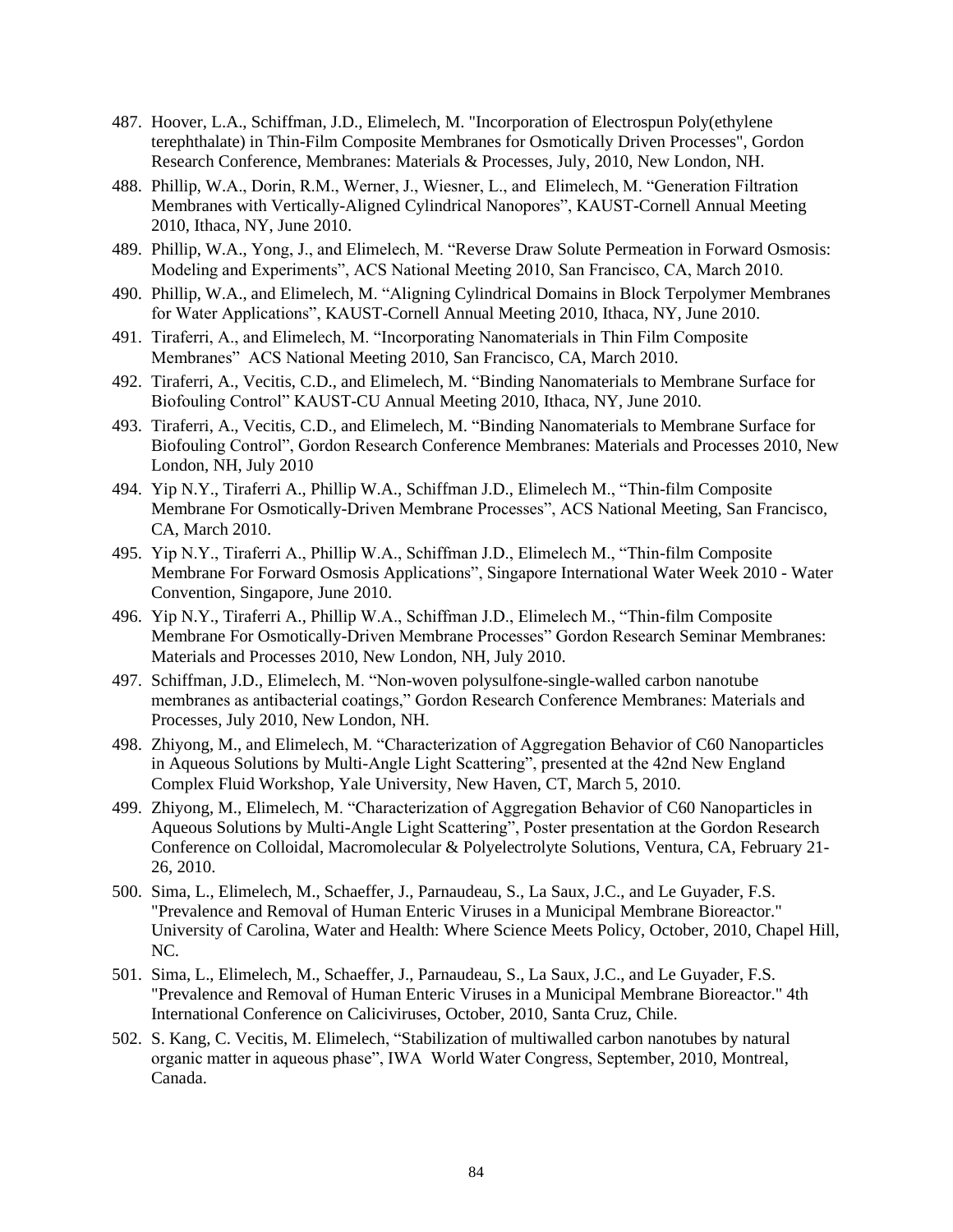487. Hoover, L.A., Schiffman, J.D., Elimelech, M. "Incorporation of Electrospun Poly(ethylene terephthalate) in Thin-Film Composite Membranes for Osmotically Driven Processes", Gordon Research Conference, Membranes: Materials & Processes, July, 2010, New London, NH.
488. Phillip, W.A., Dorin, R.M., Werner, J., Wiesner, L., and Elimelech, M. "Generation Filtration Membranes with Vertically-Aligned Cylindrical Nanopores", KAUST-Cornell Annual Meeting 2010, Ithaca, NY, June 2010.
489. Phillip, W.A., Yong, J., and Elimelech, M. "Reverse Draw Solute Permeation in Forward Osmosis: Modeling and Experiments", ACS National Meeting 2010, San Francisco, CA, March 2010.
490. Phillip, W.A., and Elimelech, M. "Aligning Cylindrical Domains in Block Terpolymer Membranes for Water Applications", KAUST-Cornell Annual Meeting 2010, Ithaca, NY, June 2010.
491. Tiraferri, A., and Elimelech, M. "Incorporating Nanomaterials in Thin Film Composite Membranes" ACS National Meeting 2010, San Francisco, CA, March 2010.
492. Tiraferri, A., Vecitis, C.D., and Elimelech, M. "Binding Nanomaterials to Membrane Surface for Biofouling Control" KAUST-CU Annual Meeting 2010, Ithaca, NY, June 2010.
493. Tiraferri, A., Vecitis, C.D., and Elimelech, M. "Binding Nanomaterials to Membrane Surface for Biofouling Control", Gordon Research Conference Membranes: Materials and Processes 2010, New London, NH, July 2010
494. Yip N.Y., Tiraferri A., Phillip W.A., Schiffman J.D., Elimelech M., "Thin-film Composite Membrane For Osmotically-Driven Membrane Processes", ACS National Meeting, San Francisco, CA, March 2010.
495. Yip N.Y., Tiraferri A., Phillip W.A., Schiffman J.D., Elimelech M., "Thin-film Composite Membrane For Forward Osmosis Applications", Singapore International Water Week 2010 - Water Convention, Singapore, June 2010.
496. Yip N.Y., Tiraferri A., Phillip W.A., Schiffman J.D., Elimelech M., "Thin-film Composite Membrane For Osmotically-Driven Membrane Processes" Gordon Research Seminar Membranes: Materials and Processes 2010, New London, NH, July 2010.
497. Schiffman, J.D., Elimelech, M. "Non-woven polysulfone-single-walled carbon nanotube membranes as antibacterial coatings," Gordon Research Conference Membranes: Materials and Processes, July 2010, New London, NH.
498. Zhiyong, M., and Elimelech, M. "Characterization of Aggregation Behavior of C60 Nanoparticles in Aqueous Solutions by Multi-Angle Light Scattering", presented at the 42nd New England Complex Fluid Workshop, Yale University, New Haven, CT, March 5, 2010.
499. Zhiyong, M., Elimelech, M. "Characterization of Aggregation Behavior of C60 Nanoparticles in Aqueous Solutions by Multi-Angle Light Scattering", Poster presentation at the Gordon Research Conference on Colloidal, Macromolecular & Polyelectrolyte Solutions, Ventura, CA, February 21-26, 2010.
500. Sima, L., Elimelech, M., Schaeffer, J., Parnaudeau, S., La Saux, J.C., and Le Guyader, F.S. "Prevalence and Removal of Human Enteric Viruses in a Municipal Membrane Bioreactor." University of Carolina, Water and Health: Where Science Meets Policy, October, 2010, Chapel Hill, NC.
501. Sima, L., Elimelech, M., Schaeffer, J., Parnaudeau, S., La Saux, J.C., and Le Guyader, F.S. "Prevalence and Removal of Human Enteric Viruses in a Municipal Membrane Bioreactor." 4th International Conference on Caliciviruses, October, 2010, Santa Cruz, Chile.
502. S. Kang, C. Vecitis, M. Elimelech, "Stabilization of multiwalled carbon nanotubes by natural organic matter in aqueous phase", IWA World Water Congress, September, 2010, Montreal, Canada.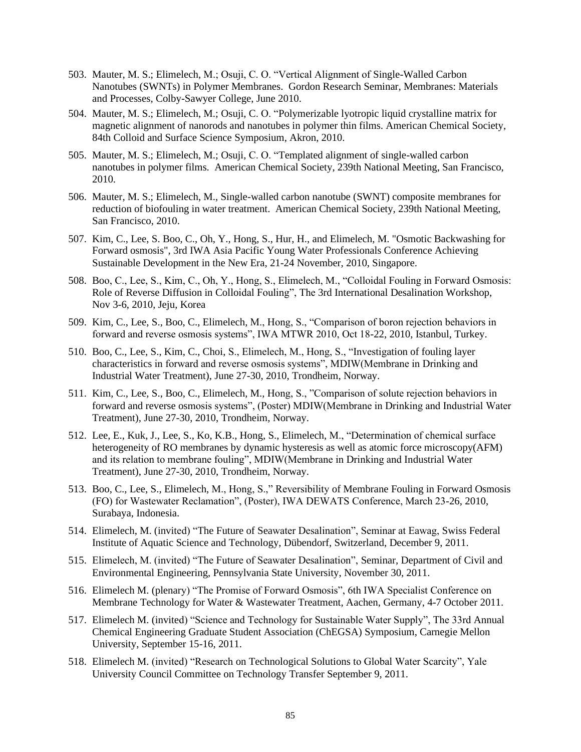503. Mauter, M. S.; Elimelech, M.; Osuji, C. O. "Vertical Alignment of Single-Walled Carbon Nanotubes (SWNTs) in Polymer Membranes. Gordon Research Seminar, Membranes: Materials and Processes, Colby-Sawyer College, June 2010.

504. Mauter, M. S.; Elimelech, M.; Osuji, C. O. "Polymerizable lyotropic liquid crystalline matrix for magnetic alignment of nanorods and nanotubes in polymer thin films. American Chemical Society, 84th Colloid and Surface Science Symposium, Akron, 2010.

505. Mauter, M. S.; Elimelech, M.; Osuji, C. O. "Templated alignment of single-walled carbon nanotubes in polymer films. American Chemical Society, 239th National Meeting, San Francisco, 2010.

506. Mauter, M. S.; Elimelech, M., Single-walled carbon nanotube (SWNT) composite membranes for reduction of biofouling in water treatment. American Chemical Society, 239th National Meeting, San Francisco, 2010.

507. Kim, C., Lee, S. Boo, C., Oh, Y., Hong, S., Hur, H., and Elimelech, M. "Osmotic Backwashing for Forward osmosis", 3rd IWA Asia Pacific Young Water Professionals Conference Achieving Sustainable Development in the New Era, 21-24 November, 2010, Singapore.

508. Boo, C., Lee, S., Kim, C., Oh, Y., Hong, S., Elimelech, M., "Colloidal Fouling in Forward Osmosis: Role of Reverse Diffusion in Colloidal Fouling", The 3rd International Desalination Workshop, Nov 3-6, 2010, Jeju, Korea

509. Kim, C., Lee, S., Boo, C., Elimelech, M., Hong, S., "Comparison of boron rejection behaviors in forward and reverse osmosis systems", IWA MTWR 2010, Oct 18-22, 2010, Istanbul, Turkey.

510. Boo, C., Lee, S., Kim, C., Choi, S., Elimelech, M., Hong, S., "Investigation of fouling layer characteristics in forward and reverse osmosis systems", MDIW(Membrane in Drinking and Industrial Water Treatment), June 27-30, 2010, Trondheim, Norway.

511. Kim, C., Lee, S., Boo, C., Elimelech, M., Hong, S., "Comparison of solute rejection behaviors in forward and reverse osmosis systems", (Poster) MDIW(Membrane in Drinking and Industrial Water Treatment), June 27-30, 2010, Trondheim, Norway.

512. Lee, E., Kuk, J., Lee, S., Ko, K.B., Hong, S., Elimelech, M., "Determination of chemical surface heterogeneity of RO membranes by dynamic hysteresis as well as atomic force microscopy(AFM) and its relation to membrane fouling", MDIW(Membrane in Drinking and Industrial Water Treatment), June 27-30, 2010, Trondheim, Norway.

513. Boo, C., Lee, S., Elimelech, M., Hong, S.," Reversibility of Membrane Fouling in Forward Osmosis (FO) for Wastewater Reclamation", (Poster), IWA DEWATS Conference, March 23-26, 2010, Surabaya, Indonesia.

514. Elimelech, M. (invited) "The Future of Seawater Desalination", Seminar at Eawag, Swiss Federal Institute of Aquatic Science and Technology, Dübendorf, Switzerland, December 9, 2011.

515. Elimelech, M. (invited) "The Future of Seawater Desalination", Seminar, Department of Civil and Environmental Engineering, Pennsylvania State University, November 30, 2011.

516. Elimelech M. (plenary) "The Promise of Forward Osmosis", 6th IWA Specialist Conference on Membrane Technology for Water & Wastewater Treatment, Aachen, Germany, 4-7 October 2011.

517. Elimelech M. (invited) "Science and Technology for Sustainable Water Supply", The 33rd Annual Chemical Engineering Graduate Student Association (ChEGSA) Symposium, Carnegie Mellon University, September 15-16, 2011.

518. Elimelech M. (invited) "Research on Technological Solutions to Global Water Scarcity", Yale University Council Committee on Technology Transfer September 9, 2011.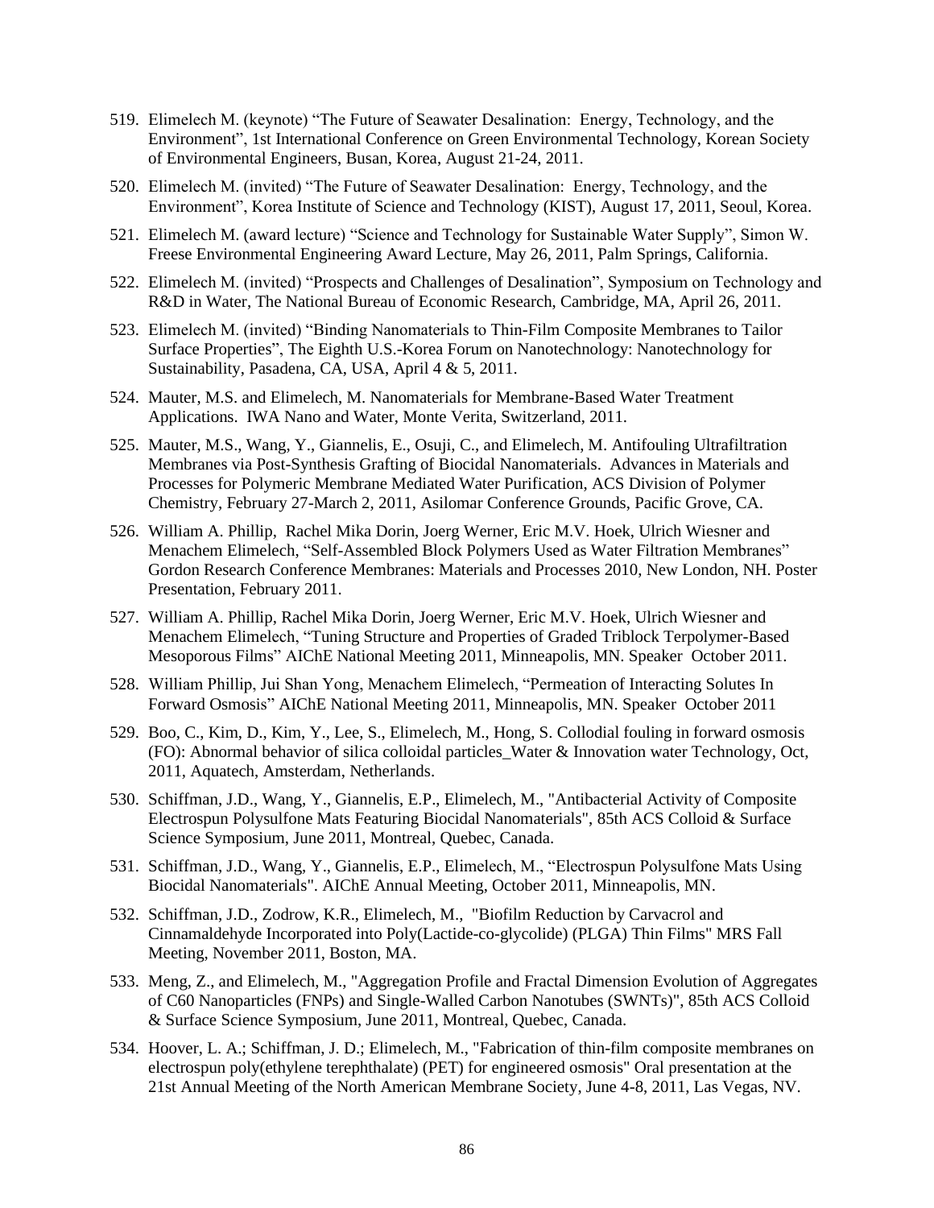519. Elimelech M. (keynote) “The Future of Seawater Desalination: Energy, Technology, and the Environment”, 1st International Conference on Green Environmental Technology, Korean Society of Environmental Engineers, Busan, Korea, August 21-24, 2011.

520. Elimelech M. (invited) “The Future of Seawater Desalination: Energy, Technology, and the Environment”, Korea Institute of Science and Technology (KIST), August 17, 2011, Seoul, Korea.

521. Elimelech M. (award lecture) “Science and Technology for Sustainable Water Supply”, Simon W. Freese Environmental Engineering Award Lecture, May 26, 2011, Palm Springs, California.

522. Elimelech M. (invited) “Prospects and Challenges of Desalination”, Symposium on Technology and R&D in Water, The National Bureau of Economic Research, Cambridge, MA, April 26, 2011.

523. Elimelech M. (invited) “Binding Nanomaterials to Thin-Film Composite Membranes to Tailor Surface Properties”, The Eighth U.S.-Korea Forum on Nanotechnology: Nanotechnology for Sustainability, Pasadena, CA, USA, April 4 & 5, 2011.

524. Mauter, M.S. and Elimelech, M. Nanomaterials for Membrane-Based Water Treatment Applications. IWA Nano and Water, Monte Verita, Switzerland, 2011.

525. Mauter, M.S., Wang, Y., Giannelis, E., Osuji, C., and Elimelech, M. Antifouling Ultrafiltration Membranes via Post-Synthesis Grafting of Biocidal Nanomaterials. Advances in Materials and Processes for Polymeric Membrane Mediated Water Purification, ACS Division of Polymer Chemistry, February 27-March 2, 2011, Asilomar Conference Grounds, Pacific Grove, CA.

526. William A. Phillip, Rachel Mika Dorin, Joerg Werner, Eric M.V. Hoek, Ulrich Wiesner and Menachem Elimelech, “Self-Assembled Block Polymers Used as Water Filtration Membranes” Gordon Research Conference Membranes: Materials and Processes 2010, New London, NH. Poster Presentation, February 2011.

527. William A. Phillip, Rachel Mika Dorin, Joerg Werner, Eric M.V. Hoek, Ulrich Wiesner and Menachem Elimelech, “Tuning Structure and Properties of Graded Triblock Terpolymer-Based Mesoporous Films” AIChE National Meeting 2011, Minneapolis, MN. Speaker October 2011.

528. William Phillip, Jui Shan Yong, Menachem Elimelech, “Permeation of Interacting Solutes In Forward Osmosis” AIChE National Meeting 2011, Minneapolis, MN. Speaker October 2011

529. Boo, C., Kim, D., Kim, Y., Lee, S., Elimelech, M., Hong, S. Collodial fouling in forward osmosis (FO): Abnormal behavior of silica colloidal particles_Water & Innovation water Technology, Oct, 2011, Aquatech, Amsterdam, Netherlands.

530. Schiffman, J.D., Wang, Y., Giannelis, E.P., Elimelech, M., "Antibacterial Activity of Composite Electrospun Polysulfone Mats Featuring Biocidal Nanomaterials", 85th ACS Colloid & Surface Science Symposium, June 2011, Montreal, Quebec, Canada.

531. Schiffman, J.D., Wang, Y., Giannelis, E.P., Elimelech, M., “Electrospun Polysulfone Mats Using Biocidal Nanomaterials". AIChE Annual Meeting, October 2011, Minneapolis, MN.

532. Schiffman, J.D., Zodrow, K.R., Elimelech, M., "Biofilm Reduction by Carvacrol and Cinnamaldehyde Incorporated into Poly(Lactide-co-glycolide) (PLGA) Thin Films" MRS Fall Meeting, November 2011, Boston, MA.

533. Meng, Z., and Elimelech, M., "Aggregation Profile and Fractal Dimension Evolution of Aggregates of C60 Nanoparticles (FNPs) and Single-Walled Carbon Nanotubes (SWNTs)", 85th ACS Colloid & Surface Science Symposium, June 2011, Montreal, Quebec, Canada.

534. Hoover, L. A.; Schiffman, J. D.; Elimelech, M., "Fabrication of thin-film composite membranes on electrospun poly(ethylene terephthalate) (PET) for engineered osmosis" Oral presentation at the 21st Annual Meeting of the North American Membrane Society, June 4-8, 2011, Las Vegas, NV.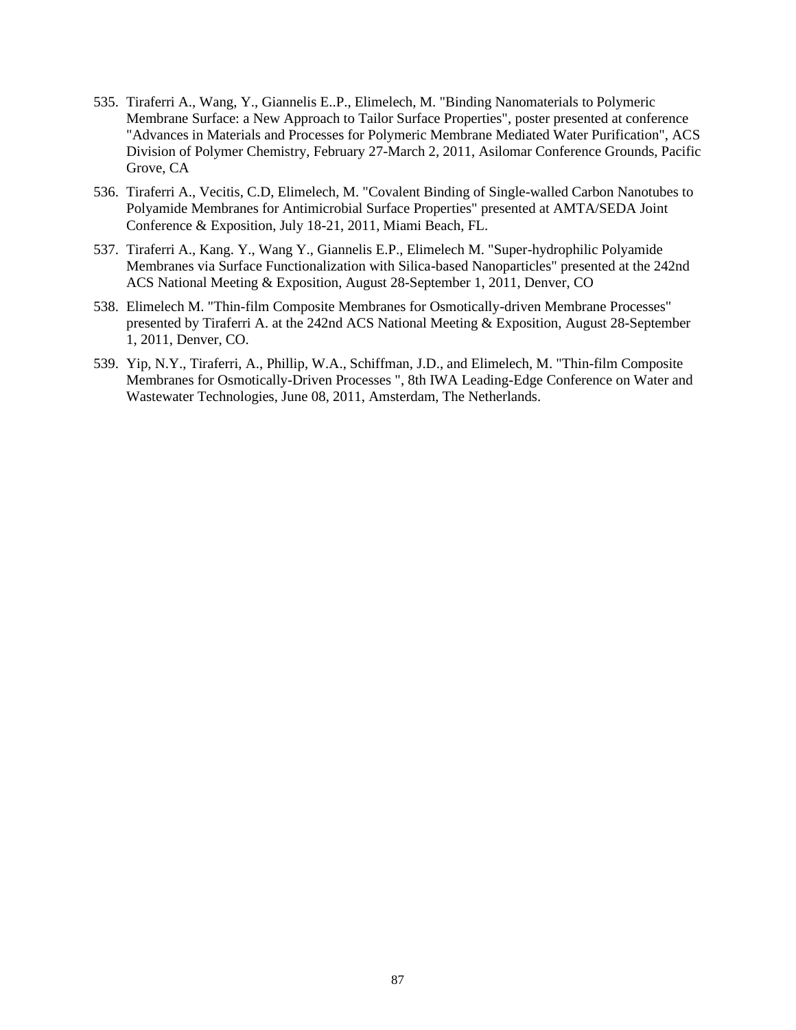535. Tiraferri A., Wang, Y., Giannelis E..P., Elimelech, M. "Binding Nanomaterials to Polymeric Membrane Surface: a New Approach to Tailor Surface Properties", poster presented at conference "Advances in Materials and Processes for Polymeric Membrane Mediated Water Purification", ACS Division of Polymer Chemistry, February 27-March 2, 2011, Asilomar Conference Grounds, Pacific Grove, CA

536. Tiraferri A., Vecitis, C.D, Elimelech, M. "Covalent Binding of Single-walled Carbon Nanotubes to Polyamide Membranes for Antimicrobial Surface Properties" presented at AMTA/SEDA Joint Conference & Exposition, July 18-21, 2011, Miami Beach, FL.

537. Tiraferri A., Kang. Y., Wang Y., Giannelis E.P., Elimelech M. "Super-hydrophilic Polyamide Membranes via Surface Functionalization with Silica-based Nanoparticles" presented at the 242nd ACS National Meeting & Exposition, August 28-September 1, 2011, Denver, CO

538. Elimelech M. "Thin-film Composite Membranes for Osmotically-driven Membrane Processes" presented by Tiraferri A. at the 242nd ACS National Meeting & Exposition, August 28-September 1, 2011, Denver, CO.

539. Yip, N.Y., Tiraferri, A., Phillip, W.A., Schiffman, J.D., and Elimelech, M. "Thin-film Composite Membranes for Osmotically-Driven Processes ", 8th IWA Leading-Edge Conference on Water and Wastewater Technologies, June 08, 2011, Amsterdam, The Netherlands.